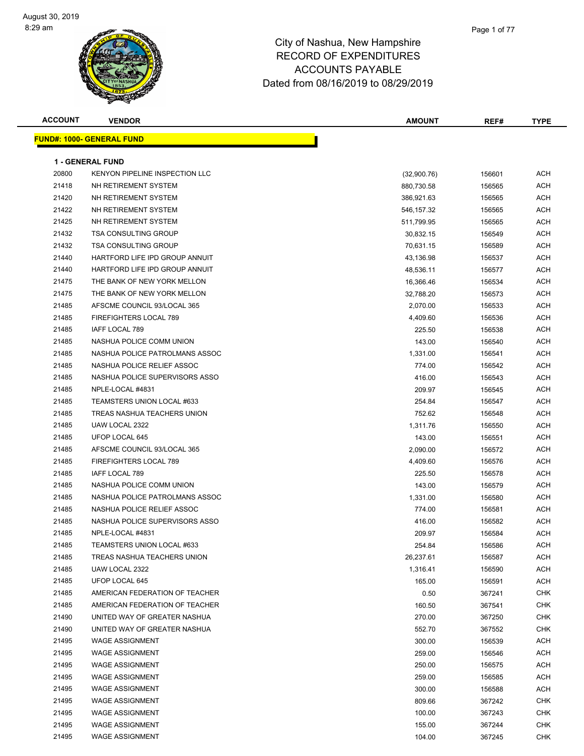August 30, 2019
8:29 am

# City of Nashua, New Hampshire
## RECORD OF EXPENDITURES
## ACCOUNTS PAYABLE
### Dated from 08/16/2019 to 08/29/2019

**FUND#: 1000- GENERAL FUND**

**1 - GENERAL FUND**

| ACCOUNT | VENDOR | AMOUNT | REF# | TYPE |
|---|---|---|---|---|
| 20800 | KENYON PIPELINE INSPECTION LLC | (32,900.76) | 156601 | ACH |
| 21418 | NH RETIREMENT SYSTEM | 880,730.58 | 156565 | ACH |
| 21420 | NH RETIREMENT SYSTEM | 386,921.63 | 156565 | ACH |
| 21422 | NH RETIREMENT SYSTEM | 546,157.32 | 156565 | ACH |
| 21425 | NH RETIREMENT SYSTEM | 511,799.95 | 156565 | ACH |
| 21432 | TSA CONSULTING GROUP | 30,832.15 | 156549 | ACH |
| 21432 | TSA CONSULTING GROUP | 70,631.15 | 156589 | ACH |
| 21440 | HARTFORD LIFE IPD GROUP ANNUIT | 43,136.98 | 156537 | ACH |
| 21440 | HARTFORD LIFE IPD GROUP ANNUIT | 48,536.11 | 156577 | ACH |
| 21475 | THE BANK OF NEW YORK MELLON | 16,366.46 | 156534 | ACH |
| 21475 | THE BANK OF NEW YORK MELLON | 32,788.20 | 156573 | ACH |
| 21485 | AFSCME COUNCIL 93/LOCAL 365 | 2,070.00 | 156533 | ACH |
| 21485 | FIREFIGHTERS LOCAL 789 | 4,409.60 | 156536 | ACH |
| 21485 | IAFF LOCAL 789 | 225.50 | 156538 | ACH |
| 21485 | NASHUA POLICE COMM UNION | 143.00 | 156540 | ACH |
| 21485 | NASHUA POLICE PATROLMANS ASSOC | 1,331.00 | 156541 | ACH |
| 21485 | NASHUA POLICE RELIEF ASSOC | 774.00 | 156542 | ACH |
| 21485 | NASHUA POLICE SUPERVISORS ASSO | 416.00 | 156543 | ACH |
| 21485 | NPLE-LOCAL #4831 | 209.97 | 156545 | ACH |
| 21485 | TEAMSTERS UNION LOCAL #633 | 254.84 | 156547 | ACH |
| 21485 | TREAS NASHUA TEACHERS UNION | 752.62 | 156548 | ACH |
| 21485 | UAW LOCAL 2322 | 1,311.76 | 156550 | ACH |
| 21485 | UFOP LOCAL 645 | 143.00 | 156551 | ACH |
| 21485 | AFSCME COUNCIL 93/LOCAL 365 | 2,090.00 | 156572 | ACH |
| 21485 | FIREFIGHTERS LOCAL 789 | 4,409.60 | 156576 | ACH |
| 21485 | IAFF LOCAL 789 | 225.50 | 156578 | ACH |
| 21485 | NASHUA POLICE COMM UNION | 143.00 | 156579 | ACH |
| 21485 | NASHUA POLICE PATROLMANS ASSOC | 1,331.00 | 156580 | ACH |
| 21485 | NASHUA POLICE RELIEF ASSOC | 774.00 | 156581 | ACH |
| 21485 | NASHUA POLICE SUPERVISORS ASSO | 416.00 | 156582 | ACH |
| 21485 | NPLE-LOCAL #4831 | 209.97 | 156584 | ACH |
| 21485 | TEAMSTERS UNION LOCAL #633 | 254.84 | 156586 | ACH |
| 21485 | TREAS NASHUA TEACHERS UNION | 26,237.61 | 156587 | ACH |
| 21485 | UAW LOCAL 2322 | 1,316.41 | 156590 | ACH |
| 21485 | UFOP LOCAL 645 | 165.00 | 156591 | ACH |
| 21485 | AMERICAN FEDERATION OF TEACHER | 0.50 | 367241 | CHK |
| 21485 | AMERICAN FEDERATION OF TEACHER | 160.50 | 367541 | CHK |
| 21490 | UNITED WAY OF GREATER NASHUA | 270.00 | 367250 | CHK |
| 21490 | UNITED WAY OF GREATER NASHUA | 552.70 | 367552 | CHK |
| 21495 | WAGE ASSIGNMENT | 300.00 | 156539 | ACH |
| 21495 | WAGE ASSIGNMENT | 259.00 | 156546 | ACH |
| 21495 | WAGE ASSIGNMENT | 250.00 | 156575 | ACH |
| 21495 | WAGE ASSIGNMENT | 259.00 | 156585 | ACH |
| 21495 | WAGE ASSIGNMENT | 300.00 | 156588 | ACH |
| 21495 | WAGE ASSIGNMENT | 809.66 | 367242 | CHK |
| 21495 | WAGE ASSIGNMENT | 100.00 | 367243 | CHK |
| 21495 | WAGE ASSIGNMENT | 155.00 | 367244 | CHK |
| 21495 | WAGE ASSIGNMENT | 104.00 | 367245 | CHK |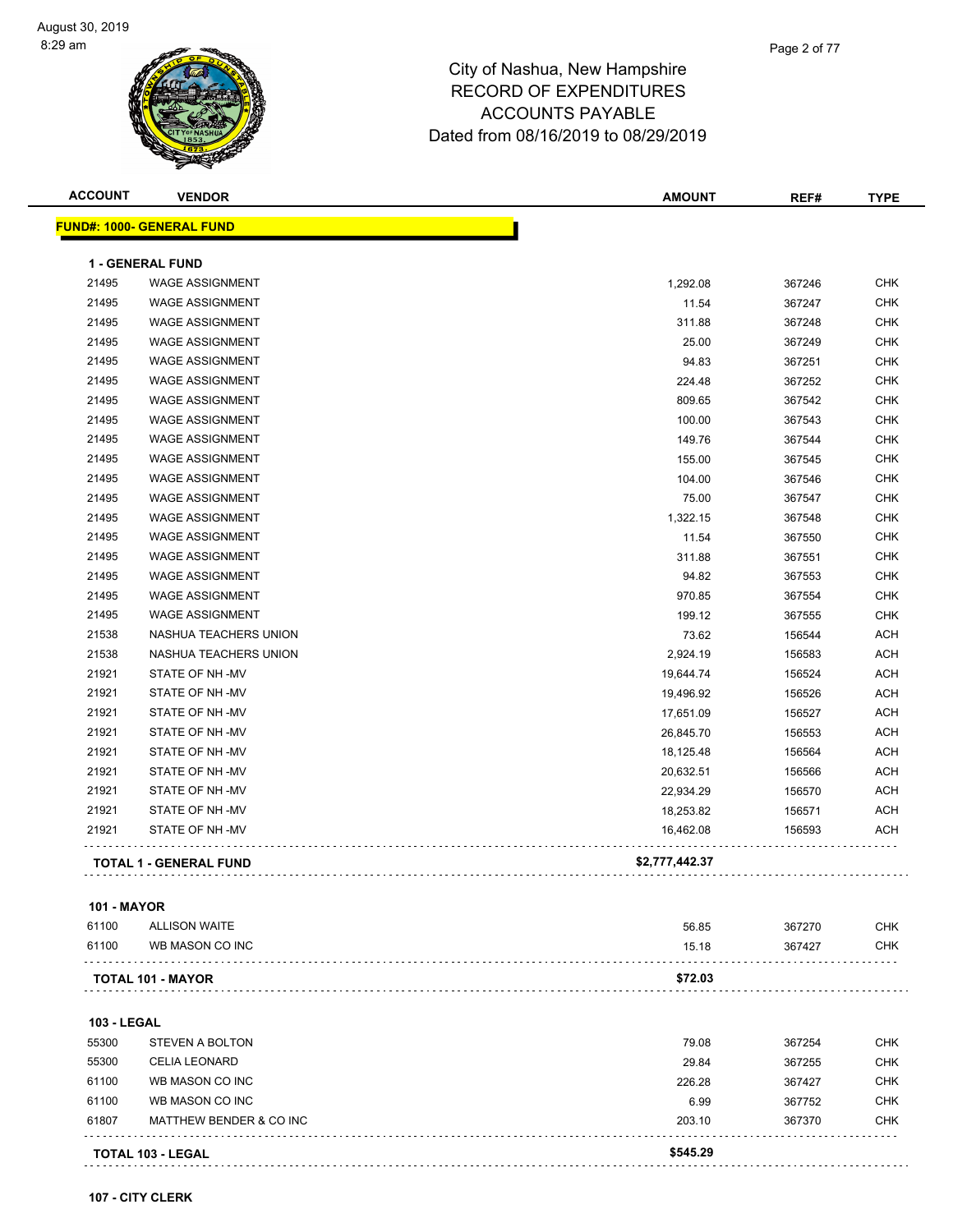# City of Nashua, New Hampshire
## RECORD OF EXPENDITURES
## ACCOUNTS PAYABLE
## Dated from 08/16/2019 to 08/29/2019

| ACCOUNT | VENDOR | AMOUNT | REF# | TYPE |
|---|---|---|---|---|
| **FUND#: 1000- GENERAL FUND** | | | | |
| **1 - GENERAL FUND** | | | | |
| 21495 | WAGE ASSIGNMENT | 1,292.08 | 367246 | CHK |
| 21495 | WAGE ASSIGNMENT | 11.54 | 367247 | CHK |
| 21495 | WAGE ASSIGNMENT | 311.88 | 367248 | CHK |
| 21495 | WAGE ASSIGNMENT | 25.00 | 367249 | CHK |
| 21495 | WAGE ASSIGNMENT | 94.83 | 367251 | CHK |
| 21495 | WAGE ASSIGNMENT | 224.48 | 367252 | CHK |
| 21495 | WAGE ASSIGNMENT | 809.65 | 367542 | CHK |
| 21495 | WAGE ASSIGNMENT | 100.00 | 367543 | CHK |
| 21495 | WAGE ASSIGNMENT | 149.76 | 367544 | CHK |
| 21495 | WAGE ASSIGNMENT | 155.00 | 367545 | CHK |
| 21495 | WAGE ASSIGNMENT | 104.00 | 367546 | CHK |
| 21495 | WAGE ASSIGNMENT | 75.00 | 367547 | CHK |
| 21495 | WAGE ASSIGNMENT | 1,322.15 | 367548 | CHK |
| 21495 | WAGE ASSIGNMENT | 11.54 | 367550 | CHK |
| 21495 | WAGE ASSIGNMENT | 311.88 | 367551 | CHK |
| 21495 | WAGE ASSIGNMENT | 94.82 | 367553 | CHK |
| 21495 | WAGE ASSIGNMENT | 970.85 | 367554 | CHK |
| 21495 | WAGE ASSIGNMENT | 199.12 | 367555 | CHK |
| 21538 | NASHUA TEACHERS UNION | 73.62 | 156544 | ACH |
| 21538 | NASHUA TEACHERS UNION | 2,924.19 | 156583 | ACH |
| 21921 | STATE OF NH -MV | 19,644.74 | 156524 | ACH |
| 21921 | STATE OF NH -MV | 19,496.92 | 156526 | ACH |
| 21921 | STATE OF NH -MV | 17,651.09 | 156527 | ACH |
| 21921 | STATE OF NH -MV | 26,845.70 | 156553 | ACH |
| 21921 | STATE OF NH -MV | 18,125.48 | 156564 | ACH |
| 21921 | STATE OF NH -MV | 20,632.51 | 156566 | ACH |
| 21921 | STATE OF NH -MV | 22,934.29 | 156570 | ACH |
| 21921 | STATE OF NH -MV | 18,253.82 | 156571 | ACH |
| 21921 | STATE OF NH -MV | 16,462.08 | 156593 | ACH |
| **TOTAL 1 - GENERAL FUND** | | **$2,777,442.37** | | |
| **101 - MAYOR** | | | | |
| 61100 | ALLISON WAITE | 56.85 | 367270 | CHK |
| 61100 | WB MASON CO INC | 15.18 | 367427 | CHK |
| **TOTAL 101 - MAYOR** | | **$72.03** | | |
| **103 - LEGAL** | | | | |
| 55300 | STEVEN A BOLTON | 79.08 | 367254 | CHK |
| 55300 | CELIA LEONARD | 29.84 | 367255 | CHK |
| 61100 | WB MASON CO INC | 226.28 | 367427 | CHK |
| 61100 | WB MASON CO INC | 6.99 | 367752 | CHK |
| 61807 | MATTHEW BENDER & CO INC | 203.10 | 367370 | CHK |
| **TOTAL 103 - LEGAL** | | **$545.29** | | |
| **107 - CITY CLERK** | | | | |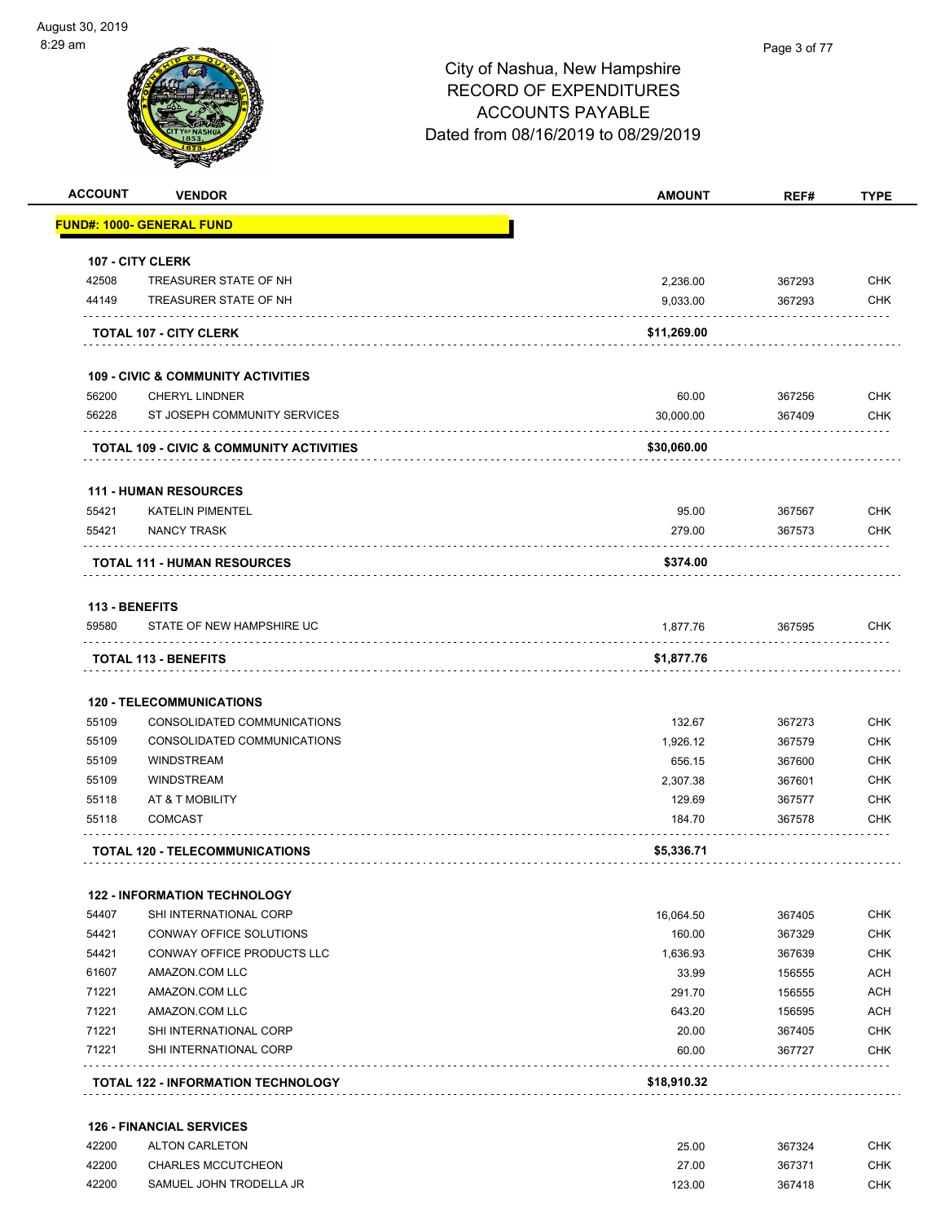# City of Nashua, New Hampshire
## RECORD OF EXPENDITURES
## ACCOUNTS PAYABLE
## Dated from 08/16/2019 to 08/29/2019

| ACCOUNT | VENDOR | AMOUNT | REF# | TYPE |
|---|---|---|---|---|
| **FUND#: 1000- GENERAL FUND** | | | | |
| **107 - CITY CLERK** | | | | |
| 42508 | TREASURER STATE OF NH | 2,236.00 | 367293 | CHK |
| 44149 | TREASURER STATE OF NH | 9,033.00 | 367293 | CHK |
| | **TOTAL 107 - CITY CLERK** | **$11,269.00** | | |
| **109 - CIVIC & COMMUNITY ACTIVITIES** | | | | |
| 56200 | CHERYL LINDNER | 60.00 | 367256 | CHK |
| 56228 | ST JOSEPH COMMUNITY SERVICES | 30,000.00 | 367409 | CHK |
| | **TOTAL 109 - CIVIC & COMMUNITY ACTIVITIES** | **$30,060.00** | | |
| **111 - HUMAN RESOURCES** | | | | |
| 55421 | KATELIN PIMENTEL | 95.00 | 367567 | CHK |
| 55421 | NANCY TRASK | 279.00 | 367573 | CHK |
| | **TOTAL 111 - HUMAN RESOURCES** | **$374.00** | | |
| **113 - BENEFITS** | | | | |
| 59580 | STATE OF NEW HAMPSHIRE UC | 1,877.76 | 367595 | CHK |
| | **TOTAL 113 - BENEFITS** | **$1,877.76** | | |
| **120 - TELECOMMUNICATIONS** | | | | |
| 55109 | CONSOLIDATED COMMUNICATIONS | 132.67 | 367273 | CHK |
| 55109 | CONSOLIDATED COMMUNICATIONS | 1,926.12 | 367579 | CHK |
| 55109 | WINDSTREAM | 656.15 | 367600 | CHK |
| 55109 | WINDSTREAM | 2,307.38 | 367601 | CHK |
| 55118 | AT & T MOBILITY | 129.69 | 367577 | CHK |
| 55118 | COMCAST | 184.70 | 367578 | CHK |
| | **TOTAL 120 - TELECOMMUNICATIONS** | **$5,336.71** | | |
| **122 - INFORMATION TECHNOLOGY** | | | | |
| 54407 | SHI INTERNATIONAL CORP | 16,064.50 | 367405 | CHK |
| 54421 | CONWAY OFFICE SOLUTIONS | 160.00 | 367329 | CHK |
| 54421 | CONWAY OFFICE PRODUCTS LLC | 1,636.93 | 367639 | CHK |
| 61607 | AMAZON.COM LLC | 33.99 | 156555 | ACH |
| 71221 | AMAZON.COM LLC | 291.70 | 156555 | ACH |
| 71221 | AMAZON.COM LLC | 643.20 | 156595 | ACH |
| 71221 | SHI INTERNATIONAL CORP | 20.00 | 367405 | CHK |
| 71221 | SHI INTERNATIONAL CORP | 60.00 | 367727 | CHK |
| | **TOTAL 122 - INFORMATION TECHNOLOGY** | **$18,910.32** | | |
| **126 - FINANCIAL SERVICES** | | | | |
| 42200 | ALTON CARLETON | 25.00 | 367324 | CHK |
| 42200 | CHARLES MCCUTCHEON | 27.00 | 367371 | CHK |
| 42200 | SAMUEL JOHN TRODELLA JR | 123.00 | 367418 | CHK |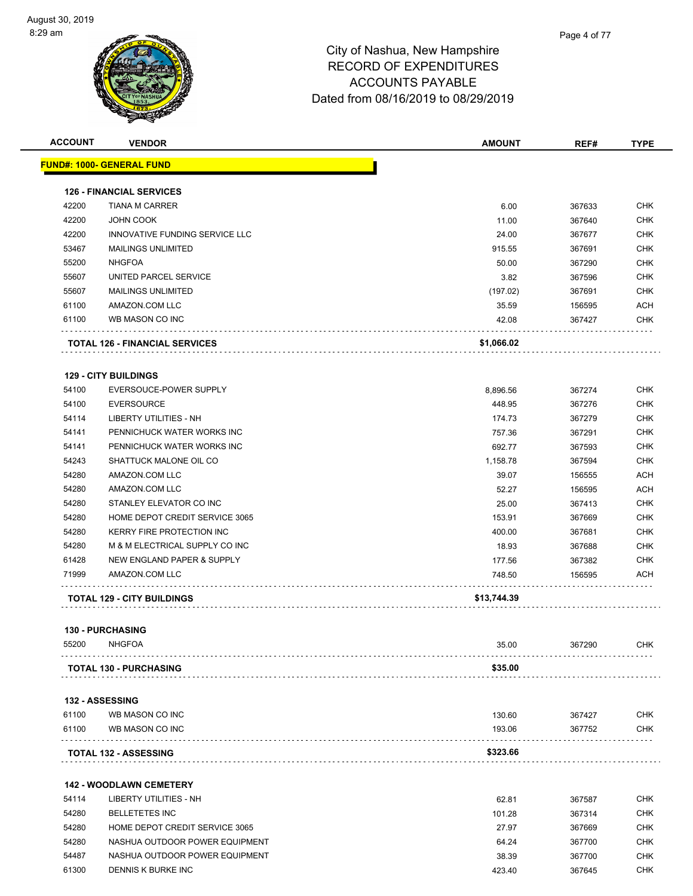City of Nashua, New Hampshire
RECORD OF EXPENDITURES
ACCOUNTS PAYABLE
Dated from 08/16/2019 to 08/29/2019

| ACCOUNT | VENDOR | AMOUNT | REF# | TYPE |
|---|---|---|---|---|
| **FUND#: 1000- GENERAL FUND** | | | | |
| **126 - FINANCIAL SERVICES** | | | | |
| 42200 | TIANA M CARRER | 6.00 | 367633 | CHK |
| 42200 | JOHN COOK | 11.00 | 367640 | CHK |
| 42200 | INNOVATIVE FUNDING SERVICE LLC | 24.00 | 367677 | CHK |
| 53467 | MAILINGS UNLIMITED | 915.55 | 367691 | CHK |
| 55200 | NHGFOA | 50.00 | 367290 | CHK |
| 55607 | UNITED PARCEL SERVICE | 3.82 | 367596 | CHK |
| 55607 | MAILINGS UNLIMITED | (197.02) | 367691 | CHK |
| 61100 | AMAZON.COM LLC | 35.59 | 156595 | ACH |
| 61100 | WB MASON CO INC | 42.08 | 367427 | CHK |
| | **TOTAL 126 - FINANCIAL SERVICES** | **$1,066.02** | | |
| **129 - CITY BUILDINGS** | | | | |
| 54100 | EVERSOUCE-POWER SUPPLY | 8,896.56 | 367274 | CHK |
| 54100 | EVERSOURCE | 448.95 | 367276 | CHK |
| 54114 | LIBERTY UTILITIES - NH | 174.73 | 367279 | CHK |
| 54141 | PENNICHUCK WATER WORKS INC | 757.36 | 367291 | CHK |
| 54141 | PENNICHUCK WATER WORKS INC | 692.77 | 367593 | CHK |
| 54243 | SHATTUCK MALONE OIL CO | 1,158.78 | 367594 | CHK |
| 54280 | AMAZON.COM LLC | 39.07 | 156555 | ACH |
| 54280 | AMAZON.COM LLC | 52.27 | 156595 | ACH |
| 54280 | STANLEY ELEVATOR CO INC | 25.00 | 367413 | CHK |
| 54280 | HOME DEPOT CREDIT SERVICE 3065 | 153.91 | 367669 | CHK |
| 54280 | KERRY FIRE PROTECTION INC | 400.00 | 367681 | CHK |
| 54280 | M & M ELECTRICAL SUPPLY CO INC | 18.93 | 367688 | CHK |
| 61428 | NEW ENGLAND PAPER & SUPPLY | 177.56 | 367382 | CHK |
| 71999 | AMAZON.COM LLC | 748.50 | 156595 | ACH |
| | **TOTAL 129 - CITY BUILDINGS** | **$13,744.39** | | |
| **130 - PURCHASING** | | | | |
| 55200 | NHGFOA | 35.00 | 367290 | CHK |
| | **TOTAL 130 - PURCHASING** | **$35.00** | | |
| **132 - ASSESSING** | | | | |
| 61100 | WB MASON CO INC | 130.60 | 367427 | CHK |
| 61100 | WB MASON CO INC | 193.06 | 367752 | CHK |
| | **TOTAL 132 - ASSESSING** | **$323.66** | | |
| **142 - WOODLAWN CEMETERY** | | | | |
| 54114 | LIBERTY UTILITIES - NH | 62.81 | 367587 | CHK |
| 54280 | BELLETETES INC | 101.28 | 367314 | CHK |
| 54280 | HOME DEPOT CREDIT SERVICE 3065 | 27.97 | 367669 | CHK |
| 54280 | NASHUA OUTDOOR POWER EQUIPMENT | 64.24 | 367700 | CHK |
| 54487 | NASHUA OUTDOOR POWER EQUIPMENT | 38.39 | 367700 | CHK |
| 61300 | DENNIS K BURKE INC | 423.40 | 367645 | CHK |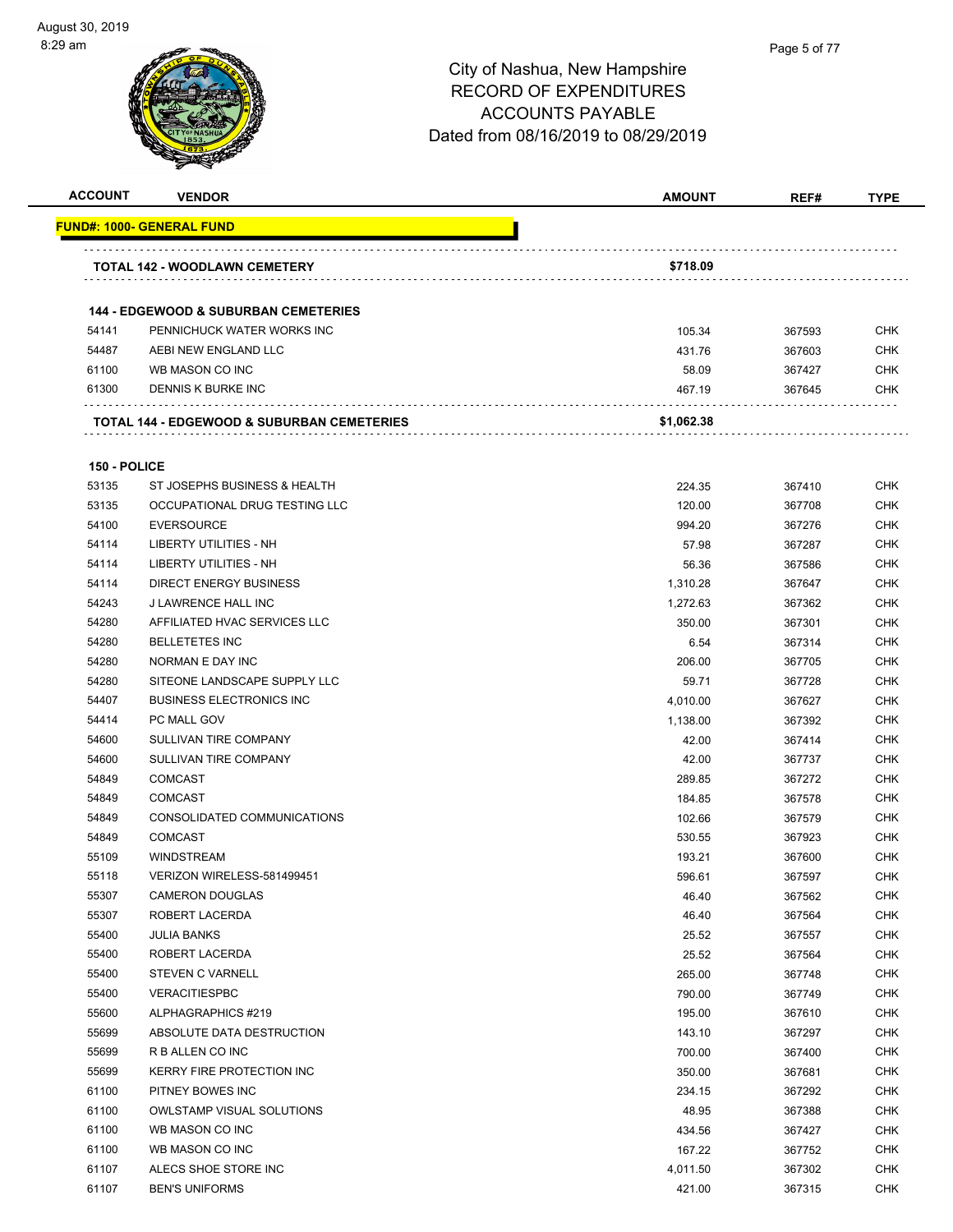# City of Nashua, New Hampshire
# RECORD OF EXPENDITURES
# ACCOUNTS PAYABLE
# Dated from 08/16/2019 to 08/29/2019

| ACCOUNT | VENDOR | AMOUNT | REF# | TYPE |
|---|---|---|---|---|
| **FUND#: 1000- GENERAL FUND** | | | | |
| | **TOTAL 142 - WOODLAWN CEMETERY** | **$718.09** | | |
| **144 - EDGEWOOD & SUBURBAN CEMETERIES** | | | | |
| 54141 | PENNICHUCK WATER WORKS INC | 105.34 | 367593 | CHK |
| 54487 | AEBI NEW ENGLAND LLC | 431.76 | 367603 | CHK |
| 61100 | WB MASON CO INC | 58.09 | 367427 | CHK |
| 61300 | DENNIS K BURKE INC | 467.19 | 367645 | CHK |
| | **TOTAL 144 - EDGEWOOD & SUBURBAN CEMETERIES** | **$1,062.38** | | |
| **150 - POLICE** | | | | |
| 53135 | ST JOSEPHS BUSINESS & HEALTH | 224.35 | 367410 | CHK |
| 53135 | OCCUPATIONAL DRUG TESTING LLC | 120.00 | 367708 | CHK |
| 54100 | EVERSOURCE | 994.20 | 367276 | CHK |
| 54114 | LIBERTY UTILITIES - NH | 57.98 | 367287 | CHK |
| 54114 | LIBERTY UTILITIES - NH | 56.36 | 367586 | CHK |
| 54114 | DIRECT ENERGY BUSINESS | 1,310.28 | 367647 | CHK |
| 54243 | J LAWRENCE HALL INC | 1,272.63 | 367362 | CHK |
| 54280 | AFFILIATED HVAC SERVICES LLC | 350.00 | 367301 | CHK |
| 54280 | BELLETETES INC | 6.54 | 367314 | CHK |
| 54280 | NORMAN E DAY INC | 206.00 | 367705 | CHK |
| 54280 | SITEONE LANDSCAPE SUPPLY LLC | 59.71 | 367728 | CHK |
| 54407 | BUSINESS ELECTRONICS INC | 4,010.00 | 367627 | CHK |
| 54414 | PC MALL GOV | 1,138.00 | 367392 | CHK |
| 54600 | SULLIVAN TIRE COMPANY | 42.00 | 367414 | CHK |
| 54600 | SULLIVAN TIRE COMPANY | 42.00 | 367737 | CHK |
| 54849 | COMCAST | 289.85 | 367272 | CHK |
| 54849 | COMCAST | 184.85 | 367578 | CHK |
| 54849 | CONSOLIDATED COMMUNICATIONS | 102.66 | 367579 | CHK |
| 54849 | COMCAST | 530.55 | 367923 | CHK |
| 55109 | WINDSTREAM | 193.21 | 367600 | CHK |
| 55118 | VERIZON WIRELESS-581499451 | 596.61 | 367597 | CHK |
| 55307 | CAMERON DOUGLAS | 46.40 | 367562 | CHK |
| 55307 | ROBERT LACERDA | 46.40 | 367564 | CHK |
| 55400 | JULIA BANKS | 25.52 | 367557 | CHK |
| 55400 | ROBERT LACERDA | 25.52 | 367564 | CHK |
| 55400 | STEVEN C VARNELL | 265.00 | 367748 | CHK |
| 55400 | VERACITIESPBC | 790.00 | 367749 | CHK |
| 55600 | ALPHAGRAPHICS #219 | 195.00 | 367610 | CHK |
| 55699 | ABSOLUTE DATA DESTRUCTION | 143.10 | 367297 | CHK |
| 55699 | R B ALLEN CO INC | 700.00 | 367400 | CHK |
| 55699 | KERRY FIRE PROTECTION INC | 350.00 | 367681 | CHK |
| 61100 | PITNEY BOWES INC | 234.15 | 367292 | CHK |
| 61100 | OWLSTAMP VISUAL SOLUTIONS | 48.95 | 367388 | CHK |
| 61100 | WB MASON CO INC | 434.56 | 367427 | CHK |
| 61100 | WB MASON CO INC | 167.22 | 367752 | CHK |
| 61107 | ALECS SHOE STORE INC | 4,011.50 | 367302 | CHK |
| 61107 | BEN'S UNIFORMS | 421.00 | 367315 | CHK |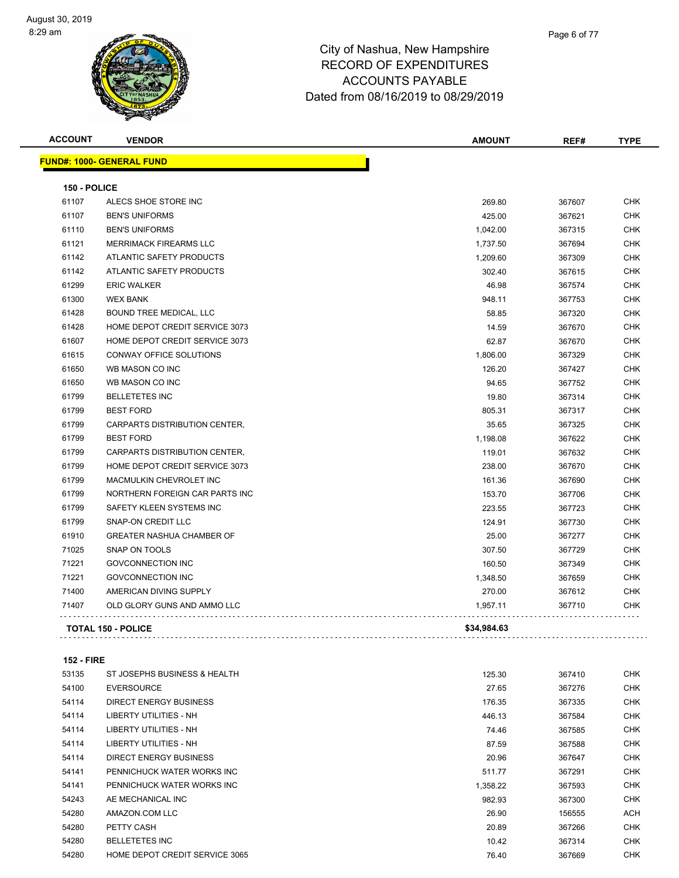# City of Nashua, New Hampshire
## RECORD OF EXPENDITURES
## ACCOUNTS PAYABLE
## Dated from 08/16/2019 to 08/29/2019

| ACCOUNT | VENDOR | AMOUNT | REF# | TYPE |
|---|---|---|---|---|
| **FUND#: 1000- GENERAL FUND** | | | | |
| **150 - POLICE** | | | | |
| 61107 | ALECS SHOE STORE INC | 269.80 | 367607 | CHK |
| 61107 | BEN'S UNIFORMS | 425.00 | 367621 | CHK |
| 61110 | BEN'S UNIFORMS | 1,042.00 | 367315 | CHK |
| 61121 | MERRIMACK FIREARMS LLC | 1,737.50 | 367694 | CHK |
| 61142 | ATLANTIC SAFETY PRODUCTS | 1,209.60 | 367309 | CHK |
| 61142 | ATLANTIC SAFETY PRODUCTS | 302.40 | 367615 | CHK |
| 61299 | ERIC WALKER | 46.98 | 367574 | CHK |
| 61300 | WEX BANK | 948.11 | 367753 | CHK |
| 61428 | BOUND TREE MEDICAL, LLC | 58.85 | 367320 | CHK |
| 61428 | HOME DEPOT CREDIT SERVICE 3073 | 14.59 | 367670 | CHK |
| 61607 | HOME DEPOT CREDIT SERVICE 3073 | 62.87 | 367670 | CHK |
| 61615 | CONWAY OFFICE SOLUTIONS | 1,806.00 | 367329 | CHK |
| 61650 | WB MASON CO INC | 126.20 | 367427 | CHK |
| 61650 | WB MASON CO INC | 94.65 | 367752 | CHK |
| 61799 | BELLETETES INC | 19.80 | 367314 | CHK |
| 61799 | BEST FORD | 805.31 | 367317 | CHK |
| 61799 | CARPARTS DISTRIBUTION CENTER, | 35.65 | 367325 | CHK |
| 61799 | BEST FORD | 1,198.08 | 367622 | CHK |
| 61799 | CARPARTS DISTRIBUTION CENTER, | 119.01 | 367632 | CHK |
| 61799 | HOME DEPOT CREDIT SERVICE 3073 | 238.00 | 367670 | CHK |
| 61799 | MACMULKIN CHEVROLET INC | 161.36 | 367690 | CHK |
| 61799 | NORTHERN FOREIGN CAR PARTS INC | 153.70 | 367706 | CHK |
| 61799 | SAFETY KLEEN SYSTEMS INC | 223.55 | 367723 | CHK |
| 61799 | SNAP-ON CREDIT LLC | 124.91 | 367730 | CHK |
| 61910 | GREATER NASHUA CHAMBER OF | 25.00 | 367277 | CHK |
| 71025 | SNAP ON TOOLS | 307.50 | 367729 | CHK |
| 71221 | GOVCONNECTION INC | 160.50 | 367349 | CHK |
| 71221 | GOVCONNECTION INC | 1,348.50 | 367659 | CHK |
| 71400 | AMERICAN DIVING SUPPLY | 270.00 | 367612 | CHK |
| 71407 | OLD GLORY GUNS AND AMMO LLC | 1,957.11 | 367710 | CHK |
| **TOTAL 150 - POLICE** | | **$34,984.63** | | |
| **152 - FIRE** | | | | |
| 53135 | ST JOSEPHS BUSINESS & HEALTH | 125.30 | 367410 | CHK |
| 54100 | EVERSOURCE | 27.65 | 367276 | CHK |
| 54114 | DIRECT ENERGY BUSINESS | 176.35 | 367335 | CHK |
| 54114 | LIBERTY UTILITIES - NH | 446.13 | 367584 | CHK |
| 54114 | LIBERTY UTILITIES - NH | 74.46 | 367585 | CHK |
| 54114 | LIBERTY UTILITIES - NH | 87.59 | 367588 | CHK |
| 54114 | DIRECT ENERGY BUSINESS | 20.96 | 367647 | CHK |
| 54141 | PENNICHUCK WATER WORKS INC | 511.77 | 367291 | CHK |
| 54141 | PENNICHUCK WATER WORKS INC | 1,358.22 | 367593 | CHK |
| 54243 | AE MECHANICAL INC | 982.93 | 367300 | CHK |
| 54280 | AMAZON.COM LLC | 26.90 | 156555 | ACH |
| 54280 | PETTY CASH | 20.89 | 367266 | CHK |
| 54280 | BELLETETES INC | 10.42 | 367314 | CHK |
| 54280 | HOME DEPOT CREDIT SERVICE 3065 | 76.40 | 367669 | CHK |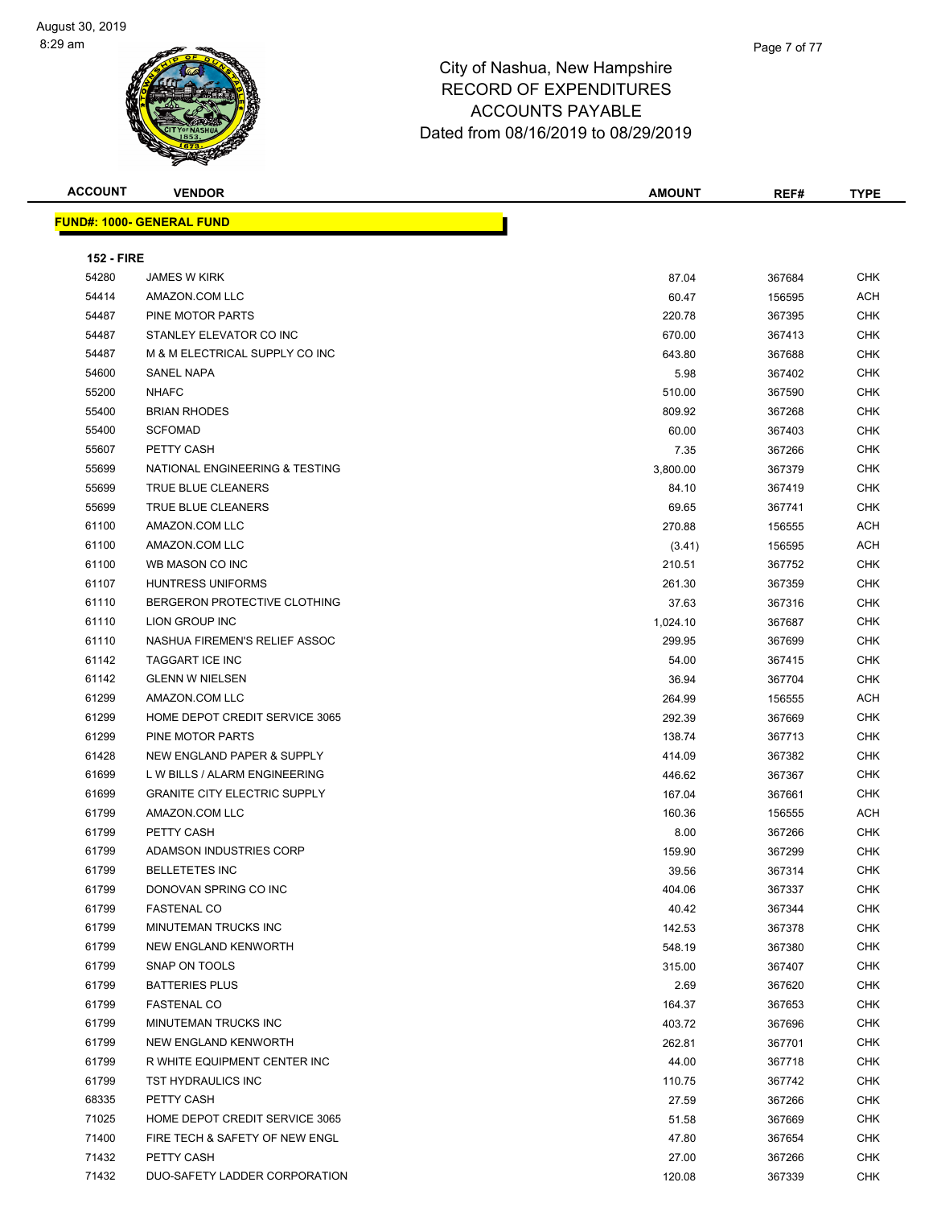# City of Nashua, New Hampshire
## RECORD OF EXPENDITURES
## ACCOUNTS PAYABLE
### Dated from 08/16/2019 to 08/29/2019

| ACCOUNT | VENDOR | AMOUNT | REF# | TYPE |
|---|---|---|---|---|

**FUND#: 1000- GENERAL FUND**

**152 - FIRE**

| ACCOUNT | VENDOR | AMOUNT | REF# | TYPE |
|---|---|---|---|---|
| 54280 | JAMES W KIRK | 87.04 | 367684 | CHK |
| 54414 | AMAZON.COM LLC | 60.47 | 156595 | ACH |
| 54487 | PINE MOTOR PARTS | 220.78 | 367395 | CHK |
| 54487 | STANLEY ELEVATOR CO INC | 670.00 | 367413 | CHK |
| 54487 | M & M ELECTRICAL SUPPLY CO INC | 643.80 | 367688 | CHK |
| 54600 | SANEL NAPA | 5.98 | 367402 | CHK |
| 55200 | NHAFC | 510.00 | 367590 | CHK |
| 55400 | BRIAN RHODES | 809.92 | 367268 | CHK |
| 55400 | SCFOMAD | 60.00 | 367403 | CHK |
| 55607 | PETTY CASH | 7.35 | 367266 | CHK |
| 55699 | NATIONAL ENGINEERING & TESTING | 3,800.00 | 367379 | CHK |
| 55699 | TRUE BLUE CLEANERS | 84.10 | 367419 | CHK |
| 55699 | TRUE BLUE CLEANERS | 69.65 | 367741 | CHK |
| 61100 | AMAZON.COM LLC | 270.88 | 156555 | ACH |
| 61100 | AMAZON.COM LLC | (3.41) | 156595 | ACH |
| 61100 | WB MASON CO INC | 210.51 | 367752 | CHK |
| 61107 | HUNTRESS UNIFORMS | 261.30 | 367359 | CHK |
| 61110 | BERGERON PROTECTIVE CLOTHING | 37.63 | 367316 | CHK |
| 61110 | LION GROUP INC | 1,024.10 | 367687 | CHK |
| 61110 | NASHUA FIREMEN'S RELIEF ASSOC | 299.95 | 367699 | CHK |
| 61142 | TAGGART ICE INC | 54.00 | 367415 | CHK |
| 61142 | GLENN W NIELSEN | 36.94 | 367704 | CHK |
| 61299 | AMAZON.COM LLC | 264.99 | 156555 | ACH |
| 61299 | HOME DEPOT CREDIT SERVICE 3065 | 292.39 | 367669 | CHK |
| 61299 | PINE MOTOR PARTS | 138.74 | 367713 | CHK |
| 61428 | NEW ENGLAND PAPER & SUPPLY | 414.09 | 367382 | CHK |
| 61699 | L W BILLS / ALARM ENGINEERING | 446.62 | 367367 | CHK |
| 61699 | GRANITE CITY ELECTRIC SUPPLY | 167.04 | 367661 | CHK |
| 61799 | AMAZON.COM LLC | 160.36 | 156555 | ACH |
| 61799 | PETTY CASH | 8.00 | 367266 | CHK |
| 61799 | ADAMSON INDUSTRIES CORP | 159.90 | 367299 | CHK |
| 61799 | BELLETETES INC | 39.56 | 367314 | CHK |
| 61799 | DONOVAN SPRING CO INC | 404.06 | 367337 | CHK |
| 61799 | FASTENAL CO | 40.42 | 367344 | CHK |
| 61799 | MINUTEMAN TRUCKS INC | 142.53 | 367378 | CHK |
| 61799 | NEW ENGLAND KENWORTH | 548.19 | 367380 | CHK |
| 61799 | SNAP ON TOOLS | 315.00 | 367407 | CHK |
| 61799 | BATTERIES PLUS | 2.69 | 367620 | CHK |
| 61799 | FASTENAL CO | 164.37 | 367653 | CHK |
| 61799 | MINUTEMAN TRUCKS INC | 403.72 | 367696 | CHK |
| 61799 | NEW ENGLAND KENWORTH | 262.81 | 367701 | CHK |
| 61799 | R WHITE EQUIPMENT CENTER INC | 44.00 | 367718 | CHK |
| 61799 | TST HYDRAULICS INC | 110.75 | 367742 | CHK |
| 68335 | PETTY CASH | 27.59 | 367266 | CHK |
| 71025 | HOME DEPOT CREDIT SERVICE 3065 | 51.58 | 367669 | CHK |
| 71400 | FIRE TECH & SAFETY OF NEW ENGL | 47.80 | 367654 | CHK |
| 71432 | PETTY CASH | 27.00 | 367266 | CHK |
| 71432 | DUO-SAFETY LADDER CORPORATION | 120.08 | 367339 | CHK |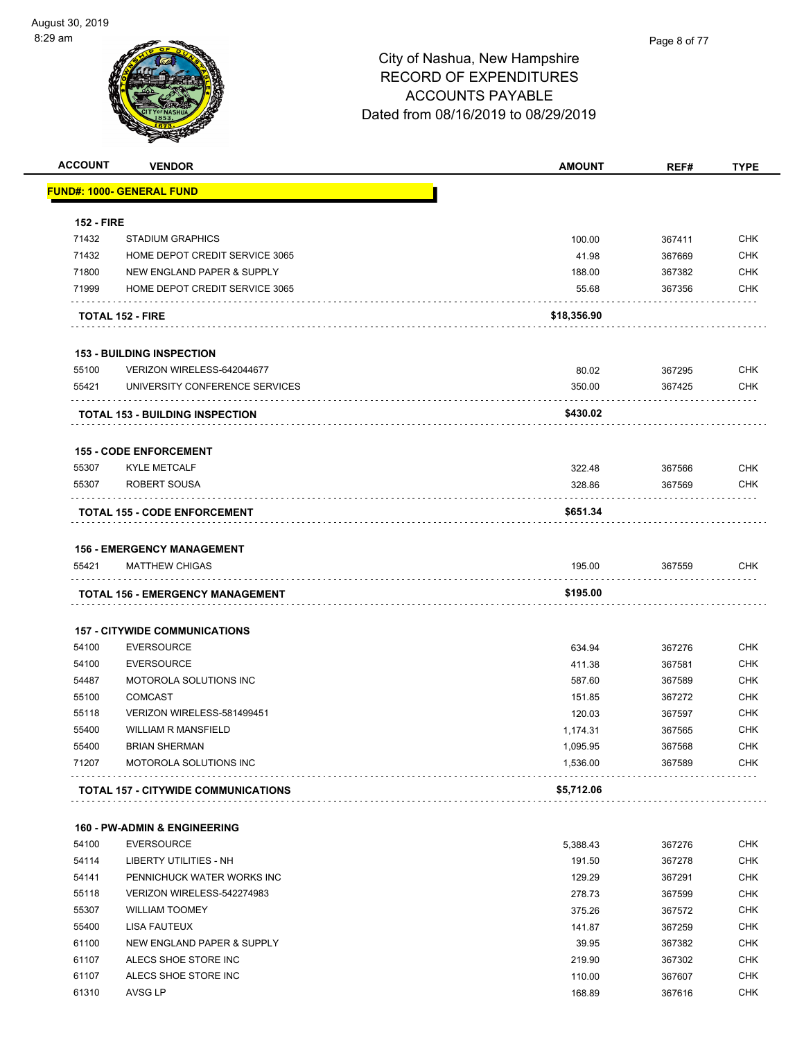# City of Nashua, New Hampshire
## RECORD OF EXPENDITURES
## ACCOUNTS PAYABLE
## Dated from 08/16/2019 to 08/29/2019

| ACCOUNT | VENDOR | AMOUNT | REF# | TYPE |
|---|---|---|---|---|
| **FUND#: 1000- GENERAL FUND** | | | | |
| **152 - FIRE** | | | | |
| 71432 | STADIUM GRAPHICS | 100.00 | 367411 | CHK |
| 71432 | HOME DEPOT CREDIT SERVICE 3065 | 41.98 | 367669 | CHK |
| 71800 | NEW ENGLAND PAPER & SUPPLY | 188.00 | 367382 | CHK |
| 71999 | HOME DEPOT CREDIT SERVICE 3065 | 55.68 | 367356 | CHK |
| **TOTAL 152 - FIRE** | | **$18,356.90** | | |
| **153 - BUILDING INSPECTION** | | | | |
| 55100 | VERIZON WIRELESS-642044677 | 80.02 | 367295 | CHK |
| 55421 | UNIVERSITY CONFERENCE SERVICES | 350.00 | 367425 | CHK |
| **TOTAL 153 - BUILDING INSPECTION** | | **$430.02** | | |
| **155 - CODE ENFORCEMENT** | | | | |
| 55307 | KYLE METCALF | 322.48 | 367566 | CHK |
| 55307 | ROBERT SOUSA | 328.86 | 367569 | CHK |
| **TOTAL 155 - CODE ENFORCEMENT** | | **$651.34** | | |
| **156 - EMERGENCY MANAGEMENT** | | | | |
| 55421 | MATTHEW CHIGAS | 195.00 | 367559 | CHK |
| **TOTAL 156 - EMERGENCY MANAGEMENT** | | **$195.00** | | |
| **157 - CITYWIDE COMMUNICATIONS** | | | | |
| 54100 | EVERSOURCE | 634.94 | 367276 | CHK |
| 54100 | EVERSOURCE | 411.38 | 367581 | CHK |
| 54487 | MOTOROLA SOLUTIONS INC | 587.60 | 367589 | CHK |
| 55100 | COMCAST | 151.85 | 367272 | CHK |
| 55118 | VERIZON WIRELESS-581499451 | 120.03 | 367597 | CHK |
| 55400 | WILLIAM R MANSFIELD | 1,174.31 | 367565 | CHK |
| 55400 | BRIAN SHERMAN | 1,095.95 | 367568 | CHK |
| 71207 | MOTOROLA SOLUTIONS INC | 1,536.00 | 367589 | CHK |
| **TOTAL 157 - CITYWIDE COMMUNICATIONS** | | **$5,712.06** | | |
| **160 - PW-ADMIN & ENGINEERING** | | | | |
| 54100 | EVERSOURCE | 5,388.43 | 367276 | CHK |
| 54114 | LIBERTY UTILITIES - NH | 191.50 | 367278 | CHK |
| 54141 | PENNICHUCK WATER WORKS INC | 129.29 | 367291 | CHK |
| 55118 | VERIZON WIRELESS-542274983 | 278.73 | 367599 | CHK |
| 55307 | WILLIAM TOOMEY | 375.26 | 367572 | CHK |
| 55400 | LISA FAUTEUX | 141.87 | 367259 | CHK |
| 61100 | NEW ENGLAND PAPER & SUPPLY | 39.95 | 367382 | CHK |
| 61107 | ALECS SHOE STORE INC | 219.90 | 367302 | CHK |
| 61107 | ALECS SHOE STORE INC | 110.00 | 367607 | CHK |
| 61310 | AVSG LP | 168.89 | 367616 | CHK |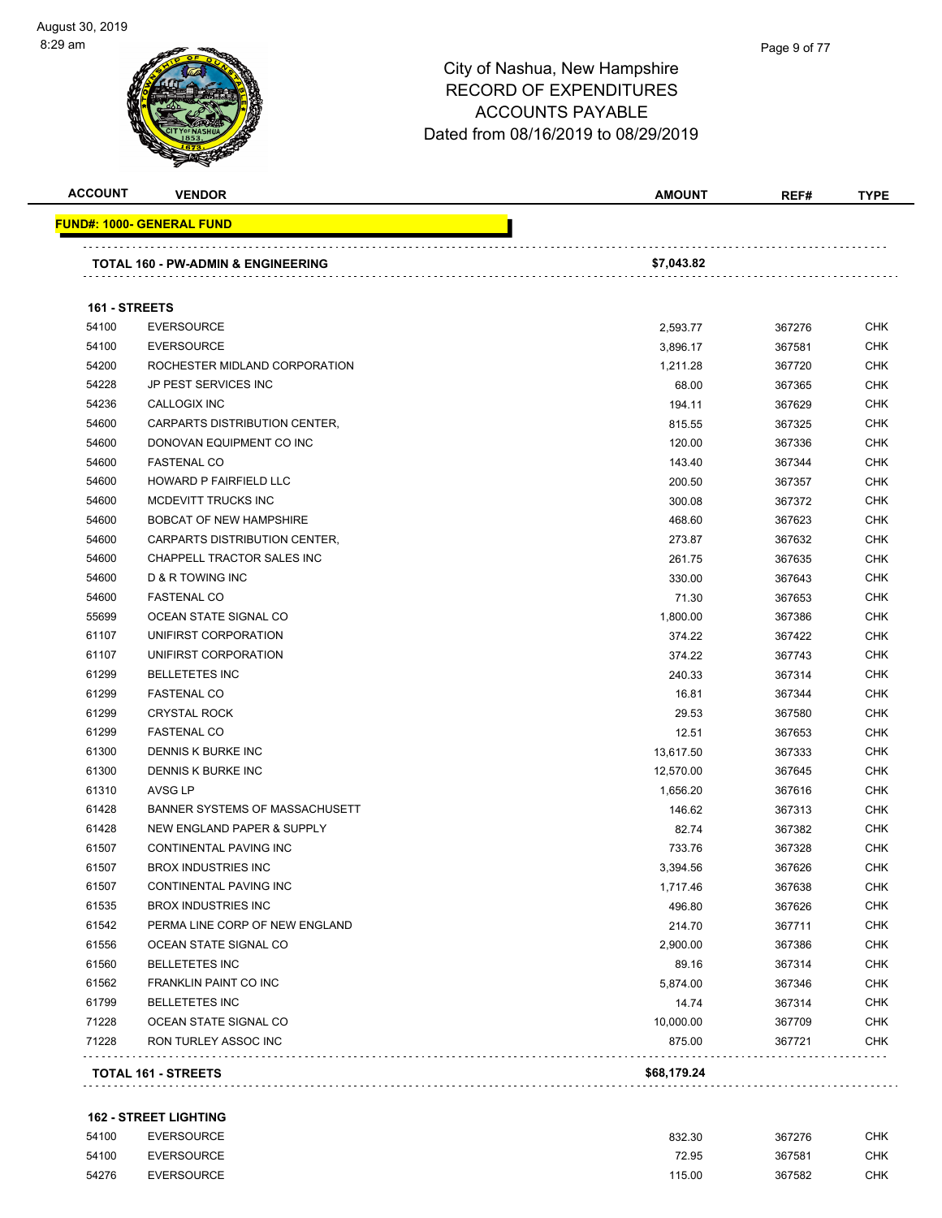# City of Nashua, New Hampshire
## RECORD OF EXPENDITURES
## ACCOUNTS PAYABLE
## Dated from 08/16/2019 to 08/29/2019

| ACCOUNT | VENDOR | AMOUNT | REF# | TYPE |
|---|---|---|---|---|
| **FUND#: 1000- GENERAL FUND** | | | | |
| **TOTAL 160 - PW-ADMIN & ENGINEERING** | | **$7,043.82** | | |
| **161 - STREETS** | | | | |
| 54100 | EVERSOURCE | 2,593.77 | 367276 | CHK |
| 54100 | EVERSOURCE | 3,896.17 | 367581 | CHK |
| 54200 | ROCHESTER MIDLAND CORPORATION | 1,211.28 | 367720 | CHK |
| 54228 | JP PEST SERVICES INC | 68.00 | 367365 | CHK |
| 54236 | CALLOGIX INC | 194.11 | 367629 | CHK |
| 54600 | CARPARTS DISTRIBUTION CENTER, | 815.55 | 367325 | CHK |
| 54600 | DONOVAN EQUIPMENT CO INC | 120.00 | 367336 | CHK |
| 54600 | FASTENAL CO | 143.40 | 367344 | CHK |
| 54600 | HOWARD P FAIRFIELD LLC | 200.50 | 367357 | CHK |
| 54600 | MCDEVITT TRUCKS INC | 300.08 | 367372 | CHK |
| 54600 | BOBCAT OF NEW HAMPSHIRE | 468.60 | 367623 | CHK |
| 54600 | CARPARTS DISTRIBUTION CENTER, | 273.87 | 367632 | CHK |
| 54600 | CHAPPELL TRACTOR SALES INC | 261.75 | 367635 | CHK |
| 54600 | D & R TOWING INC | 330.00 | 367643 | CHK |
| 54600 | FASTENAL CO | 71.30 | 367653 | CHK |
| 55699 | OCEAN STATE SIGNAL CO | 1,800.00 | 367386 | CHK |
| 61107 | UNIFIRST CORPORATION | 374.22 | 367422 | CHK |
| 61107 | UNIFIRST CORPORATION | 374.22 | 367743 | CHK |
| 61299 | BELLETETES INC | 240.33 | 367314 | CHK |
| 61299 | FASTENAL CO | 16.81 | 367344 | CHK |
| 61299 | CRYSTAL ROCK | 29.53 | 367580 | CHK |
| 61299 | FASTENAL CO | 12.51 | 367653 | CHK |
| 61300 | DENNIS K BURKE INC | 13,617.50 | 367333 | CHK |
| 61300 | DENNIS K BURKE INC | 12,570.00 | 367645 | CHK |
| 61310 | AVSG LP | 1,656.20 | 367616 | CHK |
| 61428 | BANNER SYSTEMS OF MASSACHUSETT | 146.62 | 367313 | CHK |
| 61428 | NEW ENGLAND PAPER & SUPPLY | 82.74 | 367382 | CHK |
| 61507 | CONTINENTAL PAVING INC | 733.76 | 367328 | CHK |
| 61507 | BROX INDUSTRIES INC | 3,394.56 | 367626 | CHK |
| 61507 | CONTINENTAL PAVING INC | 1,717.46 | 367638 | CHK |
| 61535 | BROX INDUSTRIES INC | 496.80 | 367626 | CHK |
| 61542 | PERMA LINE CORP OF NEW ENGLAND | 214.70 | 367711 | CHK |
| 61556 | OCEAN STATE SIGNAL CO | 2,900.00 | 367386 | CHK |
| 61560 | BELLETETES INC | 89.16 | 367314 | CHK |
| 61562 | FRANKLIN PAINT CO INC | 5,874.00 | 367346 | CHK |
| 61799 | BELLETETES INC | 14.74 | 367314 | CHK |
| 71228 | OCEAN STATE SIGNAL CO | 10,000.00 | 367709 | CHK |
| 71228 | RON TURLEY ASSOC INC | 875.00 | 367721 | CHK |
| **TOTAL 161 - STREETS** | | **$68,179.24** | | |
| **162 - STREET LIGHTING** | | | | |
| 54100 | EVERSOURCE | 832.30 | 367276 | CHK |
| 54100 | EVERSOURCE | 72.95 | 367581 | CHK |
| 54276 | EVERSOURCE | 115.00 | 367582 | CHK |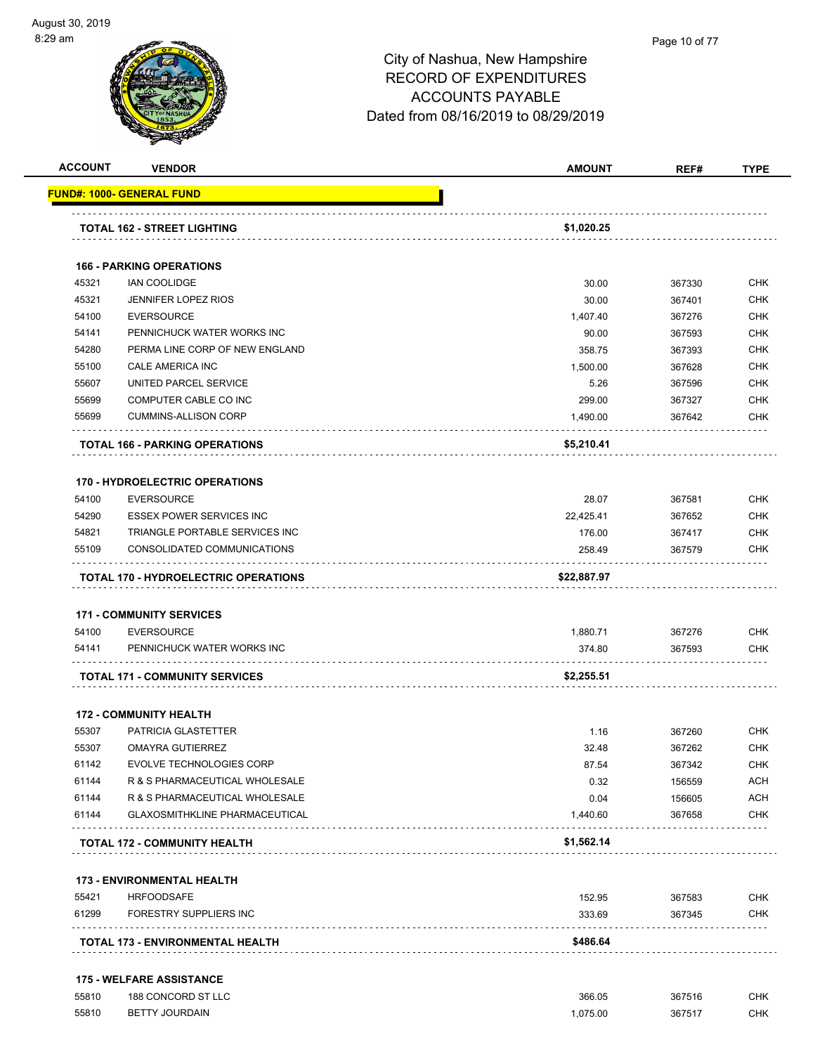City of Nashua, New Hampshire
RECORD OF EXPENDITURES
ACCOUNTS PAYABLE
Dated from 08/16/2019 to 08/29/2019

| ACCOUNT | VENDOR | AMOUNT | REF# | TYPE |
|---|---|---|---|---|
| **FUND#: 1000- GENERAL FUND** | | | | |
| | **TOTAL 162 - STREET LIGHTING** | **$1,020.25** | | |
| | **166 - PARKING OPERATIONS** | | | |
| 45321 | IAN COOLIDGE | 30.00 | 367330 | CHK |
| 45321 | JENNIFER LOPEZ RIOS | 30.00 | 367401 | CHK |
| 54100 | EVERSOURCE | 1,407.40 | 367276 | CHK |
| 54141 | PENNICHUCK WATER WORKS INC | 90.00 | 367593 | CHK |
| 54280 | PERMA LINE CORP OF NEW ENGLAND | 358.75 | 367393 | CHK |
| 55100 | CALE AMERICA INC | 1,500.00 | 367628 | CHK |
| 55607 | UNITED PARCEL SERVICE | 5.26 | 367596 | CHK |
| 55699 | COMPUTER CABLE CO INC | 299.00 | 367327 | CHK |
| 55699 | CUMMINS-ALLISON CORP | 1,490.00 | 367642 | CHK |
| | **TOTAL 166 - PARKING OPERATIONS** | **$5,210.41** | | |
| | **170 - HYDROELECTRIC OPERATIONS** | | | |
| 54100 | EVERSOURCE | 28.07 | 367581 | CHK |
| 54290 | ESSEX POWER SERVICES INC | 22,425.41 | 367652 | CHK |
| 54821 | TRIANGLE PORTABLE SERVICES INC | 176.00 | 367417 | CHK |
| 55109 | CONSOLIDATED COMMUNICATIONS | 258.49 | 367579 | CHK |
| | **TOTAL 170 - HYDROELECTRIC OPERATIONS** | **$22,887.97** | | |
| | **171 - COMMUNITY SERVICES** | | | |
| 54100 | EVERSOURCE | 1,880.71 | 367276 | CHK |
| 54141 | PENNICHUCK WATER WORKS INC | 374.80 | 367593 | CHK |
| | **TOTAL 171 - COMMUNITY SERVICES** | **$2,255.51** | | |
| | **172 - COMMUNITY HEALTH** | | | |
| 55307 | PATRICIA GLASTETTER | 1.16 | 367260 | CHK |
| 55307 | OMAYRA GUTIERREZ | 32.48 | 367262 | CHK |
| 61142 | EVOLVE TECHNOLOGIES CORP | 87.54 | 367342 | CHK |
| 61144 | R & S PHARMACEUTICAL WHOLESALE | 0.32 | 156559 | ACH |
| 61144 | R & S PHARMACEUTICAL WHOLESALE | 0.04 | 156605 | ACH |
| 61144 | GLAXOSMITHKLINE PHARMACEUTICAL | 1,440.60 | 367658 | CHK |
| | **TOTAL 172 - COMMUNITY HEALTH** | **$1,562.14** | | |
| | **173 - ENVIRONMENTAL HEALTH** | | | |
| 55421 | HRFOODSAFE | 152.95 | 367583 | CHK |
| 61299 | FORESTRY SUPPLIERS INC | 333.69 | 367345 | CHK |
| | **TOTAL 173 - ENVIRONMENTAL HEALTH** | **$486.64** | | |
| | **175 - WELFARE ASSISTANCE** | | | |
| 55810 | 188 CONCORD ST LLC | 366.05 | 367516 | CHK |
| 55810 | BETTY JOURDAIN | 1,075.00 | 367517 | CHK |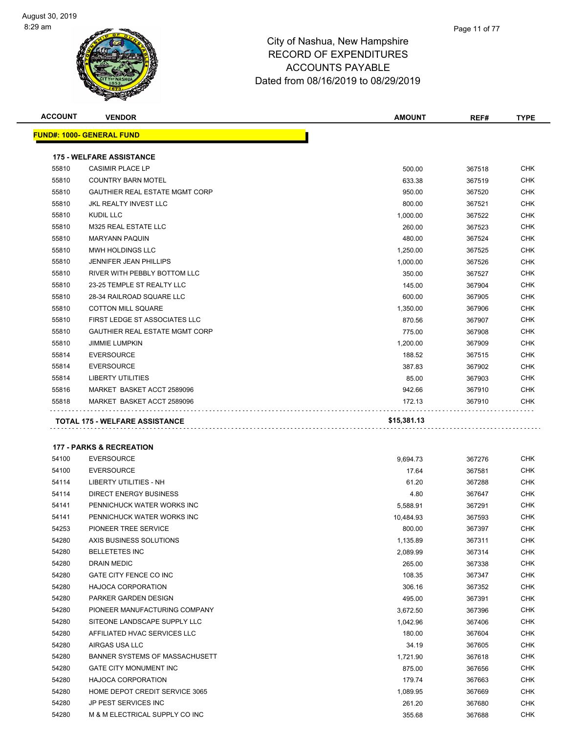# City of Nashua, New Hampshire
# RECORD OF EXPENDITURES
# ACCOUNTS PAYABLE
# Dated from 08/16/2019 to 08/29/2019

| ACCOUNT | VENDOR | AMOUNT | REF# | TYPE |
|---|---|---|---|---|
| **FUND#: 1000- GENERAL FUND** | | | | |
| **175 - WELFARE ASSISTANCE** | | | | |
| 55810 | CASIMIR PLACE LP | 500.00 | 367518 | CHK |
| 55810 | COUNTRY BARN MOTEL | 633.38 | 367519 | CHK |
| 55810 | GAUTHIER REAL ESTATE MGMT CORP | 950.00 | 367520 | CHK |
| 55810 | JKL REALTY INVEST LLC | 800.00 | 367521 | CHK |
| 55810 | KUDIL LLC | 1,000.00 | 367522 | CHK |
| 55810 | M325 REAL ESTATE LLC | 260.00 | 367523 | CHK |
| 55810 | MARYANN PAQUIN | 480.00 | 367524 | CHK |
| 55810 | MWH HOLDINGS LLC | 1,250.00 | 367525 | CHK |
| 55810 | JENNIFER JEAN PHILLIPS | 1,000.00 | 367526 | CHK |
| 55810 | RIVER WITH PEBBLY BOTTOM LLC | 350.00 | 367527 | CHK |
| 55810 | 23-25 TEMPLE ST REALTY LLC | 145.00 | 367904 | CHK |
| 55810 | 28-34 RAILROAD SQUARE LLC | 600.00 | 367905 | CHK |
| 55810 | COTTON MILL SQUARE | 1,350.00 | 367906 | CHK |
| 55810 | FIRST LEDGE ST ASSOCIATES LLC | 870.56 | 367907 | CHK |
| 55810 | GAUTHIER REAL ESTATE MGMT CORP | 775.00 | 367908 | CHK |
| 55810 | JIMMIE LUMPKIN | 1,200.00 | 367909 | CHK |
| 55814 | EVERSOURCE | 188.52 | 367515 | CHK |
| 55814 | EVERSOURCE | 387.83 | 367902 | CHK |
| 55814 | LIBERTY UTILITIES | 85.00 | 367903 | CHK |
| 55816 | MARKET BASKET ACCT 2589096 | 942.66 | 367910 | CHK |
| 55818 | MARKET BASKET ACCT 2589096 | 172.13 | 367910 | CHK |
| **TOTAL 175 - WELFARE ASSISTANCE** | | **$15,381.13** | | |
| **177 - PARKS & RECREATION** | | | | |
| 54100 | EVERSOURCE | 9,694.73 | 367276 | CHK |
| 54100 | EVERSOURCE | 17.64 | 367581 | CHK |
| 54114 | LIBERTY UTILITIES - NH | 61.20 | 367288 | CHK |
| 54114 | DIRECT ENERGY BUSINESS | 4.80 | 367647 | CHK |
| 54141 | PENNICHUCK WATER WORKS INC | 5,588.91 | 367291 | CHK |
| 54141 | PENNICHUCK WATER WORKS INC | 10,484.93 | 367593 | CHK |
| 54253 | PIONEER TREE SERVICE | 800.00 | 367397 | CHK |
| 54280 | AXIS BUSINESS SOLUTIONS | 1,135.89 | 367311 | CHK |
| 54280 | BELLETETES INC | 2,089.99 | 367314 | CHK |
| 54280 | DRAIN MEDIC | 265.00 | 367338 | CHK |
| 54280 | GATE CITY FENCE CO INC | 108.35 | 367347 | CHK |
| 54280 | HAJOCA CORPORATION | 306.16 | 367352 | CHK |
| 54280 | PARKER GARDEN DESIGN | 495.00 | 367391 | CHK |
| 54280 | PIONEER MANUFACTURING COMPANY | 3,672.50 | 367396 | CHK |
| 54280 | SITEONE LANDSCAPE SUPPLY LLC | 1,042.96 | 367406 | CHK |
| 54280 | AFFILIATED HVAC SERVICES LLC | 180.00 | 367604 | CHK |
| 54280 | AIRGAS USA LLC | 34.19 | 367605 | CHK |
| 54280 | BANNER SYSTEMS OF MASSACHUSETT | 1,721.90 | 367618 | CHK |
| 54280 | GATE CITY MONUMENT INC | 875.00 | 367656 | CHK |
| 54280 | HAJOCA CORPORATION | 179.74 | 367663 | CHK |
| 54280 | HOME DEPOT CREDIT SERVICE 3065 | 1,089.95 | 367669 | CHK |
| 54280 | JP PEST SERVICES INC | 261.20 | 367680 | CHK |
| 54280 | M & M ELECTRICAL SUPPLY CO INC | 355.68 | 367688 | CHK |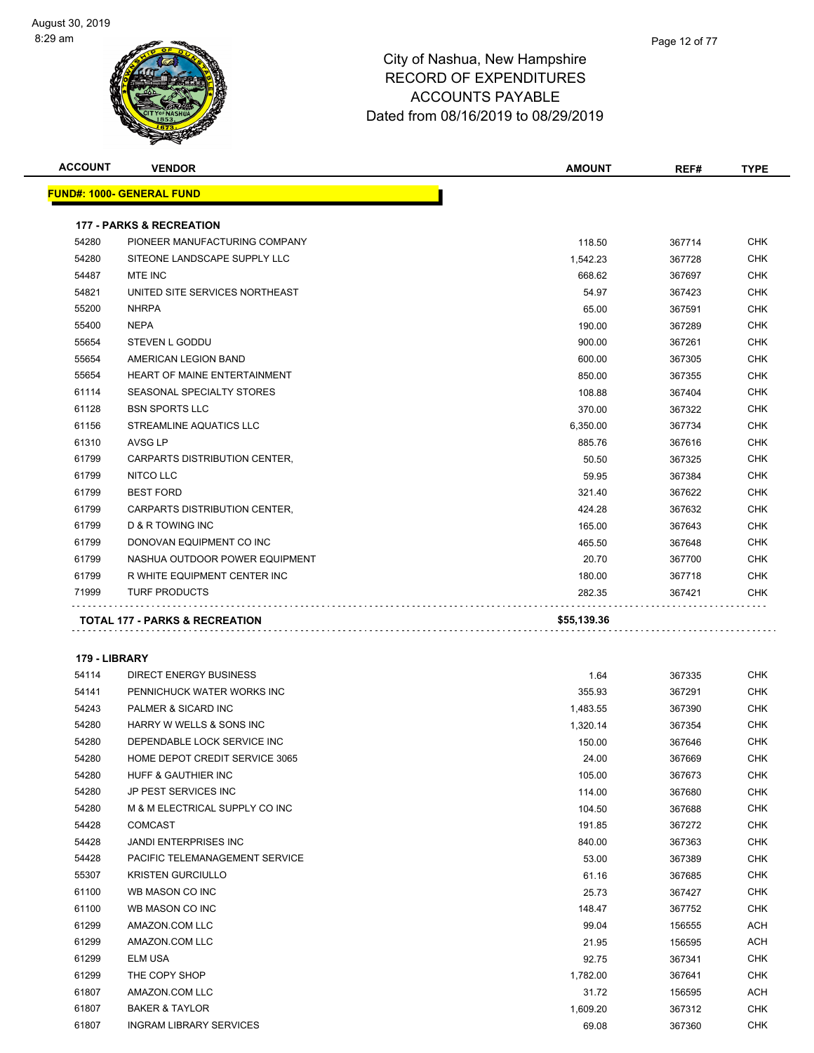# City of Nashua, New Hampshire
# RECORD OF EXPENDITURES
# ACCOUNTS PAYABLE
# Dated from 08/16/2019 to 08/29/2019

| ACCOUNT | VENDOR | AMOUNT | REF# | TYPE |
|---|---|---|---|---|
| **FUND#: 1000- GENERAL FUND** | | | | |
| **177 - PARKS & RECREATION** | | | | |
| 54280 | PIONEER MANUFACTURING COMPANY | 118.50 | 367714 | CHK |
| 54280 | SITEONE LANDSCAPE SUPPLY LLC | 1,542.23 | 367728 | CHK |
| 54487 | MTE INC | 668.62 | 367697 | CHK |
| 54821 | UNITED SITE SERVICES NORTHEAST | 54.97 | 367423 | CHK |
| 55200 | NHRPA | 65.00 | 367591 | CHK |
| 55400 | NEPA | 190.00 | 367289 | CHK |
| 55654 | STEVEN L GODDU | 900.00 | 367261 | CHK |
| 55654 | AMERICAN LEGION BAND | 600.00 | 367305 | CHK |
| 55654 | HEART OF MAINE ENTERTAINMENT | 850.00 | 367355 | CHK |
| 61114 | SEASONAL SPECIALTY STORES | 108.88 | 367404 | CHK |
| 61128 | BSN SPORTS LLC | 370.00 | 367322 | CHK |
| 61156 | STREAMLINE AQUATICS LLC | 6,350.00 | 367734 | CHK |
| 61310 | AVSG LP | 885.76 | 367616 | CHK |
| 61799 | CARPARTS DISTRIBUTION CENTER, | 50.50 | 367325 | CHK |
| 61799 | NITCO LLC | 59.95 | 367384 | CHK |
| 61799 | BEST FORD | 321.40 | 367622 | CHK |
| 61799 | CARPARTS DISTRIBUTION CENTER, | 424.28 | 367632 | CHK |
| 61799 | D & R TOWING INC | 165.00 | 367643 | CHK |
| 61799 | DONOVAN EQUIPMENT CO INC | 465.50 | 367648 | CHK |
| 61799 | NASHUA OUTDOOR POWER EQUIPMENT | 20.70 | 367700 | CHK |
| 61799 | R WHITE EQUIPMENT CENTER INC | 180.00 | 367718 | CHK |
| 71999 | TURF PRODUCTS | 282.35 | 367421 | CHK |
| **TOTAL 177 - PARKS & RECREATION** | | **$55,139.36** | | |
| **179 - LIBRARY** | | | | |
| 54114 | DIRECT ENERGY BUSINESS | 1.64 | 367335 | CHK |
| 54141 | PENNICHUCK WATER WORKS INC | 355.93 | 367291 | CHK |
| 54243 | PALMER & SICARD INC | 1,483.55 | 367390 | CHK |
| 54280 | HARRY W WELLS & SONS INC | 1,320.14 | 367354 | CHK |
| 54280 | DEPENDABLE LOCK SERVICE INC | 150.00 | 367646 | CHK |
| 54280 | HOME DEPOT CREDIT SERVICE 3065 | 24.00 | 367669 | CHK |
| 54280 | HUFF & GAUTHIER INC | 105.00 | 367673 | CHK |
| 54280 | JP PEST SERVICES INC | 114.00 | 367680 | CHK |
| 54280 | M & M ELECTRICAL SUPPLY CO INC | 104.50 | 367688 | CHK |
| 54428 | COMCAST | 191.85 | 367272 | CHK |
| 54428 | JANDI ENTERPRISES INC | 840.00 | 367363 | CHK |
| 54428 | PACIFIC TELEMANAGEMENT SERVICE | 53.00 | 367389 | CHK |
| 55307 | KRISTEN GURCIULLO | 61.16 | 367685 | CHK |
| 61100 | WB MASON CO INC | 25.73 | 367427 | CHK |
| 61100 | WB MASON CO INC | 148.47 | 367752 | CHK |
| 61299 | AMAZON.COM LLC | 99.04 | 156555 | ACH |
| 61299 | AMAZON.COM LLC | 21.95 | 156595 | ACH |
| 61299 | ELM USA | 92.75 | 367341 | CHK |
| 61299 | THE COPY SHOP | 1,782.00 | 367641 | CHK |
| 61807 | AMAZON.COM LLC | 31.72 | 156595 | ACH |
| 61807 | BAKER & TAYLOR | 1,609.20 | 367312 | CHK |
| 61807 | INGRAM LIBRARY SERVICES | 69.08 | 367360 | CHK |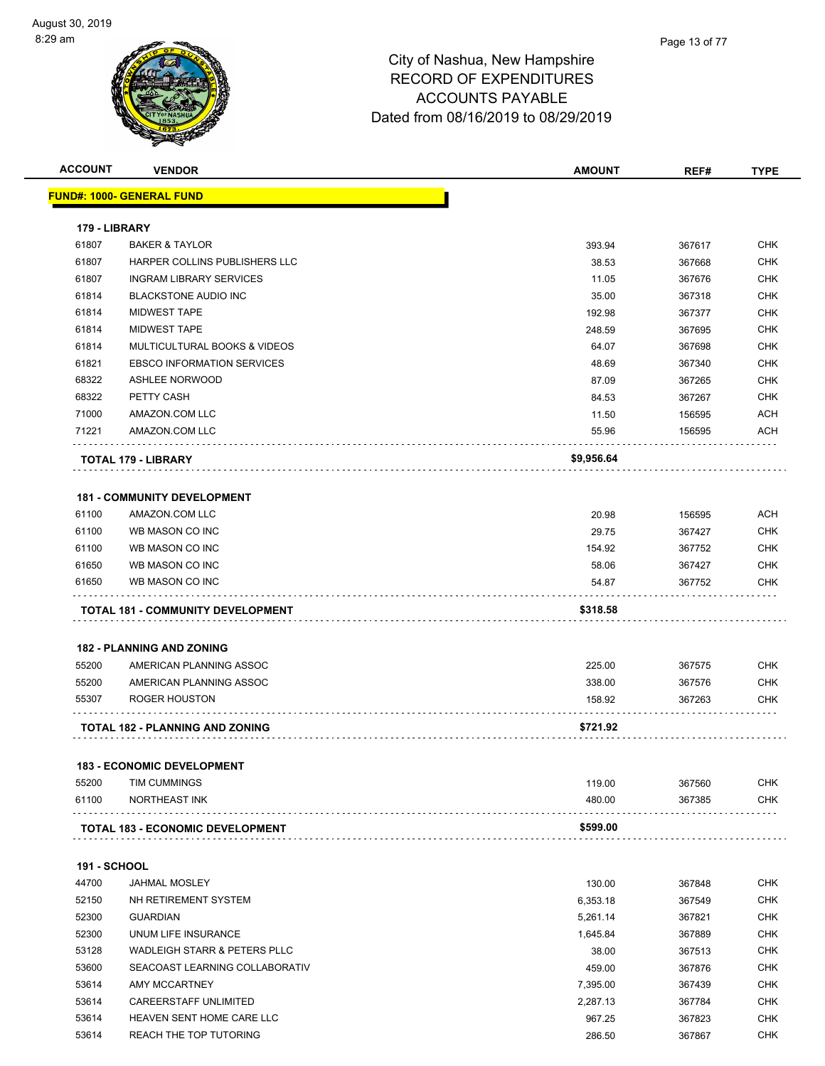City of Nashua, New Hampshire
RECORD OF EXPENDITURES
ACCOUNTS PAYABLE
Dated from 08/16/2019 to 08/29/2019

| ACCOUNT | VENDOR | AMOUNT | REF# | TYPE |
|---|---|---|---|---|
| **FUND#: 1000- GENERAL FUND** | | | | |
| **179 - LIBRARY** | | | | |
| 61807 | BAKER & TAYLOR | 393.94 | 367617 | CHK |
| 61807 | HARPER COLLINS PUBLISHERS LLC | 38.53 | 367668 | CHK |
| 61807 | INGRAM LIBRARY SERVICES | 11.05 | 367676 | CHK |
| 61814 | BLACKSTONE AUDIO INC | 35.00 | 367318 | CHK |
| 61814 | MIDWEST TAPE | 192.98 | 367377 | CHK |
| 61814 | MIDWEST TAPE | 248.59 | 367695 | CHK |
| 61814 | MULTICULTURAL BOOKS & VIDEOS | 64.07 | 367698 | CHK |
| 61821 | EBSCO INFORMATION SERVICES | 48.69 | 367340 | CHK |
| 68322 | ASHLEE NORWOOD | 87.09 | 367265 | CHK |
| 68322 | PETTY CASH | 84.53 | 367267 | CHK |
| 71000 | AMAZON.COM LLC | 11.50 | 156595 | ACH |
| 71221 | AMAZON.COM LLC | 55.96 | 156595 | ACH |
| **TOTAL 179 - LIBRARY** | | **$9,956.64** | | |
| **181 - COMMUNITY DEVELOPMENT** | | | | |
| 61100 | AMAZON.COM LLC | 20.98 | 156595 | ACH |
| 61100 | WB MASON CO INC | 29.75 | 367427 | CHK |
| 61100 | WB MASON CO INC | 154.92 | 367752 | CHK |
| 61650 | WB MASON CO INC | 58.06 | 367427 | CHK |
| 61650 | WB MASON CO INC | 54.87 | 367752 | CHK |
| **TOTAL 181 - COMMUNITY DEVELOPMENT** | | **$318.58** | | |
| **182 - PLANNING AND ZONING** | | | | |
| 55200 | AMERICAN PLANNING ASSOC | 225.00 | 367575 | CHK |
| 55200 | AMERICAN PLANNING ASSOC | 338.00 | 367576 | CHK |
| 55307 | ROGER HOUSTON | 158.92 | 367263 | CHK |
| **TOTAL 182 - PLANNING AND ZONING** | | **$721.92** | | |
| **183 - ECONOMIC DEVELOPMENT** | | | | |
| 55200 | TIM CUMMINGS | 119.00 | 367560 | CHK |
| 61100 | NORTHEAST INK | 480.00 | 367385 | CHK |
| **TOTAL 183 - ECONOMIC DEVELOPMENT** | | **$599.00** | | |
| **191 - SCHOOL** | | | | |
| 44700 | JAHMAL MOSLEY | 130.00 | 367848 | CHK |
| 52150 | NH RETIREMENT SYSTEM | 6,353.18 | 367549 | CHK |
| 52300 | GUARDIAN | 5,261.14 | 367821 | CHK |
| 52300 | UNUM LIFE INSURANCE | 1,645.84 | 367889 | CHK |
| 53128 | WADLEIGH STARR & PETERS PLLC | 38.00 | 367513 | CHK |
| 53600 | SEACOAST LEARNING COLLABORATIV | 459.00 | 367876 | CHK |
| 53614 | AMY MCCARTNEY | 7,395.00 | 367439 | CHK |
| 53614 | CAREERSTAFF UNLIMITED | 2,287.13 | 367784 | CHK |
| 53614 | HEAVEN SENT HOME CARE LLC | 967.25 | 367823 | CHK |
| 53614 | REACH THE TOP TUTORING | 286.50 | 367867 | CHK |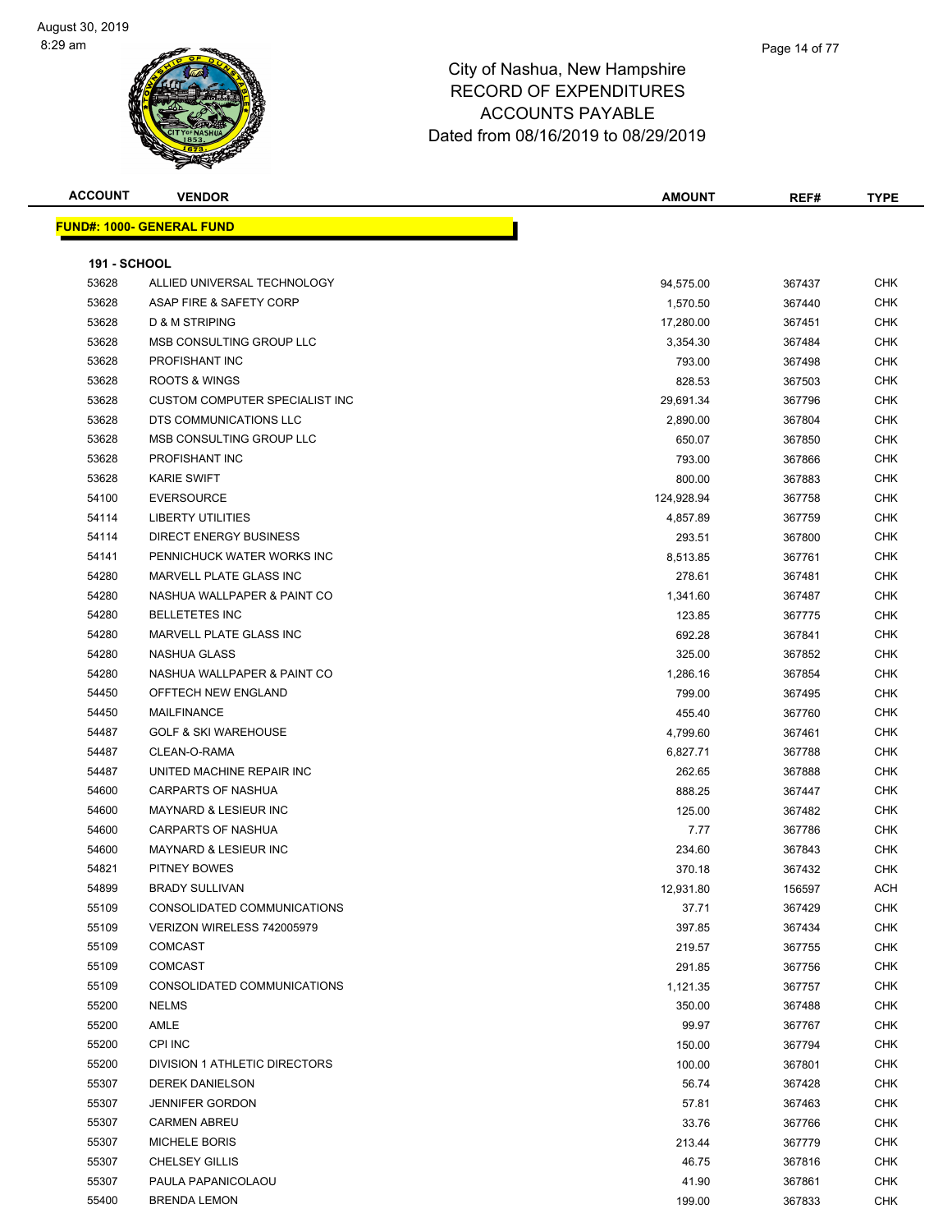# City of Nashua, New Hampshire
# RECORD OF EXPENDITURES
# ACCOUNTS PAYABLE
# Dated from 08/16/2019 to 08/29/2019

August 30, 2019
8:29 am

## FUND#: 1000- GENERAL FUND

### 191 - SCHOOL

| ACCOUNT | VENDOR | AMOUNT | REF# | TYPE |
|---|---|---|---|---|
| 53628 | ALLIED UNIVERSAL TECHNOLOGY | 94,575.00 | 367437 | CHK |
| 53628 | ASAP FIRE & SAFETY CORP | 1,570.50 | 367440 | CHK |
| 53628 | D & M STRIPING | 17,280.00 | 367451 | CHK |
| 53628 | MSB CONSULTING GROUP LLC | 3,354.30 | 367484 | CHK |
| 53628 | PROFISHANT INC | 793.00 | 367498 | CHK |
| 53628 | ROOTS & WINGS | 828.53 | 367503 | CHK |
| 53628 | CUSTOM COMPUTER SPECIALIST INC | 29,691.34 | 367796 | CHK |
| 53628 | DTS COMMUNICATIONS LLC | 2,890.00 | 367804 | CHK |
| 53628 | MSB CONSULTING GROUP LLC | 650.07 | 367850 | CHK |
| 53628 | PROFISHANT INC | 793.00 | 367866 | CHK |
| 53628 | KARIE SWIFT | 800.00 | 367883 | CHK |
| 54100 | EVERSOURCE | 124,928.94 | 367758 | CHK |
| 54114 | LIBERTY UTILITIES | 4,857.89 | 367759 | CHK |
| 54114 | DIRECT ENERGY BUSINESS | 293.51 | 367800 | CHK |
| 54141 | PENNICHUCK WATER WORKS INC | 8,513.85 | 367761 | CHK |
| 54280 | MARVELL PLATE GLASS INC | 278.61 | 367481 | CHK |
| 54280 | NASHUA WALLPAPER & PAINT CO | 1,341.60 | 367487 | CHK |
| 54280 | BELLETETES INC | 123.85 | 367775 | CHK |
| 54280 | MARVELL PLATE GLASS INC | 692.28 | 367841 | CHK |
| 54280 | NASHUA GLASS | 325.00 | 367852 | CHK |
| 54280 | NASHUA WALLPAPER & PAINT CO | 1,286.16 | 367854 | CHK |
| 54450 | OFFTECH NEW ENGLAND | 799.00 | 367495 | CHK |
| 54450 | MAILFINANCE | 455.40 | 367760 | CHK |
| 54487 | GOLF & SKI WAREHOUSE | 4,799.60 | 367461 | CHK |
| 54487 | CLEAN-O-RAMA | 6,827.71 | 367788 | CHK |
| 54487 | UNITED MACHINE REPAIR INC | 262.65 | 367888 | CHK |
| 54600 | CARPARTS OF NASHUA | 888.25 | 367447 | CHK |
| 54600 | MAYNARD & LESIEUR INC | 125.00 | 367482 | CHK |
| 54600 | CARPARTS OF NASHUA | 7.77 | 367786 | CHK |
| 54600 | MAYNARD & LESIEUR INC | 234.60 | 367843 | CHK |
| 54821 | PITNEY BOWES | 370.18 | 367432 | CHK |
| 54899 | BRADY SULLIVAN | 12,931.80 | 156597 | ACH |
| 55109 | CONSOLIDATED COMMUNICATIONS | 37.71 | 367429 | CHK |
| 55109 | VERIZON WIRELESS 742005979 | 397.85 | 367434 | CHK |
| 55109 | COMCAST | 219.57 | 367755 | CHK |
| 55109 | COMCAST | 291.85 | 367756 | CHK |
| 55109 | CONSOLIDATED COMMUNICATIONS | 1,121.35 | 367757 | CHK |
| 55200 | NELMS | 350.00 | 367488 | CHK |
| 55200 | AMLE | 99.97 | 367767 | CHK |
| 55200 | CPI INC | 150.00 | 367794 | CHK |
| 55200 | DIVISION 1 ATHLETIC DIRECTORS | 100.00 | 367801 | CHK |
| 55307 | DEREK DANIELSON | 56.74 | 367428 | CHK |
| 55307 | JENNIFER GORDON | 57.81 | 367463 | CHK |
| 55307 | CARMEN ABREU | 33.76 | 367766 | CHK |
| 55307 | MICHELE BORIS | 213.44 | 367779 | CHK |
| 55307 | CHELSEY GILLIS | 46.75 | 367816 | CHK |
| 55307 | PAULA PAPANICOLAOU | 41.90 | 367861 | CHK |
| 55400 | BRENDA LEMON | 199.00 | 367833 | CHK |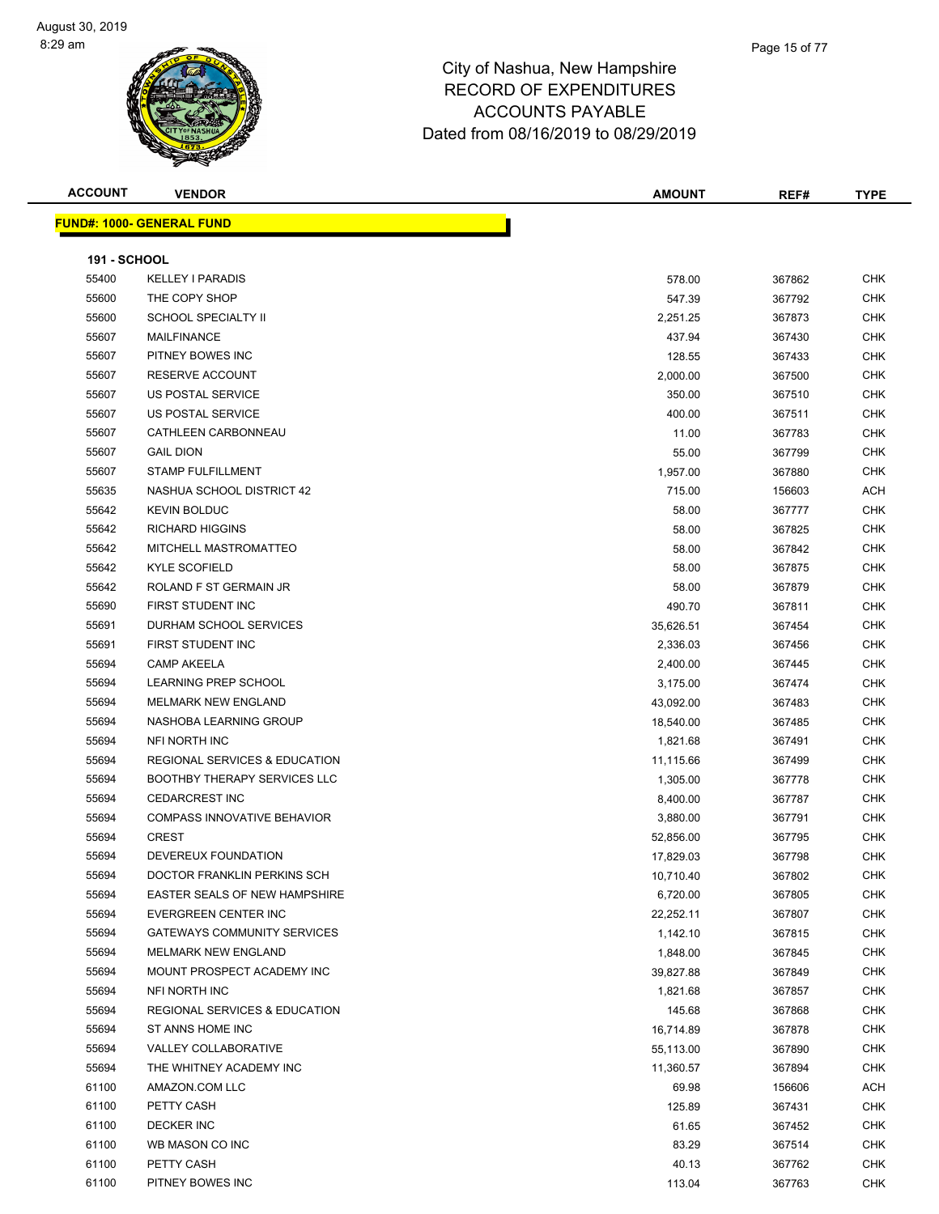# City of Nashua, New Hampshire
## RECORD OF EXPENDITURES
## ACCOUNTS PAYABLE
## Dated from 08/16/2019 to 08/29/2019

**FUND#: 1000- GENERAL FUND**

**191 - SCHOOL**

| ACCOUNT | VENDOR | AMOUNT | REF# | TYPE |
|---|---|---|---|---|
| 55400 | KELLEY I PARADIS | 578.00 | 367862 | CHK |
| 55600 | THE COPY SHOP | 547.39 | 367792 | CHK |
| 55600 | SCHOOL SPECIALTY II | 2,251.25 | 367873 | CHK |
| 55607 | MAILFINANCE | 437.94 | 367430 | CHK |
| 55607 | PITNEY BOWES INC | 128.55 | 367433 | CHK |
| 55607 | RESERVE ACCOUNT | 2,000.00 | 367500 | CHK |
| 55607 | US POSTAL SERVICE | 350.00 | 367510 | CHK |
| 55607 | US POSTAL SERVICE | 400.00 | 367511 | CHK |
| 55607 | CATHLEEN CARBONNEAU | 11.00 | 367783 | CHK |
| 55607 | GAIL DION | 55.00 | 367799 | CHK |
| 55607 | STAMP FULFILLMENT | 1,957.00 | 367880 | CHK |
| 55635 | NASHUA SCHOOL DISTRICT 42 | 715.00 | 156603 | ACH |
| 55642 | KEVIN BOLDUC | 58.00 | 367777 | CHK |
| 55642 | RICHARD HIGGINS | 58.00 | 367825 | CHK |
| 55642 | MITCHELL MASTROMATTEO | 58.00 | 367842 | CHK |
| 55642 | KYLE SCOFIELD | 58.00 | 367875 | CHK |
| 55642 | ROLAND F ST GERMAIN JR | 58.00 | 367879 | CHK |
| 55690 | FIRST STUDENT INC | 490.70 | 367811 | CHK |
| 55691 | DURHAM SCHOOL SERVICES | 35,626.51 | 367454 | CHK |
| 55691 | FIRST STUDENT INC | 2,336.03 | 367456 | CHK |
| 55694 | CAMP AKEELA | 2,400.00 | 367445 | CHK |
| 55694 | LEARNING PREP SCHOOL | 3,175.00 | 367474 | CHK |
| 55694 | MELMARK NEW ENGLAND | 43,092.00 | 367483 | CHK |
| 55694 | NASHOBA LEARNING GROUP | 18,540.00 | 367485 | CHK |
| 55694 | NFI NORTH INC | 1,821.68 | 367491 | CHK |
| 55694 | REGIONAL SERVICES & EDUCATION | 11,115.66 | 367499 | CHK |
| 55694 | BOOTHBY THERAPY SERVICES LLC | 1,305.00 | 367778 | CHK |
| 55694 | CEDARCREST INC | 8,400.00 | 367787 | CHK |
| 55694 | COMPASS INNOVATIVE BEHAVIOR | 3,880.00 | 367791 | CHK |
| 55694 | CREST | 52,856.00 | 367795 | CHK |
| 55694 | DEVEREUX FOUNDATION | 17,829.03 | 367798 | CHK |
| 55694 | DOCTOR FRANKLIN PERKINS SCH | 10,710.40 | 367802 | CHK |
| 55694 | EASTER SEALS OF NEW HAMPSHIRE | 6,720.00 | 367805 | CHK |
| 55694 | EVERGREEN CENTER INC | 22,252.11 | 367807 | CHK |
| 55694 | GATEWAYS COMMUNITY SERVICES | 1,142.10 | 367815 | CHK |
| 55694 | MELMARK NEW ENGLAND | 1,848.00 | 367845 | CHK |
| 55694 | MOUNT PROSPECT ACADEMY INC | 39,827.88 | 367849 | CHK |
| 55694 | NFI NORTH INC | 1,821.68 | 367857 | CHK |
| 55694 | REGIONAL SERVICES & EDUCATION | 145.68 | 367868 | CHK |
| 55694 | ST ANNS HOME INC | 16,714.89 | 367878 | CHK |
| 55694 | VALLEY COLLABORATIVE | 55,113.00 | 367890 | CHK |
| 55694 | THE WHITNEY ACADEMY INC | 11,360.57 | 367894 | CHK |
| 61100 | AMAZON.COM LLC | 69.98 | 156606 | ACH |
| 61100 | PETTY CASH | 125.89 | 367431 | CHK |
| 61100 | DECKER INC | 61.65 | 367452 | CHK |
| 61100 | WB MASON CO INC | 83.29 | 367514 | CHK |
| 61100 | PETTY CASH | 40.13 | 367762 | CHK |
| 61100 | PITNEY BOWES INC | 113.04 | 367763 | CHK |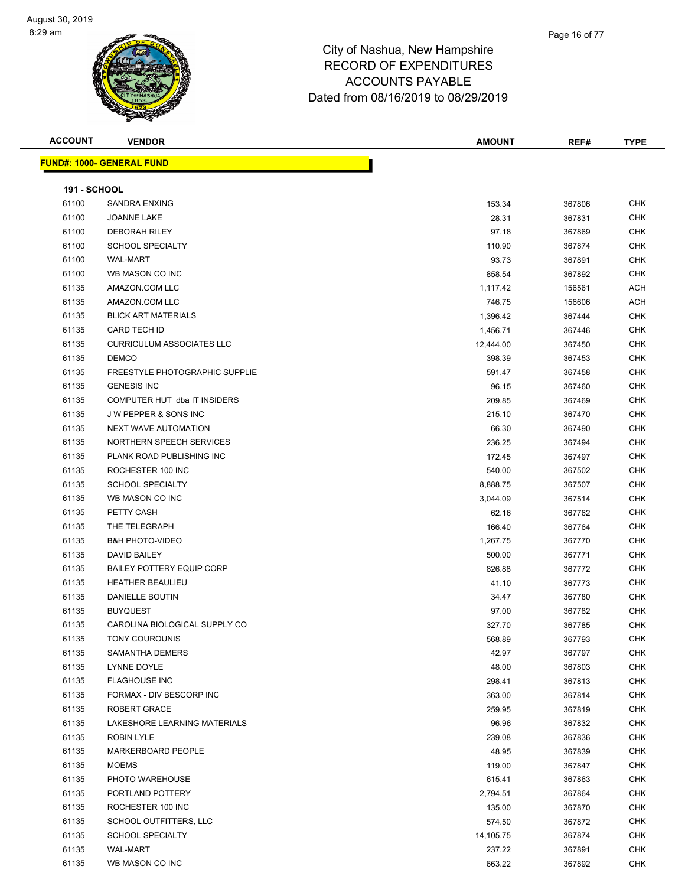# City of Nashua, New Hampshire
## RECORD OF EXPENDITURES
## ACCOUNTS PAYABLE
## Dated from 08/16/2019 to 08/29/2019

| ACCOUNT | VENDOR | AMOUNT | REF# | TYPE |
|---|---|---|---|---|
| **FUND#: 1000- GENERAL FUND** | | | | |
| **191 - SCHOOL** | | | | |
| 61100 | SANDRA ENXING | 153.34 | 367806 | CHK |
| 61100 | JOANNE LAKE | 28.31 | 367831 | CHK |
| 61100 | DEBORAH RILEY | 97.18 | 367869 | CHK |
| 61100 | SCHOOL SPECIALTY | 110.90 | 367874 | CHK |
| 61100 | WAL-MART | 93.73 | 367891 | CHK |
| 61100 | WB MASON CO INC | 858.54 | 367892 | CHK |
| 61135 | AMAZON.COM LLC | 1,117.42 | 156561 | ACH |
| 61135 | AMAZON.COM LLC | 746.75 | 156606 | ACH |
| 61135 | BLICK ART MATERIALS | 1,396.42 | 367444 | CHK |
| 61135 | CARD TECH ID | 1,456.71 | 367446 | CHK |
| 61135 | CURRICULUM ASSOCIATES LLC | 12,444.00 | 367450 | CHK |
| 61135 | DEMCO | 398.39 | 367453 | CHK |
| 61135 | FREESTYLE PHOTOGRAPHIC SUPPLIE | 591.47 | 367458 | CHK |
| 61135 | GENESIS INC | 96.15 | 367460 | CHK |
| 61135 | COMPUTER HUT dba IT INSIDERS | 209.85 | 367469 | CHK |
| 61135 | J W PEPPER & SONS INC | 215.10 | 367470 | CHK |
| 61135 | NEXT WAVE AUTOMATION | 66.30 | 367490 | CHK |
| 61135 | NORTHERN SPEECH SERVICES | 236.25 | 367494 | CHK |
| 61135 | PLANK ROAD PUBLISHING INC | 172.45 | 367497 | CHK |
| 61135 | ROCHESTER 100 INC | 540.00 | 367502 | CHK |
| 61135 | SCHOOL SPECIALTY | 8,888.75 | 367507 | CHK |
| 61135 | WB MASON CO INC | 3,044.09 | 367514 | CHK |
| 61135 | PETTY CASH | 62.16 | 367762 | CHK |
| 61135 | THE TELEGRAPH | 166.40 | 367764 | CHK |
| 61135 | B&H PHOTO-VIDEO | 1,267.75 | 367770 | CHK |
| 61135 | DAVID BAILEY | 500.00 | 367771 | CHK |
| 61135 | BAILEY POTTERY EQUIP CORP | 826.88 | 367772 | CHK |
| 61135 | HEATHER BEAULIEU | 41.10 | 367773 | CHK |
| 61135 | DANIELLE BOUTIN | 34.47 | 367780 | CHK |
| 61135 | BUYQUEST | 97.00 | 367782 | CHK |
| 61135 | CAROLINA BIOLOGICAL SUPPLY CO | 327.70 | 367785 | CHK |
| 61135 | TONY COUROUNIS | 568.89 | 367793 | CHK |
| 61135 | SAMANTHA DEMERS | 42.97 | 367797 | CHK |
| 61135 | LYNNE DOYLE | 48.00 | 367803 | CHK |
| 61135 | FLAGHOUSE INC | 298.41 | 367813 | CHK |
| 61135 | FORMAX - DIV BESCORP INC | 363.00 | 367814 | CHK |
| 61135 | ROBERT GRACE | 259.95 | 367819 | CHK |
| 61135 | LAKESHORE LEARNING MATERIALS | 96.96 | 367832 | CHK |
| 61135 | ROBIN LYLE | 239.08 | 367836 | CHK |
| 61135 | MARKERBOARD PEOPLE | 48.95 | 367839 | CHK |
| 61135 | MOEMS | 119.00 | 367847 | CHK |
| 61135 | PHOTO WAREHOUSE | 615.41 | 367863 | CHK |
| 61135 | PORTLAND POTTERY | 2,794.51 | 367864 | CHK |
| 61135 | ROCHESTER 100 INC | 135.00 | 367870 | CHK |
| 61135 | SCHOOL OUTFITTERS, LLC | 574.50 | 367872 | CHK |
| 61135 | SCHOOL SPECIALTY | 14,105.75 | 367874 | CHK |
| 61135 | WAL-MART | 237.22 | 367891 | CHK |
| 61135 | WB MASON CO INC | 663.22 | 367892 | CHK |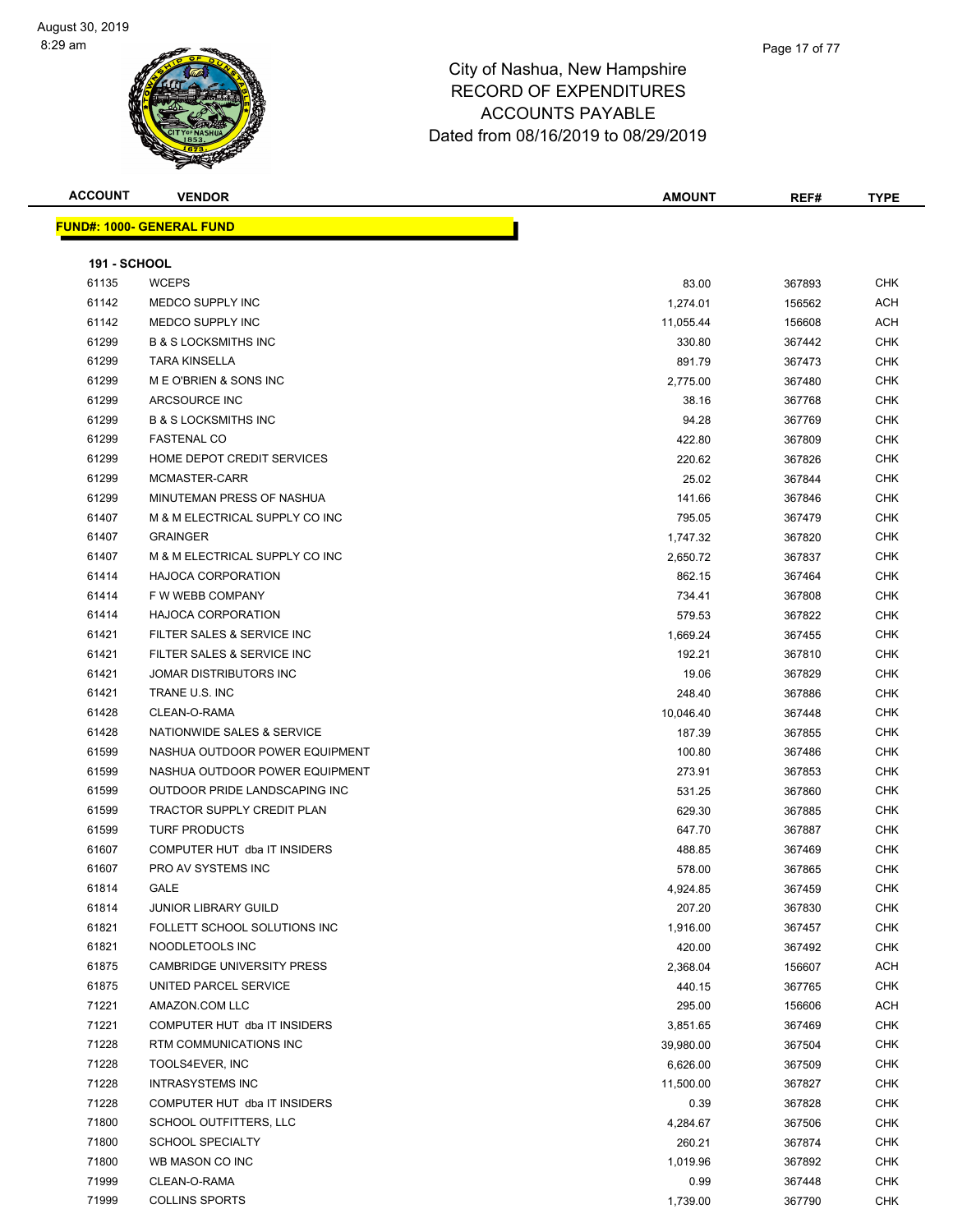August 30, 2019
8:29 am

# City of Nashua, New Hampshire
## RECORD OF EXPENDITURES
## ACCOUNTS PAYABLE
## Dated from 08/16/2019 to 08/29/2019

| ACCOUNT | VENDOR | AMOUNT | REF# | TYPE |
|---|---|---|---|---|
| **FUND#: 1000- GENERAL FUND** | | | | |
| **191 - SCHOOL** | | | | |
| 61135 | WCEPS | 83.00 | 367893 | CHK |
| 61142 | MEDCO SUPPLY INC | 1,274.01 | 156562 | ACH |
| 61142 | MEDCO SUPPLY INC | 11,055.44 | 156608 | ACH |
| 61299 | B & S LOCKSMITHS INC | 330.80 | 367442 | CHK |
| 61299 | TARA KINSELLA | 891.79 | 367473 | CHK |
| 61299 | M E O'BRIEN & SONS INC | 2,775.00 | 367480 | CHK |
| 61299 | ARCSOURCE INC | 38.16 | 367768 | CHK |
| 61299 | B & S LOCKSMITHS INC | 94.28 | 367769 | CHK |
| 61299 | FASTENAL CO | 422.80 | 367809 | CHK |
| 61299 | HOME DEPOT CREDIT SERVICES | 220.62 | 367826 | CHK |
| 61299 | MCMASTER-CARR | 25.02 | 367844 | CHK |
| 61299 | MINUTEMAN PRESS OF NASHUA | 141.66 | 367846 | CHK |
| 61407 | M & M ELECTRICAL SUPPLY CO INC | 795.05 | 367479 | CHK |
| 61407 | GRAINGER | 1,747.32 | 367820 | CHK |
| 61407 | M & M ELECTRICAL SUPPLY CO INC | 2,650.72 | 367837 | CHK |
| 61414 | HAJOCA CORPORATION | 862.15 | 367464 | CHK |
| 61414 | F W WEBB COMPANY | 734.41 | 367808 | CHK |
| 61414 | HAJOCA CORPORATION | 579.53 | 367822 | CHK |
| 61421 | FILTER SALES & SERVICE INC | 1,669.24 | 367455 | CHK |
| 61421 | FILTER SALES & SERVICE INC | 192.21 | 367810 | CHK |
| 61421 | JOMAR DISTRIBUTORS INC | 19.06 | 367829 | CHK |
| 61421 | TRANE U.S. INC | 248.40 | 367886 | CHK |
| 61428 | CLEAN-O-RAMA | 10,046.40 | 367448 | CHK |
| 61428 | NATIONWIDE SALES & SERVICE | 187.39 | 367855 | CHK |
| 61599 | NASHUA OUTDOOR POWER EQUIPMENT | 100.80 | 367486 | CHK |
| 61599 | NASHUA OUTDOOR POWER EQUIPMENT | 273.91 | 367853 | CHK |
| 61599 | OUTDOOR PRIDE LANDSCAPING INC | 531.25 | 367860 | CHK |
| 61599 | TRACTOR SUPPLY CREDIT PLAN | 629.30 | 367885 | CHK |
| 61599 | TURF PRODUCTS | 647.70 | 367887 | CHK |
| 61607 | COMPUTER HUT dba IT INSIDERS | 488.85 | 367469 | CHK |
| 61607 | PRO AV SYSTEMS INC | 578.00 | 367865 | CHK |
| 61814 | GALE | 4,924.85 | 367459 | CHK |
| 61814 | JUNIOR LIBRARY GUILD | 207.20 | 367830 | CHK |
| 61821 | FOLLETT SCHOOL SOLUTIONS INC | 1,916.00 | 367457 | CHK |
| 61821 | NOODLETOOLS INC | 420.00 | 367492 | CHK |
| 61875 | CAMBRIDGE UNIVERSITY PRESS | 2,368.04 | 156607 | ACH |
| 61875 | UNITED PARCEL SERVICE | 440.15 | 367765 | CHK |
| 71221 | AMAZON.COM LLC | 295.00 | 156606 | ACH |
| 71221 | COMPUTER HUT dba IT INSIDERS | 3,851.65 | 367469 | CHK |
| 71228 | RTM COMMUNICATIONS INC | 39,980.00 | 367504 | CHK |
| 71228 | TOOLS4EVER, INC | 6,626.00 | 367509 | CHK |
| 71228 | INTRASYSTEMS INC | 11,500.00 | 367827 | CHK |
| 71228 | COMPUTER HUT dba IT INSIDERS | 0.39 | 367828 | CHK |
| 71800 | SCHOOL OUTFITTERS, LLC | 4,284.67 | 367506 | CHK |
| 71800 | SCHOOL SPECIALTY | 260.21 | 367874 | CHK |
| 71800 | WB MASON CO INC | 1,019.96 | 367892 | CHK |
| 71999 | CLEAN-O-RAMA | 0.99 | 367448 | CHK |
| 71999 | COLLINS SPORTS | 1,739.00 | 367790 | CHK |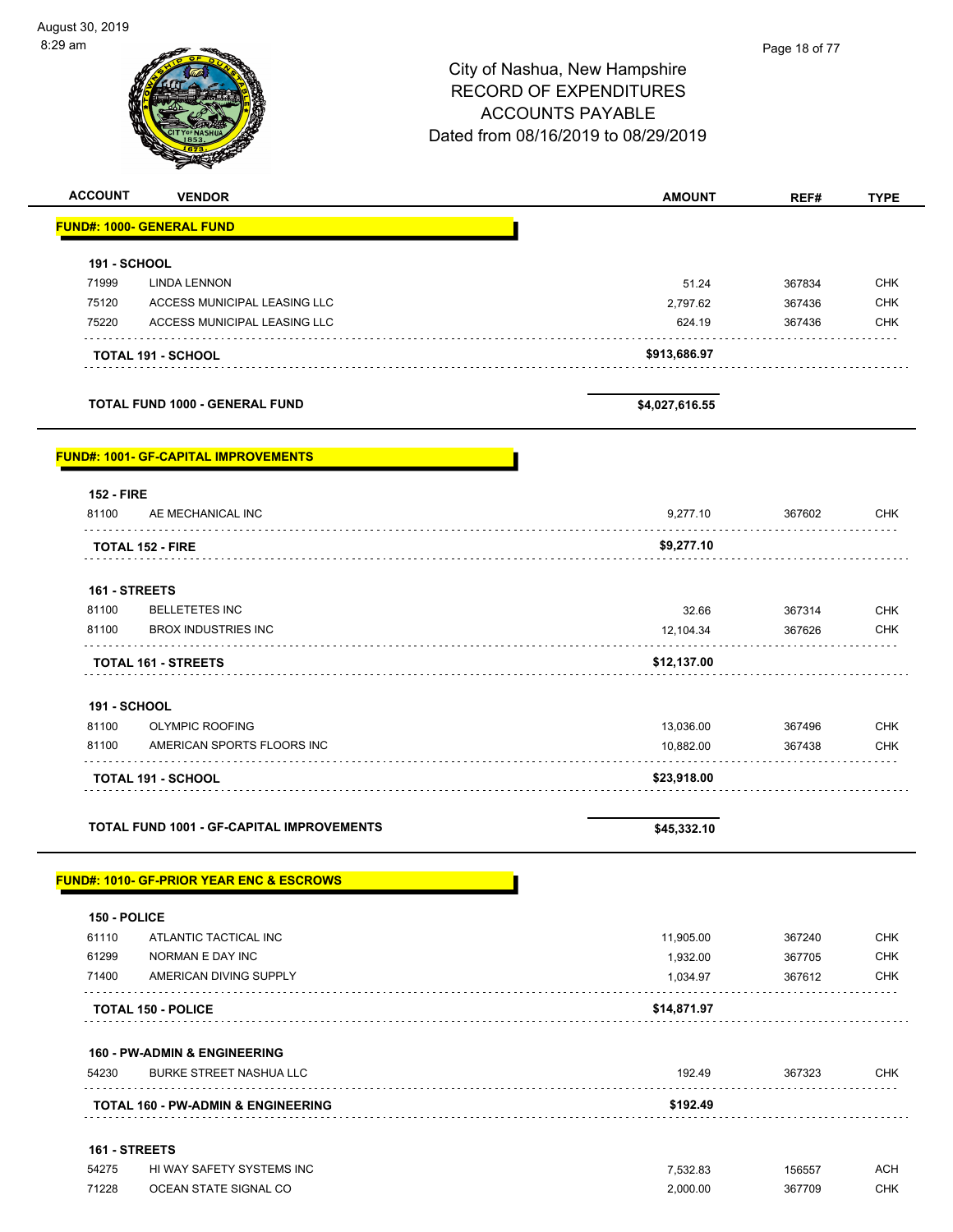City of Nashua, New Hampshire
RECORD OF EXPENDITURES
ACCOUNTS PAYABLE
Dated from 08/16/2019 to 08/29/2019

| ACCOUNT | VENDOR | AMOUNT | REF# | TYPE |
|---|---|---|---|---|
| **FUND#: 1000- GENERAL FUND** | | | | |
| **191 - SCHOOL** | | | | |
| 71999 | LINDA LENNON | 51.24 | 367834 | CHK |
| 75120 | ACCESS MUNICIPAL LEASING LLC | 2,797.62 | 367436 | CHK |
| 75220 | ACCESS MUNICIPAL LEASING LLC | 624.19 | 367436 | CHK |
| | **TOTAL 191 - SCHOOL** | **$913,686.97** | | |
| | **TOTAL FUND 1000 - GENERAL FUND** | **$4,027,616.55** | | |
| **FUND#: 1001- GF-CAPITAL IMPROVEMENTS** | | | | |
| **152 - FIRE** | | | | |
| 81100 | AE MECHANICAL INC | 9,277.10 | 367602 | CHK |
| | **TOTAL 152 - FIRE** | **$9,277.10** | | |
| **161 - STREETS** | | | | |
| 81100 | BELLETETES INC | 32.66 | 367314 | CHK |
| 81100 | BROX INDUSTRIES INC | 12,104.34 | 367626 | CHK |
| | **TOTAL 161 - STREETS** | **$12,137.00** | | |
| **191 - SCHOOL** | | | | |
| 81100 | OLYMPIC ROOFING | 13,036.00 | 367496 | CHK |
| 81100 | AMERICAN SPORTS FLOORS INC | 10,882.00 | 367438 | CHK |
| | **TOTAL 191 - SCHOOL** | **$23,918.00** | | |
| | **TOTAL FUND 1001 - GF-CAPITAL IMPROVEMENTS** | **$45,332.10** | | |
| **FUND#: 1010- GF-PRIOR YEAR ENC & ESCROWS** | | | | |
| **150 - POLICE** | | | | |
| 61110 | ATLANTIC TACTICAL INC | 11,905.00 | 367240 | CHK |
| 61299 | NORMAN E DAY INC | 1,932.00 | 367705 | CHK |
| 71400 | AMERICAN DIVING SUPPLY | 1,034.97 | 367612 | CHK |
| | **TOTAL 150 - POLICE** | **$14,871.97** | | |
| **160 - PW-ADMIN & ENGINEERING** | | | | |
| 54230 | BURKE STREET NASHUA LLC | 192.49 | 367323 | CHK |
| | **TOTAL 160 - PW-ADMIN & ENGINEERING** | **$192.49** | | |
| **161 - STREETS** | | | | |
| 54275 | HI WAY SAFETY SYSTEMS INC | 7,532.83 | 156557 | ACH |
| 71228 | OCEAN STATE SIGNAL CO | 2,000.00 | 367709 | CHK |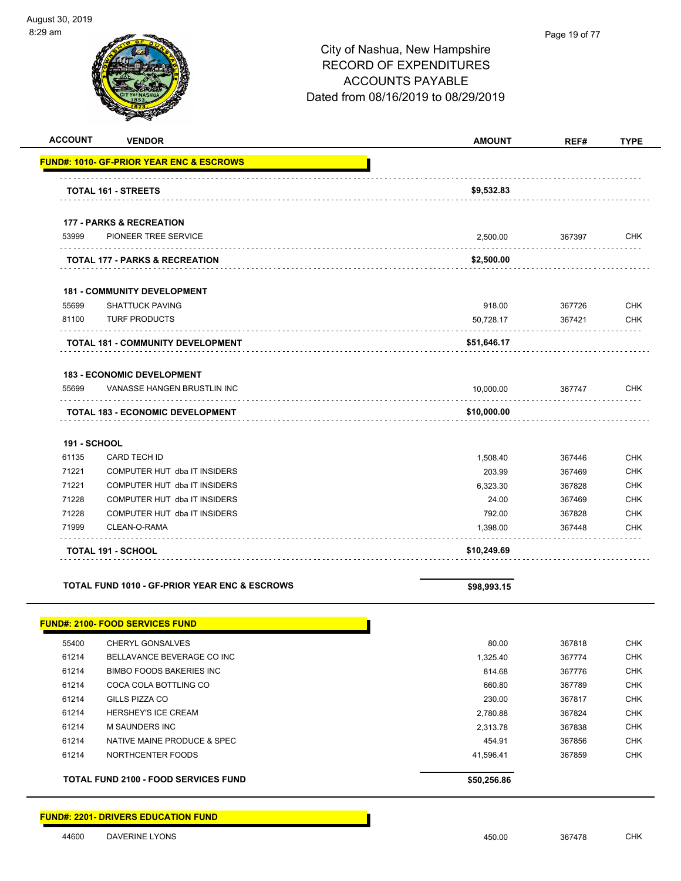City of Nashua, New Hampshire
RECORD OF EXPENDITURES
ACCOUNTS PAYABLE
Dated from 08/16/2019 to 08/29/2019

| ACCOUNT | VENDOR | AMOUNT | REF# | TYPE |
|---|---|---|---|---|
| **FUND#: 1010- GF-PRIOR YEAR ENC & ESCROWS** | | | | |
| | **TOTAL 161 - STREETS** | **$9,532.83** | | |
| **177 - PARKS & RECREATION** | | | | |
| 53999 | PIONEER TREE SERVICE | 2,500.00 | 367397 | CHK |
| | **TOTAL 177 - PARKS & RECREATION** | **$2,500.00** | | |
| **181 - COMMUNITY DEVELOPMENT** | | | | |
| 55699 | SHATTUCK PAVING | 918.00 | 367726 | CHK |
| 81100 | TURF PRODUCTS | 50,728.17 | 367421 | CHK |
| | **TOTAL 181 - COMMUNITY DEVELOPMENT** | **$51,646.17** | | |
| **183 - ECONOMIC DEVELOPMENT** | | | | |
| 55699 | VANASSE HANGEN BRUSTLIN INC | 10,000.00 | 367747 | CHK |
| | **TOTAL 183 - ECONOMIC DEVELOPMENT** | **$10,000.00** | | |
| **191 - SCHOOL** | | | | |
| 61135 | CARD TECH ID | 1,508.40 | 367446 | CHK |
| 71221 | COMPUTER HUT dba IT INSIDERS | 203.99 | 367469 | CHK |
| 71221 | COMPUTER HUT dba IT INSIDERS | 6,323.30 | 367828 | CHK |
| 71228 | COMPUTER HUT dba IT INSIDERS | 24.00 | 367469 | CHK |
| 71228 | COMPUTER HUT dba IT INSIDERS | 792.00 | 367828 | CHK |
| 71999 | CLEAN-O-RAMA | 1,398.00 | 367448 | CHK |
| | **TOTAL 191 - SCHOOL** | **$10,249.69** | | |
| | **TOTAL FUND 1010 - GF-PRIOR YEAR ENC & ESCROWS** | **$98,993.15** | | |
| **FUND#: 2100- FOOD SERVICES FUND** | | | | |
| 55400 | CHERYL GONSALVES | 80.00 | 367818 | CHK |
| 61214 | BELLAVANCE BEVERAGE CO INC | 1,325.40 | 367774 | CHK |
| 61214 | BIMBO FOODS BAKERIES INC | 814.68 | 367776 | CHK |
| 61214 | COCA COLA BOTTLING CO | 660.80 | 367789 | CHK |
| 61214 | GILLS PIZZA CO | 230.00 | 367817 | CHK |
| 61214 | HERSHEY'S ICE CREAM | 2,780.88 | 367824 | CHK |
| 61214 | M SAUNDERS INC | 2,313.78 | 367838 | CHK |
| 61214 | NATIVE MAINE PRODUCE & SPEC | 454.91 | 367856 | CHK |
| 61214 | NORTHCENTER FOODS | 41,596.41 | 367859 | CHK |
| | **TOTAL FUND 2100 - FOOD SERVICES FUND** | **$50,256.86** | | |
| **FUND#: 2201- DRIVERS EDUCATION FUND** | | | | |
| 44600 | DAVERINE LYONS | 450.00 | 367478 | CHK |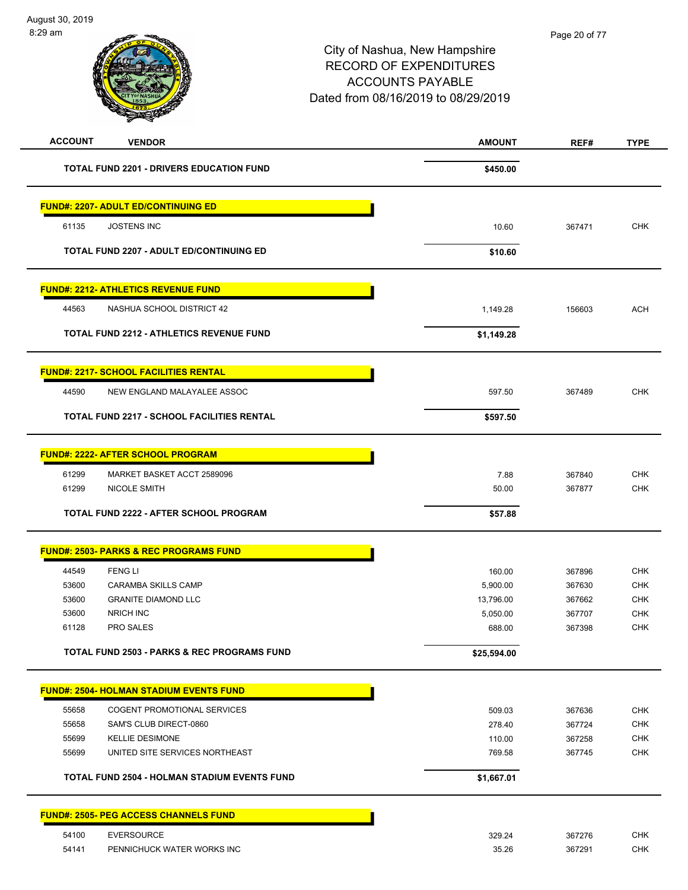City of Nashua, New Hampshire
RECORD OF EXPENDITURES
ACCOUNTS PAYABLE
Dated from 08/16/2019 to 08/29/2019

| ACCOUNT | VENDOR | AMOUNT | REF# | TYPE |
|---|---|---|---|---|
| | **TOTAL FUND 2201 - DRIVERS EDUCATION FUND** | **$450.00** | | |
| **FUND#: 2207- ADULT ED/CONTINUING ED** | | | | |
| 61135 | JOSTENS INC | 10.60 | 367471 | CHK |
| | **TOTAL FUND 2207 - ADULT ED/CONTINUING ED** | **$10.60** | | |
| **FUND#: 2212- ATHLETICS REVENUE FUND** | | | | |
| 44563 | NASHUA SCHOOL DISTRICT 42 | 1,149.28 | 156603 | ACH |
| | **TOTAL FUND 2212 - ATHLETICS REVENUE FUND** | **$1,149.28** | | |
| **FUND#: 2217- SCHOOL FACILITIES RENTAL** | | | | |
| 44590 | NEW ENGLAND MALAYALEE ASSOC | 597.50 | 367489 | CHK |
| | **TOTAL FUND 2217 - SCHOOL FACILITIES RENTAL** | **$597.50** | | |
| **FUND#: 2222- AFTER SCHOOL PROGRAM** | | | | |
| 61299 | MARKET BASKET ACCT 2589096 | 7.88 | 367840 | CHK |
| 61299 | NICOLE SMITH | 50.00 | 367877 | CHK |
| | **TOTAL FUND 2222 - AFTER SCHOOL PROGRAM** | **$57.88** | | |
| **FUND#: 2503- PARKS & REC PROGRAMS FUND** | | | | |
| 44549 | FENG LI | 160.00 | 367896 | CHK |
| 53600 | CARAMBA SKILLS CAMP | 5,900.00 | 367630 | CHK |
| 53600 | GRANITE DIAMOND LLC | 13,796.00 | 367662 | CHK |
| 53600 | NRICH INC | 5,050.00 | 367707 | CHK |
| 61128 | PRO SALES | 688.00 | 367398 | CHK |
| | **TOTAL FUND 2503 - PARKS & REC PROGRAMS FUND** | **$25,594.00** | | |
| **FUND#: 2504- HOLMAN STADIUM EVENTS FUND** | | | | |
| 55658 | COGENT PROMOTIONAL SERVICES | 509.03 | 367636 | CHK |
| 55658 | SAM'S CLUB DIRECT-0860 | 278.40 | 367724 | CHK |
| 55699 | KELLIE DESIMONE | 110.00 | 367258 | CHK |
| 55699 | UNITED SITE SERVICES NORTHEAST | 769.58 | 367745 | CHK |
| | **TOTAL FUND 2504 - HOLMAN STADIUM EVENTS FUND** | **$1,667.01** | | |
| **FUND#: 2505- PEG ACCESS CHANNELS FUND** | | | | |
| 54100 | EVERSOURCE | 329.24 | 367276 | CHK |
| 54141 | PENNICHUCK WATER WORKS INC | 35.26 | 367291 | CHK |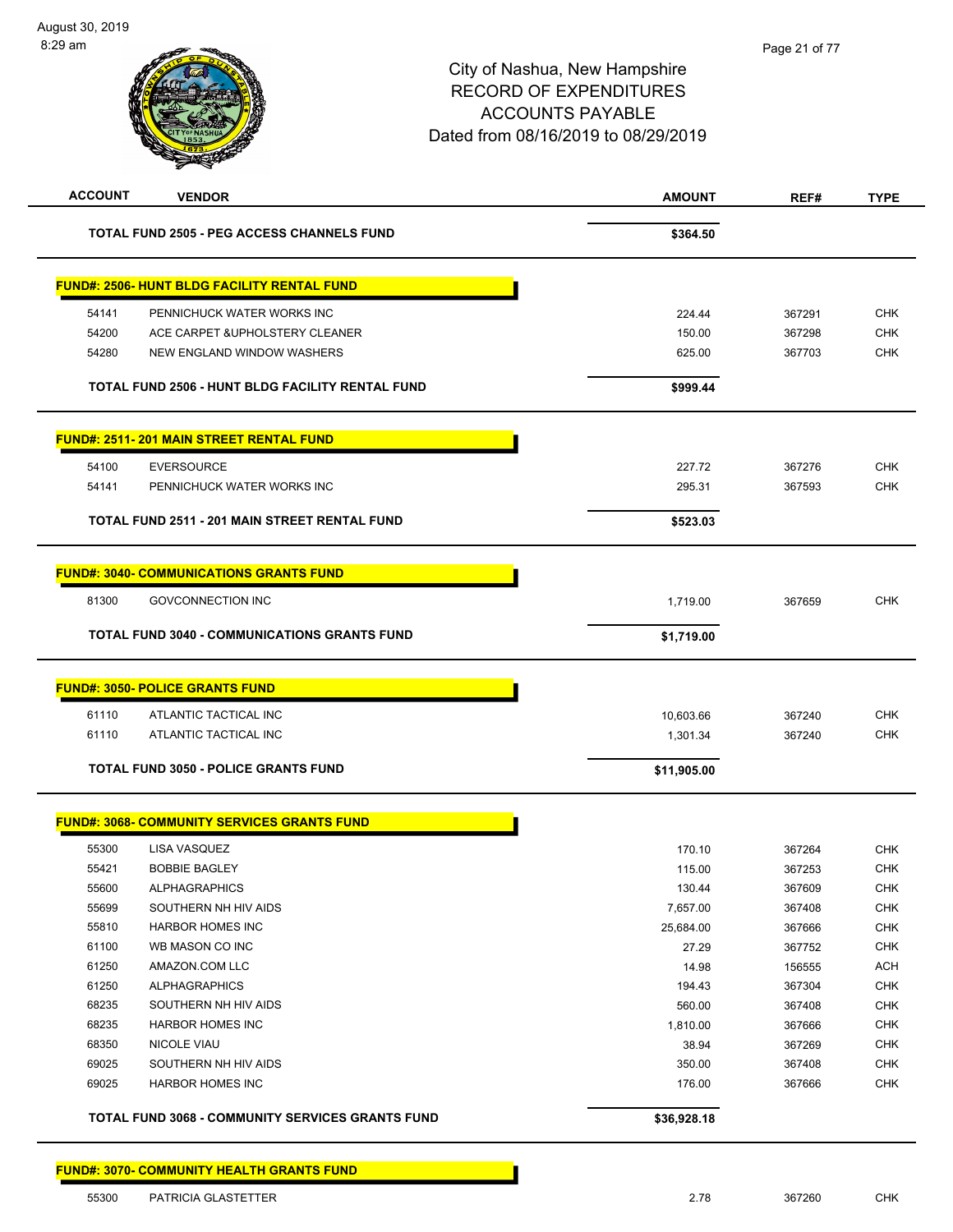City of Nashua, New Hampshire
RECORD OF EXPENDITURES
ACCOUNTS PAYABLE
Dated from 08/16/2019 to 08/29/2019

| ACCOUNT | VENDOR | AMOUNT | REF# | TYPE |
|---|---|---|---|---|
| | **TOTAL FUND 2505 - PEG ACCESS CHANNELS FUND** | **$364.50** | | |
| | **FUND#: 2506- HUNT BLDG FACILITY RENTAL FUND** | | | |
| 54141 | PENNICHUCK WATER WORKS INC | 224.44 | 367291 | CHK |
| 54200 | ACE CARPET &UPHOLSTERY CLEANER | 150.00 | 367298 | CHK |
| 54280 | NEW ENGLAND WINDOW WASHERS | 625.00 | 367703 | CHK |
| | **TOTAL FUND 2506 - HUNT BLDG FACILITY RENTAL FUND** | **$999.44** | | |
| | **FUND#: 2511- 201 MAIN STREET RENTAL FUND** | | | |
| 54100 | EVERSOURCE | 227.72 | 367276 | CHK |
| 54141 | PENNICHUCK WATER WORKS INC | 295.31 | 367593 | CHK |
| | **TOTAL FUND 2511 - 201 MAIN STREET RENTAL FUND** | **$523.03** | | |
| | **FUND#: 3040- COMMUNICATIONS GRANTS FUND** | | | |
| 81300 | GOVCONNECTION INC | 1,719.00 | 367659 | CHK |
| | **TOTAL FUND 3040 - COMMUNICATIONS GRANTS FUND** | **$1,719.00** | | |
| | **FUND#: 3050- POLICE GRANTS FUND** | | | |
| 61110 | ATLANTIC TACTICAL INC | 10,603.66 | 367240 | CHK |
| 61110 | ATLANTIC TACTICAL INC | 1,301.34 | 367240 | CHK |
| | **TOTAL FUND 3050 - POLICE GRANTS FUND** | **$11,905.00** | | |
| | **FUND#: 3068- COMMUNITY SERVICES GRANTS FUND** | | | |
| 55300 | LISA VASQUEZ | 170.10 | 367264 | CHK |
| 55421 | BOBBIE BAGLEY | 115.00 | 367253 | CHK |
| 55600 | ALPHAGRAPHICS | 130.44 | 367609 | CHK |
| 55699 | SOUTHERN NH HIV AIDS | 7,657.00 | 367408 | CHK |
| 55810 | HARBOR HOMES INC | 25,684.00 | 367666 | CHK |
| 61100 | WB MASON CO INC | 27.29 | 367752 | CHK |
| 61250 | AMAZON.COM LLC | 14.98 | 156555 | ACH |
| 61250 | ALPHAGRAPHICS | 194.43 | 367304 | CHK |
| 68235 | SOUTHERN NH HIV AIDS | 560.00 | 367408 | CHK |
| 68235 | HARBOR HOMES INC | 1,810.00 | 367666 | CHK |
| 68350 | NICOLE VIAU | 38.94 | 367269 | CHK |
| 69025 | SOUTHERN NH HIV AIDS | 350.00 | 367408 | CHK |
| 69025 | HARBOR HOMES INC | 176.00 | 367666 | CHK |
| | **TOTAL FUND 3068 - COMMUNITY SERVICES GRANTS FUND** | **$36,928.18** | | |
| | **FUND#: 3070- COMMUNITY HEALTH GRANTS FUND** | | | |
| 55300 | PATRICIA GLASTETTER | 2.78 | 367260 | CHK |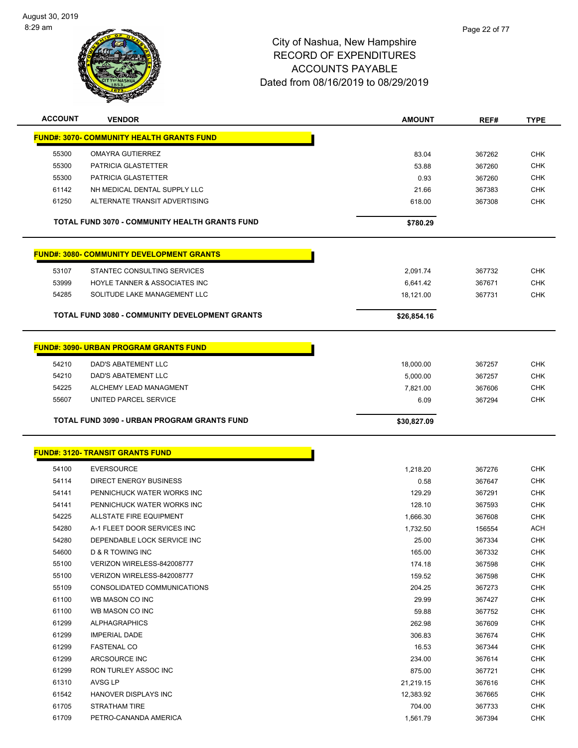# City of Nashua, New Hampshire
# RECORD OF EXPENDITURES
# ACCOUNTS PAYABLE
# Dated from 08/16/2019 to 08/29/2019

| ACCOUNT | VENDOR | AMOUNT | REF# | TYPE |
|---|---|---|---|---|
| **FUND#: 3070- COMMUNITY HEALTH GRANTS FUND** | | | | |
| 55300 | OMAYRA GUTIERREZ | 83.04 | 367262 | CHK |
| 55300 | PATRICIA GLASTETTER | 53.88 | 367260 | CHK |
| 55300 | PATRICIA GLASTETTER | 0.93 | 367260 | CHK |
| 61142 | NH MEDICAL DENTAL SUPPLY LLC | 21.66 | 367383 | CHK |
| 61250 | ALTERNATE TRANSIT ADVERTISING | 618.00 | 367308 | CHK |
| | **TOTAL FUND 3070 - COMMUNITY HEALTH GRANTS FUND** | **$780.29** | | |
| **FUND#: 3080- COMMUNITY DEVELOPMENT GRANTS** | | | | |
| 53107 | STANTEC CONSULTING SERVICES | 2,091.74 | 367732 | CHK |
| 53999 | HOYLE TANNER & ASSOCIATES INC | 6,641.42 | 367671 | CHK |
| 54285 | SOLITUDE LAKE MANAGEMENT LLC | 18,121.00 | 367731 | CHK |
| | **TOTAL FUND 3080 - COMMUNITY DEVELOPMENT GRANTS** | **$26,854.16** | | |
| **FUND#: 3090- URBAN PROGRAM GRANTS FUND** | | | | |
| 54210 | DAD'S ABATEMENT LLC | 18,000.00 | 367257 | CHK |
| 54210 | DAD'S ABATEMENT LLC | 5,000.00 | 367257 | CHK |
| 54225 | ALCHEMY LEAD MANAGMENT | 7,821.00 | 367606 | CHK |
| 55607 | UNITED PARCEL SERVICE | 6.09 | 367294 | CHK |
| | **TOTAL FUND 3090 - URBAN PROGRAM GRANTS FUND** | **$30,827.09** | | |
| **FUND#: 3120- TRANSIT GRANTS FUND** | | | | |
| 54100 | EVERSOURCE | 1,218.20 | 367276 | CHK |
| 54114 | DIRECT ENERGY BUSINESS | 0.58 | 367647 | CHK |
| 54141 | PENNICHUCK WATER WORKS INC | 129.29 | 367291 | CHK |
| 54141 | PENNICHUCK WATER WORKS INC | 128.10 | 367593 | CHK |
| 54225 | ALLSTATE FIRE EQUIPMENT | 1,666.30 | 367608 | CHK |
| 54280 | A-1 FLEET DOOR SERVICES INC | 1,732.50 | 156554 | ACH |
| 54280 | DEPENDABLE LOCK SERVICE INC | 25.00 | 367334 | CHK |
| 54600 | D & R TOWING INC | 165.00 | 367332 | CHK |
| 55100 | VERIZON WIRELESS-842008777 | 174.18 | 367598 | CHK |
| 55100 | VERIZON WIRELESS-842008777 | 159.52 | 367598 | CHK |
| 55109 | CONSOLIDATED COMMUNICATIONS | 204.25 | 367273 | CHK |
| 61100 | WB MASON CO INC | 29.99 | 367427 | CHK |
| 61100 | WB MASON CO INC | 59.88 | 367752 | CHK |
| 61299 | ALPHAGRAPHICS | 262.98 | 367609 | CHK |
| 61299 | IMPERIAL DADE | 306.83 | 367674 | CHK |
| 61299 | FASTENAL CO | 16.53 | 367344 | CHK |
| 61299 | ARCSOURCE INC | 234.00 | 367614 | CHK |
| 61299 | RON TURLEY ASSOC INC | 875.00 | 367721 | CHK |
| 61310 | AVSG LP | 21,219.15 | 367616 | CHK |
| 61542 | HANOVER DISPLAYS INC | 12,383.92 | 367665 | CHK |
| 61705 | STRATHAM TIRE | 704.00 | 367733 | CHK |
| 61709 | PETRO-CANANDA AMERICA | 1,561.79 | 367394 | CHK |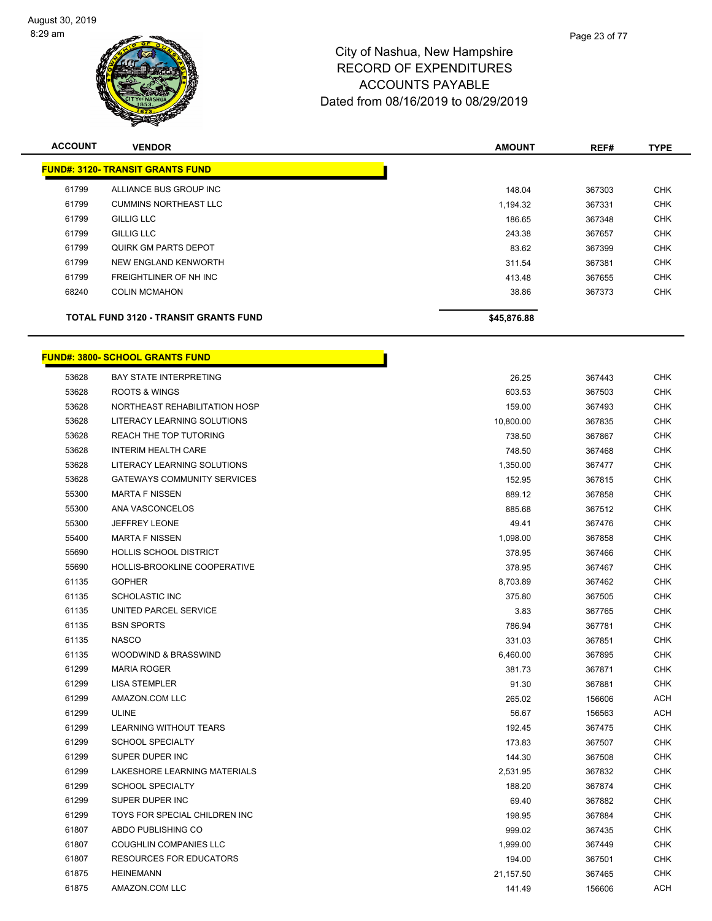City of Nashua, New Hampshire
RECORD OF EXPENDITURES
ACCOUNTS PAYABLE
Dated from 08/16/2019 to 08/29/2019

| ACCOUNT | VENDOR | AMOUNT | REF# | TYPE |
|---|---|---|---|---|
| **FUND#: 3120- TRANSIT GRANTS FUND** | | | | |
| 61799 | ALLIANCE BUS GROUP INC | 148.04 | 367303 | CHK |
| 61799 | CUMMINS NORTHEAST LLC | 1,194.32 | 367331 | CHK |
| 61799 | GILLIG LLC | 186.65 | 367348 | CHK |
| 61799 | GILLIG LLC | 243.38 | 367657 | CHK |
| 61799 | QUIRK GM PARTS DEPOT | 83.62 | 367399 | CHK |
| 61799 | NEW ENGLAND KENWORTH | 311.54 | 367381 | CHK |
| 61799 | FREIGHTLINER OF NH INC | 413.48 | 367655 | CHK |
| 68240 | COLIN MCMAHON | 38.86 | 367373 | CHK |
| **TOTAL FUND 3120 - TRANSIT GRANTS FUND** | | **$45,876.88** | | |

| ACCOUNT | VENDOR | AMOUNT | REF# | TYPE |
|---|---|---|---|---|
| **FUND#: 3800- SCHOOL GRANTS FUND** | | | | |
| 53628 | BAY STATE INTERPRETING | 26.25 | 367443 | CHK |
| 53628 | ROOTS & WINGS | 603.53 | 367503 | CHK |
| 53628 | NORTHEAST REHABILITATION HOSP | 159.00 | 367493 | CHK |
| 53628 | LITERACY LEARNING SOLUTIONS | 10,800.00 | 367835 | CHK |
| 53628 | REACH THE TOP TUTORING | 738.50 | 367867 | CHK |
| 53628 | INTERIM HEALTH CARE | 748.50 | 367468 | CHK |
| 53628 | LITERACY LEARNING SOLUTIONS | 1,350.00 | 367477 | CHK |
| 53628 | GATEWAYS COMMUNITY SERVICES | 152.95 | 367815 | CHK |
| 55300 | MARTA F NISSEN | 889.12 | 367858 | CHK |
| 55300 | ANA VASCONCELOS | 885.68 | 367512 | CHK |
| 55300 | JEFFREY LEONE | 49.41 | 367476 | CHK |
| 55400 | MARTA F NISSEN | 1,098.00 | 367858 | CHK |
| 55690 | HOLLIS SCHOOL DISTRICT | 378.95 | 367466 | CHK |
| 55690 | HOLLIS-BROOKLINE COOPERATIVE | 378.95 | 367467 | CHK |
| 61135 | GOPHER | 8,703.89 | 367462 | CHK |
| 61135 | SCHOLASTIC INC | 375.80 | 367505 | CHK |
| 61135 | UNITED PARCEL SERVICE | 3.83 | 367765 | CHK |
| 61135 | BSN SPORTS | 786.94 | 367781 | CHK |
| 61135 | NASCO | 331.03 | 367851 | CHK |
| 61135 | WOODWIND & BRASSWIND | 6,460.00 | 367895 | CHK |
| 61299 | MARIA ROGER | 381.73 | 367871 | CHK |
| 61299 | LISA STEMPLER | 91.30 | 367881 | CHK |
| 61299 | AMAZON.COM LLC | 265.02 | 156606 | ACH |
| 61299 | ULINE | 56.67 | 156563 | ACH |
| 61299 | LEARNING WITHOUT TEARS | 192.45 | 367475 | CHK |
| 61299 | SCHOOL SPECIALTY | 173.83 | 367507 | CHK |
| 61299 | SUPER DUPER INC | 144.30 | 367508 | CHK |
| 61299 | LAKESHORE LEARNING MATERIALS | 2,531.95 | 367832 | CHK |
| 61299 | SCHOOL SPECIALTY | 188.20 | 367874 | CHK |
| 61299 | SUPER DUPER INC | 69.40 | 367882 | CHK |
| 61299 | TOYS FOR SPECIAL CHILDREN INC | 198.95 | 367884 | CHK |
| 61807 | ABDO PUBLISHING CO | 999.02 | 367435 | CHK |
| 61807 | COUGHLIN COMPANIES LLC | 1,999.00 | 367449 | CHK |
| 61807 | RESOURCES FOR EDUCATORS | 194.00 | 367501 | CHK |
| 61875 | HEINEMANN | 21,157.50 | 367465 | CHK |
| 61875 | AMAZON.COM LLC | 141.49 | 156606 | ACH |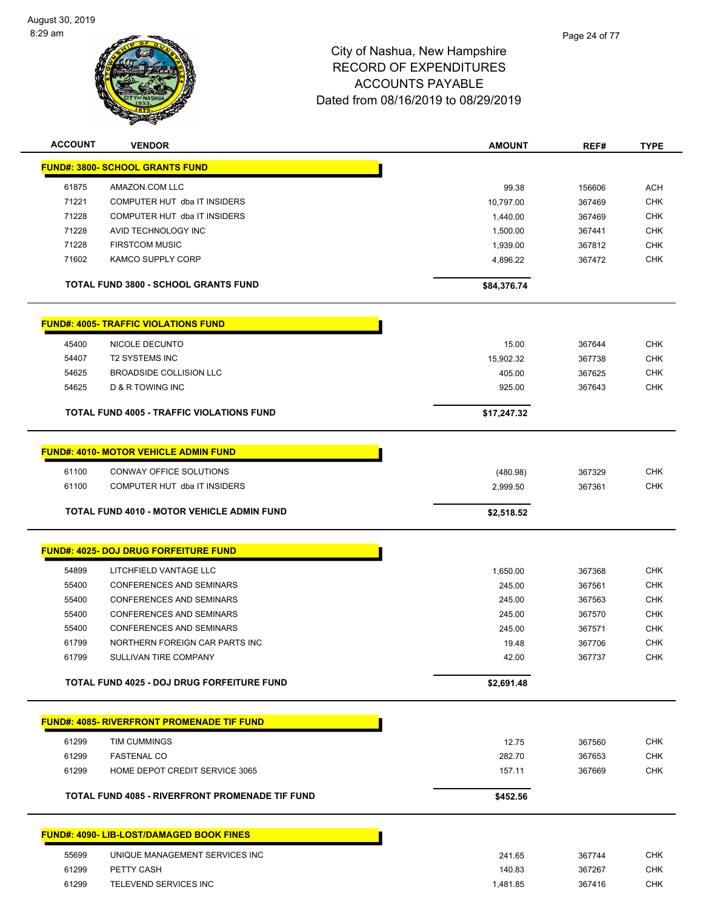City of Nashua, New Hampshire
RECORD OF EXPENDITURES
ACCOUNTS PAYABLE
Dated from 08/16/2019 to 08/29/2019

| ACCOUNT | VENDOR | AMOUNT | REF# | TYPE |
|---|---|---|---|---|
| **FUND#: 3800- SCHOOL GRANTS FUND** | | | | |
| 61875 | AMAZON.COM LLC | 99.38 | 156606 | ACH |
| 71221 | COMPUTER HUT dba IT INSIDERS | 10,797.00 | 367469 | CHK |
| 71228 | COMPUTER HUT dba IT INSIDERS | 1,440.00 | 367469 | CHK |
| 71228 | AVID TECHNOLOGY INC | 1,500.00 | 367441 | CHK |
| 71228 | FIRSTCOM MUSIC | 1,939.00 | 367812 | CHK |
| 71602 | KAMCO SUPPLY CORP | 4,896.22 | 367472 | CHK |
| | **TOTAL FUND 3800 - SCHOOL GRANTS FUND** | **$84,376.74** | | |
| **FUND#: 4005- TRAFFIC VIOLATIONS FUND** | | | | |
| 45400 | NICOLE DECUNTO | 15.00 | 367644 | CHK |
| 54407 | T2 SYSTEMS INC | 15,902.32 | 367738 | CHK |
| 54625 | BROADSIDE COLLISION LLC | 405.00 | 367625 | CHK |
| 54625 | D & R TOWING INC | 925.00 | 367643 | CHK |
| | **TOTAL FUND 4005 - TRAFFIC VIOLATIONS FUND** | **$17,247.32** | | |
| **FUND#: 4010- MOTOR VEHICLE ADMIN FUND** | | | | |
| 61100 | CONWAY OFFICE SOLUTIONS | (480.98) | 367329 | CHK |
| 61100 | COMPUTER HUT dba IT INSIDERS | 2,999.50 | 367361 | CHK |
| | **TOTAL FUND 4010 - MOTOR VEHICLE ADMIN FUND** | **$2,518.52** | | |
| **FUND#: 4025- DOJ DRUG FORFEITURE FUND** | | | | |
| 54899 | LITCHFIELD VANTAGE LLC | 1,650.00 | 367368 | CHK |
| 55400 | CONFERENCES AND SEMINARS | 245.00 | 367561 | CHK |
| 55400 | CONFERENCES AND SEMINARS | 245.00 | 367563 | CHK |
| 55400 | CONFERENCES AND SEMINARS | 245.00 | 367570 | CHK |
| 55400 | CONFERENCES AND SEMINARS | 245.00 | 367571 | CHK |
| 61799 | NORTHERN FOREIGN CAR PARTS INC | 19.48 | 367706 | CHK |
| 61799 | SULLIVAN TIRE COMPANY | 42.00 | 367737 | CHK |
| | **TOTAL FUND 4025 - DOJ DRUG FORFEITURE FUND** | **$2,691.48** | | |
| **FUND#: 4085- RIVERFRONT PROMENADE TIF FUND** | | | | |
| 61299 | TIM CUMMINGS | 12.75 | 367560 | CHK |
| 61299 | FASTENAL CO | 282.70 | 367653 | CHK |
| 61299 | HOME DEPOT CREDIT SERVICE 3065 | 157.11 | 367669 | CHK |
| | **TOTAL FUND 4085 - RIVERFRONT PROMENADE TIF FUND** | **$452.56** | | |
| **FUND#: 4090- LIB-LOST/DAMAGED BOOK FINES** | | | | |
| 55699 | UNIQUE MANAGEMENT SERVICES INC | 241.65 | 367744 | CHK |
| 61299 | PETTY CASH | 140.83 | 367267 | CHK |
| 61299 | TELEVEND SERVICES INC | 1,481.85 | 367416 | CHK |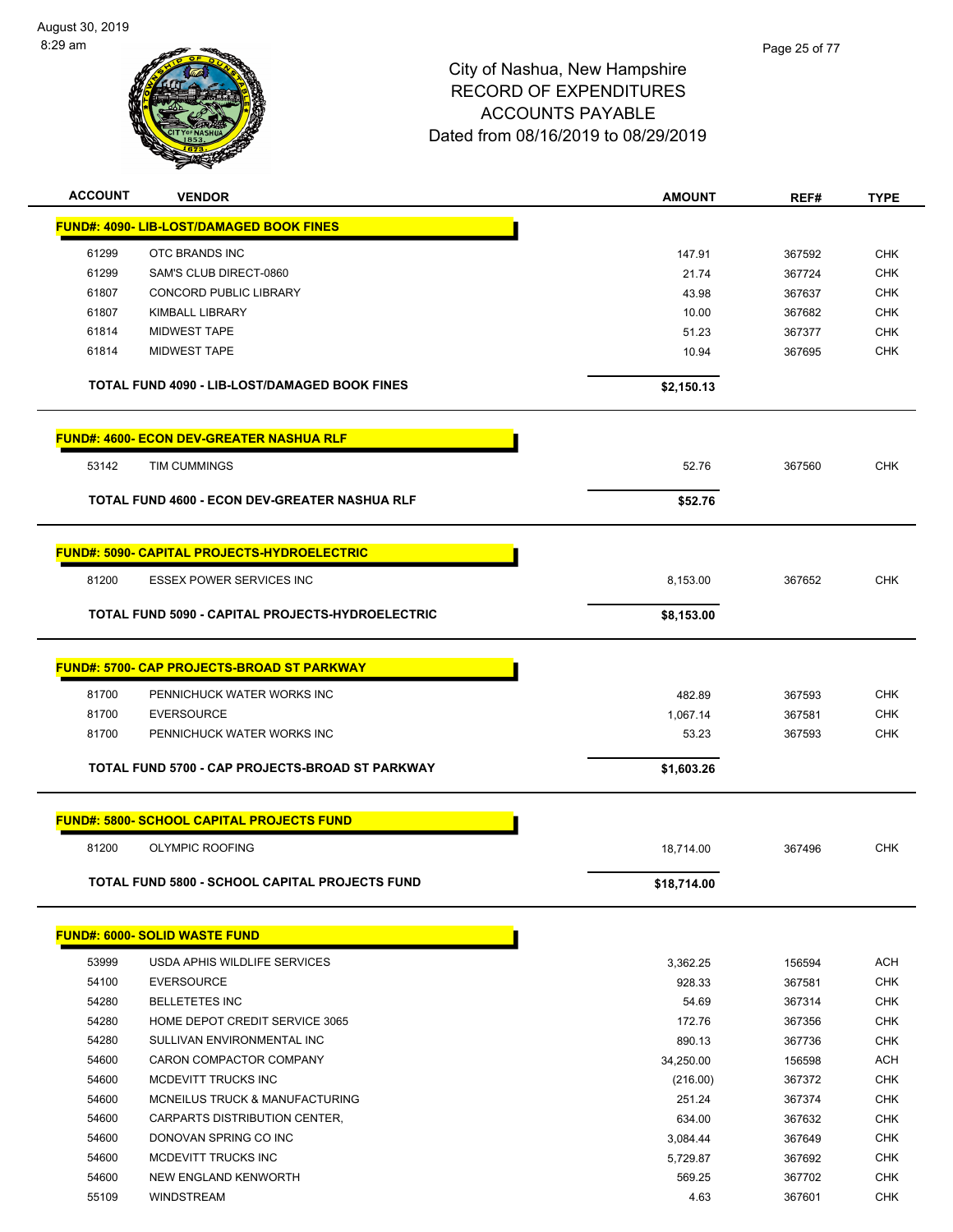City of Nashua, New Hampshire
RECORD OF EXPENDITURES
ACCOUNTS PAYABLE
Dated from 08/16/2019 to 08/29/2019

| ACCOUNT | VENDOR | AMOUNT | REF# | TYPE |
|---|---|---|---|---|
| **FUND#: 4090- LIB-LOST/DAMAGED BOOK FINES** | | | | |
| 61299 | OTC BRANDS INC | 147.91 | 367592 | CHK |
| 61299 | SAM'S CLUB DIRECT-0860 | 21.74 | 367724 | CHK |
| 61807 | CONCORD PUBLIC LIBRARY | 43.98 | 367637 | CHK |
| 61807 | KIMBALL LIBRARY | 10.00 | 367682 | CHK |
| 61814 | MIDWEST TAPE | 51.23 | 367377 | CHK |
| 61814 | MIDWEST TAPE | 10.94 | 367695 | CHK |
| | **TOTAL FUND 4090 - LIB-LOST/DAMAGED BOOK FINES** | **$2,150.13** | | |
| **FUND#: 4600- ECON DEV-GREATER NASHUA RLF** | | | | |
| 53142 | TIM CUMMINGS | 52.76 | 367560 | CHK |
| | **TOTAL FUND 4600 - ECON DEV-GREATER NASHUA RLF** | **$52.76** | | |
| **FUND#: 5090- CAPITAL PROJECTS-HYDROELECTRIC** | | | | |
| 81200 | ESSEX POWER SERVICES INC | 8,153.00 | 367652 | CHK |
| | **TOTAL FUND 5090 - CAPITAL PROJECTS-HYDROELECTRIC** | **$8,153.00** | | |
| **FUND#: 5700- CAP PROJECTS-BROAD ST PARKWAY** | | | | |
| 81700 | PENNICHUCK WATER WORKS INC | 482.89 | 367593 | CHK |
| 81700 | EVERSOURCE | 1,067.14 | 367581 | CHK |
| 81700 | PENNICHUCK WATER WORKS INC | 53.23 | 367593 | CHK |
| | **TOTAL FUND 5700 - CAP PROJECTS-BROAD ST PARKWAY** | **$1,603.26** | | |
| **FUND#: 5800- SCHOOL CAPITAL PROJECTS FUND** | | | | |
| 81200 | OLYMPIC ROOFING | 18,714.00 | 367496 | CHK |
| | **TOTAL FUND 5800 - SCHOOL CAPITAL PROJECTS FUND** | **$18,714.00** | | |
| **FUND#: 6000- SOLID WASTE FUND** | | | | |
| 53999 | USDA APHIS WILDLIFE SERVICES | 3,362.25 | 156594 | ACH |
| 54100 | EVERSOURCE | 928.33 | 367581 | CHK |
| 54280 | BELLETETES INC | 54.69 | 367314 | CHK |
| 54280 | HOME DEPOT CREDIT SERVICE 3065 | 172.76 | 367356 | CHK |
| 54280 | SULLIVAN ENVIRONMENTAL INC | 890.13 | 367736 | CHK |
| 54600 | CARON COMPACTOR COMPANY | 34,250.00 | 156598 | ACH |
| 54600 | MCDEVITT TRUCKS INC | (216.00) | 367372 | CHK |
| 54600 | MCNEILUS TRUCK & MANUFACTURING | 251.24 | 367374 | CHK |
| 54600 | CARPARTS DISTRIBUTION CENTER, | 634.00 | 367632 | CHK |
| 54600 | DONOVAN SPRING CO INC | 3,084.44 | 367649 | CHK |
| 54600 | MCDEVITT TRUCKS INC | 5,729.87 | 367692 | CHK |
| 54600 | NEW ENGLAND KENWORTH | 569.25 | 367702 | CHK |
| 55109 | WINDSTREAM | 4.63 | 367601 | CHK |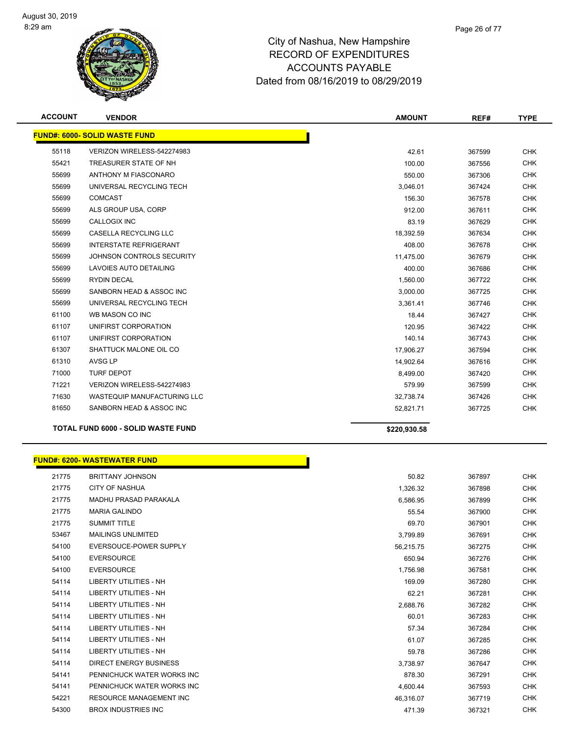# City of Nashua, New Hampshire
# RECORD OF EXPENDITURES
# ACCOUNTS PAYABLE
# Dated from 08/16/2019 to 08/29/2019

| ACCOUNT | VENDOR | AMOUNT | REF# | TYPE |
|---|---|---|---|---|
| **FUND#: 6000- SOLID WASTE FUND** | | | | |
| 55118 | VERIZON WIRELESS-542274983 | 42.61 | 367599 | CHK |
| 55421 | TREASURER STATE OF NH | 100.00 | 367556 | CHK |
| 55699 | ANTHONY M FIASCONARO | 550.00 | 367306 | CHK |
| 55699 | UNIVERSAL RECYCLING TECH | 3,046.01 | 367424 | CHK |
| 55699 | COMCAST | 156.30 | 367578 | CHK |
| 55699 | ALS GROUP USA, CORP | 912.00 | 367611 | CHK |
| 55699 | CALLOGIX INC | 83.19 | 367629 | CHK |
| 55699 | CASELLA RECYCLING LLC | 18,392.59 | 367634 | CHK |
| 55699 | INTERSTATE REFRIGERANT | 408.00 | 367678 | CHK |
| 55699 | JOHNSON CONTROLS SECURITY | 11,475.00 | 367679 | CHK |
| 55699 | LAVOIES AUTO DETAILING | 400.00 | 367686 | CHK |
| 55699 | RYDIN DECAL | 1,560.00 | 367722 | CHK |
| 55699 | SANBORN HEAD & ASSOC INC | 3,000.00 | 367725 | CHK |
| 55699 | UNIVERSAL RECYCLING TECH | 3,361.41 | 367746 | CHK |
| 61100 | WB MASON CO INC | 18.44 | 367427 | CHK |
| 61107 | UNIFIRST CORPORATION | 120.95 | 367422 | CHK |
| 61107 | UNIFIRST CORPORATION | 140.14 | 367743 | CHK |
| 61307 | SHATTUCK MALONE OIL CO | 17,906.27 | 367594 | CHK |
| 61310 | AVSG LP | 14,902.64 | 367616 | CHK |
| 71000 | TURF DEPOT | 8,499.00 | 367420 | CHK |
| 71221 | VERIZON WIRELESS-542274983 | 579.99 | 367599 | CHK |
| 71630 | WASTEQUIP MANUFACTURING LLC | 32,738.74 | 367426 | CHK |
| 81650 | SANBORN HEAD & ASSOC INC | 52,821.71 | 367725 | CHK |
| **TOTAL FUND 6000 - SOLID WASTE FUND** | | **$220,930.58** | | |

| ACCOUNT | VENDOR | AMOUNT | REF# | TYPE |
|---|---|---|---|---|
| **FUND#: 6200- WASTEWATER FUND** | | | | |
| 21775 | BRITTANY JOHNSON | 50.82 | 367897 | CHK |
| 21775 | CITY OF NASHUA | 1,326.32 | 367898 | CHK |
| 21775 | MADHU PRASAD PARAKALA | 6,586.95 | 367899 | CHK |
| 21775 | MARIA GALINDO | 55.54 | 367900 | CHK |
| 21775 | SUMMIT TITLE | 69.70 | 367901 | CHK |
| 53467 | MAILINGS UNLIMITED | 3,799.89 | 367691 | CHK |
| 54100 | EVERSOUCE-POWER SUPPLY | 56,215.75 | 367275 | CHK |
| 54100 | EVERSOURCE | 650.94 | 367276 | CHK |
| 54100 | EVERSOURCE | 1,756.98 | 367581 | CHK |
| 54114 | LIBERTY UTILITIES - NH | 169.09 | 367280 | CHK |
| 54114 | LIBERTY UTILITIES - NH | 62.21 | 367281 | CHK |
| 54114 | LIBERTY UTILITIES - NH | 2,688.76 | 367282 | CHK |
| 54114 | LIBERTY UTILITIES - NH | 60.01 | 367283 | CHK |
| 54114 | LIBERTY UTILITIES - NH | 57.34 | 367284 | CHK |
| 54114 | LIBERTY UTILITIES - NH | 61.07 | 367285 | CHK |
| 54114 | LIBERTY UTILITIES - NH | 59.78 | 367286 | CHK |
| 54114 | DIRECT ENERGY BUSINESS | 3,738.97 | 367647 | CHK |
| 54141 | PENNICHUCK WATER WORKS INC | 878.30 | 367291 | CHK |
| 54141 | PENNICHUCK WATER WORKS INC | 4,600.44 | 367593 | CHK |
| 54221 | RESOURCE MANAGEMENT INC | 46,316.07 | 367719 | CHK |
| 54300 | BROX INDUSTRIES INC | 471.39 | 367321 | CHK |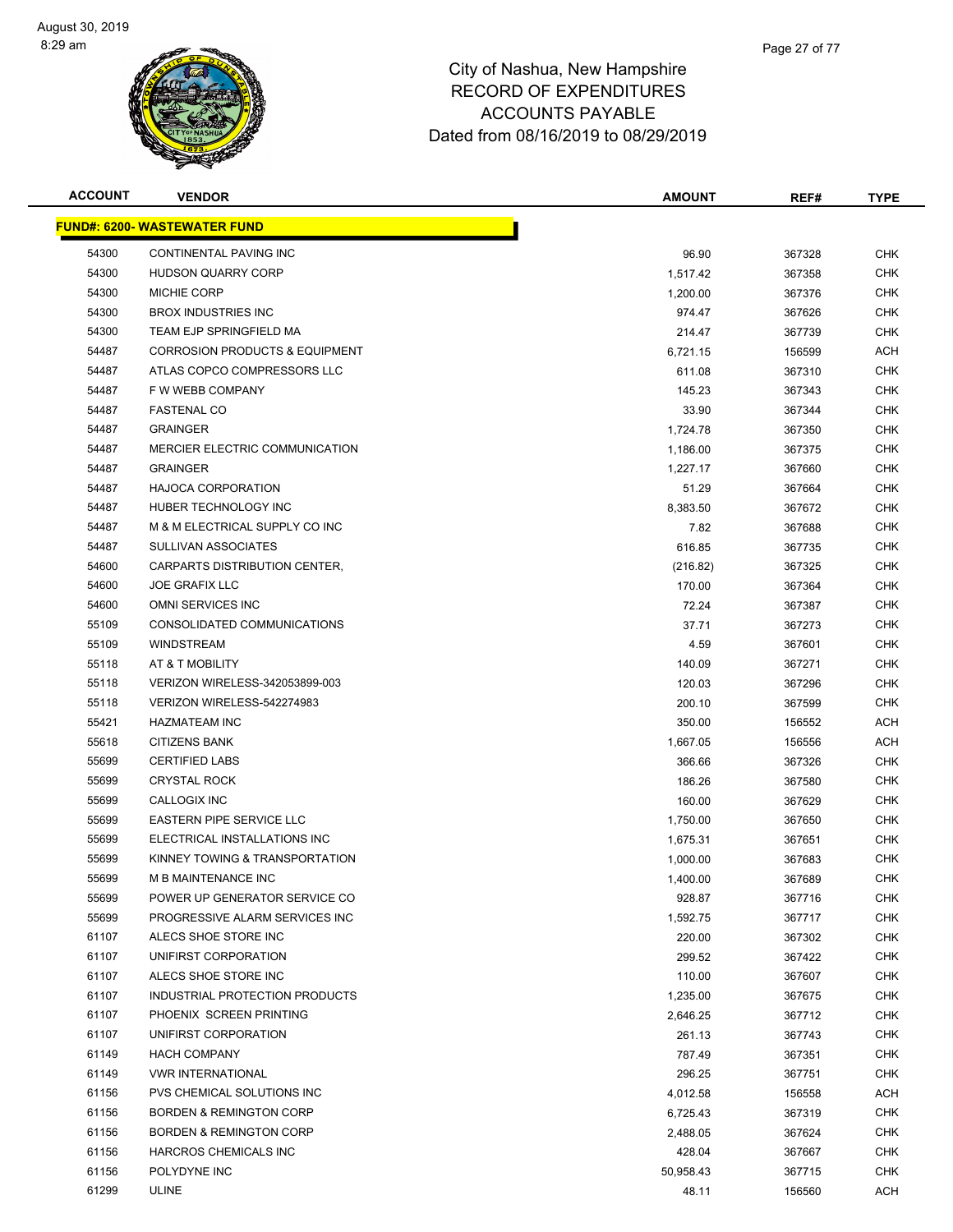# City of Nashua, New Hampshire
## RECORD OF EXPENDITURES
## ACCOUNTS PAYABLE
## Dated from 08/16/2019 to 08/29/2019

| ACCOUNT | VENDOR | AMOUNT | REF# | TYPE |
|---|---|---|---|---|
| **FUND#: 6200- WASTEWATER FUND** | | | | |
| 54300 | CONTINENTAL PAVING INC | 96.90 | 367328 | CHK |
| 54300 | HUDSON QUARRY CORP | 1,517.42 | 367358 | CHK |
| 54300 | MICHIE CORP | 1,200.00 | 367376 | CHK |
| 54300 | BROX INDUSTRIES INC | 974.47 | 367626 | CHK |
| 54300 | TEAM EJP SPRINGFIELD MA | 214.47 | 367739 | CHK |
| 54487 | CORROSION PRODUCTS & EQUIPMENT | 6,721.15 | 156599 | ACH |
| 54487 | ATLAS COPCO COMPRESSORS LLC | 611.08 | 367310 | CHK |
| 54487 | F W WEBB COMPANY | 145.23 | 367343 | CHK |
| 54487 | FASTENAL CO | 33.90 | 367344 | CHK |
| 54487 | GRAINGER | 1,724.78 | 367350 | CHK |
| 54487 | MERCIER ELECTRIC COMMUNICATION | 1,186.00 | 367375 | CHK |
| 54487 | GRAINGER | 1,227.17 | 367660 | CHK |
| 54487 | HAJOCA CORPORATION | 51.29 | 367664 | CHK |
| 54487 | HUBER TECHNOLOGY INC | 8,383.50 | 367672 | CHK |
| 54487 | M & M ELECTRICAL SUPPLY CO INC | 7.82 | 367688 | CHK |
| 54487 | SULLIVAN ASSOCIATES | 616.85 | 367735 | CHK |
| 54600 | CARPARTS DISTRIBUTION CENTER, | (216.82) | 367325 | CHK |
| 54600 | JOE GRAFIX LLC | 170.00 | 367364 | CHK |
| 54600 | OMNI SERVICES INC | 72.24 | 367387 | CHK |
| 55109 | CONSOLIDATED COMMUNICATIONS | 37.71 | 367273 | CHK |
| 55109 | WINDSTREAM | 4.59 | 367601 | CHK |
| 55118 | AT & T MOBILITY | 140.09 | 367271 | CHK |
| 55118 | VERIZON WIRELESS-342053899-003 | 120.03 | 367296 | CHK |
| 55118 | VERIZON WIRELESS-542274983 | 200.10 | 367599 | CHK |
| 55421 | HAZMATEAM INC | 350.00 | 156552 | ACH |
| 55618 | CITIZENS BANK | 1,667.05 | 156556 | ACH |
| 55699 | CERTIFIED LABS | 366.66 | 367326 | CHK |
| 55699 | CRYSTAL ROCK | 186.26 | 367580 | CHK |
| 55699 | CALLOGIX INC | 160.00 | 367629 | CHK |
| 55699 | EASTERN PIPE SERVICE LLC | 1,750.00 | 367650 | CHK |
| 55699 | ELECTRICAL INSTALLATIONS INC | 1,675.31 | 367651 | CHK |
| 55699 | KINNEY TOWING & TRANSPORTATION | 1,000.00 | 367683 | CHK |
| 55699 | M B MAINTENANCE INC | 1,400.00 | 367689 | CHK |
| 55699 | POWER UP GENERATOR SERVICE CO | 928.87 | 367716 | CHK |
| 55699 | PROGRESSIVE ALARM SERVICES INC | 1,592.75 | 367717 | CHK |
| 61107 | ALECS SHOE STORE INC | 220.00 | 367302 | CHK |
| 61107 | UNIFIRST CORPORATION | 299.52 | 367422 | CHK |
| 61107 | ALECS SHOE STORE INC | 110.00 | 367607 | CHK |
| 61107 | INDUSTRIAL PROTECTION PRODUCTS | 1,235.00 | 367675 | CHK |
| 61107 | PHOENIX SCREEN PRINTING | 2,646.25 | 367712 | CHK |
| 61107 | UNIFIRST CORPORATION | 261.13 | 367743 | CHK |
| 61149 | HACH COMPANY | 787.49 | 367351 | CHK |
| 61149 | VWR INTERNATIONAL | 296.25 | 367751 | CHK |
| 61156 | PVS CHEMICAL SOLUTIONS INC | 4,012.58 | 156558 | ACH |
| 61156 | BORDEN & REMINGTON CORP | 6,725.43 | 367319 | CHK |
| 61156 | BORDEN & REMINGTON CORP | 2,488.05 | 367624 | CHK |
| 61156 | HARCROS CHEMICALS INC | 428.04 | 367667 | CHK |
| 61156 | POLYDYNE INC | 50,958.43 | 367715 | CHK |
| 61299 | ULINE | 48.11 | 156560 | ACH |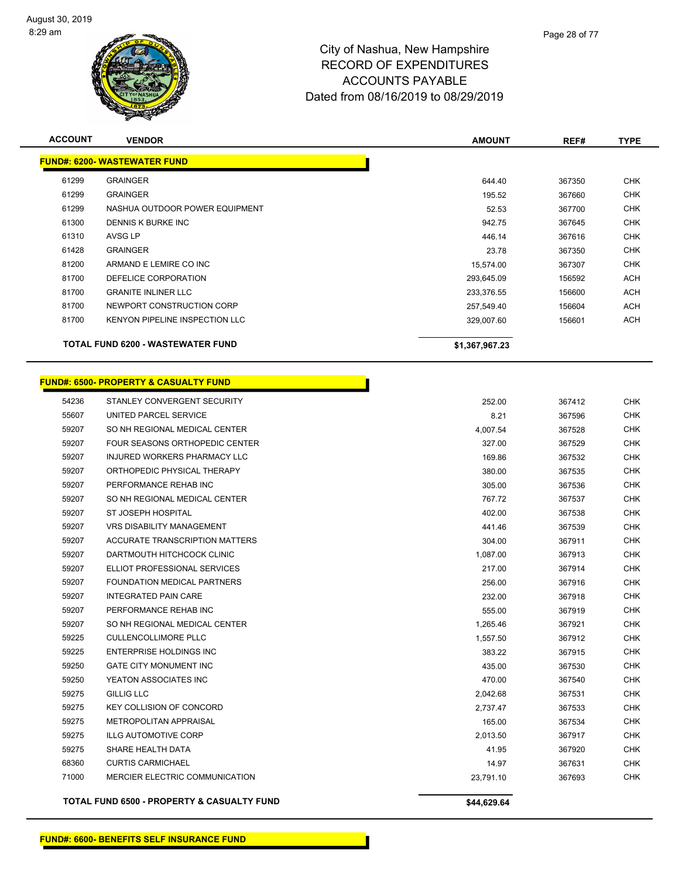City of Nashua, New Hampshire
RECORD OF EXPENDITURES
ACCOUNTS PAYABLE
Dated from 08/16/2019 to 08/29/2019

| ACCOUNT | VENDOR | AMOUNT | REF# | TYPE |
|---|---|---|---|---|
| **FUND#: 6200- WASTEWATER FUND** | | | | |
| 61299 | GRAINGER | 644.40 | 367350 | CHK |
| 61299 | GRAINGER | 195.52 | 367660 | CHK |
| 61299 | NASHUA OUTDOOR POWER EQUIPMENT | 52.53 | 367700 | CHK |
| 61300 | DENNIS K BURKE INC | 942.75 | 367645 | CHK |
| 61310 | AVSG LP | 446.14 | 367616 | CHK |
| 61428 | GRAINGER | 23.78 | 367350 | CHK |
| 81200 | ARMAND E LEMIRE CO INC | 15,574.00 | 367307 | CHK |
| 81700 | DEFELICE CORPORATION | 293,645.09 | 156592 | ACH |
| 81700 | GRANITE INLINER LLC | 233,376.55 | 156600 | ACH |
| 81700 | NEWPORT CONSTRUCTION CORP | 257,549.40 | 156604 | ACH |
| 81700 | KENYON PIPELINE INSPECTION LLC | 329,007.60 | 156601 | ACH |
| **TOTAL FUND 6200 - WASTEWATER FUND** | | **$1,367,967.23** | | |

| ACCOUNT | VENDOR | AMOUNT | REF# | TYPE |
|---|---|---|---|---|
| **FUND#: 6500- PROPERTY & CASUALTY FUND** | | | | |
| 54236 | STANLEY CONVERGENT SECURITY | 252.00 | 367412 | CHK |
| 55607 | UNITED PARCEL SERVICE | 8.21 | 367596 | CHK |
| 59207 | SO NH REGIONAL MEDICAL CENTER | 4,007.54 | 367528 | CHK |
| 59207 | FOUR SEASONS ORTHOPEDIC CENTER | 327.00 | 367529 | CHK |
| 59207 | INJURED WORKERS PHARMACY LLC | 169.86 | 367532 | CHK |
| 59207 | ORTHOPEDIC PHYSICAL THERAPY | 380.00 | 367535 | CHK |
| 59207 | PERFORMANCE REHAB INC | 305.00 | 367536 | CHK |
| 59207 | SO NH REGIONAL MEDICAL CENTER | 767.72 | 367537 | CHK |
| 59207 | ST JOSEPH HOSPITAL | 402.00 | 367538 | CHK |
| 59207 | VRS DISABILITY MANAGEMENT | 441.46 | 367539 | CHK |
| 59207 | ACCURATE TRANSCRIPTION MATTERS | 304.00 | 367911 | CHK |
| 59207 | DARTMOUTH HITCHCOCK CLINIC | 1,087.00 | 367913 | CHK |
| 59207 | ELLIOT PROFESSIONAL SERVICES | 217.00 | 367914 | CHK |
| 59207 | FOUNDATION MEDICAL PARTNERS | 256.00 | 367916 | CHK |
| 59207 | INTEGRATED PAIN CARE | 232.00 | 367918 | CHK |
| 59207 | PERFORMANCE REHAB INC | 555.00 | 367919 | CHK |
| 59207 | SO NH REGIONAL MEDICAL CENTER | 1,265.46 | 367921 | CHK |
| 59225 | CULLENCOLLIMORE PLLC | 1,557.50 | 367912 | CHK |
| 59225 | ENTERPRISE HOLDINGS INC | 383.22 | 367915 | CHK |
| 59250 | GATE CITY MONUMENT INC | 435.00 | 367530 | CHK |
| 59250 | YEATON ASSOCIATES INC | 470.00 | 367540 | CHK |
| 59275 | GILLIG LLC | 2,042.68 | 367531 | CHK |
| 59275 | KEY COLLISION OF CONCORD | 2,737.47 | 367533 | CHK |
| 59275 | METROPOLITAN APPRAISAL | 165.00 | 367534 | CHK |
| 59275 | ILLG AUTOMOTIVE CORP | 2,013.50 | 367917 | CHK |
| 59275 | SHARE HEALTH DATA | 41.95 | 367920 | CHK |
| 68360 | CURTIS CARMICHAEL | 14.97 | 367631 | CHK |
| 71000 | MERCIER ELECTRIC COMMUNICATION | 23,791.10 | 367693 | CHK |
| **TOTAL FUND 6500 - PROPERTY & CASUALTY FUND** | | **$44,629.64** | | |

**FUND#: 6600- BENEFITS SELF INSURANCE FUND**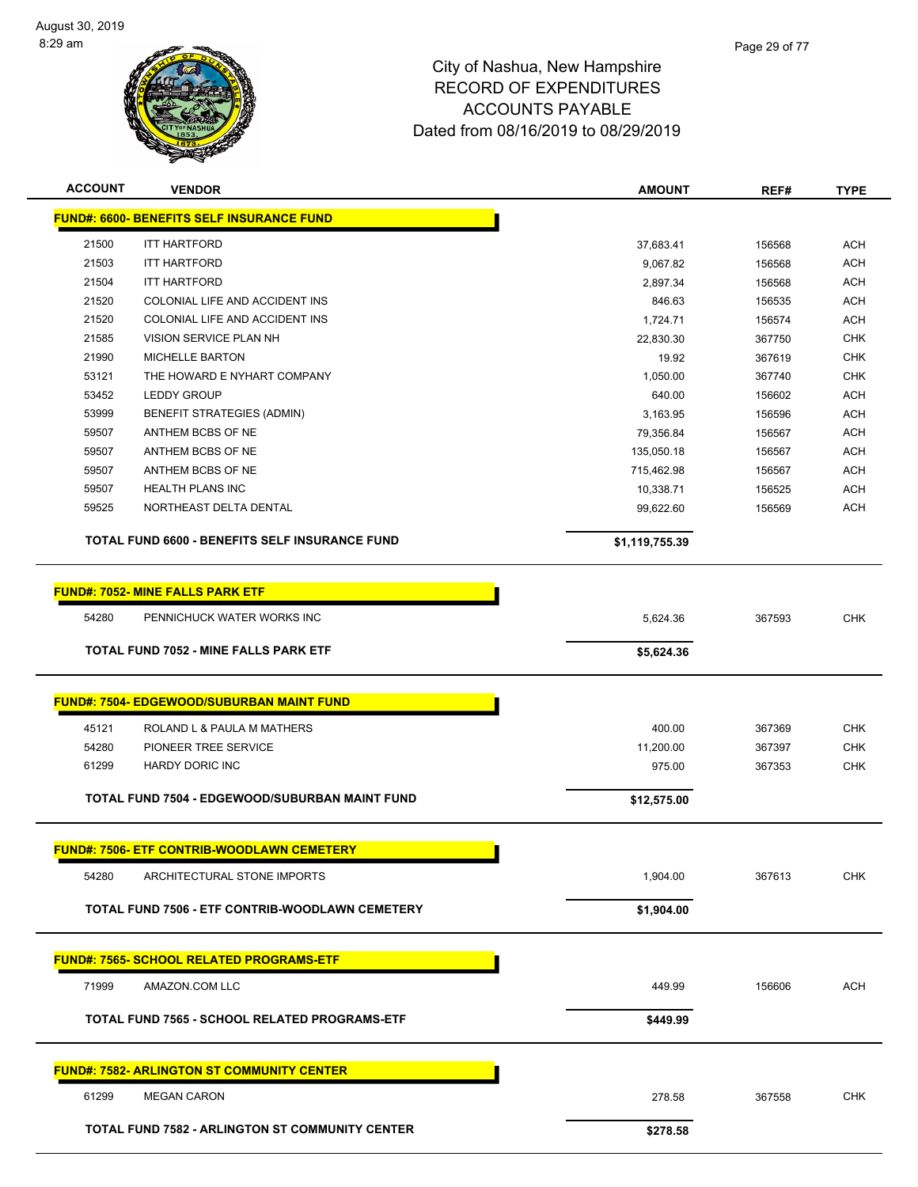# City of Nashua, New Hampshire
## RECORD OF EXPENDITURES
## ACCOUNTS PAYABLE
## Dated from 08/16/2019 to 08/29/2019

| ACCOUNT | VENDOR | AMOUNT | REF# | TYPE |
|---|---|---|---|---|
| **FUND#: 6600- BENEFITS SELF INSURANCE FUND** | | | | |
| 21500 | ITT HARTFORD | 37,683.41 | 156568 | ACH |
| 21503 | ITT HARTFORD | 9,067.82 | 156568 | ACH |
| 21504 | ITT HARTFORD | 2,897.34 | 156568 | ACH |
| 21520 | COLONIAL LIFE AND ACCIDENT INS | 846.63 | 156535 | ACH |
| 21520 | COLONIAL LIFE AND ACCIDENT INS | 1,724.71 | 156574 | ACH |
| 21585 | VISION SERVICE PLAN NH | 22,830.30 | 367750 | CHK |
| 21990 | MICHELLE BARTON | 19.92 | 367619 | CHK |
| 53121 | THE HOWARD E NYHART COMPANY | 1,050.00 | 367740 | CHK |
| 53452 | LEDDY GROUP | 640.00 | 156602 | ACH |
| 53999 | BENEFIT STRATEGIES (ADMIN) | 3,163.95 | 156596 | ACH |
| 59507 | ANTHEM BCBS OF NE | 79,356.84 | 156567 | ACH |
| 59507 | ANTHEM BCBS OF NE | 135,050.18 | 156567 | ACH |
| 59507 | ANTHEM BCBS OF NE | 715,462.98 | 156567 | ACH |
| 59507 | HEALTH PLANS INC | 10,338.71 | 156525 | ACH |
| 59525 | NORTHEAST DELTA DENTAL | 99,622.60 | 156569 | ACH |
| | **TOTAL FUND 6600 - BENEFITS SELF INSURANCE FUND** | **$1,119,755.39** | | |
| **FUND#: 7052- MINE FALLS PARK ETF** | | | | |
| 54280 | PENNICHUCK WATER WORKS INC | 5,624.36 | 367593 | CHK |
| | **TOTAL FUND 7052 - MINE FALLS PARK ETF** | **$5,624.36** | | |
| **FUND#: 7504- EDGEWOOD/SUBURBAN MAINT FUND** | | | | |
| 45121 | ROLAND L & PAULA M MATHERS | 400.00 | 367369 | CHK |
| 54280 | PIONEER TREE SERVICE | 11,200.00 | 367397 | CHK |
| 61299 | HARDY DORIC INC | 975.00 | 367353 | CHK |
| | **TOTAL FUND 7504 - EDGEWOOD/SUBURBAN MAINT FUND** | **$12,575.00** | | |
| **FUND#: 7506- ETF CONTRIB-WOODLAWN CEMETERY** | | | | |
| 54280 | ARCHITECTURAL STONE IMPORTS | 1,904.00 | 367613 | CHK |
| | **TOTAL FUND 7506 - ETF CONTRIB-WOODLAWN CEMETERY** | **$1,904.00** | | |
| **FUND#: 7565- SCHOOL RELATED PROGRAMS-ETF** | | | | |
| 71999 | AMAZON.COM LLC | 449.99 | 156606 | ACH |
| | **TOTAL FUND 7565 - SCHOOL RELATED PROGRAMS-ETF** | **$449.99** | | |
| **FUND#: 7582- ARLINGTON ST COMMUNITY CENTER** | | | | |
| 61299 | MEGAN CARON | 278.58 | 367558 | CHK |
| | **TOTAL FUND 7582 - ARLINGTON ST COMMUNITY CENTER** | **$278.58** | | |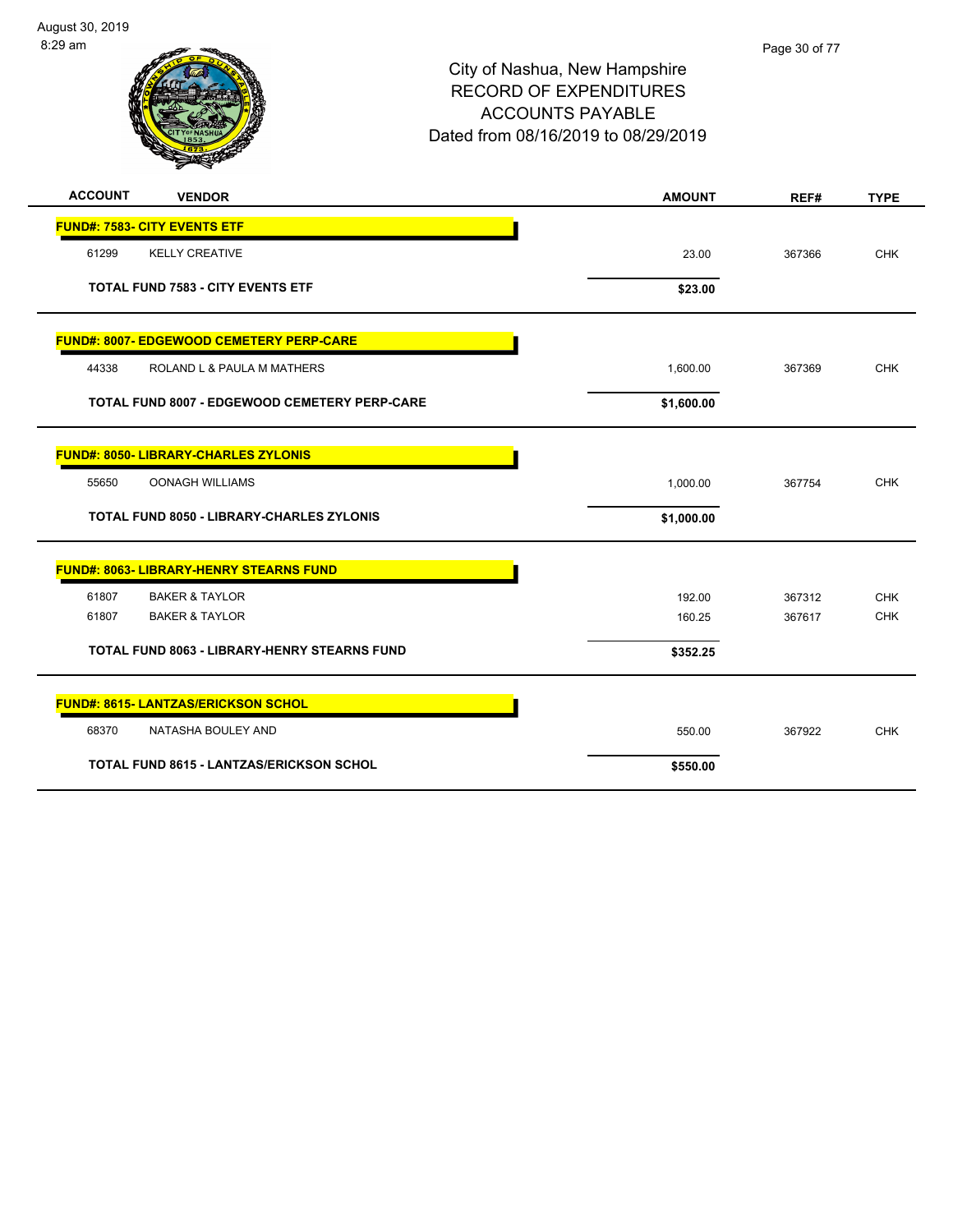City of Nashua, New Hampshire
RECORD OF EXPENDITURES
ACCOUNTS PAYABLE
Dated from 08/16/2019 to 08/29/2019

| ACCOUNT | VENDOR | AMOUNT | REF# | TYPE |
|---|---|---|---|---|
| **FUND#: 7583- CITY EVENTS ETF** | | | | |
| 61299 | KELLY CREATIVE | 23.00 | 367366 | CHK |
| | **TOTAL FUND 7583 - CITY EVENTS ETF** | **$23.00** | | |
| **FUND#: 8007- EDGEWOOD CEMETERY PERP-CARE** | | | | |
| 44338 | ROLAND L & PAULA M MATHERS | 1,600.00 | 367369 | CHK |
| | **TOTAL FUND 8007 - EDGEWOOD CEMETERY PERP-CARE** | **$1,600.00** | | |
| **FUND#: 8050- LIBRARY-CHARLES ZYLONIS** | | | | |
| 55650 | OONAGH WILLIAMS | 1,000.00 | 367754 | CHK |
| | **TOTAL FUND 8050 - LIBRARY-CHARLES ZYLONIS** | **$1,000.00** | | |
| **FUND#: 8063- LIBRARY-HENRY STEARNS FUND** | | | | |
| 61807 | BAKER & TAYLOR | 192.00 | 367312 | CHK |
| 61807 | BAKER & TAYLOR | 160.25 | 367617 | CHK |
| | **TOTAL FUND 8063 - LIBRARY-HENRY STEARNS FUND** | **$352.25** | | |
| **FUND#: 8615- LANTZAS/ERICKSON SCHOL** | | | | |
| 68370 | NATASHA BOULEY AND | 550.00 | 367922 | CHK |
| | **TOTAL FUND 8615 - LANTZAS/ERICKSON SCHOL** | **$550.00** | | |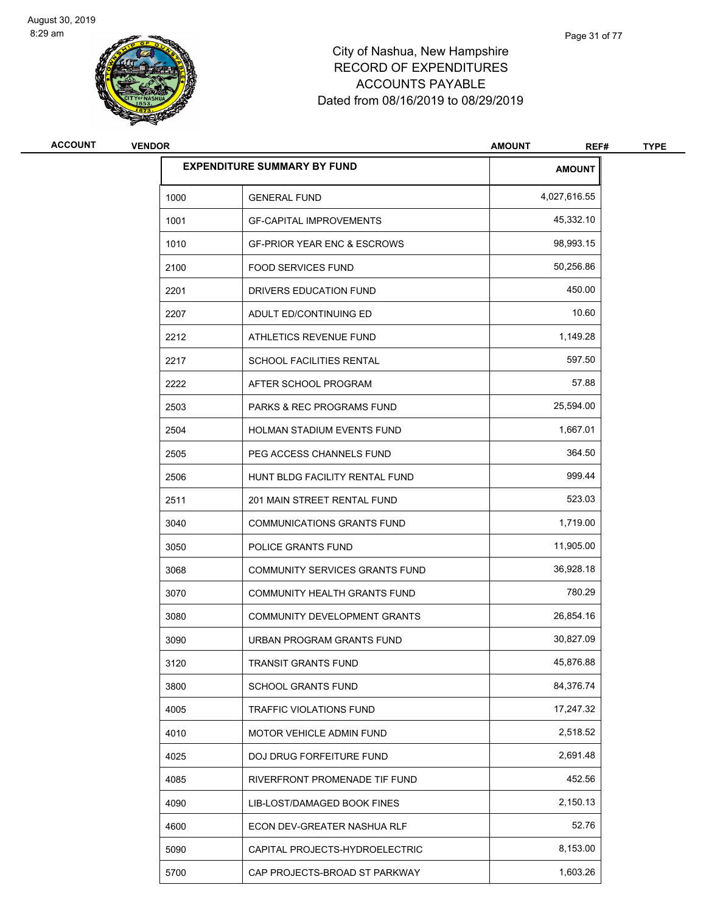August 30, 2019
8:29 am

# City of Nashua, New Hampshire
## RECORD OF EXPENDITURES
## ACCOUNTS PAYABLE
## Dated from 08/16/2019 to 08/29/2019

| ACCOUNT | VENDOR | AMOUNT | REF# | TYPE |
|---|---|---|---|---|

| EXPENDITURE SUMMARY BY FUND | | AMOUNT |
|---|---|---|
| 1000 | GENERAL FUND | 4,027,616.55 |
| 1001 | GF-CAPITAL IMPROVEMENTS | 45,332.10 |
| 1010 | GF-PRIOR YEAR ENC & ESCROWS | 98,993.15 |
| 2100 | FOOD SERVICES FUND | 50,256.86 |
| 2201 | DRIVERS EDUCATION FUND | 450.00 |
| 2207 | ADULT ED/CONTINUING ED | 10.60 |
| 2212 | ATHLETICS REVENUE FUND | 1,149.28 |
| 2217 | SCHOOL FACILITIES RENTAL | 597.50 |
| 2222 | AFTER SCHOOL PROGRAM | 57.88 |
| 2503 | PARKS & REC PROGRAMS FUND | 25,594.00 |
| 2504 | HOLMAN STADIUM EVENTS FUND | 1,667.01 |
| 2505 | PEG ACCESS CHANNELS FUND | 364.50 |
| 2506 | HUNT BLDG FACILITY RENTAL FUND | 999.44 |
| 2511 | 201 MAIN STREET RENTAL FUND | 523.03 |
| 3040 | COMMUNICATIONS GRANTS FUND | 1,719.00 |
| 3050 | POLICE GRANTS FUND | 11,905.00 |
| 3068 | COMMUNITY SERVICES GRANTS FUND | 36,928.18 |
| 3070 | COMMUNITY HEALTH GRANTS FUND | 780.29 |
| 3080 | COMMUNITY DEVELOPMENT GRANTS | 26,854.16 |
| 3090 | URBAN PROGRAM GRANTS FUND | 30,827.09 |
| 3120 | TRANSIT GRANTS FUND | 45,876.88 |
| 3800 | SCHOOL GRANTS FUND | 84,376.74 |
| 4005 | TRAFFIC VIOLATIONS FUND | 17,247.32 |
| 4010 | MOTOR VEHICLE ADMIN FUND | 2,518.52 |
| 4025 | DOJ DRUG FORFEITURE FUND | 2,691.48 |
| 4085 | RIVERFRONT PROMENADE TIF FUND | 452.56 |
| 4090 | LIB-LOST/DAMAGED BOOK FINES | 2,150.13 |
| 4600 | ECON DEV-GREATER NASHUA RLF | 52.76 |
| 5090 | CAPITAL PROJECTS-HYDROELECTRIC | 8,153.00 |
| 5700 | CAP PROJECTS-BROAD ST PARKWAY | 1,603.26 |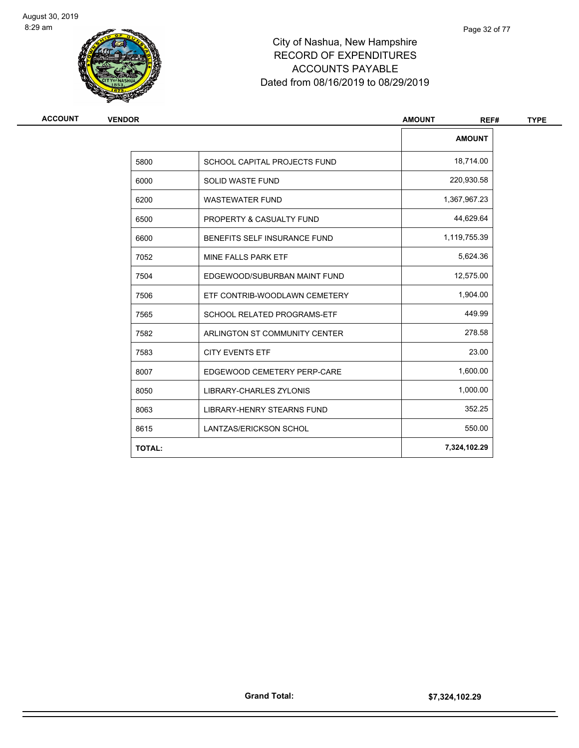# City of Nashua, New Hampshire
## RECORD OF EXPENDITURES
## ACCOUNTS PAYABLE
### Dated from 08/16/2019 to 08/29/2019

| ACCOUNT | VENDOR | AMOUNT | REF# | TYPE |
|---|---|---|---|---|

| | | AMOUNT |
|---|---|---|
| 5800 | SCHOOL CAPITAL PROJECTS FUND | 18,714.00 |
| 6000 | SOLID WASTE FUND | 220,930.58 |
| 6200 | WASTEWATER FUND | 1,367,967.23 |
| 6500 | PROPERTY & CASUALTY FUND | 44,629.64 |
| 6600 | BENEFITS SELF INSURANCE FUND | 1,119,755.39 |
| 7052 | MINE FALLS PARK ETF | 5,624.36 |
| 7504 | EDGEWOOD/SUBURBAN MAINT FUND | 12,575.00 |
| 7506 | ETF CONTRIB-WOODLAWN CEMETERY | 1,904.00 |
| 7565 | SCHOOL RELATED PROGRAMS-ETF | 449.99 |
| 7582 | ARLINGTON ST COMMUNITY CENTER | 278.58 |
| 7583 | CITY EVENTS ETF | 23.00 |
| 8007 | EDGEWOOD CEMETERY PERP-CARE | 1,600.00 |
| 8050 | LIBRARY-CHARLES ZYLONIS | 1,000.00 |
| 8063 | LIBRARY-HENRY STEARNS FUND | 352.25 |
| 8615 | LANTZAS/ERICKSON SCHOL | 550.00 |
| **TOTAL:** | | **7,324,102.29** |

**Grand Total:** **$7,324,102.29**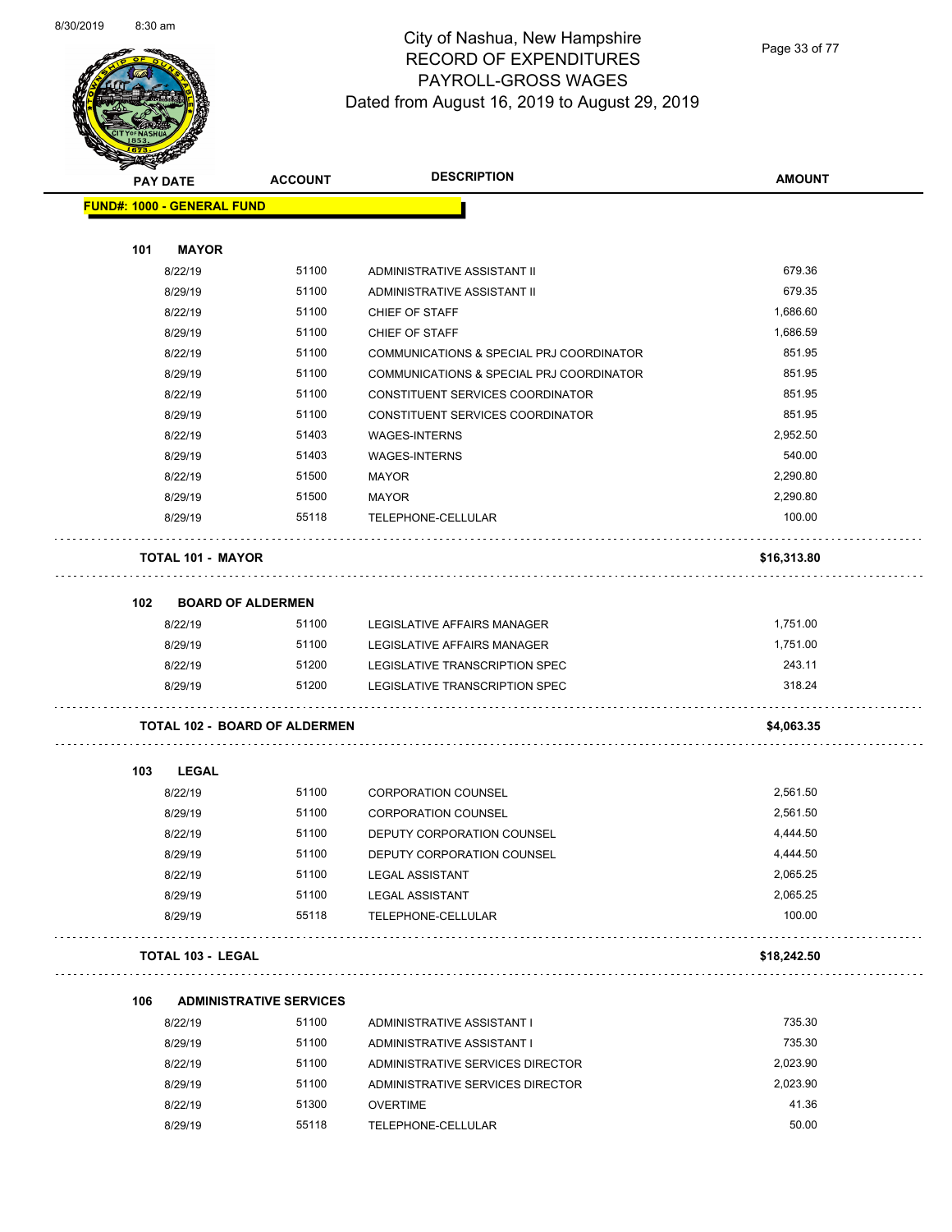# City of Nashua, New Hampshire
## RECORD OF EXPENDITURES
## PAYROLL-GROSS WAGES
## Dated from August 16, 2019 to August 29, 2019

| PAY DATE | ACCOUNT | DESCRIPTION | AMOUNT |
|---|---|---|---|
| **FUND#: 1000 - GENERAL FUND** | | | |
| **101 MAYOR** | | | |
| 8/22/19 | 51100 | ADMINISTRATIVE ASSISTANT II | 679.36 |
| 8/29/19 | 51100 | ADMINISTRATIVE ASSISTANT II | 679.35 |
| 8/22/19 | 51100 | CHIEF OF STAFF | 1,686.60 |
| 8/29/19 | 51100 | CHIEF OF STAFF | 1,686.59 |
| 8/22/19 | 51100 | COMMUNICATIONS & SPECIAL PRJ COORDINATOR | 851.95 |
| 8/29/19 | 51100 | COMMUNICATIONS & SPECIAL PRJ COORDINATOR | 851.95 |
| 8/22/19 | 51100 | CONSTITUENT SERVICES COORDINATOR | 851.95 |
| 8/29/19 | 51100 | CONSTITUENT SERVICES COORDINATOR | 851.95 |
| 8/22/19 | 51403 | WAGES-INTERNS | 2,952.50 |
| 8/29/19 | 51403 | WAGES-INTERNS | 540.00 |
| 8/22/19 | 51500 | MAYOR | 2,290.80 |
| 8/29/19 | 51500 | MAYOR | 2,290.80 |
| 8/29/19 | 55118 | TELEPHONE-CELLULAR | 100.00 |
| **TOTAL 101 - MAYOR** | | | **$16,313.80** |
| **102 BOARD OF ALDERMEN** | | | |
| 8/22/19 | 51100 | LEGISLATIVE AFFAIRS MANAGER | 1,751.00 |
| 8/29/19 | 51100 | LEGISLATIVE AFFAIRS MANAGER | 1,751.00 |
| 8/22/19 | 51200 | LEGISLATIVE TRANSCRIPTION SPEC | 243.11 |
| 8/29/19 | 51200 | LEGISLATIVE TRANSCRIPTION SPEC | 318.24 |
| **TOTAL 102 - BOARD OF ALDERMEN** | | | **$4,063.35** |
| **103 LEGAL** | | | |
| 8/22/19 | 51100 | CORPORATION COUNSEL | 2,561.50 |
| 8/29/19 | 51100 | CORPORATION COUNSEL | 2,561.50 |
| 8/22/19 | 51100 | DEPUTY CORPORATION COUNSEL | 4,444.50 |
| 8/29/19 | 51100 | DEPUTY CORPORATION COUNSEL | 4,444.50 |
| 8/22/19 | 51100 | LEGAL ASSISTANT | 2,065.25 |
| 8/29/19 | 51100 | LEGAL ASSISTANT | 2,065.25 |
| 8/29/19 | 55118 | TELEPHONE-CELLULAR | 100.00 |
| **TOTAL 103 - LEGAL** | | | **$18,242.50** |
| **106 ADMINISTRATIVE SERVICES** | | | |
| 8/22/19 | 51100 | ADMINISTRATIVE ASSISTANT I | 735.30 |
| 8/29/19 | 51100 | ADMINISTRATIVE ASSISTANT I | 735.30 |
| 8/22/19 | 51100 | ADMINISTRATIVE SERVICES DIRECTOR | 2,023.90 |
| 8/29/19 | 51100 | ADMINISTRATIVE SERVICES DIRECTOR | 2,023.90 |
| 8/22/19 | 51300 | OVERTIME | 41.36 |
| 8/29/19 | 55118 | TELEPHONE-CELLULAR | 50.00 |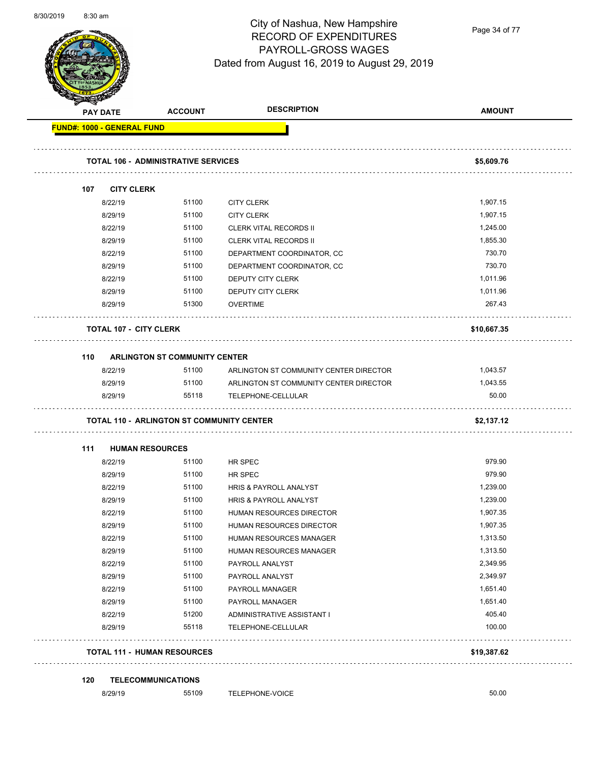# City of Nashua, New Hampshire
## RECORD OF EXPENDITURES
## PAYROLL-GROSS WAGES
### Dated from August 16, 2019 to August 29, 2019

| PAY DATE | ACCOUNT | DESCRIPTION | AMOUNT |
|---|---|---|---|
| **FUND#: 1000 - GENERAL FUND** | | | |
| **TOTAL 106 - ADMINISTRATIVE SERVICES** | | | **$5,609.76** |
| **107 CITY CLERK** | | | |
| 8/22/19 | 51100 | CITY CLERK | 1,907.15 |
| 8/29/19 | 51100 | CITY CLERK | 1,907.15 |
| 8/22/19 | 51100 | CLERK VITAL RECORDS II | 1,245.00 |
| 8/29/19 | 51100 | CLERK VITAL RECORDS II | 1,855.30 |
| 8/22/19 | 51100 | DEPARTMENT COORDINATOR, CC | 730.70 |
| 8/29/19 | 51100 | DEPARTMENT COORDINATOR, CC | 730.70 |
| 8/22/19 | 51100 | DEPUTY CITY CLERK | 1,011.96 |
| 8/29/19 | 51100 | DEPUTY CITY CLERK | 1,011.96 |
| 8/29/19 | 51300 | OVERTIME | 267.43 |
| **TOTAL 107 - CITY CLERK** | | | **$10,667.35** |
| **110 ARLINGTON ST COMMUNITY CENTER** | | | |
| 8/22/19 | 51100 | ARLINGTON ST COMMUNITY CENTER DIRECTOR | 1,043.57 |
| 8/29/19 | 51100 | ARLINGTON ST COMMUNITY CENTER DIRECTOR | 1,043.55 |
| 8/29/19 | 55118 | TELEPHONE-CELLULAR | 50.00 |
| **TOTAL 110 - ARLINGTON ST COMMUNITY CENTER** | | | **$2,137.12** |
| **111 HUMAN RESOURCES** | | | |
| 8/22/19 | 51100 | HR SPEC | 979.90 |
| 8/29/19 | 51100 | HR SPEC | 979.90 |
| 8/22/19 | 51100 | HRIS & PAYROLL ANALYST | 1,239.00 |
| 8/29/19 | 51100 | HRIS & PAYROLL ANALYST | 1,239.00 |
| 8/22/19 | 51100 | HUMAN RESOURCES DIRECTOR | 1,907.35 |
| 8/29/19 | 51100 | HUMAN RESOURCES DIRECTOR | 1,907.35 |
| 8/22/19 | 51100 | HUMAN RESOURCES MANAGER | 1,313.50 |
| 8/29/19 | 51100 | HUMAN RESOURCES MANAGER | 1,313.50 |
| 8/22/19 | 51100 | PAYROLL ANALYST | 2,349.95 |
| 8/29/19 | 51100 | PAYROLL ANALYST | 2,349.97 |
| 8/22/19 | 51100 | PAYROLL MANAGER | 1,651.40 |
| 8/29/19 | 51100 | PAYROLL MANAGER | 1,651.40 |
| 8/22/19 | 51200 | ADMINISTRATIVE ASSISTANT I | 405.40 |
| 8/29/19 | 55118 | TELEPHONE-CELLULAR | 100.00 |
| **TOTAL 111 - HUMAN RESOURCES** | | | **$19,387.62** |
| **120 TELECOMMUNICATIONS** | | | |
| 8/29/19 | 55109 | TELEPHONE-VOICE | 50.00 |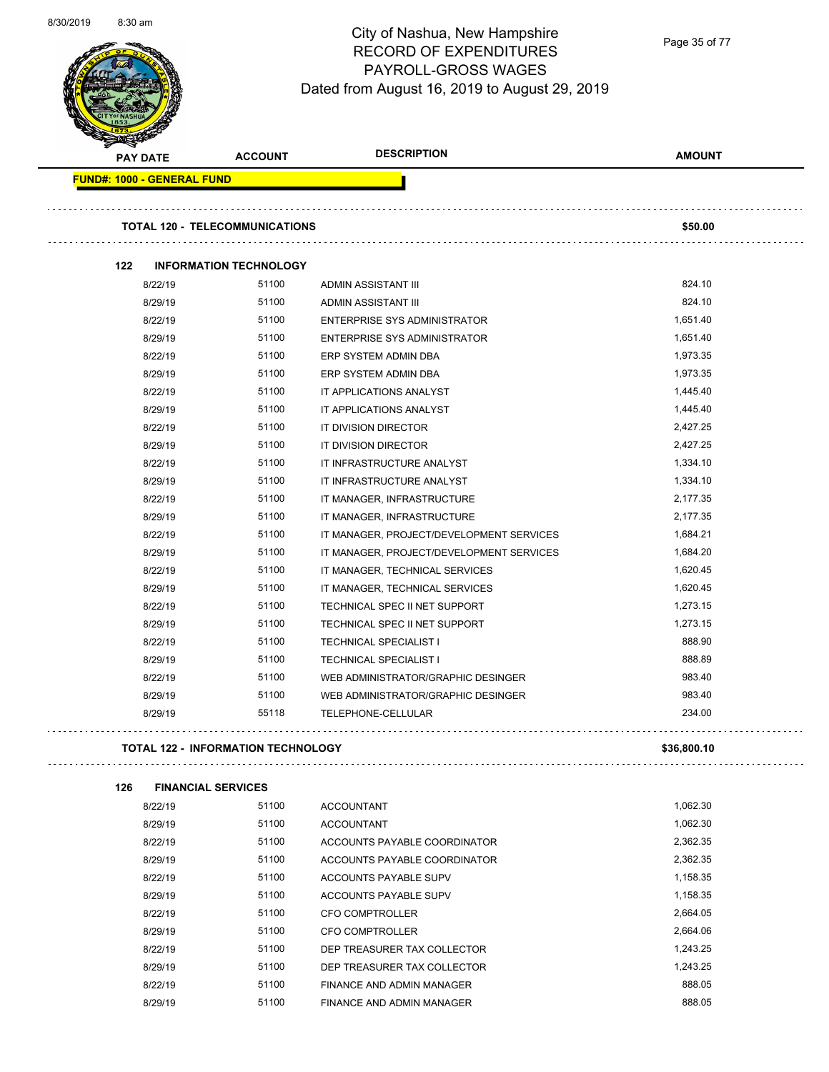# City of Nashua, New Hampshire
## RECORD OF EXPENDITURES
## PAYROLL-GROSS WAGES
### Dated from August 16, 2019 to August 29, 2019

| PAY DATE | ACCOUNT | DESCRIPTION | AMOUNT |
|---|---|---|---|
| **FUND#: 1000 - GENERAL FUND** | | | |
| **TOTAL 120 - TELECOMMUNICATIONS** | | | **$50.00** |
| **122 INFORMATION TECHNOLOGY** | | | |
| 8/22/19 | 51100 | ADMIN ASSISTANT III | 824.10 |
| 8/29/19 | 51100 | ADMIN ASSISTANT III | 824.10 |
| 8/22/19 | 51100 | ENTERPRISE SYS ADMINISTRATOR | 1,651.40 |
| 8/29/19 | 51100 | ENTERPRISE SYS ADMINISTRATOR | 1,651.40 |
| 8/22/19 | 51100 | ERP SYSTEM ADMIN DBA | 1,973.35 |
| 8/29/19 | 51100 | ERP SYSTEM ADMIN DBA | 1,973.35 |
| 8/22/19 | 51100 | IT APPLICATIONS ANALYST | 1,445.40 |
| 8/29/19 | 51100 | IT APPLICATIONS ANALYST | 1,445.40 |
| 8/22/19 | 51100 | IT DIVISION DIRECTOR | 2,427.25 |
| 8/29/19 | 51100 | IT DIVISION DIRECTOR | 2,427.25 |
| 8/22/19 | 51100 | IT INFRASTRUCTURE ANALYST | 1,334.10 |
| 8/29/19 | 51100 | IT INFRASTRUCTURE ANALYST | 1,334.10 |
| 8/22/19 | 51100 | IT MANAGER, INFRASTRUCTURE | 2,177.35 |
| 8/29/19 | 51100 | IT MANAGER, INFRASTRUCTURE | 2,177.35 |
| 8/22/19 | 51100 | IT MANAGER, PROJECT/DEVELOPMENT SERVICES | 1,684.21 |
| 8/29/19 | 51100 | IT MANAGER, PROJECT/DEVELOPMENT SERVICES | 1,684.20 |
| 8/22/19 | 51100 | IT MANAGER, TECHNICAL SERVICES | 1,620.45 |
| 8/29/19 | 51100 | IT MANAGER, TECHNICAL SERVICES | 1,620.45 |
| 8/22/19 | 51100 | TECHNICAL SPEC II NET SUPPORT | 1,273.15 |
| 8/29/19 | 51100 | TECHNICAL SPEC II NET SUPPORT | 1,273.15 |
| 8/22/19 | 51100 | TECHNICAL SPECIALIST I | 888.90 |
| 8/29/19 | 51100 | TECHNICAL SPECIALIST I | 888.89 |
| 8/22/19 | 51100 | WEB ADMINISTRATOR/GRAPHIC DESINGER | 983.40 |
| 8/29/19 | 51100 | WEB ADMINISTRATOR/GRAPHIC DESINGER | 983.40 |
| 8/29/19 | 55118 | TELEPHONE-CELLULAR | 234.00 |
| **TOTAL 122 - INFORMATION TECHNOLOGY** | | | **$36,800.10** |
| **126 FINANCIAL SERVICES** | | | |
| 8/22/19 | 51100 | ACCOUNTANT | 1,062.30 |
| 8/29/19 | 51100 | ACCOUNTANT | 1,062.30 |
| 8/22/19 | 51100 | ACCOUNTS PAYABLE COORDINATOR | 2,362.35 |
| 8/29/19 | 51100 | ACCOUNTS PAYABLE COORDINATOR | 2,362.35 |
| 8/22/19 | 51100 | ACCOUNTS PAYABLE SUPV | 1,158.35 |
| 8/29/19 | 51100 | ACCOUNTS PAYABLE SUPV | 1,158.35 |
| 8/22/19 | 51100 | CFO COMPTROLLER | 2,664.05 |
| 8/29/19 | 51100 | CFO COMPTROLLER | 2,664.06 |
| 8/22/19 | 51100 | DEP TREASURER TAX COLLECTOR | 1,243.25 |
| 8/29/19 | 51100 | DEP TREASURER TAX COLLECTOR | 1,243.25 |
| 8/22/19 | 51100 | FINANCE AND ADMIN MANAGER | 888.05 |
| 8/29/19 | 51100 | FINANCE AND ADMIN MANAGER | 888.05 |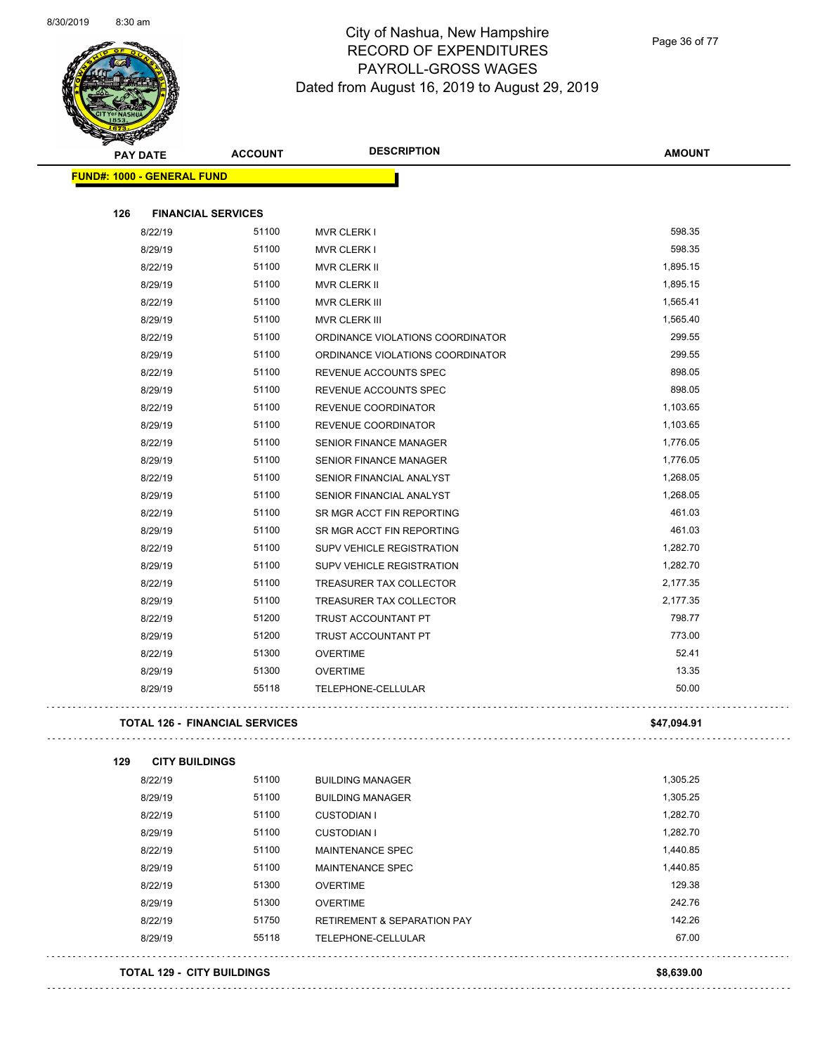# City of Nashua, New Hampshire
## RECORD OF EXPENDITURES
## PAYROLL-GROSS WAGES
## Dated from August 16, 2019 to August 29, 2019

| PAY DATE | ACCOUNT | DESCRIPTION | AMOUNT |
|---|---|---|---|
| **FUND#: 1000 - GENERAL FUND** | | | |
| **126 FINANCIAL SERVICES** | | | |
| 8/22/19 | 51100 | MVR CLERK I | 598.35 |
| 8/29/19 | 51100 | MVR CLERK I | 598.35 |
| 8/22/19 | 51100 | MVR CLERK II | 1,895.15 |
| 8/29/19 | 51100 | MVR CLERK II | 1,895.15 |
| 8/22/19 | 51100 | MVR CLERK III | 1,565.41 |
| 8/29/19 | 51100 | MVR CLERK III | 1,565.40 |
| 8/22/19 | 51100 | ORDINANCE VIOLATIONS COORDINATOR | 299.55 |
| 8/29/19 | 51100 | ORDINANCE VIOLATIONS COORDINATOR | 299.55 |
| 8/22/19 | 51100 | REVENUE ACCOUNTS SPEC | 898.05 |
| 8/29/19 | 51100 | REVENUE ACCOUNTS SPEC | 898.05 |
| 8/22/19 | 51100 | REVENUE COORDINATOR | 1,103.65 |
| 8/29/19 | 51100 | REVENUE COORDINATOR | 1,103.65 |
| 8/22/19 | 51100 | SENIOR FINANCE MANAGER | 1,776.05 |
| 8/29/19 | 51100 | SENIOR FINANCE MANAGER | 1,776.05 |
| 8/22/19 | 51100 | SENIOR FINANCIAL ANALYST | 1,268.05 |
| 8/29/19 | 51100 | SENIOR FINANCIAL ANALYST | 1,268.05 |
| 8/22/19 | 51100 | SR MGR ACCT FIN REPORTING | 461.03 |
| 8/29/19 | 51100 | SR MGR ACCT FIN REPORTING | 461.03 |
| 8/22/19 | 51100 | SUPV VEHICLE REGISTRATION | 1,282.70 |
| 8/29/19 | 51100 | SUPV VEHICLE REGISTRATION | 1,282.70 |
| 8/22/19 | 51100 | TREASURER TAX COLLECTOR | 2,177.35 |
| 8/29/19 | 51100 | TREASURER TAX COLLECTOR | 2,177.35 |
| 8/22/19 | 51200 | TRUST ACCOUNTANT PT | 798.77 |
| 8/29/19 | 51200 | TRUST ACCOUNTANT PT | 773.00 |
| 8/22/19 | 51300 | OVERTIME | 52.41 |
| 8/29/19 | 51300 | OVERTIME | 13.35 |
| 8/29/19 | 55118 | TELEPHONE-CELLULAR | 50.00 |
| **TOTAL 126 - FINANCIAL SERVICES** | | | **$47,094.91** |
| **129 CITY BUILDINGS** | | | |
| 8/22/19 | 51100 | BUILDING MANAGER | 1,305.25 |
| 8/29/19 | 51100 | BUILDING MANAGER | 1,305.25 |
| 8/22/19 | 51100 | CUSTODIAN I | 1,282.70 |
| 8/29/19 | 51100 | CUSTODIAN I | 1,282.70 |
| 8/22/19 | 51100 | MAINTENANCE SPEC | 1,440.85 |
| 8/29/19 | 51100 | MAINTENANCE SPEC | 1,440.85 |
| 8/22/19 | 51300 | OVERTIME | 129.38 |
| 8/29/19 | 51300 | OVERTIME | 242.76 |
| 8/22/19 | 51750 | RETIREMENT & SEPARATION PAY | 142.26 |
| 8/29/19 | 55118 | TELEPHONE-CELLULAR | 67.00 |
| **TOTAL 129 - CITY BUILDINGS** | | | **$8,639.00** |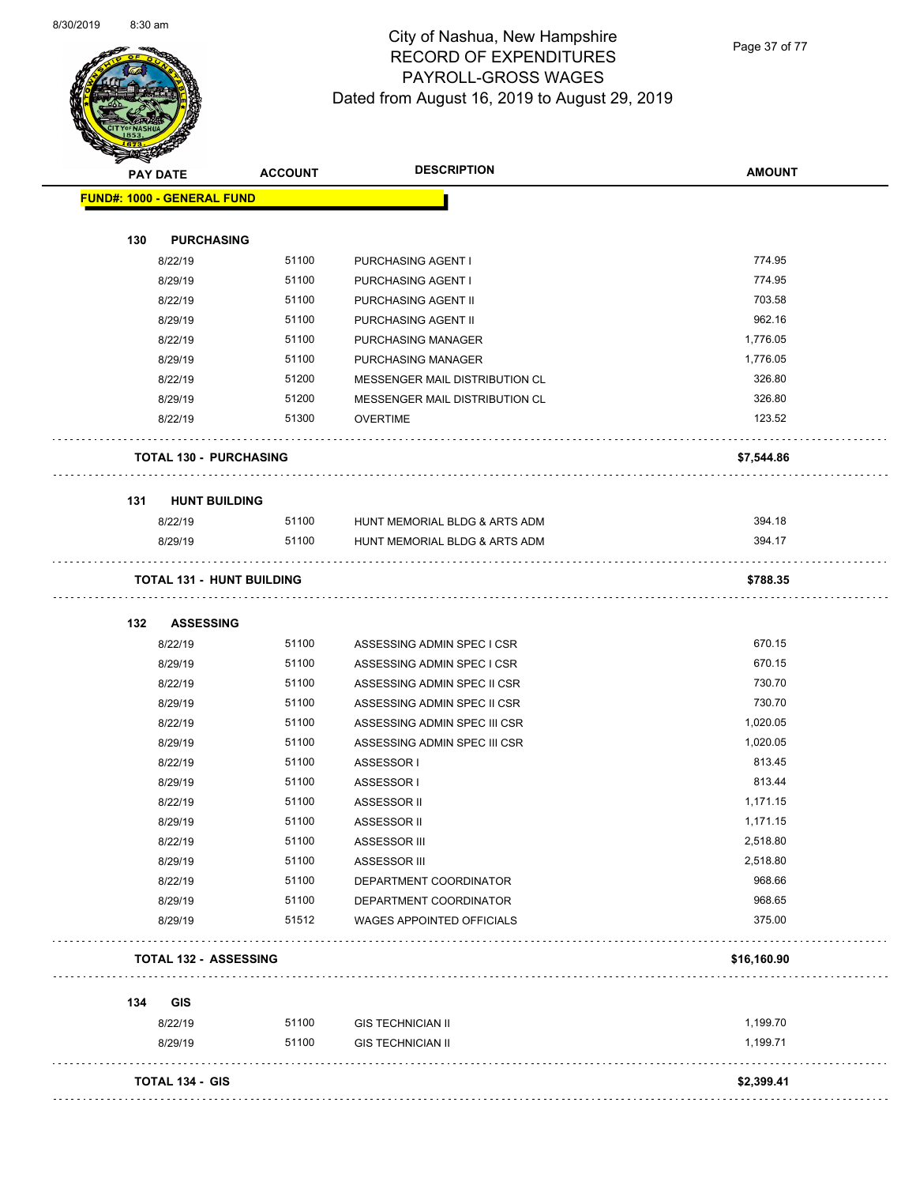# City of Nashua, New Hampshire
## RECORD OF EXPENDITURES
## PAYROLL-GROSS WAGES
## Dated from August 16, 2019 to August 29, 2019

| PAY DATE | ACCOUNT | DESCRIPTION | AMOUNT |
|---|---|---|---|
| **FUND#: 1000 - GENERAL FUND** | | | |
| **130 PURCHASING** | | | |
| 8/22/19 | 51100 | PURCHASING AGENT I | 774.95 |
| 8/29/19 | 51100 | PURCHASING AGENT I | 774.95 |
| 8/22/19 | 51100 | PURCHASING AGENT II | 703.58 |
| 8/29/19 | 51100 | PURCHASING AGENT II | 962.16 |
| 8/22/19 | 51100 | PURCHASING MANAGER | 1,776.05 |
| 8/29/19 | 51100 | PURCHASING MANAGER | 1,776.05 |
| 8/22/19 | 51200 | MESSENGER MAIL DISTRIBUTION CL | 326.80 |
| 8/29/19 | 51200 | MESSENGER MAIL DISTRIBUTION CL | 326.80 |
| 8/22/19 | 51300 | OVERTIME | 123.52 |
| **TOTAL 130 - PURCHASING** | | | **$7,544.86** |
| **131 HUNT BUILDING** | | | |
| 8/22/19 | 51100 | HUNT MEMORIAL BLDG & ARTS ADM | 394.18 |
| 8/29/19 | 51100 | HUNT MEMORIAL BLDG & ARTS ADM | 394.17 |
| **TOTAL 131 - HUNT BUILDING** | | | **$788.35** |
| **132 ASSESSING** | | | |
| 8/22/19 | 51100 | ASSESSING ADMIN SPEC I CSR | 670.15 |
| 8/29/19 | 51100 | ASSESSING ADMIN SPEC I CSR | 670.15 |
| 8/22/19 | 51100 | ASSESSING ADMIN SPEC II CSR | 730.70 |
| 8/29/19 | 51100 | ASSESSING ADMIN SPEC II CSR | 730.70 |
| 8/22/19 | 51100 | ASSESSING ADMIN SPEC III CSR | 1,020.05 |
| 8/29/19 | 51100 | ASSESSING ADMIN SPEC III CSR | 1,020.05 |
| 8/22/19 | 51100 | ASSESSOR I | 813.45 |
| 8/29/19 | 51100 | ASSESSOR I | 813.44 |
| 8/22/19 | 51100 | ASSESSOR II | 1,171.15 |
| 8/29/19 | 51100 | ASSESSOR II | 1,171.15 |
| 8/22/19 | 51100 | ASSESSOR III | 2,518.80 |
| 8/29/19 | 51100 | ASSESSOR III | 2,518.80 |
| 8/22/19 | 51100 | DEPARTMENT COORDINATOR | 968.66 |
| 8/29/19 | 51100 | DEPARTMENT COORDINATOR | 968.65 |
| 8/29/19 | 51512 | WAGES APPOINTED OFFICIALS | 375.00 |
| **TOTAL 132 - ASSESSING** | | | **$16,160.90** |
| **134 GIS** | | | |
| 8/22/19 | 51100 | GIS TECHNICIAN II | 1,199.70 |
| 8/29/19 | 51100 | GIS TECHNICIAN II | 1,199.71 |
| **TOTAL 134 - GIS** | | | **$2,399.41** |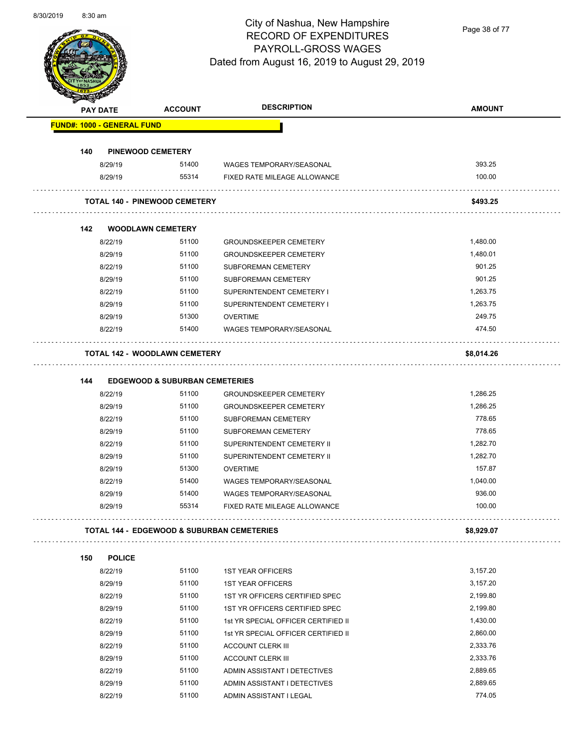# City of Nashua, New Hampshire
## RECORD OF EXPENDITURES
## PAYROLL-GROSS WAGES
### Dated from August 16, 2019 to August 29, 2019

| PAY DATE | ACCOUNT | DESCRIPTION | AMOUNT |
|---|---|---|---|
| **FUND#: 1000 - GENERAL FUND** | | | |
| **140 PINEWOOD CEMETERY** | | | |
| 8/29/19 | 51400 | WAGES TEMPORARY/SEASONAL | 393.25 |
| 8/29/19 | 55314 | FIXED RATE MILEAGE ALLOWANCE | 100.00 |
| **TOTAL 140 - PINEWOOD CEMETERY** | | | **$493.25** |
| **142 WOODLAWN CEMETERY** | | | |
| 8/22/19 | 51100 | GROUNDSKEEPER CEMETERY | 1,480.00 |
| 8/29/19 | 51100 | GROUNDSKEEPER CEMETERY | 1,480.01 |
| 8/22/19 | 51100 | SUBFOREMAN CEMETERY | 901.25 |
| 8/29/19 | 51100 | SUBFOREMAN CEMETERY | 901.25 |
| 8/22/19 | 51100 | SUPERINTENDENT CEMETERY I | 1,263.75 |
| 8/29/19 | 51100 | SUPERINTENDENT CEMETERY I | 1,263.75 |
| 8/29/19 | 51300 | OVERTIME | 249.75 |
| 8/22/19 | 51400 | WAGES TEMPORARY/SEASONAL | 474.50 |
| **TOTAL 142 - WOODLAWN CEMETERY** | | | **$8,014.26** |
| **144 EDGEWOOD & SUBURBAN CEMETERIES** | | | |
| 8/22/19 | 51100 | GROUNDSKEEPER CEMETERY | 1,286.25 |
| 8/29/19 | 51100 | GROUNDSKEEPER CEMETERY | 1,286.25 |
| 8/22/19 | 51100 | SUBFOREMAN CEMETERY | 778.65 |
| 8/29/19 | 51100 | SUBFOREMAN CEMETERY | 778.65 |
| 8/22/19 | 51100 | SUPERINTENDENT CEMETERY II | 1,282.70 |
| 8/29/19 | 51100 | SUPERINTENDENT CEMETERY II | 1,282.70 |
| 8/29/19 | 51300 | OVERTIME | 157.87 |
| 8/22/19 | 51400 | WAGES TEMPORARY/SEASONAL | 1,040.00 |
| 8/29/19 | 51400 | WAGES TEMPORARY/SEASONAL | 936.00 |
| 8/29/19 | 55314 | FIXED RATE MILEAGE ALLOWANCE | 100.00 |
| **TOTAL 144 - EDGEWOOD & SUBURBAN CEMETERIES** | | | **$8,929.07** |
| **150 POLICE** | | | |
| 8/22/19 | 51100 | 1ST YEAR OFFICERS | 3,157.20 |
| 8/29/19 | 51100 | 1ST YEAR OFFICERS | 3,157.20 |
| 8/22/19 | 51100 | 1ST YR OFFICERS CERTIFIED SPEC | 2,199.80 |
| 8/29/19 | 51100 | 1ST YR OFFICERS CERTIFIED SPEC | 2,199.80 |
| 8/22/19 | 51100 | 1st YR SPECIAL OFFICER CERTIFIED II | 1,430.00 |
| 8/29/19 | 51100 | 1st YR SPECIAL OFFICER CERTIFIED II | 2,860.00 |
| 8/22/19 | 51100 | ACCOUNT CLERK III | 2,333.76 |
| 8/29/19 | 51100 | ACCOUNT CLERK III | 2,333.76 |
| 8/22/19 | 51100 | ADMIN ASSISTANT I DETECTIVES | 2,889.65 |
| 8/29/19 | 51100 | ADMIN ASSISTANT I DETECTIVES | 2,889.65 |
| 8/22/19 | 51100 | ADMIN ASSISTANT I LEGAL | 774.05 |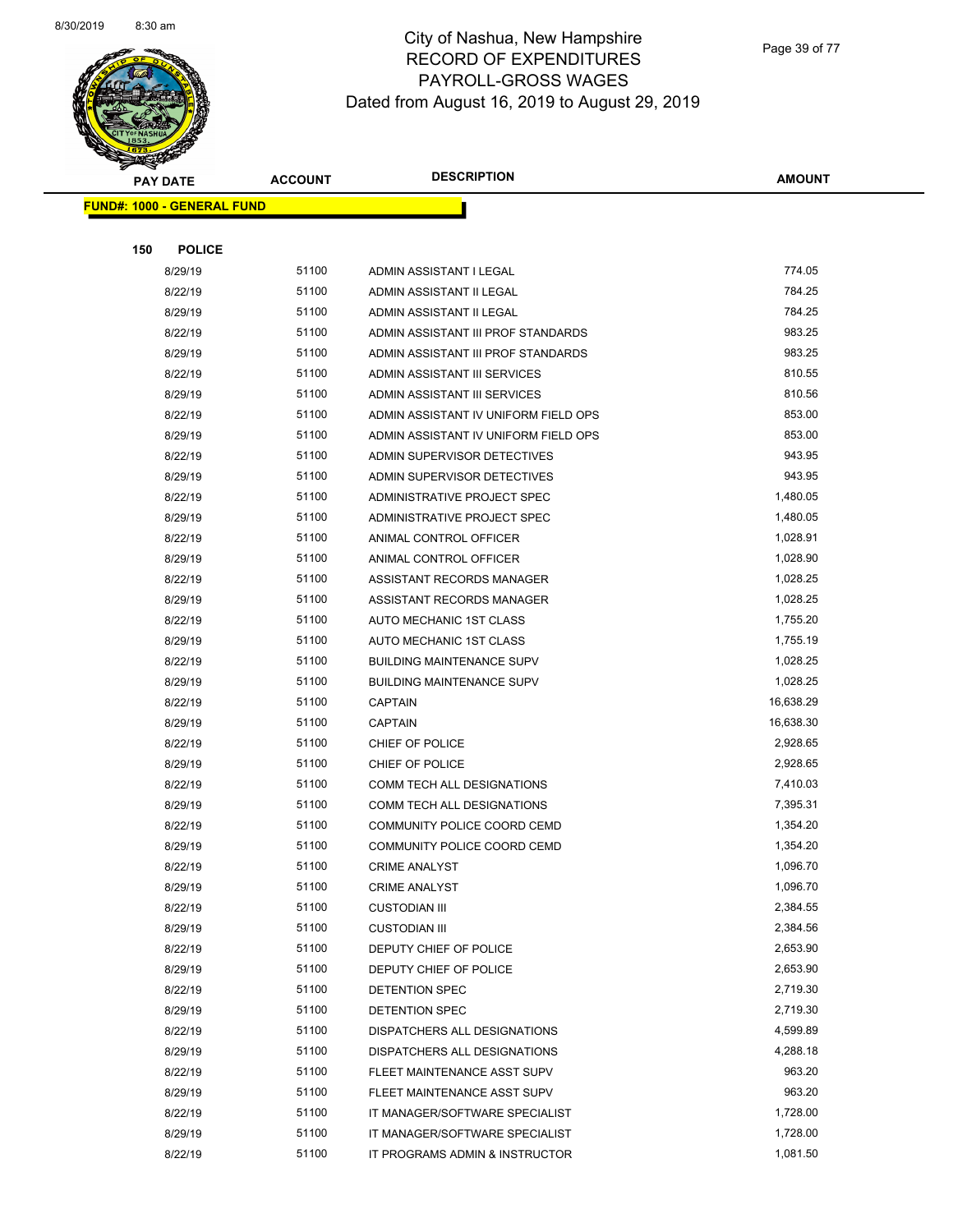# City of Nashua, New Hampshire
## RECORD OF EXPENDITURES
## PAYROLL-GROSS WAGES
## Dated from August 16, 2019 to August 29, 2019

**FUND#: 1000 - GENERAL FUND**

**150 POLICE**

| PAY DATE | ACCOUNT | DESCRIPTION | AMOUNT |
|---|---|---|---|
| 8/29/19 | 51100 | ADMIN ASSISTANT I LEGAL | 774.05 |
| 8/22/19 | 51100 | ADMIN ASSISTANT II LEGAL | 784.25 |
| 8/29/19 | 51100 | ADMIN ASSISTANT II LEGAL | 784.25 |
| 8/22/19 | 51100 | ADMIN ASSISTANT III PROF STANDARDS | 983.25 |
| 8/29/19 | 51100 | ADMIN ASSISTANT III PROF STANDARDS | 983.25 |
| 8/22/19 | 51100 | ADMIN ASSISTANT III SERVICES | 810.55 |
| 8/29/19 | 51100 | ADMIN ASSISTANT III SERVICES | 810.56 |
| 8/22/19 | 51100 | ADMIN ASSISTANT IV UNIFORM FIELD OPS | 853.00 |
| 8/29/19 | 51100 | ADMIN ASSISTANT IV UNIFORM FIELD OPS | 853.00 |
| 8/22/19 | 51100 | ADMIN SUPERVISOR DETECTIVES | 943.95 |
| 8/29/19 | 51100 | ADMIN SUPERVISOR DETECTIVES | 943.95 |
| 8/22/19 | 51100 | ADMINISTRATIVE PROJECT SPEC | 1,480.05 |
| 8/29/19 | 51100 | ADMINISTRATIVE PROJECT SPEC | 1,480.05 |
| 8/22/19 | 51100 | ANIMAL CONTROL OFFICER | 1,028.91 |
| 8/29/19 | 51100 | ANIMAL CONTROL OFFICER | 1,028.90 |
| 8/22/19 | 51100 | ASSISTANT RECORDS MANAGER | 1,028.25 |
| 8/29/19 | 51100 | ASSISTANT RECORDS MANAGER | 1,028.25 |
| 8/22/19 | 51100 | AUTO MECHANIC 1ST CLASS | 1,755.20 |
| 8/29/19 | 51100 | AUTO MECHANIC 1ST CLASS | 1,755.19 |
| 8/22/19 | 51100 | BUILDING MAINTENANCE SUPV | 1,028.25 |
| 8/29/19 | 51100 | BUILDING MAINTENANCE SUPV | 1,028.25 |
| 8/22/19 | 51100 | CAPTAIN | 16,638.29 |
| 8/29/19 | 51100 | CAPTAIN | 16,638.30 |
| 8/22/19 | 51100 | CHIEF OF POLICE | 2,928.65 |
| 8/29/19 | 51100 | CHIEF OF POLICE | 2,928.65 |
| 8/22/19 | 51100 | COMM TECH ALL DESIGNATIONS | 7,410.03 |
| 8/29/19 | 51100 | COMM TECH ALL DESIGNATIONS | 7,395.31 |
| 8/22/19 | 51100 | COMMUNITY POLICE COORD CEMD | 1,354.20 |
| 8/29/19 | 51100 | COMMUNITY POLICE COORD CEMD | 1,354.20 |
| 8/22/19 | 51100 | CRIME ANALYST | 1,096.70 |
| 8/29/19 | 51100 | CRIME ANALYST | 1,096.70 |
| 8/22/19 | 51100 | CUSTODIAN III | 2,384.55 |
| 8/29/19 | 51100 | CUSTODIAN III | 2,384.56 |
| 8/22/19 | 51100 | DEPUTY CHIEF OF POLICE | 2,653.90 |
| 8/29/19 | 51100 | DEPUTY CHIEF OF POLICE | 2,653.90 |
| 8/22/19 | 51100 | DETENTION SPEC | 2,719.30 |
| 8/29/19 | 51100 | DETENTION SPEC | 2,719.30 |
| 8/22/19 | 51100 | DISPATCHERS ALL DESIGNATIONS | 4,599.89 |
| 8/29/19 | 51100 | DISPATCHERS ALL DESIGNATIONS | 4,288.18 |
| 8/22/19 | 51100 | FLEET MAINTENANCE ASST SUPV | 963.20 |
| 8/29/19 | 51100 | FLEET MAINTENANCE ASST SUPV | 963.20 |
| 8/22/19 | 51100 | IT MANAGER/SOFTWARE SPECIALIST | 1,728.00 |
| 8/29/19 | 51100 | IT MANAGER/SOFTWARE SPECIALIST | 1,728.00 |
| 8/22/19 | 51100 | IT PROGRAMS ADMIN & INSTRUCTOR | 1,081.50 |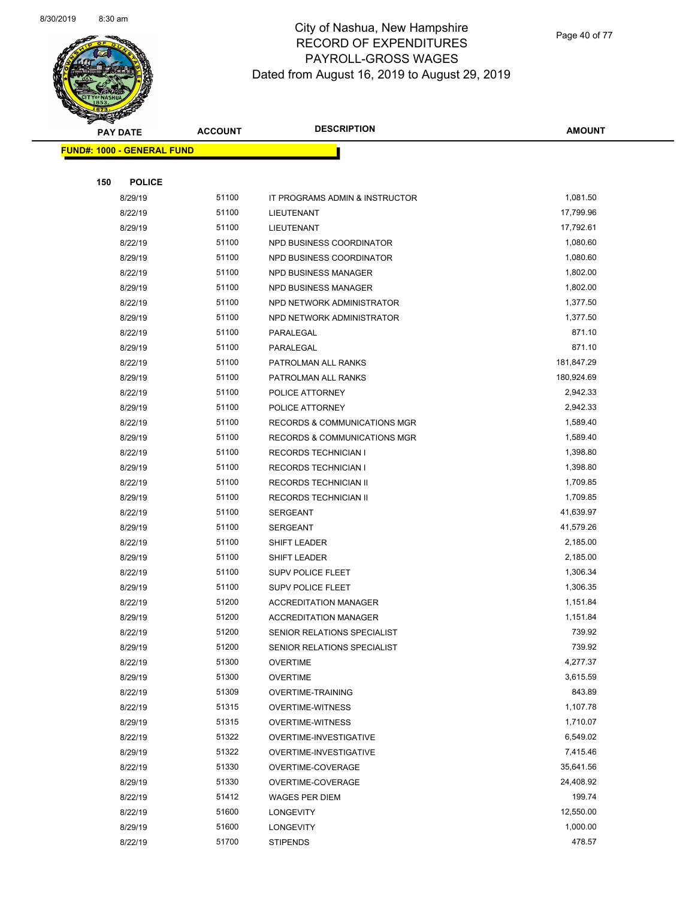# City of Nashua, New Hampshire
# RECORD OF EXPENDITURES
# PAYROLL-GROSS WAGES
Dated from August 16, 2019 to August 29, 2019

| PAY DATE | ACCOUNT | DESCRIPTION | AMOUNT |
|---|---|---|---|
| **FUND#: 1000 - GENERAL FUND** | | | |
| **150 POLICE** | | | |
| 8/29/19 | 51100 | IT PROGRAMS ADMIN & INSTRUCTOR | 1,081.50 |
| 8/22/19 | 51100 | LIEUTENANT | 17,799.96 |
| 8/29/19 | 51100 | LIEUTENANT | 17,792.61 |
| 8/22/19 | 51100 | NPD BUSINESS COORDINATOR | 1,080.60 |
| 8/29/19 | 51100 | NPD BUSINESS COORDINATOR | 1,080.60 |
| 8/22/19 | 51100 | NPD BUSINESS MANAGER | 1,802.00 |
| 8/29/19 | 51100 | NPD BUSINESS MANAGER | 1,802.00 |
| 8/22/19 | 51100 | NPD NETWORK ADMINISTRATOR | 1,377.50 |
| 8/29/19 | 51100 | NPD NETWORK ADMINISTRATOR | 1,377.50 |
| 8/22/19 | 51100 | PARALEGAL | 871.10 |
| 8/29/19 | 51100 | PARALEGAL | 871.10 |
| 8/22/19 | 51100 | PATROLMAN ALL RANKS | 181,847.29 |
| 8/29/19 | 51100 | PATROLMAN ALL RANKS | 180,924.69 |
| 8/22/19 | 51100 | POLICE ATTORNEY | 2,942.33 |
| 8/29/19 | 51100 | POLICE ATTORNEY | 2,942.33 |
| 8/22/19 | 51100 | RECORDS & COMMUNICATIONS MGR | 1,589.40 |
| 8/29/19 | 51100 | RECORDS & COMMUNICATIONS MGR | 1,589.40 |
| 8/22/19 | 51100 | RECORDS TECHNICIAN I | 1,398.80 |
| 8/29/19 | 51100 | RECORDS TECHNICIAN I | 1,398.80 |
| 8/22/19 | 51100 | RECORDS TECHNICIAN II | 1,709.85 |
| 8/29/19 | 51100 | RECORDS TECHNICIAN II | 1,709.85 |
| 8/22/19 | 51100 | SERGEANT | 41,639.97 |
| 8/29/19 | 51100 | SERGEANT | 41,579.26 |
| 8/22/19 | 51100 | SHIFT LEADER | 2,185.00 |
| 8/29/19 | 51100 | SHIFT LEADER | 2,185.00 |
| 8/22/19 | 51100 | SUPV POLICE FLEET | 1,306.34 |
| 8/29/19 | 51100 | SUPV POLICE FLEET | 1,306.35 |
| 8/22/19 | 51200 | ACCREDITATION MANAGER | 1,151.84 |
| 8/29/19 | 51200 | ACCREDITATION MANAGER | 1,151.84 |
| 8/22/19 | 51200 | SENIOR RELATIONS SPECIALIST | 739.92 |
| 8/29/19 | 51200 | SENIOR RELATIONS SPECIALIST | 739.92 |
| 8/22/19 | 51300 | OVERTIME | 4,277.37 |
| 8/29/19 | 51300 | OVERTIME | 3,615.59 |
| 8/22/19 | 51309 | OVERTIME-TRAINING | 843.89 |
| 8/22/19 | 51315 | OVERTIME-WITNESS | 1,107.78 |
| 8/29/19 | 51315 | OVERTIME-WITNESS | 1,710.07 |
| 8/22/19 | 51322 | OVERTIME-INVESTIGATIVE | 6,549.02 |
| 8/29/19 | 51322 | OVERTIME-INVESTIGATIVE | 7,415.46 |
| 8/22/19 | 51330 | OVERTIME-COVERAGE | 35,641.56 |
| 8/29/19 | 51330 | OVERTIME-COVERAGE | 24,408.92 |
| 8/22/19 | 51412 | WAGES PER DIEM | 199.74 |
| 8/22/19 | 51600 | LONGEVITY | 12,550.00 |
| 8/29/19 | 51600 | LONGEVITY | 1,000.00 |
| 8/22/19 | 51700 | STIPENDS | 478.57 |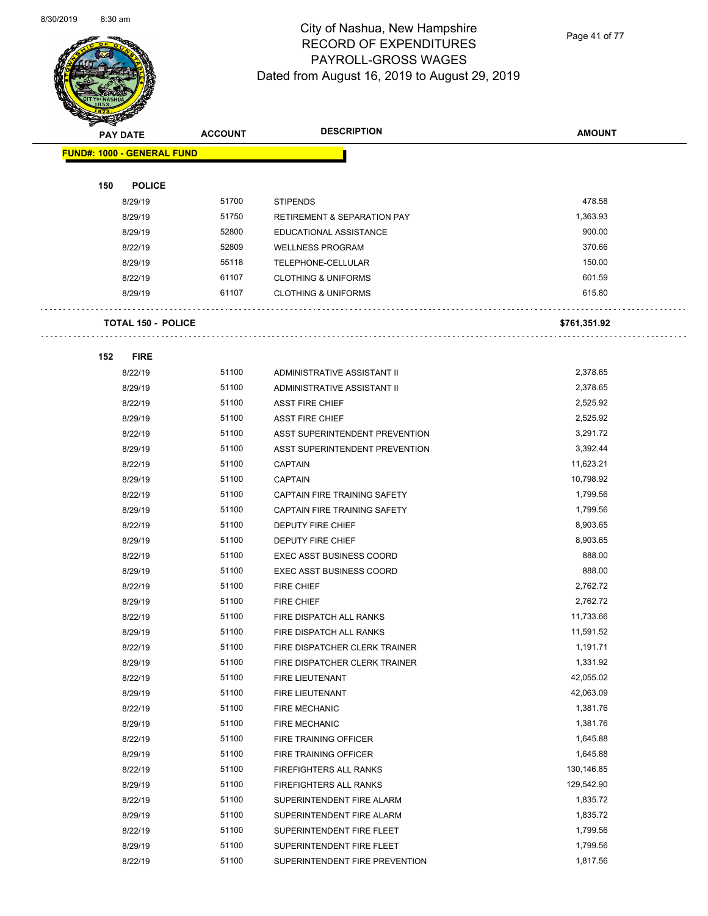# City of Nashua, New Hampshire
## RECORD OF EXPENDITURES
## PAYROLL-GROSS WAGES
### Dated from August 16, 2019 to August 29, 2019

| PAY DATE | ACCOUNT | DESCRIPTION | AMOUNT |
|---|---|---|---|
| **FUND#: 1000 - GENERAL FUND** | | | |
| **150 POLICE** | | | |
| 8/29/19 | 51700 | STIPENDS | 478.58 |
| 8/29/19 | 51750 | RETIREMENT & SEPARATION PAY | 1,363.93 |
| 8/29/19 | 52800 | EDUCATIONAL ASSISTANCE | 900.00 |
| 8/22/19 | 52809 | WELLNESS PROGRAM | 370.66 |
| 8/29/19 | 55118 | TELEPHONE-CELLULAR | 150.00 |
| 8/22/19 | 61107 | CLOTHING & UNIFORMS | 601.59 |
| 8/29/19 | 61107 | CLOTHING & UNIFORMS | 615.80 |
| **TOTAL 150 - POLICE** | | | **$761,351.92** |
| **152 FIRE** | | | |
| 8/22/19 | 51100 | ADMINISTRATIVE ASSISTANT II | 2,378.65 |
| 8/29/19 | 51100 | ADMINISTRATIVE ASSISTANT II | 2,378.65 |
| 8/22/19 | 51100 | ASST FIRE CHIEF | 2,525.92 |
| 8/29/19 | 51100 | ASST FIRE CHIEF | 2,525.92 |
| 8/22/19 | 51100 | ASST SUPERINTENDENT PREVENTION | 3,291.72 |
| 8/29/19 | 51100 | ASST SUPERINTENDENT PREVENTION | 3,392.44 |
| 8/22/19 | 51100 | CAPTAIN | 11,623.21 |
| 8/29/19 | 51100 | CAPTAIN | 10,798.92 |
| 8/22/19 | 51100 | CAPTAIN FIRE TRAINING SAFETY | 1,799.56 |
| 8/29/19 | 51100 | CAPTAIN FIRE TRAINING SAFETY | 1,799.56 |
| 8/22/19 | 51100 | DEPUTY FIRE CHIEF | 8,903.65 |
| 8/29/19 | 51100 | DEPUTY FIRE CHIEF | 8,903.65 |
| 8/22/19 | 51100 | EXEC ASST BUSINESS COORD | 888.00 |
| 8/29/19 | 51100 | EXEC ASST BUSINESS COORD | 888.00 |
| 8/22/19 | 51100 | FIRE CHIEF | 2,762.72 |
| 8/29/19 | 51100 | FIRE CHIEF | 2,762.72 |
| 8/22/19 | 51100 | FIRE DISPATCH ALL RANKS | 11,733.66 |
| 8/29/19 | 51100 | FIRE DISPATCH ALL RANKS | 11,591.52 |
| 8/22/19 | 51100 | FIRE DISPATCHER CLERK TRAINER | 1,191.71 |
| 8/29/19 | 51100 | FIRE DISPATCHER CLERK TRAINER | 1,331.92 |
| 8/22/19 | 51100 | FIRE LIEUTENANT | 42,055.02 |
| 8/29/19 | 51100 | FIRE LIEUTENANT | 42,063.09 |
| 8/22/19 | 51100 | FIRE MECHANIC | 1,381.76 |
| 8/29/19 | 51100 | FIRE MECHANIC | 1,381.76 |
| 8/22/19 | 51100 | FIRE TRAINING OFFICER | 1,645.88 |
| 8/29/19 | 51100 | FIRE TRAINING OFFICER | 1,645.88 |
| 8/22/19 | 51100 | FIREFIGHTERS ALL RANKS | 130,146.85 |
| 8/29/19 | 51100 | FIREFIGHTERS ALL RANKS | 129,542.90 |
| 8/22/19 | 51100 | SUPERINTENDENT FIRE ALARM | 1,835.72 |
| 8/29/19 | 51100 | SUPERINTENDENT FIRE ALARM | 1,835.72 |
| 8/22/19 | 51100 | SUPERINTENDENT FIRE FLEET | 1,799.56 |
| 8/29/19 | 51100 | SUPERINTENDENT FIRE FLEET | 1,799.56 |
| 8/22/19 | 51100 | SUPERINTENDENT FIRE PREVENTION | 1,817.56 |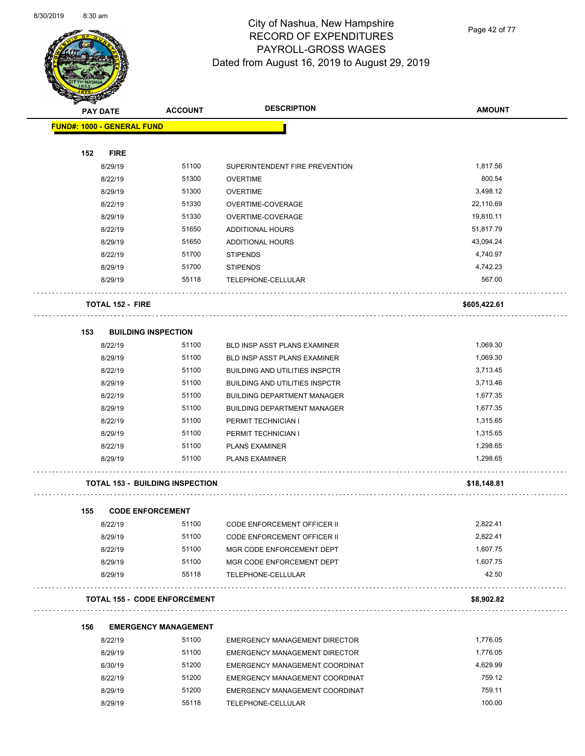# City of Nashua, New Hampshire
## RECORD OF EXPENDITURES
## PAYROLL-GROSS WAGES
## Dated from August 16, 2019 to August 29, 2019

| PAY DATE | ACCOUNT | DESCRIPTION | AMOUNT |
|---|---|---|---|
| **FUND#: 1000 - GENERAL FUND** | | | |
| **152 FIRE** | | | |
| 8/29/19 | 51100 | SUPERINTENDENT FIRE PREVENTION | 1,817.56 |
| 8/22/19 | 51300 | OVERTIME | 800.54 |
| 8/29/19 | 51300 | OVERTIME | 3,498.12 |
| 8/22/19 | 51330 | OVERTIME-COVERAGE | 22,110.69 |
| 8/29/19 | 51330 | OVERTIME-COVERAGE | 19,810.11 |
| 8/22/19 | 51650 | ADDITIONAL HOURS | 51,817.79 |
| 8/29/19 | 51650 | ADDITIONAL HOURS | 43,094.24 |
| 8/22/19 | 51700 | STIPENDS | 4,740.97 |
| 8/29/19 | 51700 | STIPENDS | 4,742.23 |
| 8/29/19 | 55118 | TELEPHONE-CELLULAR | 567.00 |
| **TOTAL 152 - FIRE** | | | **$605,422.61** |
| **153 BUILDING INSPECTION** | | | |
| 8/22/19 | 51100 | BLD INSP ASST PLANS EXAMINER | 1,069.30 |
| 8/29/19 | 51100 | BLD INSP ASST PLANS EXAMINER | 1,069.30 |
| 8/22/19 | 51100 | BUILDING AND UTILITIES INSPCTR | 3,713.45 |
| 8/29/19 | 51100 | BUILDING AND UTILITIES INSPCTR | 3,713.46 |
| 8/22/19 | 51100 | BUILDING DEPARTMENT MANAGER | 1,677.35 |
| 8/29/19 | 51100 | BUILDING DEPARTMENT MANAGER | 1,677.35 |
| 8/22/19 | 51100 | PERMIT TECHNICIAN I | 1,315.65 |
| 8/29/19 | 51100 | PERMIT TECHNICIAN I | 1,315.65 |
| 8/22/19 | 51100 | PLANS EXAMINER | 1,298.65 |
| 8/29/19 | 51100 | PLANS EXAMINER | 1,298.65 |
| **TOTAL 153 - BUILDING INSPECTION** | | | **$18,148.81** |
| **155 CODE ENFORCEMENT** | | | |
| 8/22/19 | 51100 | CODE ENFORCEMENT OFFICER II | 2,822.41 |
| 8/29/19 | 51100 | CODE ENFORCEMENT OFFICER II | 2,822.41 |
| 8/22/19 | 51100 | MGR CODE ENFORCEMENT DEPT | 1,607.75 |
| 8/29/19 | 51100 | MGR CODE ENFORCEMENT DEPT | 1,607.75 |
| 8/29/19 | 55118 | TELEPHONE-CELLULAR | 42.50 |
| **TOTAL 155 - CODE ENFORCEMENT** | | | **$8,902.82** |
| **156 EMERGENCY MANAGEMENT** | | | |
| 8/22/19 | 51100 | EMERGENCY MANAGEMENT DIRECTOR | 1,776.05 |
| 8/29/19 | 51100 | EMERGENCY MANAGEMENT DIRECTOR | 1,776.05 |
| 6/30/19 | 51200 | EMERGENCY MANAGEMENT COORDINAT | 4,629.99 |
| 8/22/19 | 51200 | EMERGENCY MANAGEMENT COORDINAT | 759.12 |
| 8/29/19 | 51200 | EMERGENCY MANAGEMENT COORDINAT | 759.11 |
| 8/29/19 | 55118 | TELEPHONE-CELLULAR | 100.00 |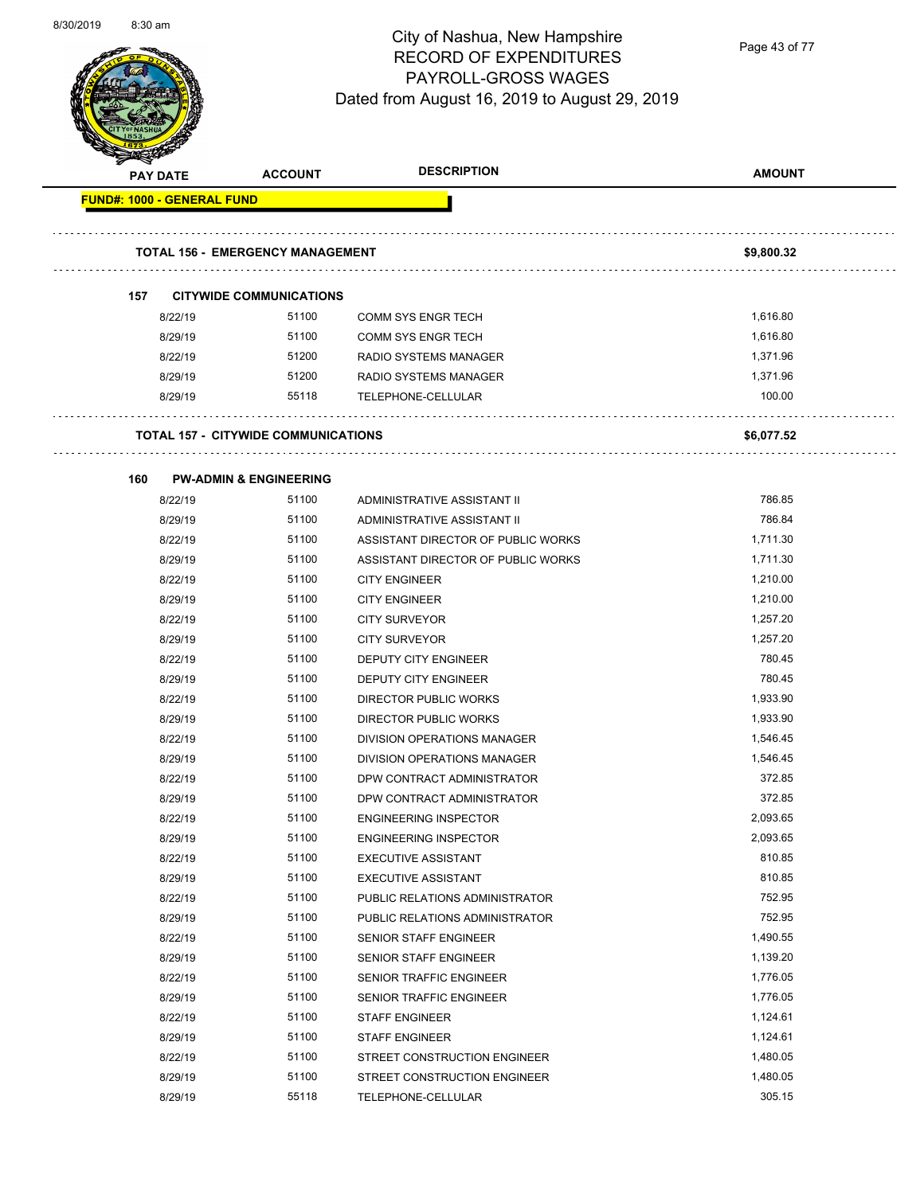# City of Nashua, New Hampshire
## RECORD OF EXPENDITURES
## PAYROLL-GROSS WAGES
## Dated from August 16, 2019 to August 29, 2019

| PAY DATE | ACCOUNT | DESCRIPTION | AMOUNT |
|---|---|---|---|
| **FUND#: 1000 - GENERAL FUND** | | | |
| **TOTAL 156 - EMERGENCY MANAGEMENT** | | | **$9,800.32** |
| **157 CITYWIDE COMMUNICATIONS** | | | |
| 8/22/19 | 51100 | COMM SYS ENGR TECH | 1,616.80 |
| 8/29/19 | 51100 | COMM SYS ENGR TECH | 1,616.80 |
| 8/22/19 | 51200 | RADIO SYSTEMS MANAGER | 1,371.96 |
| 8/29/19 | 51200 | RADIO SYSTEMS MANAGER | 1,371.96 |
| 8/29/19 | 55118 | TELEPHONE-CELLULAR | 100.00 |
| **TOTAL 157 - CITYWIDE COMMUNICATIONS** | | | **$6,077.52** |
| **160 PW-ADMIN & ENGINEERING** | | | |
| 8/22/19 | 51100 | ADMINISTRATIVE ASSISTANT II | 786.85 |
| 8/29/19 | 51100 | ADMINISTRATIVE ASSISTANT II | 786.84 |
| 8/22/19 | 51100 | ASSISTANT DIRECTOR OF PUBLIC WORKS | 1,711.30 |
| 8/29/19 | 51100 | ASSISTANT DIRECTOR OF PUBLIC WORKS | 1,711.30 |
| 8/22/19 | 51100 | CITY ENGINEER | 1,210.00 |
| 8/29/19 | 51100 | CITY ENGINEER | 1,210.00 |
| 8/22/19 | 51100 | CITY SURVEYOR | 1,257.20 |
| 8/29/19 | 51100 | CITY SURVEYOR | 1,257.20 |
| 8/22/19 | 51100 | DEPUTY CITY ENGINEER | 780.45 |
| 8/29/19 | 51100 | DEPUTY CITY ENGINEER | 780.45 |
| 8/22/19 | 51100 | DIRECTOR PUBLIC WORKS | 1,933.90 |
| 8/29/19 | 51100 | DIRECTOR PUBLIC WORKS | 1,933.90 |
| 8/22/19 | 51100 | DIVISION OPERATIONS MANAGER | 1,546.45 |
| 8/29/19 | 51100 | DIVISION OPERATIONS MANAGER | 1,546.45 |
| 8/22/19 | 51100 | DPW CONTRACT ADMINISTRATOR | 372.85 |
| 8/29/19 | 51100 | DPW CONTRACT ADMINISTRATOR | 372.85 |
| 8/22/19 | 51100 | ENGINEERING INSPECTOR | 2,093.65 |
| 8/29/19 | 51100 | ENGINEERING INSPECTOR | 2,093.65 |
| 8/22/19 | 51100 | EXECUTIVE ASSISTANT | 810.85 |
| 8/29/19 | 51100 | EXECUTIVE ASSISTANT | 810.85 |
| 8/22/19 | 51100 | PUBLIC RELATIONS ADMINISTRATOR | 752.95 |
| 8/29/19 | 51100 | PUBLIC RELATIONS ADMINISTRATOR | 752.95 |
| 8/22/19 | 51100 | SENIOR STAFF ENGINEER | 1,490.55 |
| 8/29/19 | 51100 | SENIOR STAFF ENGINEER | 1,139.20 |
| 8/22/19 | 51100 | SENIOR TRAFFIC ENGINEER | 1,776.05 |
| 8/29/19 | 51100 | SENIOR TRAFFIC ENGINEER | 1,776.05 |
| 8/22/19 | 51100 | STAFF ENGINEER | 1,124.61 |
| 8/29/19 | 51100 | STAFF ENGINEER | 1,124.61 |
| 8/22/19 | 51100 | STREET CONSTRUCTION ENGINEER | 1,480.05 |
| 8/29/19 | 51100 | STREET CONSTRUCTION ENGINEER | 1,480.05 |
| 8/29/19 | 55118 | TELEPHONE-CELLULAR | 305.15 |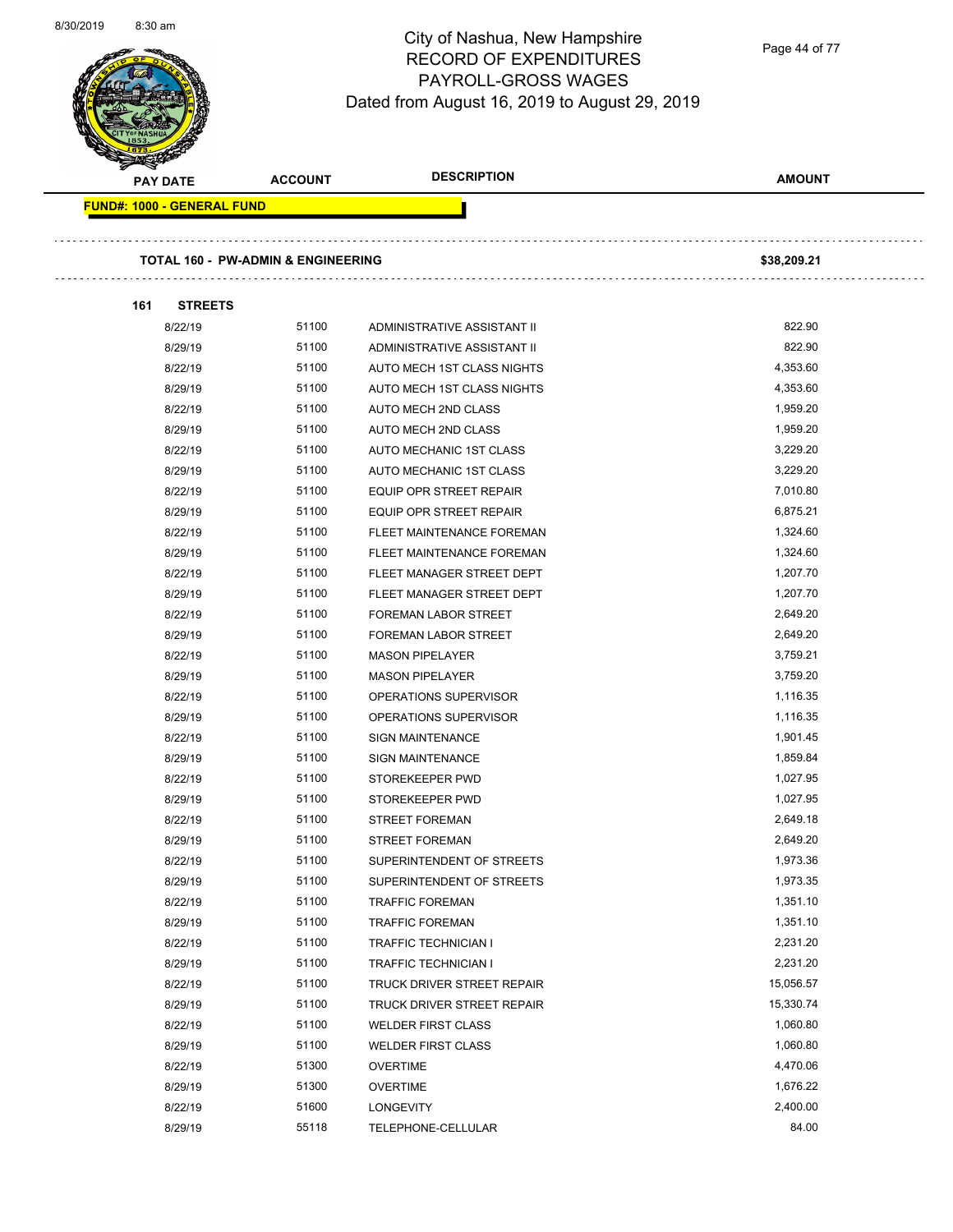# City of Nashua, New Hampshire
## RECORD OF EXPENDITURES
## PAYROLL-GROSS WAGES
## Dated from August 16, 2019 to August 29, 2019

| PAY DATE | ACCOUNT | DESCRIPTION | AMOUNT |
|---|---|---|---|
| **FUND#: 1000 - GENERAL FUND** | | | |
| **TOTAL 160 - PW-ADMIN & ENGINEERING** | | | **$38,209.21** |
| **161 STREETS** | | | |
| 8/22/19 | 51100 | ADMINISTRATIVE ASSISTANT II | 822.90 |
| 8/29/19 | 51100 | ADMINISTRATIVE ASSISTANT II | 822.90 |
| 8/22/19 | 51100 | AUTO MECH 1ST CLASS NIGHTS | 4,353.60 |
| 8/29/19 | 51100 | AUTO MECH 1ST CLASS NIGHTS | 4,353.60 |
| 8/22/19 | 51100 | AUTO MECH 2ND CLASS | 1,959.20 |
| 8/29/19 | 51100 | AUTO MECH 2ND CLASS | 1,959.20 |
| 8/22/19 | 51100 | AUTO MECHANIC 1ST CLASS | 3,229.20 |
| 8/29/19 | 51100 | AUTO MECHANIC 1ST CLASS | 3,229.20 |
| 8/22/19 | 51100 | EQUIP OPR STREET REPAIR | 7,010.80 |
| 8/29/19 | 51100 | EQUIP OPR STREET REPAIR | 6,875.21 |
| 8/22/19 | 51100 | FLEET MAINTENANCE FOREMAN | 1,324.60 |
| 8/29/19 | 51100 | FLEET MAINTENANCE FOREMAN | 1,324.60 |
| 8/22/19 | 51100 | FLEET MANAGER STREET DEPT | 1,207.70 |
| 8/29/19 | 51100 | FLEET MANAGER STREET DEPT | 1,207.70 |
| 8/22/19 | 51100 | FOREMAN LABOR STREET | 2,649.20 |
| 8/29/19 | 51100 | FOREMAN LABOR STREET | 2,649.20 |
| 8/22/19 | 51100 | MASON PIPELAYER | 3,759.21 |
| 8/29/19 | 51100 | MASON PIPELAYER | 3,759.20 |
| 8/22/19 | 51100 | OPERATIONS SUPERVISOR | 1,116.35 |
| 8/29/19 | 51100 | OPERATIONS SUPERVISOR | 1,116.35 |
| 8/22/19 | 51100 | SIGN MAINTENANCE | 1,901.45 |
| 8/29/19 | 51100 | SIGN MAINTENANCE | 1,859.84 |
| 8/22/19 | 51100 | STOREKEEPER PWD | 1,027.95 |
| 8/29/19 | 51100 | STOREKEEPER PWD | 1,027.95 |
| 8/22/19 | 51100 | STREET FOREMAN | 2,649.18 |
| 8/29/19 | 51100 | STREET FOREMAN | 2,649.20 |
| 8/22/19 | 51100 | SUPERINTENDENT OF STREETS | 1,973.36 |
| 8/29/19 | 51100 | SUPERINTENDENT OF STREETS | 1,973.35 |
| 8/22/19 | 51100 | TRAFFIC FOREMAN | 1,351.10 |
| 8/29/19 | 51100 | TRAFFIC FOREMAN | 1,351.10 |
| 8/22/19 | 51100 | TRAFFIC TECHNICIAN I | 2,231.20 |
| 8/29/19 | 51100 | TRAFFIC TECHNICIAN I | 2,231.20 |
| 8/22/19 | 51100 | TRUCK DRIVER STREET REPAIR | 15,056.57 |
| 8/29/19 | 51100 | TRUCK DRIVER STREET REPAIR | 15,330.74 |
| 8/22/19 | 51100 | WELDER FIRST CLASS | 1,060.80 |
| 8/29/19 | 51100 | WELDER FIRST CLASS | 1,060.80 |
| 8/22/19 | 51300 | OVERTIME | 4,470.06 |
| 8/29/19 | 51300 | OVERTIME | 1,676.22 |
| 8/22/19 | 51600 | LONGEVITY | 2,400.00 |
| 8/29/19 | 55118 | TELEPHONE-CELLULAR | 84.00 |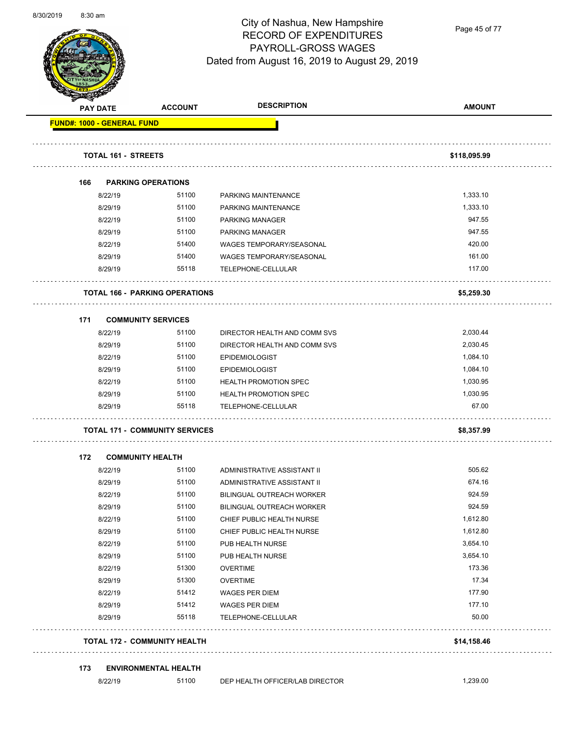# City of Nashua, New Hampshire
## RECORD OF EXPENDITURES
## PAYROLL-GROSS WAGES
## Dated from August 16, 2019 to August 29, 2019

| PAY DATE | ACCOUNT | DESCRIPTION | AMOUNT |
|---|---|---|---|
| **FUND#: 1000 - GENERAL FUND** | | | |
| **TOTAL 161 - STREETS** | | | **$118,095.99** |
| **166 PARKING OPERATIONS** | | | |
| 8/22/19 | 51100 | PARKING MAINTENANCE | 1,333.10 |
| 8/29/19 | 51100 | PARKING MAINTENANCE | 1,333.10 |
| 8/22/19 | 51100 | PARKING MANAGER | 947.55 |
| 8/29/19 | 51100 | PARKING MANAGER | 947.55 |
| 8/22/19 | 51400 | WAGES TEMPORARY/SEASONAL | 420.00 |
| 8/29/19 | 51400 | WAGES TEMPORARY/SEASONAL | 161.00 |
| 8/29/19 | 55118 | TELEPHONE-CELLULAR | 117.00 |
| **TOTAL 166 - PARKING OPERATIONS** | | | **$5,259.30** |
| **171 COMMUNITY SERVICES** | | | |
| 8/22/19 | 51100 | DIRECTOR HEALTH AND COMM SVS | 2,030.44 |
| 8/29/19 | 51100 | DIRECTOR HEALTH AND COMM SVS | 2,030.45 |
| 8/22/19 | 51100 | EPIDEMIOLOGIST | 1,084.10 |
| 8/29/19 | 51100 | EPIDEMIOLOGIST | 1,084.10 |
| 8/22/19 | 51100 | HEALTH PROMOTION SPEC | 1,030.95 |
| 8/29/19 | 51100 | HEALTH PROMOTION SPEC | 1,030.95 |
| 8/29/19 | 55118 | TELEPHONE-CELLULAR | 67.00 |
| **TOTAL 171 - COMMUNITY SERVICES** | | | **$8,357.99** |
| **172 COMMUNITY HEALTH** | | | |
| 8/22/19 | 51100 | ADMINISTRATIVE ASSISTANT II | 505.62 |
| 8/29/19 | 51100 | ADMINISTRATIVE ASSISTANT II | 674.16 |
| 8/22/19 | 51100 | BILINGUAL OUTREACH WORKER | 924.59 |
| 8/29/19 | 51100 | BILINGUAL OUTREACH WORKER | 924.59 |
| 8/22/19 | 51100 | CHIEF PUBLIC HEALTH NURSE | 1,612.80 |
| 8/29/19 | 51100 | CHIEF PUBLIC HEALTH NURSE | 1,612.80 |
| 8/22/19 | 51100 | PUB HEALTH NURSE | 3,654.10 |
| 8/29/19 | 51100 | PUB HEALTH NURSE | 3,654.10 |
| 8/22/19 | 51300 | OVERTIME | 173.36 |
| 8/29/19 | 51300 | OVERTIME | 17.34 |
| 8/22/19 | 51412 | WAGES PER DIEM | 177.90 |
| 8/29/19 | 51412 | WAGES PER DIEM | 177.10 |
| 8/29/19 | 55118 | TELEPHONE-CELLULAR | 50.00 |
| **TOTAL 172 - COMMUNITY HEALTH** | | | **$14,158.46** |
| **173 ENVIRONMENTAL HEALTH** | | | |
| 8/22/19 | 51100 | DEP HEALTH OFFICER/LAB DIRECTOR | 1,239.00 |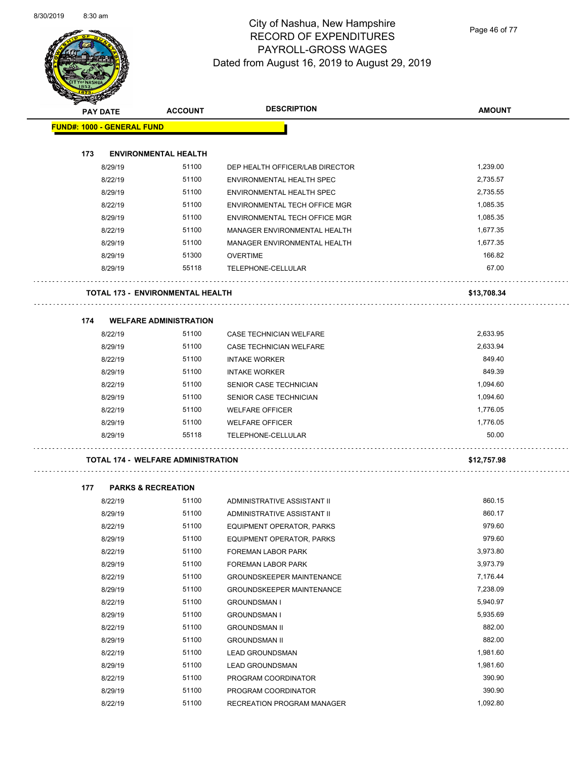# City of Nashua, New Hampshire
## RECORD OF EXPENDITURES
## PAYROLL-GROSS WAGES
## Dated from August 16, 2019 to August 29, 2019

**FUND#: 1000 - GENERAL FUND**

### 173 ENVIRONMENTAL HEALTH

| PAY DATE | ACCOUNT | DESCRIPTION | AMOUNT |
|---|---|---|---|
| 8/29/19 | 51100 | DEP HEALTH OFFICER/LAB DIRECTOR | 1,239.00 |
| 8/22/19 | 51100 | ENVIRONMENTAL HEALTH SPEC | 2,735.57 |
| 8/29/19 | 51100 | ENVIRONMENTAL HEALTH SPEC | 2,735.55 |
| 8/22/19 | 51100 | ENVIRONMENTAL TECH OFFICE MGR | 1,085.35 |
| 8/29/19 | 51100 | ENVIRONMENTAL TECH OFFICE MGR | 1,085.35 |
| 8/22/19 | 51100 | MANAGER ENVIRONMENTAL HEALTH | 1,677.35 |
| 8/29/19 | 51100 | MANAGER ENVIRONMENTAL HEALTH | 1,677.35 |
| 8/29/19 | 51300 | OVERTIME | 166.82 |
| 8/29/19 | 55118 | TELEPHONE-CELLULAR | 67.00 |

**TOTAL 173 - ENVIRONMENTAL HEALTH** **$13,708.34**

### 174 WELFARE ADMINISTRATION

| PAY DATE | ACCOUNT | DESCRIPTION | AMOUNT |
|---|---|---|---|
| 8/22/19 | 51100 | CASE TECHNICIAN WELFARE | 2,633.95 |
| 8/29/19 | 51100 | CASE TECHNICIAN WELFARE | 2,633.94 |
| 8/22/19 | 51100 | INTAKE WORKER | 849.40 |
| 8/29/19 | 51100 | INTAKE WORKER | 849.39 |
| 8/22/19 | 51100 | SENIOR CASE TECHNICIAN | 1,094.60 |
| 8/29/19 | 51100 | SENIOR CASE TECHNICIAN | 1,094.60 |
| 8/22/19 | 51100 | WELFARE OFFICER | 1,776.05 |
| 8/29/19 | 51100 | WELFARE OFFICER | 1,776.05 |
| 8/29/19 | 55118 | TELEPHONE-CELLULAR | 50.00 |

**TOTAL 174 - WELFARE ADMINISTRATION** **$12,757.98**

### 177 PARKS & RECREATION

| PAY DATE | ACCOUNT | DESCRIPTION | AMOUNT |
|---|---|---|---|
| 8/22/19 | 51100 | ADMINISTRATIVE ASSISTANT II | 860.15 |
| 8/29/19 | 51100 | ADMINISTRATIVE ASSISTANT II | 860.17 |
| 8/22/19 | 51100 | EQUIPMENT OPERATOR, PARKS | 979.60 |
| 8/29/19 | 51100 | EQUIPMENT OPERATOR, PARKS | 979.60 |
| 8/22/19 | 51100 | FOREMAN LABOR PARK | 3,973.80 |
| 8/29/19 | 51100 | FOREMAN LABOR PARK | 3,973.79 |
| 8/22/19 | 51100 | GROUNDSKEEPER MAINTENANCE | 7,176.44 |
| 8/29/19 | 51100 | GROUNDSKEEPER MAINTENANCE | 7,238.09 |
| 8/22/19 | 51100 | GROUNDSMAN I | 5,940.97 |
| 8/29/19 | 51100 | GROUNDSMAN I | 5,935.69 |
| 8/22/19 | 51100 | GROUNDSMAN II | 882.00 |
| 8/29/19 | 51100 | GROUNDSMAN II | 882.00 |
| 8/22/19 | 51100 | LEAD GROUNDSMAN | 1,981.60 |
| 8/29/19 | 51100 | LEAD GROUNDSMAN | 1,981.60 |
| 8/22/19 | 51100 | PROGRAM COORDINATOR | 390.90 |
| 8/29/19 | 51100 | PROGRAM COORDINATOR | 390.90 |
| 8/22/19 | 51100 | RECREATION PROGRAM MANAGER | 1,092.80 |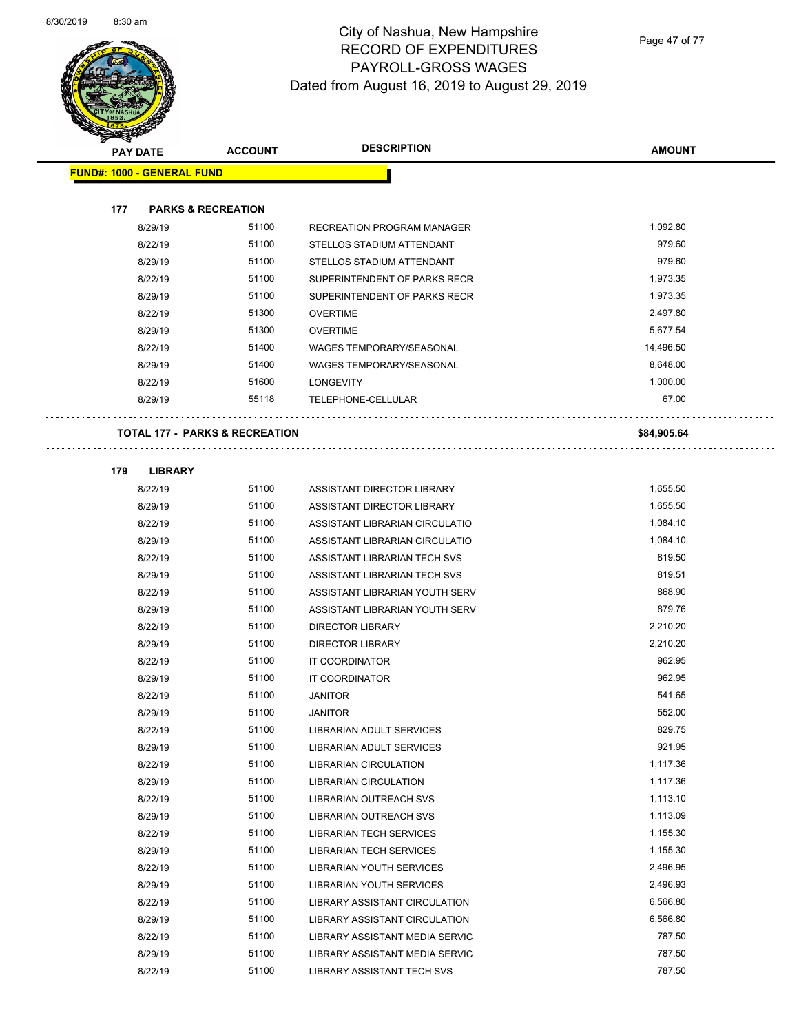# City of Nashua, New Hampshire
## RECORD OF EXPENDITURES
## PAYROLL-GROSS WAGES
## Dated from August 16, 2019 to August 29, 2019

| PAY DATE | ACCOUNT | DESCRIPTION | AMOUNT |
|---|---|---|---|
| **FUND#: 1000 - GENERAL FUND** | | | |
| **177 PARKS & RECREATION** | | | |
| 8/29/19 | 51100 | RECREATION PROGRAM MANAGER | 1,092.80 |
| 8/22/19 | 51100 | STELLOS STADIUM ATTENDANT | 979.60 |
| 8/29/19 | 51100 | STELLOS STADIUM ATTENDANT | 979.60 |
| 8/22/19 | 51100 | SUPERINTENDENT OF PARKS RECR | 1,973.35 |
| 8/29/19 | 51100 | SUPERINTENDENT OF PARKS RECR | 1,973.35 |
| 8/22/19 | 51300 | OVERTIME | 2,497.80 |
| 8/29/19 | 51300 | OVERTIME | 5,677.54 |
| 8/22/19 | 51400 | WAGES TEMPORARY/SEASONAL | 14,496.50 |
| 8/29/19 | 51400 | WAGES TEMPORARY/SEASONAL | 8,648.00 |
| 8/22/19 | 51600 | LONGEVITY | 1,000.00 |
| 8/29/19 | 55118 | TELEPHONE-CELLULAR | 67.00 |
| **TOTAL 177 - PARKS & RECREATION** | | | **$84,905.64** |
| **179 LIBRARY** | | | |
| 8/22/19 | 51100 | ASSISTANT DIRECTOR LIBRARY | 1,655.50 |
| 8/29/19 | 51100 | ASSISTANT DIRECTOR LIBRARY | 1,655.50 |
| 8/22/19 | 51100 | ASSISTANT LIBRARIAN CIRCULATIO | 1,084.10 |
| 8/29/19 | 51100 | ASSISTANT LIBRARIAN CIRCULATIO | 1,084.10 |
| 8/22/19 | 51100 | ASSISTANT LIBRARIAN TECH SVS | 819.50 |
| 8/29/19 | 51100 | ASSISTANT LIBRARIAN TECH SVS | 819.51 |
| 8/22/19 | 51100 | ASSISTANT LIBRARIAN YOUTH SERV | 868.90 |
| 8/29/19 | 51100 | ASSISTANT LIBRARIAN YOUTH SERV | 879.76 |
| 8/22/19 | 51100 | DIRECTOR LIBRARY | 2,210.20 |
| 8/29/19 | 51100 | DIRECTOR LIBRARY | 2,210.20 |
| 8/22/19 | 51100 | IT COORDINATOR | 962.95 |
| 8/29/19 | 51100 | IT COORDINATOR | 962.95 |
| 8/22/19 | 51100 | JANITOR | 541.65 |
| 8/29/19 | 51100 | JANITOR | 552.00 |
| 8/22/19 | 51100 | LIBRARIAN ADULT SERVICES | 829.75 |
| 8/29/19 | 51100 | LIBRARIAN ADULT SERVICES | 921.95 |
| 8/22/19 | 51100 | LIBRARIAN CIRCULATION | 1,117.36 |
| 8/29/19 | 51100 | LIBRARIAN CIRCULATION | 1,117.36 |
| 8/22/19 | 51100 | LIBRARIAN OUTREACH SVS | 1,113.10 |
| 8/29/19 | 51100 | LIBRARIAN OUTREACH SVS | 1,113.09 |
| 8/22/19 | 51100 | LIBRARIAN TECH SERVICES | 1,155.30 |
| 8/29/19 | 51100 | LIBRARIAN TECH SERVICES | 1,155.30 |
| 8/22/19 | 51100 | LIBRARIAN YOUTH SERVICES | 2,496.95 |
| 8/29/19 | 51100 | LIBRARIAN YOUTH SERVICES | 2,496.93 |
| 8/22/19 | 51100 | LIBRARY ASSISTANT CIRCULATION | 6,566.80 |
| 8/29/19 | 51100 | LIBRARY ASSISTANT CIRCULATION | 6,566.80 |
| 8/22/19 | 51100 | LIBRARY ASSISTANT MEDIA SERVIC | 787.50 |
| 8/29/19 | 51100 | LIBRARY ASSISTANT MEDIA SERVIC | 787.50 |
| 8/22/19 | 51100 | LIBRARY ASSISTANT TECH SVS | 787.50 |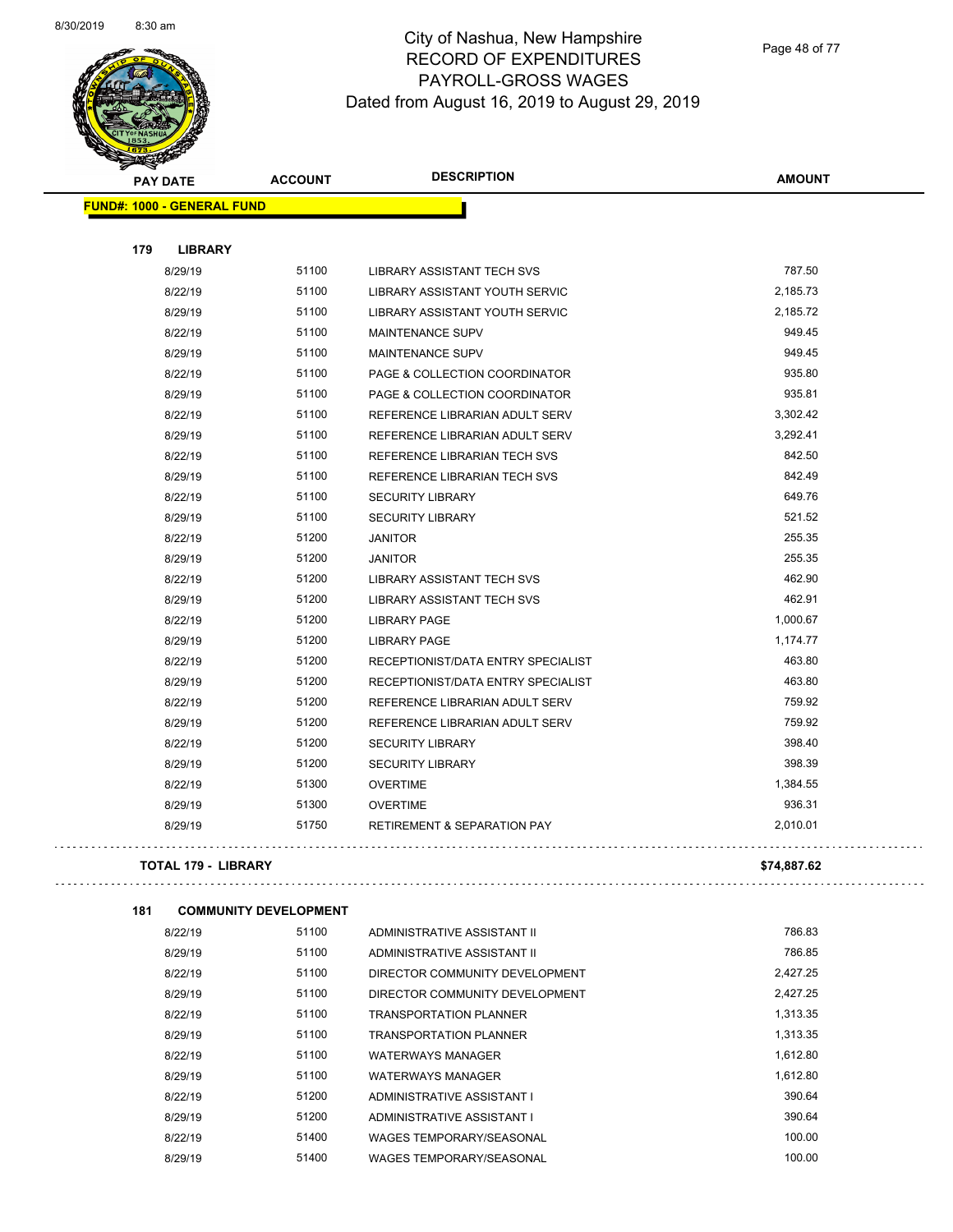# City of Nashua, New Hampshire
## RECORD OF EXPENDITURES
## PAYROLL-GROSS WAGES
## Dated from August 16, 2019 to August 29, 2019

| PAY DATE | ACCOUNT | DESCRIPTION | AMOUNT |
|---|---|---|---|
| **FUND#: 1000 - GENERAL FUND** | | | |
| **179 LIBRARY** | | | |
| 8/29/19 | 51100 | LIBRARY ASSISTANT TECH SVS | 787.50 |
| 8/22/19 | 51100 | LIBRARY ASSISTANT YOUTH SERVIC | 2,185.73 |
| 8/29/19 | 51100 | LIBRARY ASSISTANT YOUTH SERVIC | 2,185.72 |
| 8/22/19 | 51100 | MAINTENANCE SUPV | 949.45 |
| 8/29/19 | 51100 | MAINTENANCE SUPV | 949.45 |
| 8/22/19 | 51100 | PAGE & COLLECTION COORDINATOR | 935.80 |
| 8/29/19 | 51100 | PAGE & COLLECTION COORDINATOR | 935.81 |
| 8/22/19 | 51100 | REFERENCE LIBRARIAN ADULT SERV | 3,302.42 |
| 8/29/19 | 51100 | REFERENCE LIBRARIAN ADULT SERV | 3,292.41 |
| 8/22/19 | 51100 | REFERENCE LIBRARIAN TECH SVS | 842.50 |
| 8/29/19 | 51100 | REFERENCE LIBRARIAN TECH SVS | 842.49 |
| 8/22/19 | 51100 | SECURITY LIBRARY | 649.76 |
| 8/29/19 | 51100 | SECURITY LIBRARY | 521.52 |
| 8/22/19 | 51200 | JANITOR | 255.35 |
| 8/29/19 | 51200 | JANITOR | 255.35 |
| 8/22/19 | 51200 | LIBRARY ASSISTANT TECH SVS | 462.90 |
| 8/29/19 | 51200 | LIBRARY ASSISTANT TECH SVS | 462.91 |
| 8/22/19 | 51200 | LIBRARY PAGE | 1,000.67 |
| 8/29/19 | 51200 | LIBRARY PAGE | 1,174.77 |
| 8/22/19 | 51200 | RECEPTIONIST/DATA ENTRY SPECIALIST | 463.80 |
| 8/29/19 | 51200 | RECEPTIONIST/DATA ENTRY SPECIALIST | 463.80 |
| 8/22/19 | 51200 | REFERENCE LIBRARIAN ADULT SERV | 759.92 |
| 8/29/19 | 51200 | REFERENCE LIBRARIAN ADULT SERV | 759.92 |
| 8/22/19 | 51200 | SECURITY LIBRARY | 398.40 |
| 8/29/19 | 51200 | SECURITY LIBRARY | 398.39 |
| 8/22/19 | 51300 | OVERTIME | 1,384.55 |
| 8/29/19 | 51300 | OVERTIME | 936.31 |
| 8/29/19 | 51750 | RETIREMENT & SEPARATION PAY | 2,010.01 |
| **TOTAL 179 - LIBRARY** | | | **$74,887.62** |
| **181 COMMUNITY DEVELOPMENT** | | | |
| 8/22/19 | 51100 | ADMINISTRATIVE ASSISTANT II | 786.83 |
| 8/29/19 | 51100 | ADMINISTRATIVE ASSISTANT II | 786.85 |
| 8/22/19 | 51100 | DIRECTOR COMMUNITY DEVELOPMENT | 2,427.25 |
| 8/29/19 | 51100 | DIRECTOR COMMUNITY DEVELOPMENT | 2,427.25 |
| 8/22/19 | 51100 | TRANSPORTATION PLANNER | 1,313.35 |
| 8/29/19 | 51100 | TRANSPORTATION PLANNER | 1,313.35 |
| 8/22/19 | 51100 | WATERWAYS MANAGER | 1,612.80 |
| 8/29/19 | 51100 | WATERWAYS MANAGER | 1,612.80 |
| 8/22/19 | 51200 | ADMINISTRATIVE ASSISTANT I | 390.64 |
| 8/29/19 | 51200 | ADMINISTRATIVE ASSISTANT I | 390.64 |
| 8/22/19 | 51400 | WAGES TEMPORARY/SEASONAL | 100.00 |
| 8/29/19 | 51400 | WAGES TEMPORARY/SEASONAL | 100.00 |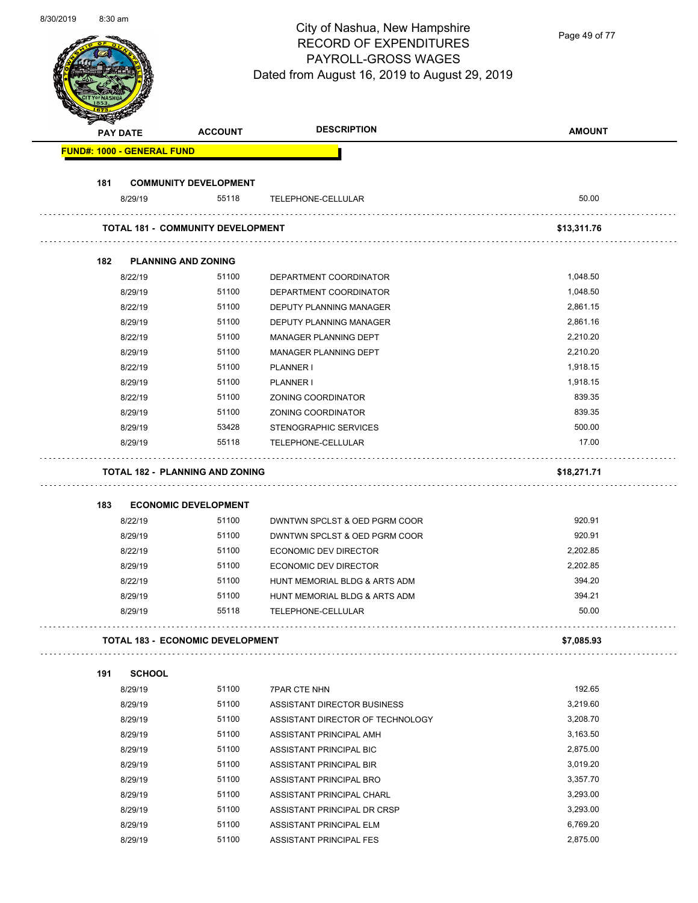# City of Nashua, New Hampshire
## RECORD OF EXPENDITURES
## PAYROLL-GROSS WAGES
## Dated from August 16, 2019 to August 29, 2019

| PAY DATE | ACCOUNT | DESCRIPTION | AMOUNT |
|---|---|---|---|
| **FUND#: 1000 - GENERAL FUND** | | | |
| **181 COMMUNITY DEVELOPMENT** | | | |
| 8/29/19 | 55118 | TELEPHONE-CELLULAR | 50.00 |
| **TOTAL 181 - COMMUNITY DEVELOPMENT** | | | **$13,311.76** |
| **182 PLANNING AND ZONING** | | | |
| 8/22/19 | 51100 | DEPARTMENT COORDINATOR | 1,048.50 |
| 8/29/19 | 51100 | DEPARTMENT COORDINATOR | 1,048.50 |
| 8/22/19 | 51100 | DEPUTY PLANNING MANAGER | 2,861.15 |
| 8/29/19 | 51100 | DEPUTY PLANNING MANAGER | 2,861.16 |
| 8/22/19 | 51100 | MANAGER PLANNING DEPT | 2,210.20 |
| 8/29/19 | 51100 | MANAGER PLANNING DEPT | 2,210.20 |
| 8/22/19 | 51100 | PLANNER I | 1,918.15 |
| 8/29/19 | 51100 | PLANNER I | 1,918.15 |
| 8/22/19 | 51100 | ZONING COORDINATOR | 839.35 |
| 8/29/19 | 51100 | ZONING COORDINATOR | 839.35 |
| 8/29/19 | 53428 | STENOGRAPHIC SERVICES | 500.00 |
| 8/29/19 | 55118 | TELEPHONE-CELLULAR | 17.00 |
| **TOTAL 182 - PLANNING AND ZONING** | | | **$18,271.71** |
| **183 ECONOMIC DEVELOPMENT** | | | |
| 8/22/19 | 51100 | DWNTWN SPCLST & OED PGRM COOR | 920.91 |
| 8/29/19 | 51100 | DWNTWN SPCLST & OED PGRM COOR | 920.91 |
| 8/22/19 | 51100 | ECONOMIC DEV DIRECTOR | 2,202.85 |
| 8/29/19 | 51100 | ECONOMIC DEV DIRECTOR | 2,202.85 |
| 8/22/19 | 51100 | HUNT MEMORIAL BLDG & ARTS ADM | 394.20 |
| 8/29/19 | 51100 | HUNT MEMORIAL BLDG & ARTS ADM | 394.21 |
| 8/29/19 | 55118 | TELEPHONE-CELLULAR | 50.00 |
| **TOTAL 183 - ECONOMIC DEVELOPMENT** | | | **$7,085.93** |
| **191 SCHOOL** | | | |
| 8/29/19 | 51100 | 7PAR CTE NHN | 192.65 |
| 8/29/19 | 51100 | ASSISTANT DIRECTOR BUSINESS | 3,219.60 |
| 8/29/19 | 51100 | ASSISTANT DIRECTOR OF TECHNOLOGY | 3,208.70 |
| 8/29/19 | 51100 | ASSISTANT PRINCIPAL AMH | 3,163.50 |
| 8/29/19 | 51100 | ASSISTANT PRINCIPAL BIC | 2,875.00 |
| 8/29/19 | 51100 | ASSISTANT PRINCIPAL BIR | 3,019.20 |
| 8/29/19 | 51100 | ASSISTANT PRINCIPAL BRO | 3,357.70 |
| 8/29/19 | 51100 | ASSISTANT PRINCIPAL CHARL | 3,293.00 |
| 8/29/19 | 51100 | ASSISTANT PRINCIPAL DR CRSP | 3,293.00 |
| 8/29/19 | 51100 | ASSISTANT PRINCIPAL ELM | 6,769.20 |
| 8/29/19 | 51100 | ASSISTANT PRINCIPAL FES | 2,875.00 |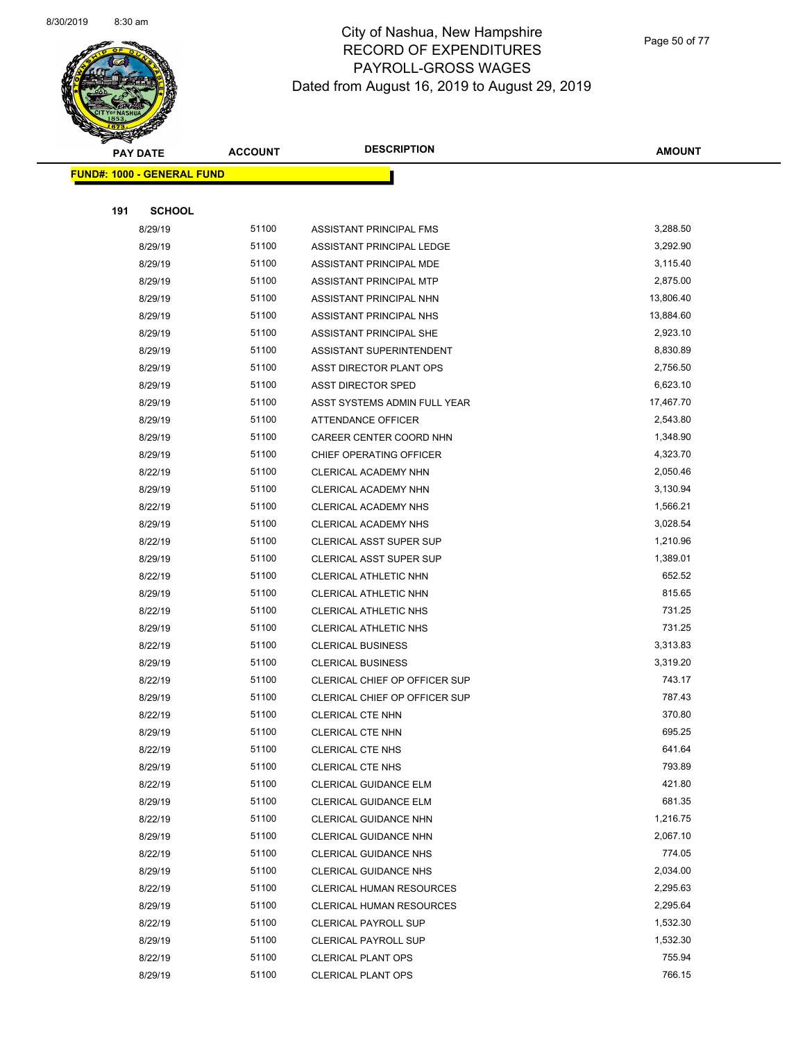# City of Nashua, New Hampshire
## RECORD OF EXPENDITURES
## PAYROLL-GROSS WAGES
## Dated from August 16, 2019 to August 29, 2019

| PAY DATE | ACCOUNT | DESCRIPTION | AMOUNT |
|---|---|---|---|

**FUND#: 1000 - GENERAL FUND**

**191 SCHOOL**

| PAY DATE | ACCOUNT | DESCRIPTION | AMOUNT |
|---|---|---|---|
| 8/29/19 | 51100 | ASSISTANT PRINCIPAL FMS | 3,288.50 |
| 8/29/19 | 51100 | ASSISTANT PRINCIPAL LEDGE | 3,292.90 |
| 8/29/19 | 51100 | ASSISTANT PRINCIPAL MDE | 3,115.40 |
| 8/29/19 | 51100 | ASSISTANT PRINCIPAL MTP | 2,875.00 |
| 8/29/19 | 51100 | ASSISTANT PRINCIPAL NHN | 13,806.40 |
| 8/29/19 | 51100 | ASSISTANT PRINCIPAL NHS | 13,884.60 |
| 8/29/19 | 51100 | ASSISTANT PRINCIPAL SHE | 2,923.10 |
| 8/29/19 | 51100 | ASSISTANT SUPERINTENDENT | 8,830.89 |
| 8/29/19 | 51100 | ASST DIRECTOR PLANT OPS | 2,756.50 |
| 8/29/19 | 51100 | ASST DIRECTOR SPED | 6,623.10 |
| 8/29/19 | 51100 | ASST SYSTEMS ADMIN FULL YEAR | 17,467.70 |
| 8/29/19 | 51100 | ATTENDANCE OFFICER | 2,543.80 |
| 8/29/19 | 51100 | CAREER CENTER COORD NHN | 1,348.90 |
| 8/29/19 | 51100 | CHIEF OPERATING OFFICER | 4,323.70 |
| 8/22/19 | 51100 | CLERICAL ACADEMY NHN | 2,050.46 |
| 8/29/19 | 51100 | CLERICAL ACADEMY NHN | 3,130.94 |
| 8/22/19 | 51100 | CLERICAL ACADEMY NHS | 1,566.21 |
| 8/29/19 | 51100 | CLERICAL ACADEMY NHS | 3,028.54 |
| 8/22/19 | 51100 | CLERICAL ASST SUPER SUP | 1,210.96 |
| 8/29/19 | 51100 | CLERICAL ASST SUPER SUP | 1,389.01 |
| 8/22/19 | 51100 | CLERICAL ATHLETIC NHN | 652.52 |
| 8/29/19 | 51100 | CLERICAL ATHLETIC NHN | 815.65 |
| 8/22/19 | 51100 | CLERICAL ATHLETIC NHS | 731.25 |
| 8/29/19 | 51100 | CLERICAL ATHLETIC NHS | 731.25 |
| 8/22/19 | 51100 | CLERICAL BUSINESS | 3,313.83 |
| 8/29/19 | 51100 | CLERICAL BUSINESS | 3,319.20 |
| 8/22/19 | 51100 | CLERICAL CHIEF OP OFFICER SUP | 743.17 |
| 8/29/19 | 51100 | CLERICAL CHIEF OP OFFICER SUP | 787.43 |
| 8/22/19 | 51100 | CLERICAL CTE NHN | 370.80 |
| 8/29/19 | 51100 | CLERICAL CTE NHN | 695.25 |
| 8/22/19 | 51100 | CLERICAL CTE NHS | 641.64 |
| 8/29/19 | 51100 | CLERICAL CTE NHS | 793.89 |
| 8/22/19 | 51100 | CLERICAL GUIDANCE ELM | 421.80 |
| 8/29/19 | 51100 | CLERICAL GUIDANCE ELM | 681.35 |
| 8/22/19 | 51100 | CLERICAL GUIDANCE NHN | 1,216.75 |
| 8/29/19 | 51100 | CLERICAL GUIDANCE NHN | 2,067.10 |
| 8/22/19 | 51100 | CLERICAL GUIDANCE NHS | 774.05 |
| 8/29/19 | 51100 | CLERICAL GUIDANCE NHS | 2,034.00 |
| 8/22/19 | 51100 | CLERICAL HUMAN RESOURCES | 2,295.63 |
| 8/29/19 | 51100 | CLERICAL HUMAN RESOURCES | 2,295.64 |
| 8/22/19 | 51100 | CLERICAL PAYROLL SUP | 1,532.30 |
| 8/29/19 | 51100 | CLERICAL PAYROLL SUP | 1,532.30 |
| 8/22/19 | 51100 | CLERICAL PLANT OPS | 755.94 |
| 8/29/19 | 51100 | CLERICAL PLANT OPS | 766.15 |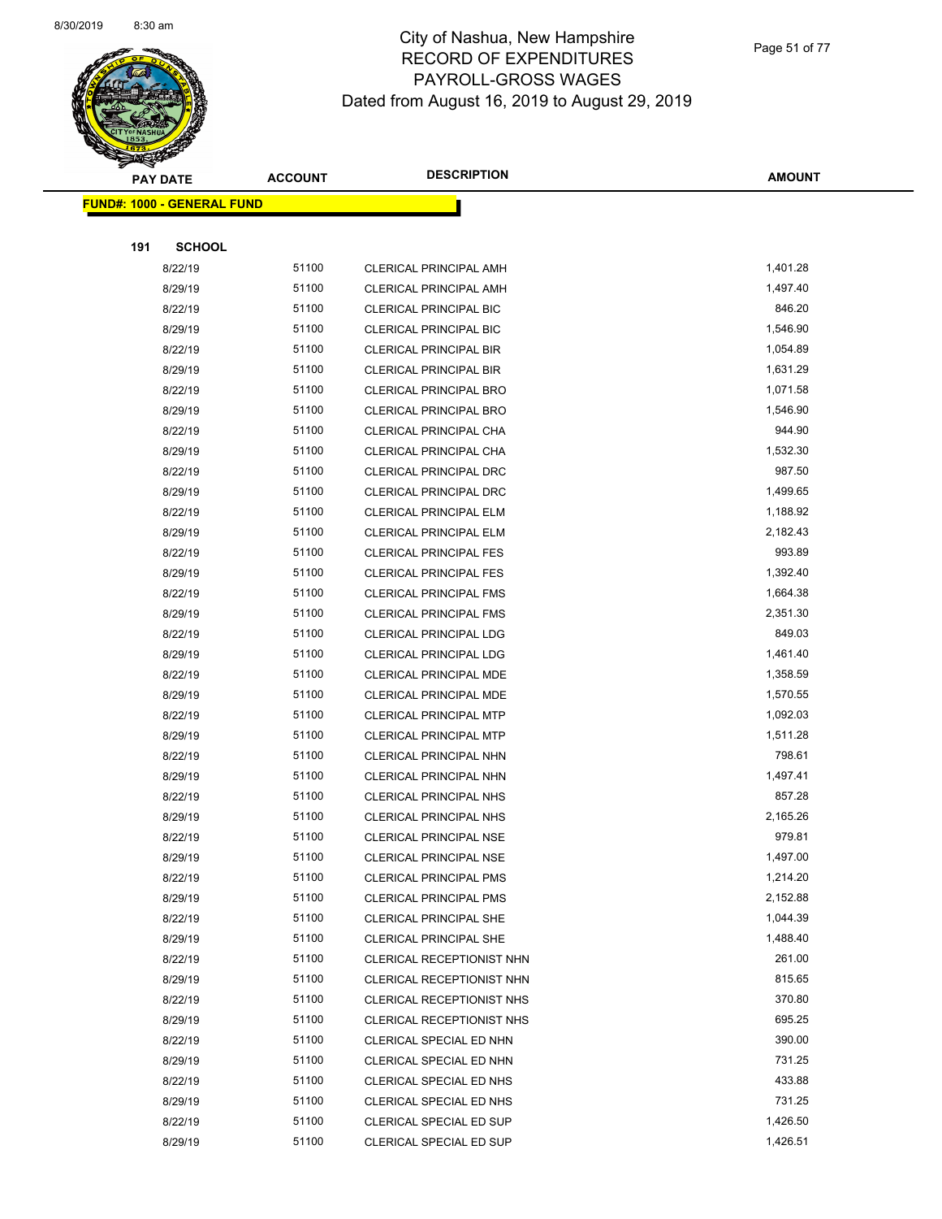# City of Nashua, New Hampshire
## RECORD OF EXPENDITURES
## PAYROLL-GROSS WAGES
## Dated from August 16, 2019 to August 29, 2019

| PAY DATE | ACCOUNT | DESCRIPTION | AMOUNT |
|---|---|---|---|

**FUND#: 1000 - GENERAL FUND**

**191 SCHOOL**

| PAY DATE | ACCOUNT | DESCRIPTION | AMOUNT |
|---|---|---|---|
| 8/22/19 | 51100 | CLERICAL PRINCIPAL AMH | 1,401.28 |
| 8/29/19 | 51100 | CLERICAL PRINCIPAL AMH | 1,497.40 |
| 8/22/19 | 51100 | CLERICAL PRINCIPAL BIC | 846.20 |
| 8/29/19 | 51100 | CLERICAL PRINCIPAL BIC | 1,546.90 |
| 8/22/19 | 51100 | CLERICAL PRINCIPAL BIR | 1,054.89 |
| 8/29/19 | 51100 | CLERICAL PRINCIPAL BIR | 1,631.29 |
| 8/22/19 | 51100 | CLERICAL PRINCIPAL BRO | 1,071.58 |
| 8/29/19 | 51100 | CLERICAL PRINCIPAL BRO | 1,546.90 |
| 8/22/19 | 51100 | CLERICAL PRINCIPAL CHA | 944.90 |
| 8/29/19 | 51100 | CLERICAL PRINCIPAL CHA | 1,532.30 |
| 8/22/19 | 51100 | CLERICAL PRINCIPAL DRC | 987.50 |
| 8/29/19 | 51100 | CLERICAL PRINCIPAL DRC | 1,499.65 |
| 8/22/19 | 51100 | CLERICAL PRINCIPAL ELM | 1,188.92 |
| 8/29/19 | 51100 | CLERICAL PRINCIPAL ELM | 2,182.43 |
| 8/22/19 | 51100 | CLERICAL PRINCIPAL FES | 993.89 |
| 8/29/19 | 51100 | CLERICAL PRINCIPAL FES | 1,392.40 |
| 8/22/19 | 51100 | CLERICAL PRINCIPAL FMS | 1,664.38 |
| 8/29/19 | 51100 | CLERICAL PRINCIPAL FMS | 2,351.30 |
| 8/22/19 | 51100 | CLERICAL PRINCIPAL LDG | 849.03 |
| 8/29/19 | 51100 | CLERICAL PRINCIPAL LDG | 1,461.40 |
| 8/22/19 | 51100 | CLERICAL PRINCIPAL MDE | 1,358.59 |
| 8/29/19 | 51100 | CLERICAL PRINCIPAL MDE | 1,570.55 |
| 8/22/19 | 51100 | CLERICAL PRINCIPAL MTP | 1,092.03 |
| 8/29/19 | 51100 | CLERICAL PRINCIPAL MTP | 1,511.28 |
| 8/22/19 | 51100 | CLERICAL PRINCIPAL NHN | 798.61 |
| 8/29/19 | 51100 | CLERICAL PRINCIPAL NHN | 1,497.41 |
| 8/22/19 | 51100 | CLERICAL PRINCIPAL NHS | 857.28 |
| 8/29/19 | 51100 | CLERICAL PRINCIPAL NHS | 2,165.26 |
| 8/22/19 | 51100 | CLERICAL PRINCIPAL NSE | 979.81 |
| 8/29/19 | 51100 | CLERICAL PRINCIPAL NSE | 1,497.00 |
| 8/22/19 | 51100 | CLERICAL PRINCIPAL PMS | 1,214.20 |
| 8/29/19 | 51100 | CLERICAL PRINCIPAL PMS | 2,152.88 |
| 8/22/19 | 51100 | CLERICAL PRINCIPAL SHE | 1,044.39 |
| 8/29/19 | 51100 | CLERICAL PRINCIPAL SHE | 1,488.40 |
| 8/22/19 | 51100 | CLERICAL RECEPTIONIST NHN | 261.00 |
| 8/29/19 | 51100 | CLERICAL RECEPTIONIST NHN | 815.65 |
| 8/22/19 | 51100 | CLERICAL RECEPTIONIST NHS | 370.80 |
| 8/29/19 | 51100 | CLERICAL RECEPTIONIST NHS | 695.25 |
| 8/22/19 | 51100 | CLERICAL SPECIAL ED NHN | 390.00 |
| 8/29/19 | 51100 | CLERICAL SPECIAL ED NHN | 731.25 |
| 8/22/19 | 51100 | CLERICAL SPECIAL ED NHS | 433.88 |
| 8/29/19 | 51100 | CLERICAL SPECIAL ED NHS | 731.25 |
| 8/22/19 | 51100 | CLERICAL SPECIAL ED SUP | 1,426.50 |
| 8/29/19 | 51100 | CLERICAL SPECIAL ED SUP | 1,426.51 |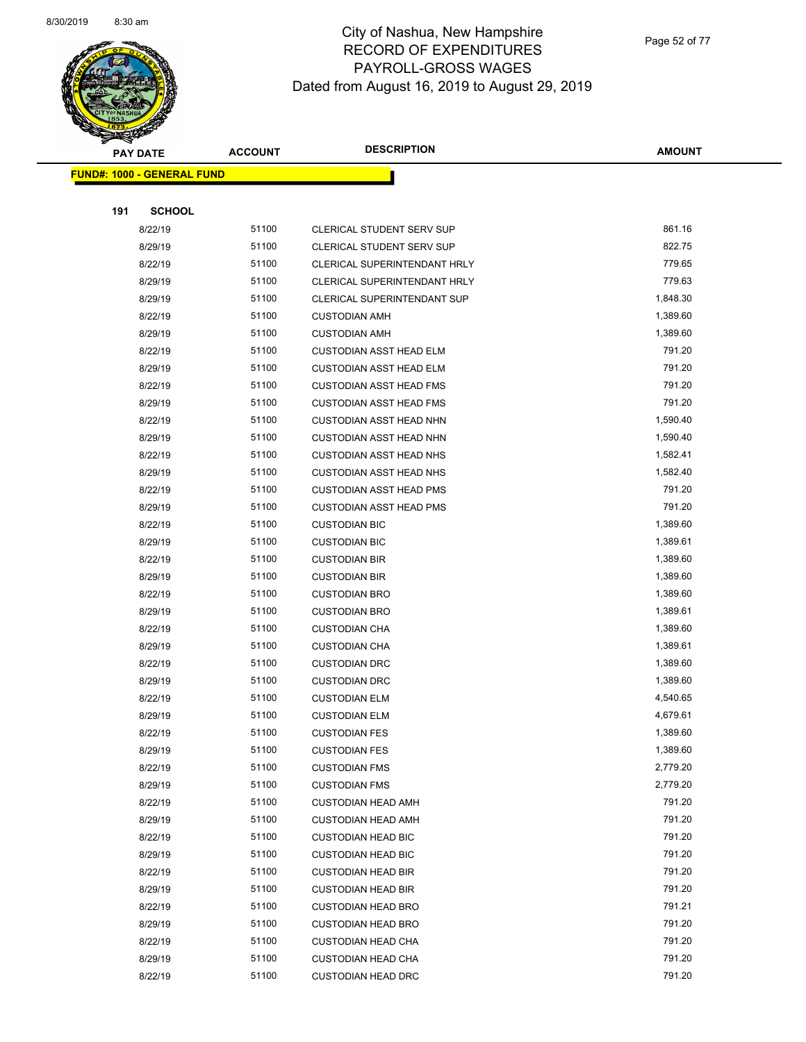# City of Nashua, New Hampshire
## RECORD OF EXPENDITURES
## PAYROLL-GROSS WAGES
## Dated from August 16, 2019 to August 29, 2019

**FUND#: 1000 - GENERAL FUND**

**191 SCHOOL**

| PAY DATE | ACCOUNT | DESCRIPTION | AMOUNT |
|---|---|---|---|
| 8/22/19 | 51100 | CLERICAL STUDENT SERV SUP | 861.16 |
| 8/29/19 | 51100 | CLERICAL STUDENT SERV SUP | 822.75 |
| 8/22/19 | 51100 | CLERICAL SUPERINTENDANT HRLY | 779.65 |
| 8/29/19 | 51100 | CLERICAL SUPERINTENDANT HRLY | 779.63 |
| 8/29/19 | 51100 | CLERICAL SUPERINTENDANT SUP | 1,848.30 |
| 8/22/19 | 51100 | CUSTODIAN AMH | 1,389.60 |
| 8/29/19 | 51100 | CUSTODIAN AMH | 1,389.60 |
| 8/22/19 | 51100 | CUSTODIAN ASST HEAD ELM | 791.20 |
| 8/29/19 | 51100 | CUSTODIAN ASST HEAD ELM | 791.20 |
| 8/22/19 | 51100 | CUSTODIAN ASST HEAD FMS | 791.20 |
| 8/29/19 | 51100 | CUSTODIAN ASST HEAD FMS | 791.20 |
| 8/22/19 | 51100 | CUSTODIAN ASST HEAD NHN | 1,590.40 |
| 8/29/19 | 51100 | CUSTODIAN ASST HEAD NHN | 1,590.40 |
| 8/22/19 | 51100 | CUSTODIAN ASST HEAD NHS | 1,582.41 |
| 8/29/19 | 51100 | CUSTODIAN ASST HEAD NHS | 1,582.40 |
| 8/22/19 | 51100 | CUSTODIAN ASST HEAD PMS | 791.20 |
| 8/29/19 | 51100 | CUSTODIAN ASST HEAD PMS | 791.20 |
| 8/22/19 | 51100 | CUSTODIAN BIC | 1,389.60 |
| 8/29/19 | 51100 | CUSTODIAN BIC | 1,389.61 |
| 8/22/19 | 51100 | CUSTODIAN BIR | 1,389.60 |
| 8/29/19 | 51100 | CUSTODIAN BIR | 1,389.60 |
| 8/22/19 | 51100 | CUSTODIAN BRO | 1,389.60 |
| 8/29/19 | 51100 | CUSTODIAN BRO | 1,389.61 |
| 8/22/19 | 51100 | CUSTODIAN CHA | 1,389.60 |
| 8/29/19 | 51100 | CUSTODIAN CHA | 1,389.61 |
| 8/22/19 | 51100 | CUSTODIAN DRC | 1,389.60 |
| 8/29/19 | 51100 | CUSTODIAN DRC | 1,389.60 |
| 8/22/19 | 51100 | CUSTODIAN ELM | 4,540.65 |
| 8/29/19 | 51100 | CUSTODIAN ELM | 4,679.61 |
| 8/22/19 | 51100 | CUSTODIAN FES | 1,389.60 |
| 8/29/19 | 51100 | CUSTODIAN FES | 1,389.60 |
| 8/22/19 | 51100 | CUSTODIAN FMS | 2,779.20 |
| 8/29/19 | 51100 | CUSTODIAN FMS | 2,779.20 |
| 8/22/19 | 51100 | CUSTODIAN HEAD AMH | 791.20 |
| 8/29/19 | 51100 | CUSTODIAN HEAD AMH | 791.20 |
| 8/22/19 | 51100 | CUSTODIAN HEAD BIC | 791.20 |
| 8/29/19 | 51100 | CUSTODIAN HEAD BIC | 791.20 |
| 8/22/19 | 51100 | CUSTODIAN HEAD BIR | 791.20 |
| 8/29/19 | 51100 | CUSTODIAN HEAD BIR | 791.20 |
| 8/22/19 | 51100 | CUSTODIAN HEAD BRO | 791.21 |
| 8/29/19 | 51100 | CUSTODIAN HEAD BRO | 791.20 |
| 8/22/19 | 51100 | CUSTODIAN HEAD CHA | 791.20 |
| 8/29/19 | 51100 | CUSTODIAN HEAD CHA | 791.20 |
| 8/22/19 | 51100 | CUSTODIAN HEAD DRC | 791.20 |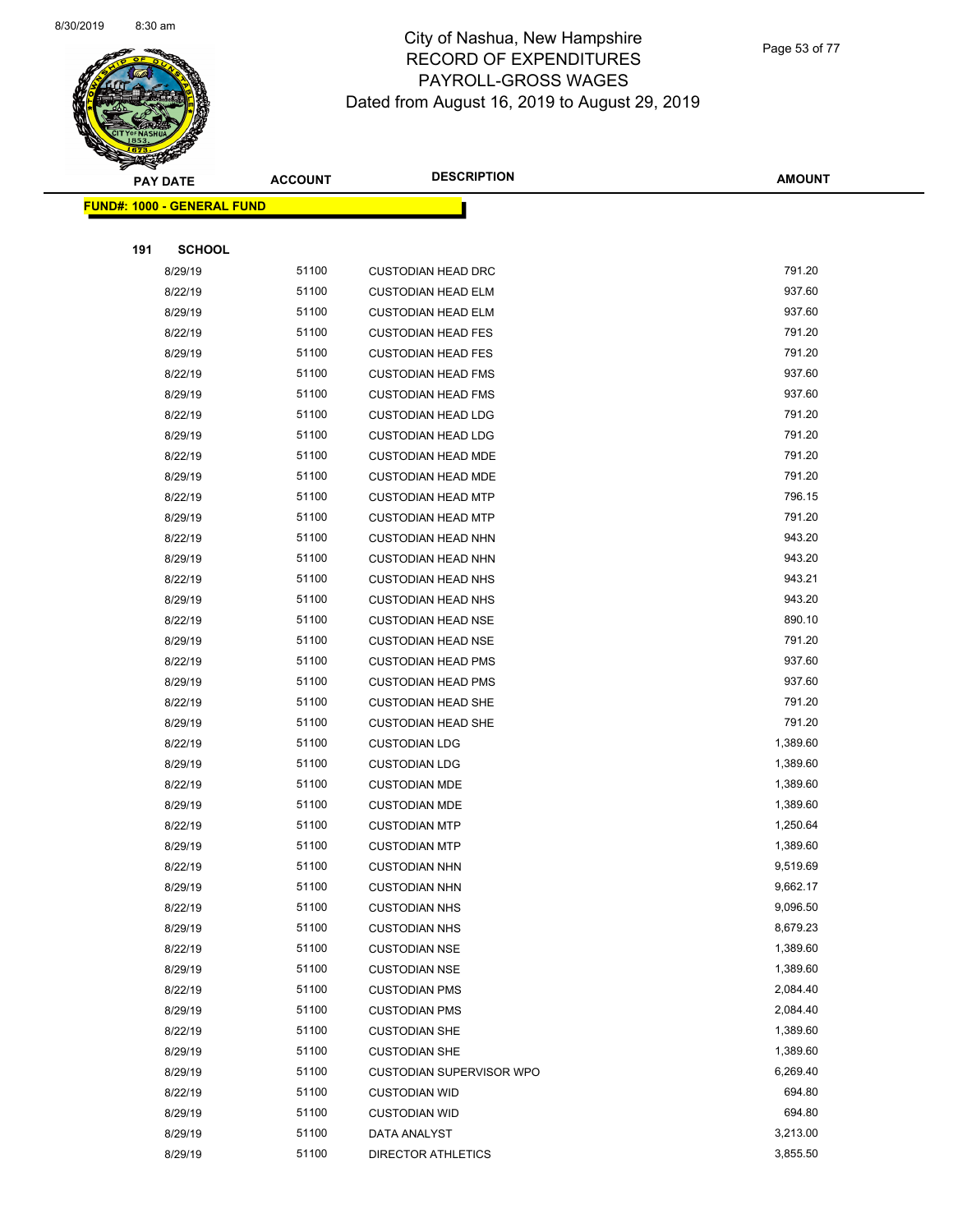# City of Nashua, New Hampshire
## RECORD OF EXPENDITURES
## PAYROLL-GROSS WAGES
## Dated from August 16, 2019 to August 29, 2019

**FUND#: 1000 - GENERAL FUND**

**191 SCHOOL**

| PAY DATE | ACCOUNT | DESCRIPTION | AMOUNT |
|---|---|---|---|
| 8/29/19 | 51100 | CUSTODIAN HEAD DRC | 791.20 |
| 8/22/19 | 51100 | CUSTODIAN HEAD ELM | 937.60 |
| 8/29/19 | 51100 | CUSTODIAN HEAD ELM | 937.60 |
| 8/22/19 | 51100 | CUSTODIAN HEAD FES | 791.20 |
| 8/29/19 | 51100 | CUSTODIAN HEAD FES | 791.20 |
| 8/22/19 | 51100 | CUSTODIAN HEAD FMS | 937.60 |
| 8/29/19 | 51100 | CUSTODIAN HEAD FMS | 937.60 |
| 8/22/19 | 51100 | CUSTODIAN HEAD LDG | 791.20 |
| 8/29/19 | 51100 | CUSTODIAN HEAD LDG | 791.20 |
| 8/22/19 | 51100 | CUSTODIAN HEAD MDE | 791.20 |
| 8/29/19 | 51100 | CUSTODIAN HEAD MDE | 791.20 |
| 8/22/19 | 51100 | CUSTODIAN HEAD MTP | 796.15 |
| 8/29/19 | 51100 | CUSTODIAN HEAD MTP | 791.20 |
| 8/22/19 | 51100 | CUSTODIAN HEAD NHN | 943.20 |
| 8/29/19 | 51100 | CUSTODIAN HEAD NHN | 943.20 |
| 8/22/19 | 51100 | CUSTODIAN HEAD NHS | 943.21 |
| 8/29/19 | 51100 | CUSTODIAN HEAD NHS | 943.20 |
| 8/22/19 | 51100 | CUSTODIAN HEAD NSE | 890.10 |
| 8/29/19 | 51100 | CUSTODIAN HEAD NSE | 791.20 |
| 8/22/19 | 51100 | CUSTODIAN HEAD PMS | 937.60 |
| 8/29/19 | 51100 | CUSTODIAN HEAD PMS | 937.60 |
| 8/22/19 | 51100 | CUSTODIAN HEAD SHE | 791.20 |
| 8/29/19 | 51100 | CUSTODIAN HEAD SHE | 791.20 |
| 8/22/19 | 51100 | CUSTODIAN LDG | 1,389.60 |
| 8/29/19 | 51100 | CUSTODIAN LDG | 1,389.60 |
| 8/22/19 | 51100 | CUSTODIAN MDE | 1,389.60 |
| 8/29/19 | 51100 | CUSTODIAN MDE | 1,389.60 |
| 8/22/19 | 51100 | CUSTODIAN MTP | 1,250.64 |
| 8/29/19 | 51100 | CUSTODIAN MTP | 1,389.60 |
| 8/22/19 | 51100 | CUSTODIAN NHN | 9,519.69 |
| 8/29/19 | 51100 | CUSTODIAN NHN | 9,662.17 |
| 8/22/19 | 51100 | CUSTODIAN NHS | 9,096.50 |
| 8/29/19 | 51100 | CUSTODIAN NHS | 8,679.23 |
| 8/22/19 | 51100 | CUSTODIAN NSE | 1,389.60 |
| 8/29/19 | 51100 | CUSTODIAN NSE | 1,389.60 |
| 8/22/19 | 51100 | CUSTODIAN PMS | 2,084.40 |
| 8/29/19 | 51100 | CUSTODIAN PMS | 2,084.40 |
| 8/22/19 | 51100 | CUSTODIAN SHE | 1,389.60 |
| 8/29/19 | 51100 | CUSTODIAN SHE | 1,389.60 |
| 8/29/19 | 51100 | CUSTODIAN SUPERVISOR WPO | 6,269.40 |
| 8/22/19 | 51100 | CUSTODIAN WID | 694.80 |
| 8/29/19 | 51100 | CUSTODIAN WID | 694.80 |
| 8/29/19 | 51100 | DATA ANALYST | 3,213.00 |
| 8/29/19 | 51100 | DIRECTOR ATHLETICS | 3,855.50 |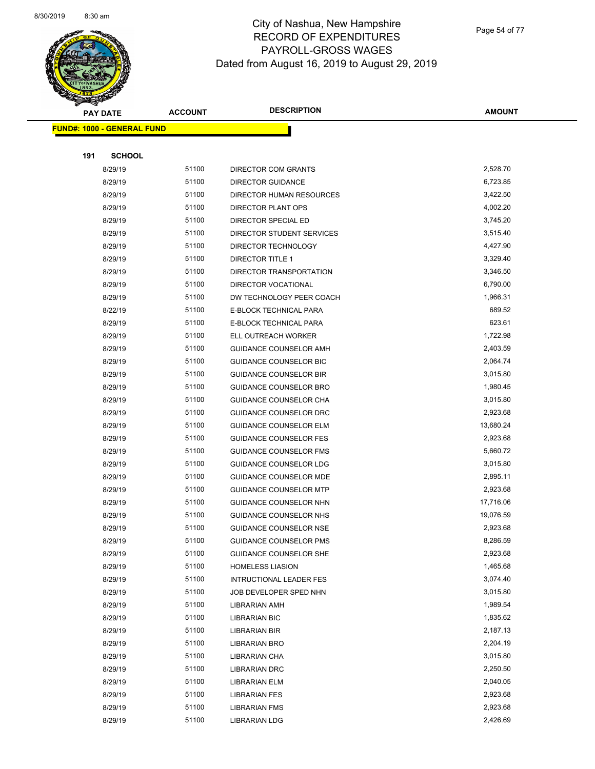# City of Nashua, New Hampshire
## RECORD OF EXPENDITURES
## PAYROLL-GROSS WAGES
## Dated from August 16, 2019 to August 29, 2019

| PAY DATE | ACCOUNT | DESCRIPTION | AMOUNT |
|---|---|---|---|

**FUND#: 1000 - GENERAL FUND**

**191 SCHOOL**

| PAY DATE | ACCOUNT | DESCRIPTION | AMOUNT |
|---|---|---|---|
| 8/29/19 | 51100 | DIRECTOR COM GRANTS | 2,528.70 |
| 8/29/19 | 51100 | DIRECTOR GUIDANCE | 6,723.85 |
| 8/29/19 | 51100 | DIRECTOR HUMAN RESOURCES | 3,422.50 |
| 8/29/19 | 51100 | DIRECTOR PLANT OPS | 4,002.20 |
| 8/29/19 | 51100 | DIRECTOR SPECIAL ED | 3,745.20 |
| 8/29/19 | 51100 | DIRECTOR STUDENT SERVICES | 3,515.40 |
| 8/29/19 | 51100 | DIRECTOR TECHNOLOGY | 4,427.90 |
| 8/29/19 | 51100 | DIRECTOR TITLE 1 | 3,329.40 |
| 8/29/19 | 51100 | DIRECTOR TRANSPORTATION | 3,346.50 |
| 8/29/19 | 51100 | DIRECTOR VOCATIONAL | 6,790.00 |
| 8/29/19 | 51100 | DW TECHNOLOGY PEER COACH | 1,966.31 |
| 8/22/19 | 51100 | E-BLOCK TECHNICAL PARA | 689.52 |
| 8/29/19 | 51100 | E-BLOCK TECHNICAL PARA | 623.61 |
| 8/29/19 | 51100 | ELL OUTREACH WORKER | 1,722.98 |
| 8/29/19 | 51100 | GUIDANCE COUNSELOR AMH | 2,403.59 |
| 8/29/19 | 51100 | GUIDANCE COUNSELOR BIC | 2,064.74 |
| 8/29/19 | 51100 | GUIDANCE COUNSELOR BIR | 3,015.80 |
| 8/29/19 | 51100 | GUIDANCE COUNSELOR BRO | 1,980.45 |
| 8/29/19 | 51100 | GUIDANCE COUNSELOR CHA | 3,015.80 |
| 8/29/19 | 51100 | GUIDANCE COUNSELOR DRC | 2,923.68 |
| 8/29/19 | 51100 | GUIDANCE COUNSELOR ELM | 13,680.24 |
| 8/29/19 | 51100 | GUIDANCE COUNSELOR FES | 2,923.68 |
| 8/29/19 | 51100 | GUIDANCE COUNSELOR FMS | 5,660.72 |
| 8/29/19 | 51100 | GUIDANCE COUNSELOR LDG | 3,015.80 |
| 8/29/19 | 51100 | GUIDANCE COUNSELOR MDE | 2,895.11 |
| 8/29/19 | 51100 | GUIDANCE COUNSELOR MTP | 2,923.68 |
| 8/29/19 | 51100 | GUIDANCE COUNSELOR NHN | 17,716.06 |
| 8/29/19 | 51100 | GUIDANCE COUNSELOR NHS | 19,076.59 |
| 8/29/19 | 51100 | GUIDANCE COUNSELOR NSE | 2,923.68 |
| 8/29/19 | 51100 | GUIDANCE COUNSELOR PMS | 8,286.59 |
| 8/29/19 | 51100 | GUIDANCE COUNSELOR SHE | 2,923.68 |
| 8/29/19 | 51100 | HOMELESS LIASION | 1,465.68 |
| 8/29/19 | 51100 | INTRUCTIONAL LEADER FES | 3,074.40 |
| 8/29/19 | 51100 | JOB DEVELOPER SPED NHN | 3,015.80 |
| 8/29/19 | 51100 | LIBRARIAN AMH | 1,989.54 |
| 8/29/19 | 51100 | LIBRARIAN BIC | 1,835.62 |
| 8/29/19 | 51100 | LIBRARIAN BIR | 2,187.13 |
| 8/29/19 | 51100 | LIBRARIAN BRO | 2,204.19 |
| 8/29/19 | 51100 | LIBRARIAN CHA | 3,015.80 |
| 8/29/19 | 51100 | LIBRARIAN DRC | 2,250.50 |
| 8/29/19 | 51100 | LIBRARIAN ELM | 2,040.05 |
| 8/29/19 | 51100 | LIBRARIAN FES | 2,923.68 |
| 8/29/19 | 51100 | LIBRARIAN FMS | 2,923.68 |
| 8/29/19 | 51100 | LIBRARIAN LDG | 2,426.69 |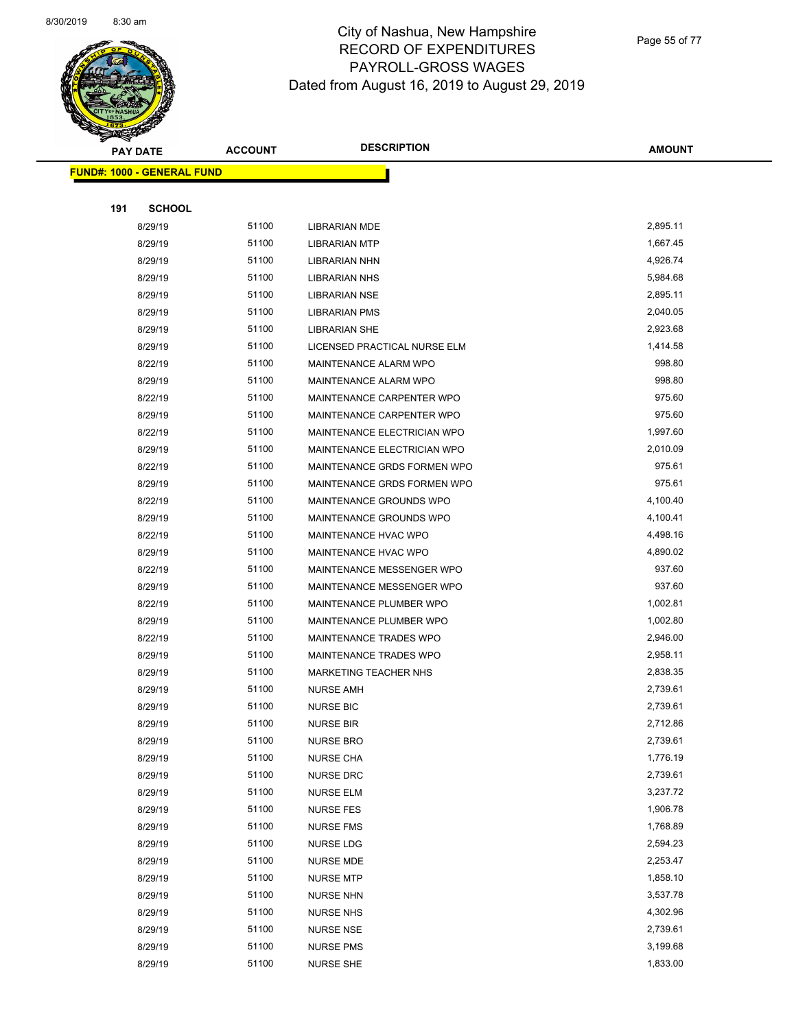# City of Nashua, New Hampshire
## RECORD OF EXPENDITURES
## PAYROLL-GROSS WAGES
## Dated from August 16, 2019 to August 29, 2019

**FUND#: 1000 - GENERAL FUND**

**191 SCHOOL**

| PAY DATE | ACCOUNT | DESCRIPTION | AMOUNT |
|---|---|---|---|
| 8/29/19 | 51100 | LIBRARIAN MDE | 2,895.11 |
| 8/29/19 | 51100 | LIBRARIAN MTP | 1,667.45 |
| 8/29/19 | 51100 | LIBRARIAN NHN | 4,926.74 |
| 8/29/19 | 51100 | LIBRARIAN NHS | 5,984.68 |
| 8/29/19 | 51100 | LIBRARIAN NSE | 2,895.11 |
| 8/29/19 | 51100 | LIBRARIAN PMS | 2,040.05 |
| 8/29/19 | 51100 | LIBRARIAN SHE | 2,923.68 |
| 8/29/19 | 51100 | LICENSED PRACTICAL NURSE ELM | 1,414.58 |
| 8/22/19 | 51100 | MAINTENANCE ALARM WPO | 998.80 |
| 8/29/19 | 51100 | MAINTENANCE ALARM WPO | 998.80 |
| 8/22/19 | 51100 | MAINTENANCE CARPENTER WPO | 975.60 |
| 8/29/19 | 51100 | MAINTENANCE CARPENTER WPO | 975.60 |
| 8/22/19 | 51100 | MAINTENANCE ELECTRICIAN WPO | 1,997.60 |
| 8/29/19 | 51100 | MAINTENANCE ELECTRICIAN WPO | 2,010.09 |
| 8/22/19 | 51100 | MAINTENANCE GRDS FORMEN WPO | 975.61 |
| 8/29/19 | 51100 | MAINTENANCE GRDS FORMEN WPO | 975.61 |
| 8/22/19 | 51100 | MAINTENANCE GROUNDS WPO | 4,100.40 |
| 8/29/19 | 51100 | MAINTENANCE GROUNDS WPO | 4,100.41 |
| 8/22/19 | 51100 | MAINTENANCE HVAC WPO | 4,498.16 |
| 8/29/19 | 51100 | MAINTENANCE HVAC WPO | 4,890.02 |
| 8/22/19 | 51100 | MAINTENANCE MESSENGER WPO | 937.60 |
| 8/29/19 | 51100 | MAINTENANCE MESSENGER WPO | 937.60 |
| 8/22/19 | 51100 | MAINTENANCE PLUMBER WPO | 1,002.81 |
| 8/29/19 | 51100 | MAINTENANCE PLUMBER WPO | 1,002.80 |
| 8/22/19 | 51100 | MAINTENANCE TRADES WPO | 2,946.00 |
| 8/29/19 | 51100 | MAINTENANCE TRADES WPO | 2,958.11 |
| 8/29/19 | 51100 | MARKETING TEACHER NHS | 2,838.35 |
| 8/29/19 | 51100 | NURSE AMH | 2,739.61 |
| 8/29/19 | 51100 | NURSE BIC | 2,739.61 |
| 8/29/19 | 51100 | NURSE BIR | 2,712.86 |
| 8/29/19 | 51100 | NURSE BRO | 2,739.61 |
| 8/29/19 | 51100 | NURSE CHA | 1,776.19 |
| 8/29/19 | 51100 | NURSE DRC | 2,739.61 |
| 8/29/19 | 51100 | NURSE ELM | 3,237.72 |
| 8/29/19 | 51100 | NURSE FES | 1,906.78 |
| 8/29/19 | 51100 | NURSE FMS | 1,768.89 |
| 8/29/19 | 51100 | NURSE LDG | 2,594.23 |
| 8/29/19 | 51100 | NURSE MDE | 2,253.47 |
| 8/29/19 | 51100 | NURSE MTP | 1,858.10 |
| 8/29/19 | 51100 | NURSE NHN | 3,537.78 |
| 8/29/19 | 51100 | NURSE NHS | 4,302.96 |
| 8/29/19 | 51100 | NURSE NSE | 2,739.61 |
| 8/29/19 | 51100 | NURSE PMS | 3,199.68 |
| 8/29/19 | 51100 | NURSE SHE | 1,833.00 |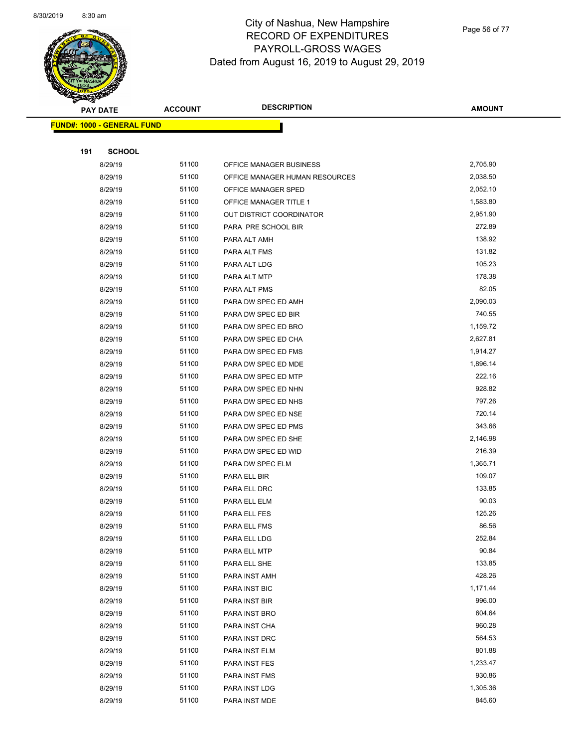# City of Nashua, New Hampshire
## RECORD OF EXPENDITURES
## PAYROLL-GROSS WAGES
## Dated from August 16, 2019 to August 29, 2019

**FUND#: 1000 - GENERAL FUND**

**191 SCHOOL**

| PAY DATE | ACCOUNT | DESCRIPTION | AMOUNT |
|---|---|---|---|
| 8/29/19 | 51100 | OFFICE MANAGER BUSINESS | 2,705.90 |
| 8/29/19 | 51100 | OFFICE MANAGER HUMAN RESOURCES | 2,038.50 |
| 8/29/19 | 51100 | OFFICE MANAGER SPED | 2,052.10 |
| 8/29/19 | 51100 | OFFICE MANAGER TITLE 1 | 1,583.80 |
| 8/29/19 | 51100 | OUT DISTRICT COORDINATOR | 2,951.90 |
| 8/29/19 | 51100 | PARA PRE SCHOOL BIR | 272.89 |
| 8/29/19 | 51100 | PARA ALT AMH | 138.92 |
| 8/29/19 | 51100 | PARA ALT FMS | 131.82 |
| 8/29/19 | 51100 | PARA ALT LDG | 105.23 |
| 8/29/19 | 51100 | PARA ALT MTP | 178.38 |
| 8/29/19 | 51100 | PARA ALT PMS | 82.05 |
| 8/29/19 | 51100 | PARA DW SPEC ED AMH | 2,090.03 |
| 8/29/19 | 51100 | PARA DW SPEC ED BIR | 740.55 |
| 8/29/19 | 51100 | PARA DW SPEC ED BRO | 1,159.72 |
| 8/29/19 | 51100 | PARA DW SPEC ED CHA | 2,627.81 |
| 8/29/19 | 51100 | PARA DW SPEC ED FMS | 1,914.27 |
| 8/29/19 | 51100 | PARA DW SPEC ED MDE | 1,896.14 |
| 8/29/19 | 51100 | PARA DW SPEC ED MTP | 222.16 |
| 8/29/19 | 51100 | PARA DW SPEC ED NHN | 928.82 |
| 8/29/19 | 51100 | PARA DW SPEC ED NHS | 797.26 |
| 8/29/19 | 51100 | PARA DW SPEC ED NSE | 720.14 |
| 8/29/19 | 51100 | PARA DW SPEC ED PMS | 343.66 |
| 8/29/19 | 51100 | PARA DW SPEC ED SHE | 2,146.98 |
| 8/29/19 | 51100 | PARA DW SPEC ED WID | 216.39 |
| 8/29/19 | 51100 | PARA DW SPEC ELM | 1,365.71 |
| 8/29/19 | 51100 | PARA ELL BIR | 109.07 |
| 8/29/19 | 51100 | PARA ELL DRC | 133.85 |
| 8/29/19 | 51100 | PARA ELL ELM | 90.03 |
| 8/29/19 | 51100 | PARA ELL FES | 125.26 |
| 8/29/19 | 51100 | PARA ELL FMS | 86.56 |
| 8/29/19 | 51100 | PARA ELL LDG | 252.84 |
| 8/29/19 | 51100 | PARA ELL MTP | 90.84 |
| 8/29/19 | 51100 | PARA ELL SHE | 133.85 |
| 8/29/19 | 51100 | PARA INST AMH | 428.26 |
| 8/29/19 | 51100 | PARA INST BIC | 1,171.44 |
| 8/29/19 | 51100 | PARA INST BIR | 996.00 |
| 8/29/19 | 51100 | PARA INST BRO | 604.64 |
| 8/29/19 | 51100 | PARA INST CHA | 960.28 |
| 8/29/19 | 51100 | PARA INST DRC | 564.53 |
| 8/29/19 | 51100 | PARA INST ELM | 801.88 |
| 8/29/19 | 51100 | PARA INST FES | 1,233.47 |
| 8/29/19 | 51100 | PARA INST FMS | 930.86 |
| 8/29/19 | 51100 | PARA INST LDG | 1,305.36 |
| 8/29/19 | 51100 | PARA INST MDE | 845.60 |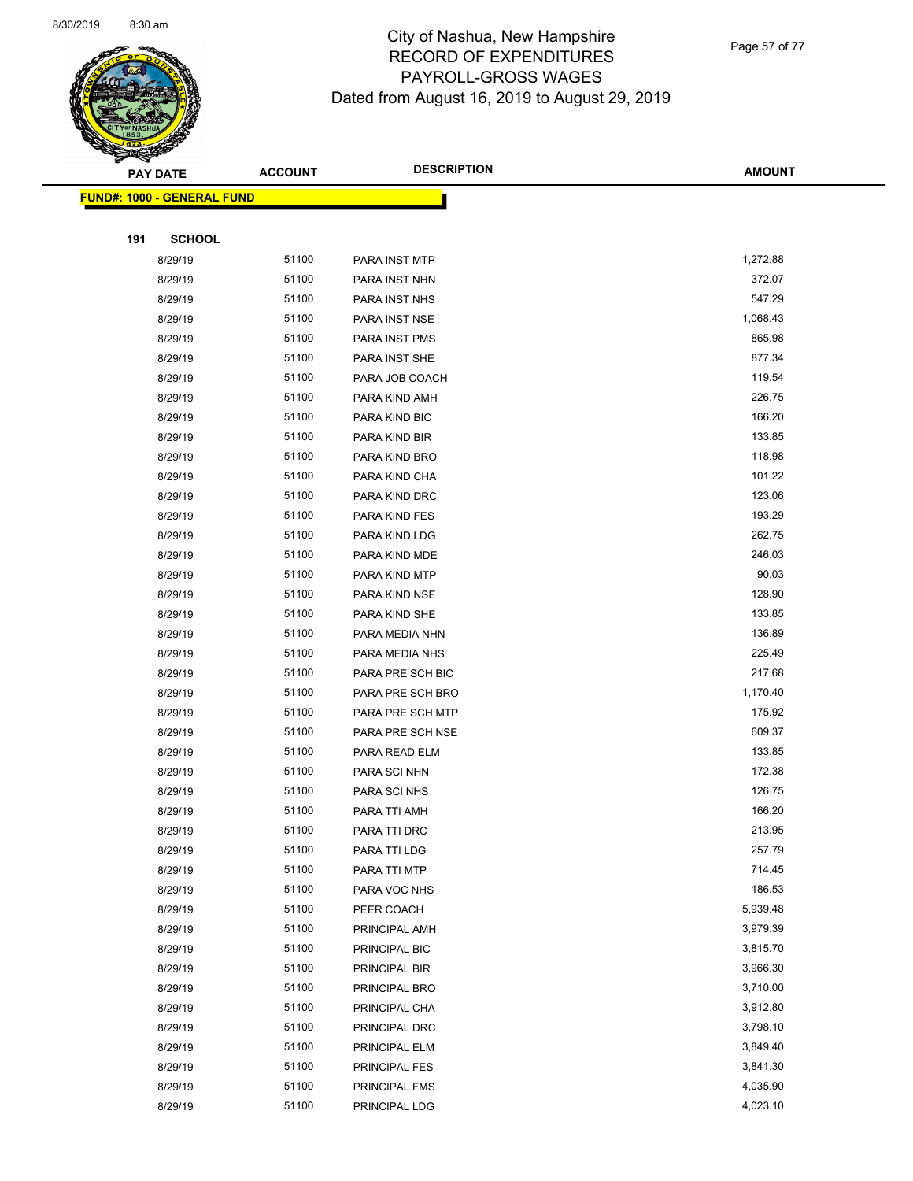# City of Nashua, New Hampshire
# RECORD OF EXPENDITURES
# PAYROLL-GROSS WAGES
## Dated from August 16, 2019 to August 29, 2019

| PAY DATE | ACCOUNT | DESCRIPTION | AMOUNT |
|---|---|---|---|
| **FUND#: 1000 - GENERAL FUND** | | | |
| **191 SCHOOL** | | | |
| 8/29/19 | 51100 | PARA INST MTP | 1,272.88 |
| 8/29/19 | 51100 | PARA INST NHN | 372.07 |
| 8/29/19 | 51100 | PARA INST NHS | 547.29 |
| 8/29/19 | 51100 | PARA INST NSE | 1,068.43 |
| 8/29/19 | 51100 | PARA INST PMS | 865.98 |
| 8/29/19 | 51100 | PARA INST SHE | 877.34 |
| 8/29/19 | 51100 | PARA JOB COACH | 119.54 |
| 8/29/19 | 51100 | PARA KIND AMH | 226.75 |
| 8/29/19 | 51100 | PARA KIND BIC | 166.20 |
| 8/29/19 | 51100 | PARA KIND BIR | 133.85 |
| 8/29/19 | 51100 | PARA KIND BRO | 118.98 |
| 8/29/19 | 51100 | PARA KIND CHA | 101.22 |
| 8/29/19 | 51100 | PARA KIND DRC | 123.06 |
| 8/29/19 | 51100 | PARA KIND FES | 193.29 |
| 8/29/19 | 51100 | PARA KIND LDG | 262.75 |
| 8/29/19 | 51100 | PARA KIND MDE | 246.03 |
| 8/29/19 | 51100 | PARA KIND MTP | 90.03 |
| 8/29/19 | 51100 | PARA KIND NSE | 128.90 |
| 8/29/19 | 51100 | PARA KIND SHE | 133.85 |
| 8/29/19 | 51100 | PARA MEDIA NHN | 136.89 |
| 8/29/19 | 51100 | PARA MEDIA NHS | 225.49 |
| 8/29/19 | 51100 | PARA PRE SCH BIC | 217.68 |
| 8/29/19 | 51100 | PARA PRE SCH BRO | 1,170.40 |
| 8/29/19 | 51100 | PARA PRE SCH MTP | 175.92 |
| 8/29/19 | 51100 | PARA PRE SCH NSE | 609.37 |
| 8/29/19 | 51100 | PARA READ ELM | 133.85 |
| 8/29/19 | 51100 | PARA SCI NHN | 172.38 |
| 8/29/19 | 51100 | PARA SCI NHS | 126.75 |
| 8/29/19 | 51100 | PARA TTI AMH | 166.20 |
| 8/29/19 | 51100 | PARA TTI DRC | 213.95 |
| 8/29/19 | 51100 | PARA TTI LDG | 257.79 |
| 8/29/19 | 51100 | PARA TTI MTP | 714.45 |
| 8/29/19 | 51100 | PARA VOC NHS | 186.53 |
| 8/29/19 | 51100 | PEER COACH | 5,939.48 |
| 8/29/19 | 51100 | PRINCIPAL AMH | 3,979.39 |
| 8/29/19 | 51100 | PRINCIPAL BIC | 3,815.70 |
| 8/29/19 | 51100 | PRINCIPAL BIR | 3,966.30 |
| 8/29/19 | 51100 | PRINCIPAL BRO | 3,710.00 |
| 8/29/19 | 51100 | PRINCIPAL CHA | 3,912.80 |
| 8/29/19 | 51100 | PRINCIPAL DRC | 3,798.10 |
| 8/29/19 | 51100 | PRINCIPAL ELM | 3,849.40 |
| 8/29/19 | 51100 | PRINCIPAL FES | 3,841.30 |
| 8/29/19 | 51100 | PRINCIPAL FMS | 4,035.90 |
| 8/29/19 | 51100 | PRINCIPAL LDG | 4,023.10 |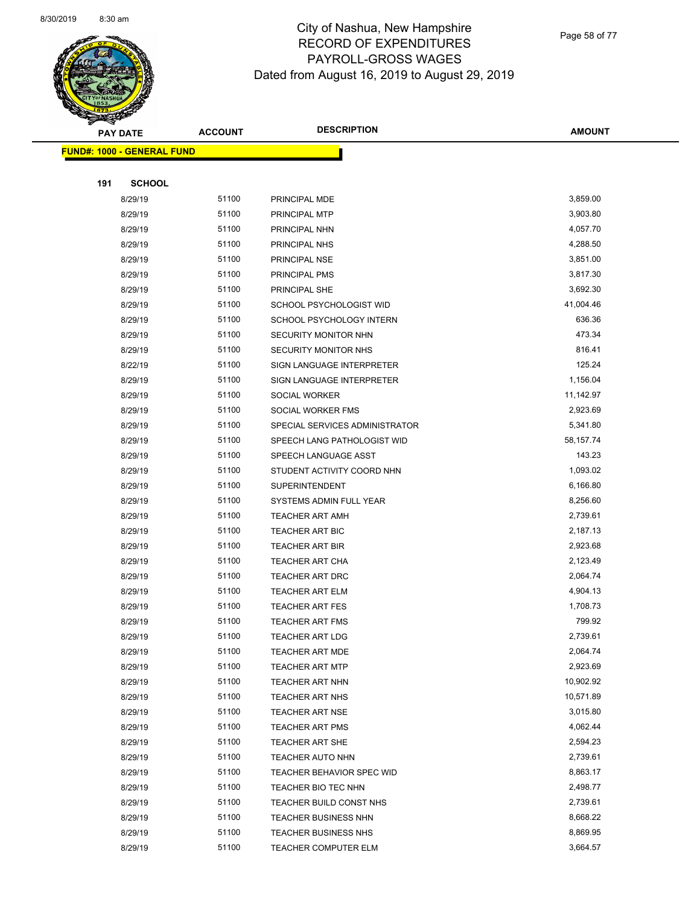# City of Nashua, New Hampshire
# RECORD OF EXPENDITURES
# PAYROLL-GROSS WAGES
# Dated from August 16, 2019 to August 29, 2019

**FUND#: 1000 - GENERAL FUND**

**191 SCHOOL**

| PAY DATE | ACCOUNT | DESCRIPTION | AMOUNT |
|---|---|---|---|
| 8/29/19 | 51100 | PRINCIPAL MDE | 3,859.00 |
| 8/29/19 | 51100 | PRINCIPAL MTP | 3,903.80 |
| 8/29/19 | 51100 | PRINCIPAL NHN | 4,057.70 |
| 8/29/19 | 51100 | PRINCIPAL NHS | 4,288.50 |
| 8/29/19 | 51100 | PRINCIPAL NSE | 3,851.00 |
| 8/29/19 | 51100 | PRINCIPAL PMS | 3,817.30 |
| 8/29/19 | 51100 | PRINCIPAL SHE | 3,692.30 |
| 8/29/19 | 51100 | SCHOOL PSYCHOLOGIST WID | 41,004.46 |
| 8/29/19 | 51100 | SCHOOL PSYCHOLOGY INTERN | 636.36 |
| 8/29/19 | 51100 | SECURITY MONITOR NHN | 473.34 |
| 8/29/19 | 51100 | SECURITY MONITOR NHS | 816.41 |
| 8/22/19 | 51100 | SIGN LANGUAGE INTERPRETER | 125.24 |
| 8/29/19 | 51100 | SIGN LANGUAGE INTERPRETER | 1,156.04 |
| 8/29/19 | 51100 | SOCIAL WORKER | 11,142.97 |
| 8/29/19 | 51100 | SOCIAL WORKER FMS | 2,923.69 |
| 8/29/19 | 51100 | SPECIAL SERVICES ADMINISTRATOR | 5,341.80 |
| 8/29/19 | 51100 | SPEECH LANG PATHOLOGIST WID | 58,157.74 |
| 8/29/19 | 51100 | SPEECH LANGUAGE ASST | 143.23 |
| 8/29/19 | 51100 | STUDENT ACTIVITY COORD NHN | 1,093.02 |
| 8/29/19 | 51100 | SUPERINTENDENT | 6,166.80 |
| 8/29/19 | 51100 | SYSTEMS ADMIN FULL YEAR | 8,256.60 |
| 8/29/19 | 51100 | TEACHER ART AMH | 2,739.61 |
| 8/29/19 | 51100 | TEACHER ART BIC | 2,187.13 |
| 8/29/19 | 51100 | TEACHER ART BIR | 2,923.68 |
| 8/29/19 | 51100 | TEACHER ART CHA | 2,123.49 |
| 8/29/19 | 51100 | TEACHER ART DRC | 2,064.74 |
| 8/29/19 | 51100 | TEACHER ART ELM | 4,904.13 |
| 8/29/19 | 51100 | TEACHER ART FES | 1,708.73 |
| 8/29/19 | 51100 | TEACHER ART FMS | 799.92 |
| 8/29/19 | 51100 | TEACHER ART LDG | 2,739.61 |
| 8/29/19 | 51100 | TEACHER ART MDE | 2,064.74 |
| 8/29/19 | 51100 | TEACHER ART MTP | 2,923.69 |
| 8/29/19 | 51100 | TEACHER ART NHN | 10,902.92 |
| 8/29/19 | 51100 | TEACHER ART NHS | 10,571.89 |
| 8/29/19 | 51100 | TEACHER ART NSE | 3,015.80 |
| 8/29/19 | 51100 | TEACHER ART PMS | 4,062.44 |
| 8/29/19 | 51100 | TEACHER ART SHE | 2,594.23 |
| 8/29/19 | 51100 | TEACHER AUTO NHN | 2,739.61 |
| 8/29/19 | 51100 | TEACHER BEHAVIOR SPEC WID | 8,863.17 |
| 8/29/19 | 51100 | TEACHER BIO TEC NHN | 2,498.77 |
| 8/29/19 | 51100 | TEACHER BUILD CONST NHS | 2,739.61 |
| 8/29/19 | 51100 | TEACHER BUSINESS NHN | 8,668.22 |
| 8/29/19 | 51100 | TEACHER BUSINESS NHS | 8,869.95 |
| 8/29/19 | 51100 | TEACHER COMPUTER ELM | 3,664.57 |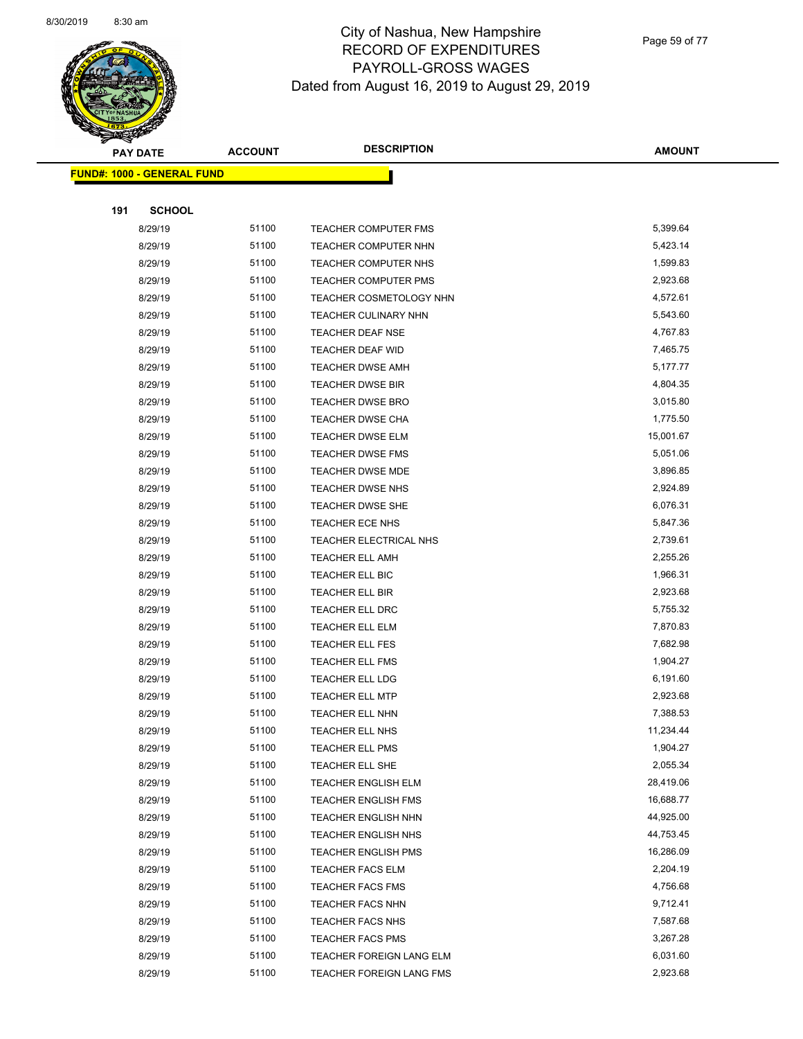# City of Nashua, New Hampshire
## RECORD OF EXPENDITURES
## PAYROLL-GROSS WAGES
## Dated from August 16, 2019 to August 29, 2019

| PAY DATE | ACCOUNT | DESCRIPTION | AMOUNT |
|---|---|---|---|
| **FUND#: 1000 - GENERAL FUND** | | | |
| **191 SCHOOL** | | | |
| 8/29/19 | 51100 | TEACHER COMPUTER FMS | 5,399.64 |
| 8/29/19 | 51100 | TEACHER COMPUTER NHN | 5,423.14 |
| 8/29/19 | 51100 | TEACHER COMPUTER NHS | 1,599.83 |
| 8/29/19 | 51100 | TEACHER COMPUTER PMS | 2,923.68 |
| 8/29/19 | 51100 | TEACHER COSMETOLOGY NHN | 4,572.61 |
| 8/29/19 | 51100 | TEACHER CULINARY NHN | 5,543.60 |
| 8/29/19 | 51100 | TEACHER DEAF NSE | 4,767.83 |
| 8/29/19 | 51100 | TEACHER DEAF WID | 7,465.75 |
| 8/29/19 | 51100 | TEACHER DWSE AMH | 5,177.77 |
| 8/29/19 | 51100 | TEACHER DWSE BIR | 4,804.35 |
| 8/29/19 | 51100 | TEACHER DWSE BRO | 3,015.80 |
| 8/29/19 | 51100 | TEACHER DWSE CHA | 1,775.50 |
| 8/29/19 | 51100 | TEACHER DWSE ELM | 15,001.67 |
| 8/29/19 | 51100 | TEACHER DWSE FMS | 5,051.06 |
| 8/29/19 | 51100 | TEACHER DWSE MDE | 3,896.85 |
| 8/29/19 | 51100 | TEACHER DWSE NHS | 2,924.89 |
| 8/29/19 | 51100 | TEACHER DWSE SHE | 6,076.31 |
| 8/29/19 | 51100 | TEACHER ECE NHS | 5,847.36 |
| 8/29/19 | 51100 | TEACHER ELECTRICAL NHS | 2,739.61 |
| 8/29/19 | 51100 | TEACHER ELL AMH | 2,255.26 |
| 8/29/19 | 51100 | TEACHER ELL BIC | 1,966.31 |
| 8/29/19 | 51100 | TEACHER ELL BIR | 2,923.68 |
| 8/29/19 | 51100 | TEACHER ELL DRC | 5,755.32 |
| 8/29/19 | 51100 | TEACHER ELL ELM | 7,870.83 |
| 8/29/19 | 51100 | TEACHER ELL FES | 7,682.98 |
| 8/29/19 | 51100 | TEACHER ELL FMS | 1,904.27 |
| 8/29/19 | 51100 | TEACHER ELL LDG | 6,191.60 |
| 8/29/19 | 51100 | TEACHER ELL MTP | 2,923.68 |
| 8/29/19 | 51100 | TEACHER ELL NHN | 7,388.53 |
| 8/29/19 | 51100 | TEACHER ELL NHS | 11,234.44 |
| 8/29/19 | 51100 | TEACHER ELL PMS | 1,904.27 |
| 8/29/19 | 51100 | TEACHER ELL SHE | 2,055.34 |
| 8/29/19 | 51100 | TEACHER ENGLISH ELM | 28,419.06 |
| 8/29/19 | 51100 | TEACHER ENGLISH FMS | 16,688.77 |
| 8/29/19 | 51100 | TEACHER ENGLISH NHN | 44,925.00 |
| 8/29/19 | 51100 | TEACHER ENGLISH NHS | 44,753.45 |
| 8/29/19 | 51100 | TEACHER ENGLISH PMS | 16,286.09 |
| 8/29/19 | 51100 | TEACHER FACS ELM | 2,204.19 |
| 8/29/19 | 51100 | TEACHER FACS FMS | 4,756.68 |
| 8/29/19 | 51100 | TEACHER FACS NHN | 9,712.41 |
| 8/29/19 | 51100 | TEACHER FACS NHS | 7,587.68 |
| 8/29/19 | 51100 | TEACHER FACS PMS | 3,267.28 |
| 8/29/19 | 51100 | TEACHER FOREIGN LANG ELM | 6,031.60 |
| 8/29/19 | 51100 | TEACHER FOREIGN LANG FMS | 2,923.68 |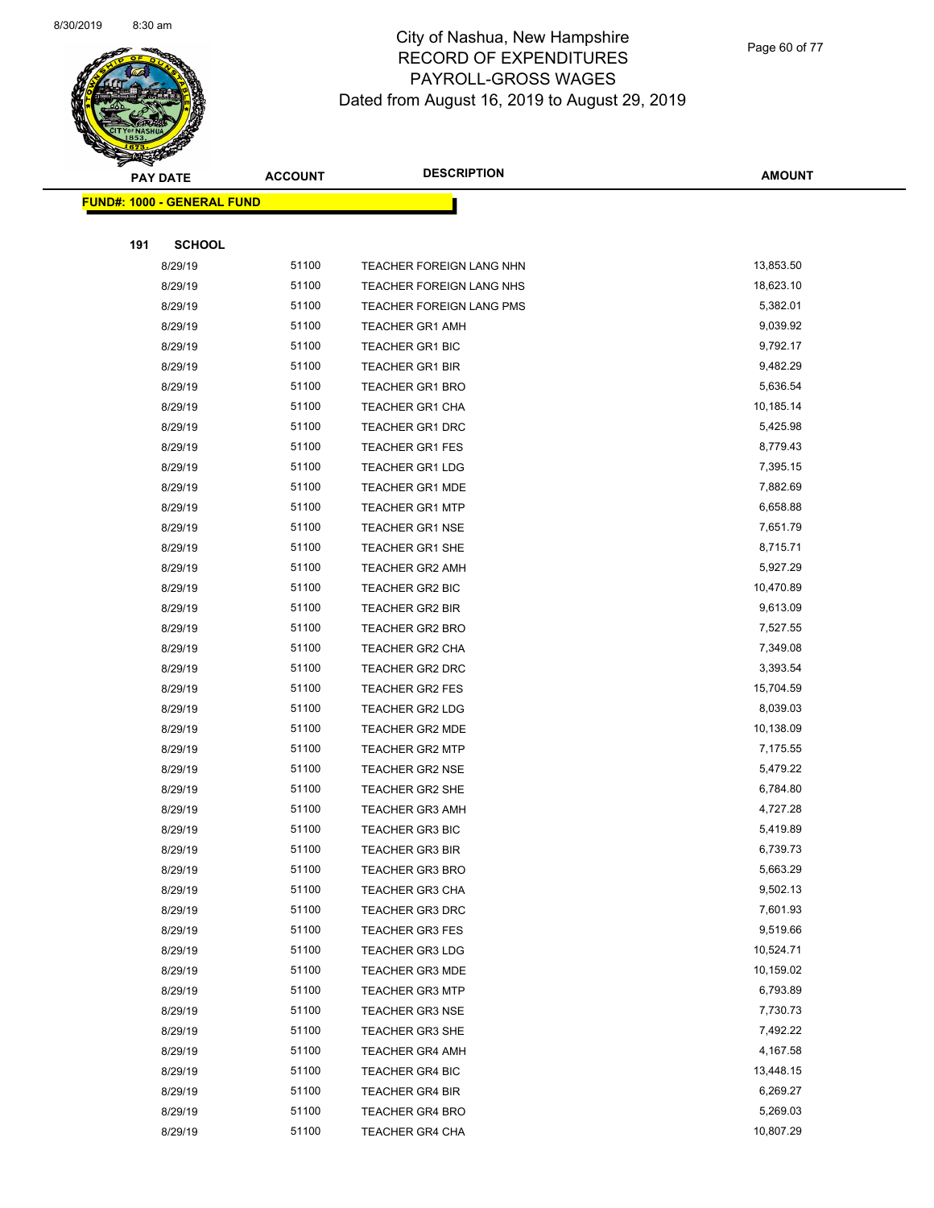# City of Nashua, New Hampshire
## RECORD OF EXPENDITURES
## PAYROLL-GROSS WAGES
### Dated from August 16, 2019 to August 29, 2019

**FUND#: 1000 - GENERAL FUND**

**191 SCHOOL**

| PAY DATE | ACCOUNT | DESCRIPTION | AMOUNT |
|---|---|---|---|
| 8/29/19 | 51100 | TEACHER FOREIGN LANG NHN | 13,853.50 |
| 8/29/19 | 51100 | TEACHER FOREIGN LANG NHS | 18,623.10 |
| 8/29/19 | 51100 | TEACHER FOREIGN LANG PMS | 5,382.01 |
| 8/29/19 | 51100 | TEACHER GR1 AMH | 9,039.92 |
| 8/29/19 | 51100 | TEACHER GR1 BIC | 9,792.17 |
| 8/29/19 | 51100 | TEACHER GR1 BIR | 9,482.29 |
| 8/29/19 | 51100 | TEACHER GR1 BRO | 5,636.54 |
| 8/29/19 | 51100 | TEACHER GR1 CHA | 10,185.14 |
| 8/29/19 | 51100 | TEACHER GR1 DRC | 5,425.98 |
| 8/29/19 | 51100 | TEACHER GR1 FES | 8,779.43 |
| 8/29/19 | 51100 | TEACHER GR1 LDG | 7,395.15 |
| 8/29/19 | 51100 | TEACHER GR1 MDE | 7,882.69 |
| 8/29/19 | 51100 | TEACHER GR1 MTP | 6,658.88 |
| 8/29/19 | 51100 | TEACHER GR1 NSE | 7,651.79 |
| 8/29/19 | 51100 | TEACHER GR1 SHE | 8,715.71 |
| 8/29/19 | 51100 | TEACHER GR2 AMH | 5,927.29 |
| 8/29/19 | 51100 | TEACHER GR2 BIC | 10,470.89 |
| 8/29/19 | 51100 | TEACHER GR2 BIR | 9,613.09 |
| 8/29/19 | 51100 | TEACHER GR2 BRO | 7,527.55 |
| 8/29/19 | 51100 | TEACHER GR2 CHA | 7,349.08 |
| 8/29/19 | 51100 | TEACHER GR2 DRC | 3,393.54 |
| 8/29/19 | 51100 | TEACHER GR2 FES | 15,704.59 |
| 8/29/19 | 51100 | TEACHER GR2 LDG | 8,039.03 |
| 8/29/19 | 51100 | TEACHER GR2 MDE | 10,138.09 |
| 8/29/19 | 51100 | TEACHER GR2 MTP | 7,175.55 |
| 8/29/19 | 51100 | TEACHER GR2 NSE | 5,479.22 |
| 8/29/19 | 51100 | TEACHER GR2 SHE | 6,784.80 |
| 8/29/19 | 51100 | TEACHER GR3 AMH | 4,727.28 |
| 8/29/19 | 51100 | TEACHER GR3 BIC | 5,419.89 |
| 8/29/19 | 51100 | TEACHER GR3 BIR | 6,739.73 |
| 8/29/19 | 51100 | TEACHER GR3 BRO | 5,663.29 |
| 8/29/19 | 51100 | TEACHER GR3 CHA | 9,502.13 |
| 8/29/19 | 51100 | TEACHER GR3 DRC | 7,601.93 |
| 8/29/19 | 51100 | TEACHER GR3 FES | 9,519.66 |
| 8/29/19 | 51100 | TEACHER GR3 LDG | 10,524.71 |
| 8/29/19 | 51100 | TEACHER GR3 MDE | 10,159.02 |
| 8/29/19 | 51100 | TEACHER GR3 MTP | 6,793.89 |
| 8/29/19 | 51100 | TEACHER GR3 NSE | 7,730.73 |
| 8/29/19 | 51100 | TEACHER GR3 SHE | 7,492.22 |
| 8/29/19 | 51100 | TEACHER GR4 AMH | 4,167.58 |
| 8/29/19 | 51100 | TEACHER GR4 BIC | 13,448.15 |
| 8/29/19 | 51100 | TEACHER GR4 BIR | 6,269.27 |
| 8/29/19 | 51100 | TEACHER GR4 BRO | 5,269.03 |
| 8/29/19 | 51100 | TEACHER GR4 CHA | 10,807.29 |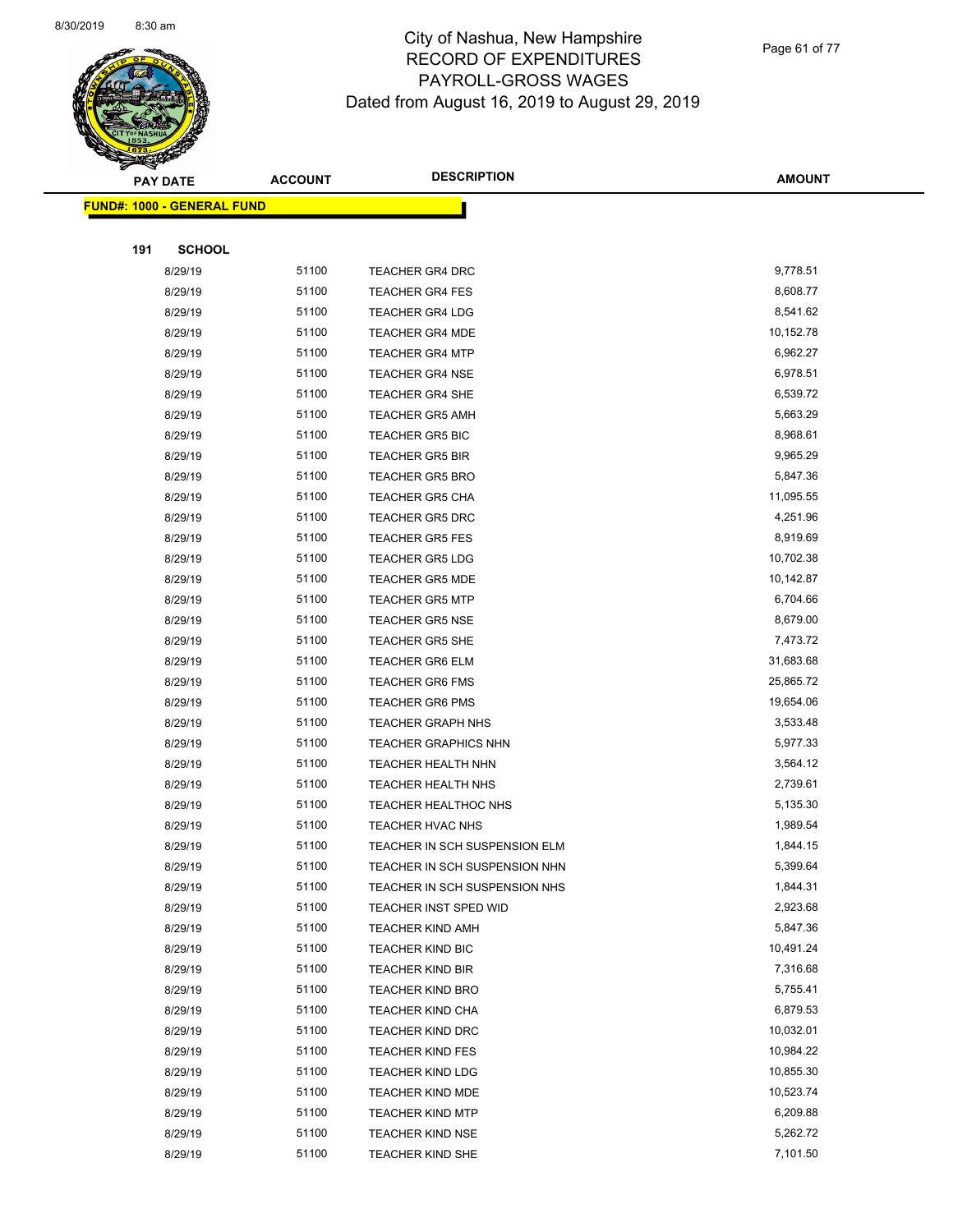# City of Nashua, New Hampshire
## RECORD OF EXPENDITURES
## PAYROLL-GROSS WAGES
## Dated from August 16, 2019 to August 29, 2019

**FUND#: 1000 - GENERAL FUND**

**191 SCHOOL**

| PAY DATE | ACCOUNT | DESCRIPTION | AMOUNT |
|---|---|---|---|
| 8/29/19 | 51100 | TEACHER GR4 DRC | 9,778.51 |
| 8/29/19 | 51100 | TEACHER GR4 FES | 8,608.77 |
| 8/29/19 | 51100 | TEACHER GR4 LDG | 8,541.62 |
| 8/29/19 | 51100 | TEACHER GR4 MDE | 10,152.78 |
| 8/29/19 | 51100 | TEACHER GR4 MTP | 6,962.27 |
| 8/29/19 | 51100 | TEACHER GR4 NSE | 6,978.51 |
| 8/29/19 | 51100 | TEACHER GR4 SHE | 6,539.72 |
| 8/29/19 | 51100 | TEACHER GR5 AMH | 5,663.29 |
| 8/29/19 | 51100 | TEACHER GR5 BIC | 8,968.61 |
| 8/29/19 | 51100 | TEACHER GR5 BIR | 9,965.29 |
| 8/29/19 | 51100 | TEACHER GR5 BRO | 5,847.36 |
| 8/29/19 | 51100 | TEACHER GR5 CHA | 11,095.55 |
| 8/29/19 | 51100 | TEACHER GR5 DRC | 4,251.96 |
| 8/29/19 | 51100 | TEACHER GR5 FES | 8,919.69 |
| 8/29/19 | 51100 | TEACHER GR5 LDG | 10,702.38 |
| 8/29/19 | 51100 | TEACHER GR5 MDE | 10,142.87 |
| 8/29/19 | 51100 | TEACHER GR5 MTP | 6,704.66 |
| 8/29/19 | 51100 | TEACHER GR5 NSE | 8,679.00 |
| 8/29/19 | 51100 | TEACHER GR5 SHE | 7,473.72 |
| 8/29/19 | 51100 | TEACHER GR6 ELM | 31,683.68 |
| 8/29/19 | 51100 | TEACHER GR6 FMS | 25,865.72 |
| 8/29/19 | 51100 | TEACHER GR6 PMS | 19,654.06 |
| 8/29/19 | 51100 | TEACHER GRAPH NHS | 3,533.48 |
| 8/29/19 | 51100 | TEACHER GRAPHICS NHN | 5,977.33 |
| 8/29/19 | 51100 | TEACHER HEALTH NHN | 3,564.12 |
| 8/29/19 | 51100 | TEACHER HEALTH NHS | 2,739.61 |
| 8/29/19 | 51100 | TEACHER HEALTHOC NHS | 5,135.30 |
| 8/29/19 | 51100 | TEACHER HVAC NHS | 1,989.54 |
| 8/29/19 | 51100 | TEACHER IN SCH SUSPENSION ELM | 1,844.15 |
| 8/29/19 | 51100 | TEACHER IN SCH SUSPENSION NHN | 5,399.64 |
| 8/29/19 | 51100 | TEACHER IN SCH SUSPENSION NHS | 1,844.31 |
| 8/29/19 | 51100 | TEACHER INST SPED WID | 2,923.68 |
| 8/29/19 | 51100 | TEACHER KIND AMH | 5,847.36 |
| 8/29/19 | 51100 | TEACHER KIND BIC | 10,491.24 |
| 8/29/19 | 51100 | TEACHER KIND BIR | 7,316.68 |
| 8/29/19 | 51100 | TEACHER KIND BRO | 5,755.41 |
| 8/29/19 | 51100 | TEACHER KIND CHA | 6,879.53 |
| 8/29/19 | 51100 | TEACHER KIND DRC | 10,032.01 |
| 8/29/19 | 51100 | TEACHER KIND FES | 10,984.22 |
| 8/29/19 | 51100 | TEACHER KIND LDG | 10,855.30 |
| 8/29/19 | 51100 | TEACHER KIND MDE | 10,523.74 |
| 8/29/19 | 51100 | TEACHER KIND MTP | 6,209.88 |
| 8/29/19 | 51100 | TEACHER KIND NSE | 5,262.72 |
| 8/29/19 | 51100 | TEACHER KIND SHE | 7,101.50 |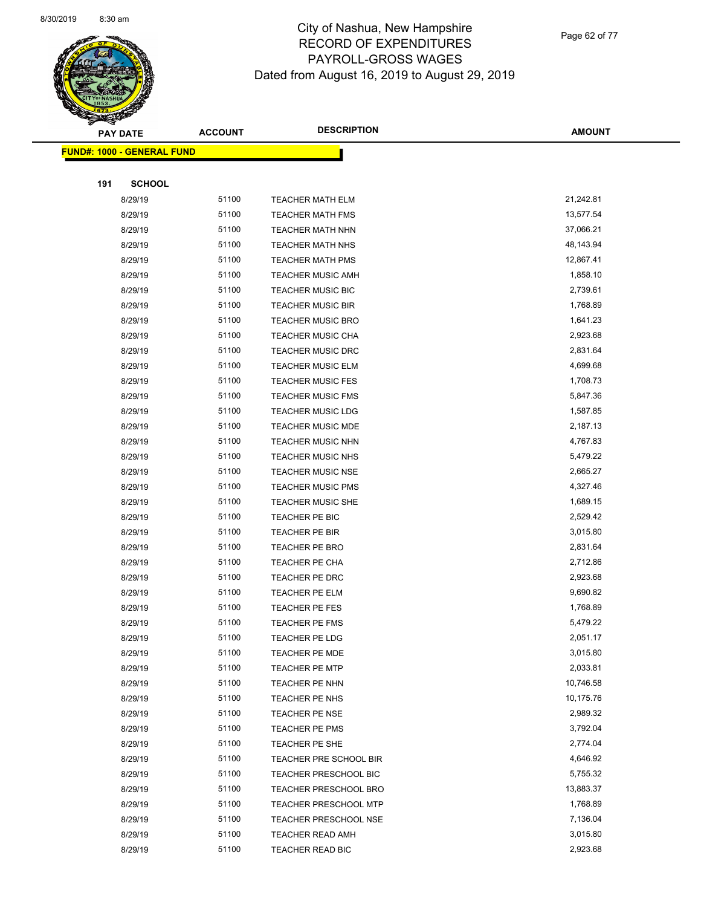# City of Nashua, New Hampshire
## RECORD OF EXPENDITURES
## PAYROLL-GROSS WAGES
## Dated from August 16, 2019 to August 29, 2019

| PAY DATE | ACCOUNT | DESCRIPTION | AMOUNT |
|---|---|---|---|
| **FUND#: 1000 - GENERAL FUND** | | | |
| **191 SCHOOL** | | | |
| 8/29/19 | 51100 | TEACHER MATH ELM | 21,242.81 |
| 8/29/19 | 51100 | TEACHER MATH FMS | 13,577.54 |
| 8/29/19 | 51100 | TEACHER MATH NHN | 37,066.21 |
| 8/29/19 | 51100 | TEACHER MATH NHS | 48,143.94 |
| 8/29/19 | 51100 | TEACHER MATH PMS | 12,867.41 |
| 8/29/19 | 51100 | TEACHER MUSIC AMH | 1,858.10 |
| 8/29/19 | 51100 | TEACHER MUSIC BIC | 2,739.61 |
| 8/29/19 | 51100 | TEACHER MUSIC BIR | 1,768.89 |
| 8/29/19 | 51100 | TEACHER MUSIC BRO | 1,641.23 |
| 8/29/19 | 51100 | TEACHER MUSIC CHA | 2,923.68 |
| 8/29/19 | 51100 | TEACHER MUSIC DRC | 2,831.64 |
| 8/29/19 | 51100 | TEACHER MUSIC ELM | 4,699.68 |
| 8/29/19 | 51100 | TEACHER MUSIC FES | 1,708.73 |
| 8/29/19 | 51100 | TEACHER MUSIC FMS | 5,847.36 |
| 8/29/19 | 51100 | TEACHER MUSIC LDG | 1,587.85 |
| 8/29/19 | 51100 | TEACHER MUSIC MDE | 2,187.13 |
| 8/29/19 | 51100 | TEACHER MUSIC NHN | 4,767.83 |
| 8/29/19 | 51100 | TEACHER MUSIC NHS | 5,479.22 |
| 8/29/19 | 51100 | TEACHER MUSIC NSE | 2,665.27 |
| 8/29/19 | 51100 | TEACHER MUSIC PMS | 4,327.46 |
| 8/29/19 | 51100 | TEACHER MUSIC SHE | 1,689.15 |
| 8/29/19 | 51100 | TEACHER PE BIC | 2,529.42 |
| 8/29/19 | 51100 | TEACHER PE BIR | 3,015.80 |
| 8/29/19 | 51100 | TEACHER PE BRO | 2,831.64 |
| 8/29/19 | 51100 | TEACHER PE CHA | 2,712.86 |
| 8/29/19 | 51100 | TEACHER PE DRC | 2,923.68 |
| 8/29/19 | 51100 | TEACHER PE ELM | 9,690.82 |
| 8/29/19 | 51100 | TEACHER PE FES | 1,768.89 |
| 8/29/19 | 51100 | TEACHER PE FMS | 5,479.22 |
| 8/29/19 | 51100 | TEACHER PE LDG | 2,051.17 |
| 8/29/19 | 51100 | TEACHER PE MDE | 3,015.80 |
| 8/29/19 | 51100 | TEACHER PE MTP | 2,033.81 |
| 8/29/19 | 51100 | TEACHER PE NHN | 10,746.58 |
| 8/29/19 | 51100 | TEACHER PE NHS | 10,175.76 |
| 8/29/19 | 51100 | TEACHER PE NSE | 2,989.32 |
| 8/29/19 | 51100 | TEACHER PE PMS | 3,792.04 |
| 8/29/19 | 51100 | TEACHER PE SHE | 2,774.04 |
| 8/29/19 | 51100 | TEACHER PRE SCHOOL BIR | 4,646.92 |
| 8/29/19 | 51100 | TEACHER PRESCHOOL BIC | 5,755.32 |
| 8/29/19 | 51100 | TEACHER PRESCHOOL BRO | 13,883.37 |
| 8/29/19 | 51100 | TEACHER PRESCHOOL MTP | 1,768.89 |
| 8/29/19 | 51100 | TEACHER PRESCHOOL NSE | 7,136.04 |
| 8/29/19 | 51100 | TEACHER READ AMH | 3,015.80 |
| 8/29/19 | 51100 | TEACHER READ BIC | 2,923.68 |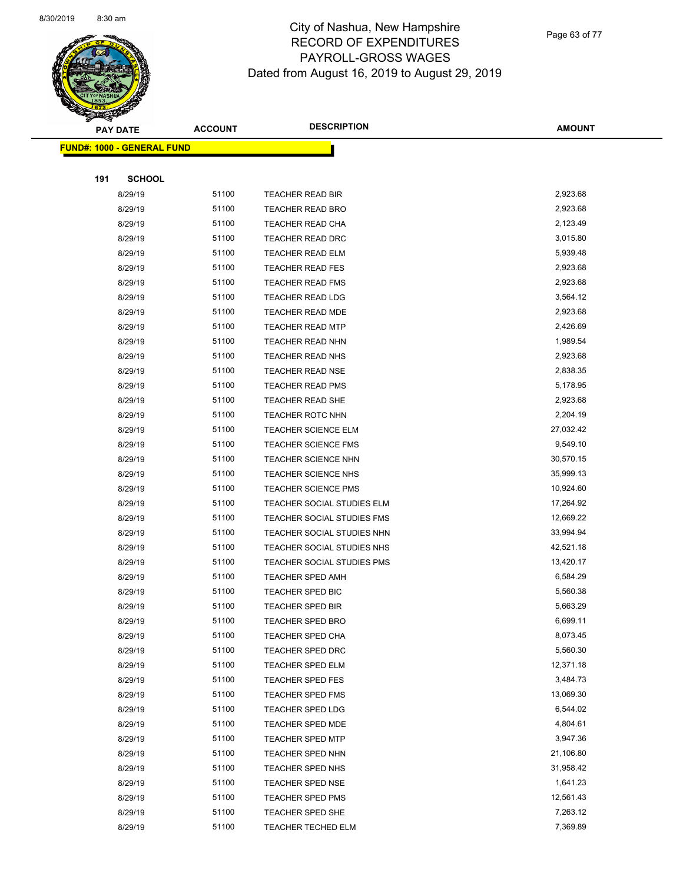# City of Nashua, New Hampshire
## RECORD OF EXPENDITURES
## PAYROLL-GROSS WAGES
## Dated from August 16, 2019 to August 29, 2019

| PAY DATE | ACCOUNT | DESCRIPTION | AMOUNT |
|---|---|---|---|
| **FUND#: 1000 - GENERAL FUND** | | | |
| **191 SCHOOL** | | | |
| 8/29/19 | 51100 | TEACHER READ BIR | 2,923.68 |
| 8/29/19 | 51100 | TEACHER READ BRO | 2,923.68 |
| 8/29/19 | 51100 | TEACHER READ CHA | 2,123.49 |
| 8/29/19 | 51100 | TEACHER READ DRC | 3,015.80 |
| 8/29/19 | 51100 | TEACHER READ ELM | 5,939.48 |
| 8/29/19 | 51100 | TEACHER READ FES | 2,923.68 |
| 8/29/19 | 51100 | TEACHER READ FMS | 2,923.68 |
| 8/29/19 | 51100 | TEACHER READ LDG | 3,564.12 |
| 8/29/19 | 51100 | TEACHER READ MDE | 2,923.68 |
| 8/29/19 | 51100 | TEACHER READ MTP | 2,426.69 |
| 8/29/19 | 51100 | TEACHER READ NHN | 1,989.54 |
| 8/29/19 | 51100 | TEACHER READ NHS | 2,923.68 |
| 8/29/19 | 51100 | TEACHER READ NSE | 2,838.35 |
| 8/29/19 | 51100 | TEACHER READ PMS | 5,178.95 |
| 8/29/19 | 51100 | TEACHER READ SHE | 2,923.68 |
| 8/29/19 | 51100 | TEACHER ROTC NHN | 2,204.19 |
| 8/29/19 | 51100 | TEACHER SCIENCE ELM | 27,032.42 |
| 8/29/19 | 51100 | TEACHER SCIENCE FMS | 9,549.10 |
| 8/29/19 | 51100 | TEACHER SCIENCE NHN | 30,570.15 |
| 8/29/19 | 51100 | TEACHER SCIENCE NHS | 35,999.13 |
| 8/29/19 | 51100 | TEACHER SCIENCE PMS | 10,924.60 |
| 8/29/19 | 51100 | TEACHER SOCIAL STUDIES ELM | 17,264.92 |
| 8/29/19 | 51100 | TEACHER SOCIAL STUDIES FMS | 12,669.22 |
| 8/29/19 | 51100 | TEACHER SOCIAL STUDIES NHN | 33,994.94 |
| 8/29/19 | 51100 | TEACHER SOCIAL STUDIES NHS | 42,521.18 |
| 8/29/19 | 51100 | TEACHER SOCIAL STUDIES PMS | 13,420.17 |
| 8/29/19 | 51100 | TEACHER SPED AMH | 6,584.29 |
| 8/29/19 | 51100 | TEACHER SPED BIC | 5,560.38 |
| 8/29/19 | 51100 | TEACHER SPED BIR | 5,663.29 |
| 8/29/19 | 51100 | TEACHER SPED BRO | 6,699.11 |
| 8/29/19 | 51100 | TEACHER SPED CHA | 8,073.45 |
| 8/29/19 | 51100 | TEACHER SPED DRC | 5,560.30 |
| 8/29/19 | 51100 | TEACHER SPED ELM | 12,371.18 |
| 8/29/19 | 51100 | TEACHER SPED FES | 3,484.73 |
| 8/29/19 | 51100 | TEACHER SPED FMS | 13,069.30 |
| 8/29/19 | 51100 | TEACHER SPED LDG | 6,544.02 |
| 8/29/19 | 51100 | TEACHER SPED MDE | 4,804.61 |
| 8/29/19 | 51100 | TEACHER SPED MTP | 3,947.36 |
| 8/29/19 | 51100 | TEACHER SPED NHN | 21,106.80 |
| 8/29/19 | 51100 | TEACHER SPED NHS | 31,958.42 |
| 8/29/19 | 51100 | TEACHER SPED NSE | 1,641.23 |
| 8/29/19 | 51100 | TEACHER SPED PMS | 12,561.43 |
| 8/29/19 | 51100 | TEACHER SPED SHE | 7,263.12 |
| 8/29/19 | 51100 | TEACHER TECHED ELM | 7,369.89 |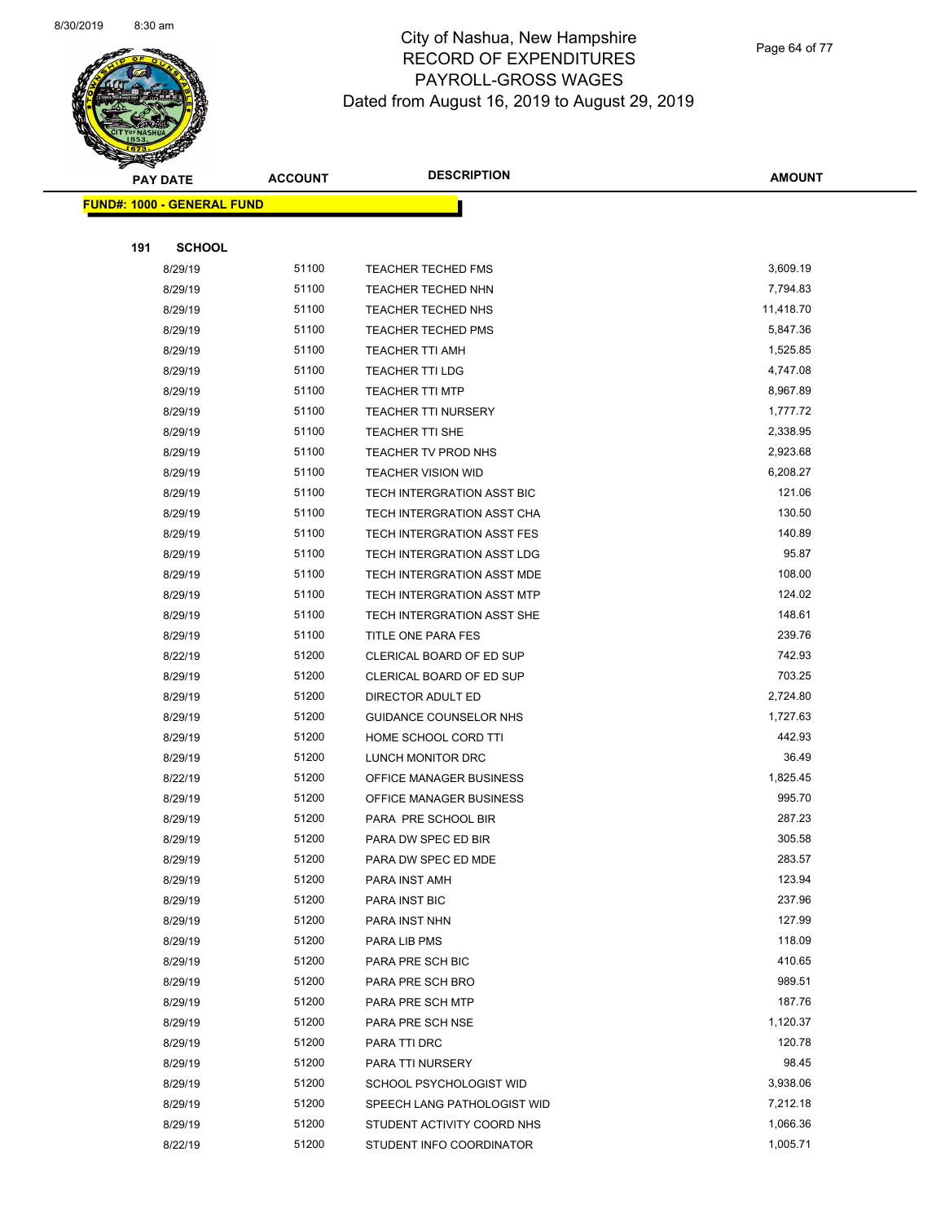# City of Nashua, New Hampshire
## RECORD OF EXPENDITURES
## PAYROLL-GROSS WAGES
## Dated from August 16, 2019 to August 29, 2019

**FUND#: 1000 - GENERAL FUND**

**191 SCHOOL**

| PAY DATE | ACCOUNT | DESCRIPTION | AMOUNT |
|---|---|---|---|
| 8/29/19 | 51100 | TEACHER TECHED FMS | 3,609.19 |
| 8/29/19 | 51100 | TEACHER TECHED NHN | 7,794.83 |
| 8/29/19 | 51100 | TEACHER TECHED NHS | 11,418.70 |
| 8/29/19 | 51100 | TEACHER TECHED PMS | 5,847.36 |
| 8/29/19 | 51100 | TEACHER TTI AMH | 1,525.85 |
| 8/29/19 | 51100 | TEACHER TTI LDG | 4,747.08 |
| 8/29/19 | 51100 | TEACHER TTI MTP | 8,967.89 |
| 8/29/19 | 51100 | TEACHER TTI NURSERY | 1,777.72 |
| 8/29/19 | 51100 | TEACHER TTI SHE | 2,338.95 |
| 8/29/19 | 51100 | TEACHER TV PROD NHS | 2,923.68 |
| 8/29/19 | 51100 | TEACHER VISION WID | 6,208.27 |
| 8/29/19 | 51100 | TECH INTERGRATION ASST BIC | 121.06 |
| 8/29/19 | 51100 | TECH INTERGRATION ASST CHA | 130.50 |
| 8/29/19 | 51100 | TECH INTERGRATION ASST FES | 140.89 |
| 8/29/19 | 51100 | TECH INTERGRATION ASST LDG | 95.87 |
| 8/29/19 | 51100 | TECH INTERGRATION ASST MDE | 108.00 |
| 8/29/19 | 51100 | TECH INTERGRATION ASST MTP | 124.02 |
| 8/29/19 | 51100 | TECH INTERGRATION ASST SHE | 148.61 |
| 8/29/19 | 51100 | TITLE ONE PARA FES | 239.76 |
| 8/22/19 | 51200 | CLERICAL BOARD OF ED SUP | 742.93 |
| 8/29/19 | 51200 | CLERICAL BOARD OF ED SUP | 703.25 |
| 8/29/19 | 51200 | DIRECTOR ADULT ED | 2,724.80 |
| 8/29/19 | 51200 | GUIDANCE COUNSELOR NHS | 1,727.63 |
| 8/29/19 | 51200 | HOME SCHOOL CORD TTI | 442.93 |
| 8/29/19 | 51200 | LUNCH MONITOR DRC | 36.49 |
| 8/22/19 | 51200 | OFFICE MANAGER BUSINESS | 1,825.45 |
| 8/29/19 | 51200 | OFFICE MANAGER BUSINESS | 995.70 |
| 8/29/19 | 51200 | PARA PRE SCHOOL BIR | 287.23 |
| 8/29/19 | 51200 | PARA DW SPEC ED BIR | 305.58 |
| 8/29/19 | 51200 | PARA DW SPEC ED MDE | 283.57 |
| 8/29/19 | 51200 | PARA INST AMH | 123.94 |
| 8/29/19 | 51200 | PARA INST BIC | 237.96 |
| 8/29/19 | 51200 | PARA INST NHN | 127.99 |
| 8/29/19 | 51200 | PARA LIB PMS | 118.09 |
| 8/29/19 | 51200 | PARA PRE SCH BIC | 410.65 |
| 8/29/19 | 51200 | PARA PRE SCH BRO | 989.51 |
| 8/29/19 | 51200 | PARA PRE SCH MTP | 187.76 |
| 8/29/19 | 51200 | PARA PRE SCH NSE | 1,120.37 |
| 8/29/19 | 51200 | PARA TTI DRC | 120.78 |
| 8/29/19 | 51200 | PARA TTI NURSERY | 98.45 |
| 8/29/19 | 51200 | SCHOOL PSYCHOLOGIST WID | 3,938.06 |
| 8/29/19 | 51200 | SPEECH LANG PATHOLOGIST WID | 7,212.18 |
| 8/29/19 | 51200 | STUDENT ACTIVITY COORD NHS | 1,066.36 |
| 8/22/19 | 51200 | STUDENT INFO COORDINATOR | 1,005.71 |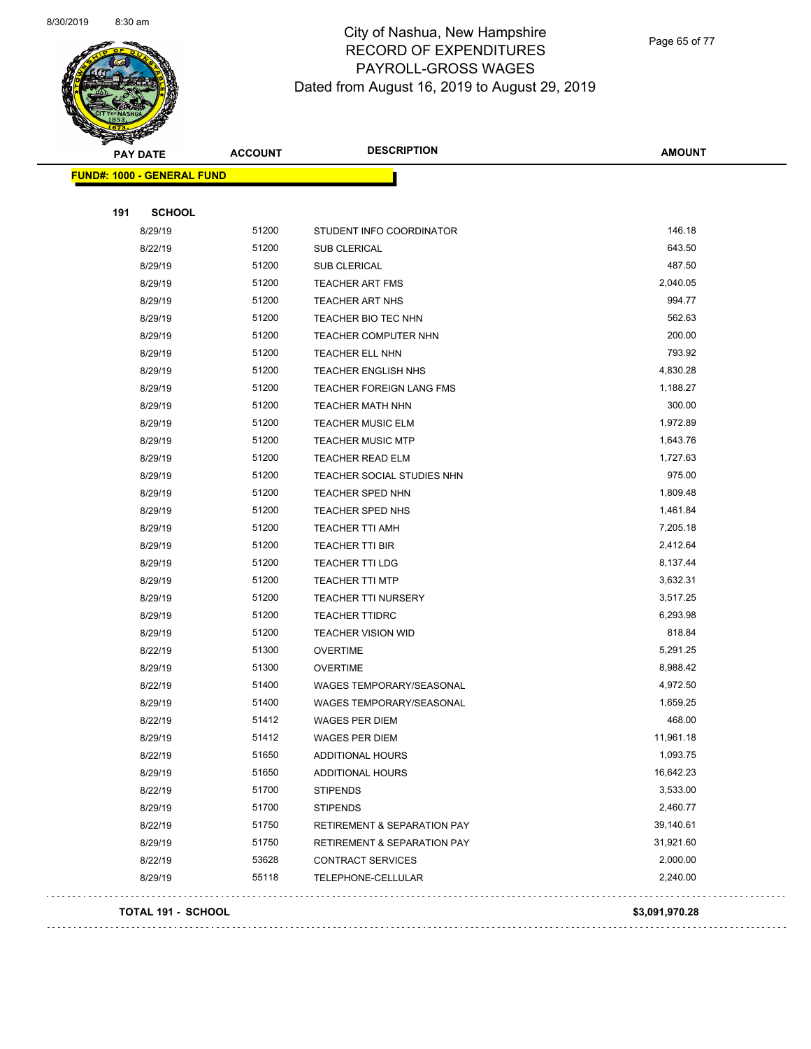# City of Nashua, New Hampshire
## RECORD OF EXPENDITURES
## PAYROLL-GROSS WAGES
## Dated from August 16, 2019 to August 29, 2019

| PAY DATE | ACCOUNT | DESCRIPTION | AMOUNT |
|---|---|---|---|
| **FUND#: 1000 - GENERAL FUND** | | | |
| **191 SCHOOL** | | | |
| 8/29/19 | 51200 | STUDENT INFO COORDINATOR | 146.18 |
| 8/22/19 | 51200 | SUB CLERICAL | 643.50 |
| 8/29/19 | 51200 | SUB CLERICAL | 487.50 |
| 8/29/19 | 51200 | TEACHER ART FMS | 2,040.05 |
| 8/29/19 | 51200 | TEACHER ART NHS | 994.77 |
| 8/29/19 | 51200 | TEACHER BIO TEC NHN | 562.63 |
| 8/29/19 | 51200 | TEACHER COMPUTER NHN | 200.00 |
| 8/29/19 | 51200 | TEACHER ELL NHN | 793.92 |
| 8/29/19 | 51200 | TEACHER ENGLISH NHS | 4,830.28 |
| 8/29/19 | 51200 | TEACHER FOREIGN LANG FMS | 1,188.27 |
| 8/29/19 | 51200 | TEACHER MATH NHN | 300.00 |
| 8/29/19 | 51200 | TEACHER MUSIC ELM | 1,972.89 |
| 8/29/19 | 51200 | TEACHER MUSIC MTP | 1,643.76 |
| 8/29/19 | 51200 | TEACHER READ ELM | 1,727.63 |
| 8/29/19 | 51200 | TEACHER SOCIAL STUDIES NHN | 975.00 |
| 8/29/19 | 51200 | TEACHER SPED NHN | 1,809.48 |
| 8/29/19 | 51200 | TEACHER SPED NHS | 1,461.84 |
| 8/29/19 | 51200 | TEACHER TTI AMH | 7,205.18 |
| 8/29/19 | 51200 | TEACHER TTI BIR | 2,412.64 |
| 8/29/19 | 51200 | TEACHER TTI LDG | 8,137.44 |
| 8/29/19 | 51200 | TEACHER TTI MTP | 3,632.31 |
| 8/29/19 | 51200 | TEACHER TTI NURSERY | 3,517.25 |
| 8/29/19 | 51200 | TEACHER TTIDRC | 6,293.98 |
| 8/29/19 | 51200 | TEACHER VISION WID | 818.84 |
| 8/22/19 | 51300 | OVERTIME | 5,291.25 |
| 8/29/19 | 51300 | OVERTIME | 8,988.42 |
| 8/22/19 | 51400 | WAGES TEMPORARY/SEASONAL | 4,972.50 |
| 8/29/19 | 51400 | WAGES TEMPORARY/SEASONAL | 1,659.25 |
| 8/22/19 | 51412 | WAGES PER DIEM | 468.00 |
| 8/29/19 | 51412 | WAGES PER DIEM | 11,961.18 |
| 8/22/19 | 51650 | ADDITIONAL HOURS | 1,093.75 |
| 8/29/19 | 51650 | ADDITIONAL HOURS | 16,642.23 |
| 8/22/19 | 51700 | STIPENDS | 3,533.00 |
| 8/29/19 | 51700 | STIPENDS | 2,460.77 |
| 8/22/19 | 51750 | RETIREMENT & SEPARATION PAY | 39,140.61 |
| 8/29/19 | 51750 | RETIREMENT & SEPARATION PAY | 31,921.60 |
| 8/22/19 | 53628 | CONTRACT SERVICES | 2,000.00 |
| 8/29/19 | 55118 | TELEPHONE-CELLULAR | 2,240.00 |
| **TOTAL 191 - SCHOOL** | | | **$3,091,970.28** |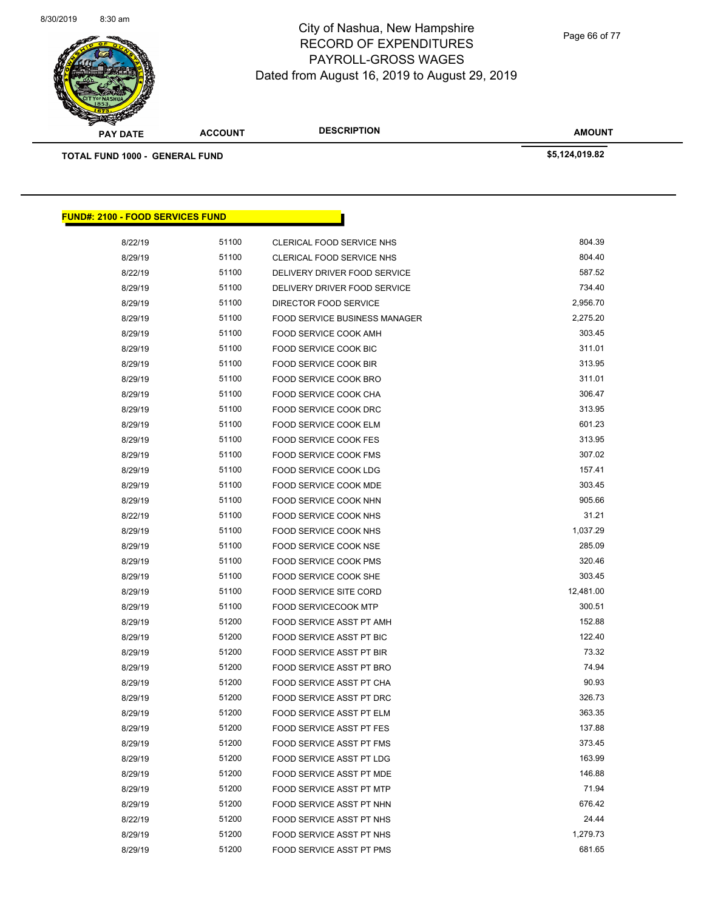City of Nashua, New Hampshire
RECORD OF EXPENDITURES
PAYROLL-GROSS WAGES
Dated from August 16, 2019 to August 29, 2019

| PAY DATE | ACCOUNT | DESCRIPTION | AMOUNT |
|---|---|---|---|
| **TOTAL FUND 1000 - GENERAL FUND** | | | **$5,124,019.82** |

## FUND#: 2100 - FOOD SERVICES FUND

| PAY DATE | ACCOUNT | DESCRIPTION | AMOUNT |
|---|---|---|---|
| 8/22/19 | 51100 | CLERICAL FOOD SERVICE NHS | 804.39 |
| 8/29/19 | 51100 | CLERICAL FOOD SERVICE NHS | 804.40 |
| 8/22/19 | 51100 | DELIVERY DRIVER FOOD SERVICE | 587.52 |
| 8/29/19 | 51100 | DELIVERY DRIVER FOOD SERVICE | 734.40 |
| 8/29/19 | 51100 | DIRECTOR FOOD SERVICE | 2,956.70 |
| 8/29/19 | 51100 | FOOD SERVICE BUSINESS MANAGER | 2,275.20 |
| 8/29/19 | 51100 | FOOD SERVICE COOK AMH | 303.45 |
| 8/29/19 | 51100 | FOOD SERVICE COOK BIC | 311.01 |
| 8/29/19 | 51100 | FOOD SERVICE COOK BIR | 313.95 |
| 8/29/19 | 51100 | FOOD SERVICE COOK BRO | 311.01 |
| 8/29/19 | 51100 | FOOD SERVICE COOK CHA | 306.47 |
| 8/29/19 | 51100 | FOOD SERVICE COOK DRC | 313.95 |
| 8/29/19 | 51100 | FOOD SERVICE COOK ELM | 601.23 |
| 8/29/19 | 51100 | FOOD SERVICE COOK FES | 313.95 |
| 8/29/19 | 51100 | FOOD SERVICE COOK FMS | 307.02 |
| 8/29/19 | 51100 | FOOD SERVICE COOK LDG | 157.41 |
| 8/29/19 | 51100 | FOOD SERVICE COOK MDE | 303.45 |
| 8/29/19 | 51100 | FOOD SERVICE COOK NHN | 905.66 |
| 8/22/19 | 51100 | FOOD SERVICE COOK NHS | 31.21 |
| 8/29/19 | 51100 | FOOD SERVICE COOK NHS | 1,037.29 |
| 8/29/19 | 51100 | FOOD SERVICE COOK NSE | 285.09 |
| 8/29/19 | 51100 | FOOD SERVICE COOK PMS | 320.46 |
| 8/29/19 | 51100 | FOOD SERVICE COOK SHE | 303.45 |
| 8/29/19 | 51100 | FOOD SERVICE SITE CORD | 12,481.00 |
| 8/29/19 | 51100 | FOOD SERVICECOOK MTP | 300.51 |
| 8/29/19 | 51200 | FOOD SERVICE ASST PT AMH | 152.88 |
| 8/29/19 | 51200 | FOOD SERVICE ASST PT BIC | 122.40 |
| 8/29/19 | 51200 | FOOD SERVICE ASST PT BIR | 73.32 |
| 8/29/19 | 51200 | FOOD SERVICE ASST PT BRO | 74.94 |
| 8/29/19 | 51200 | FOOD SERVICE ASST PT CHA | 90.93 |
| 8/29/19 | 51200 | FOOD SERVICE ASST PT DRC | 326.73 |
| 8/29/19 | 51200 | FOOD SERVICE ASST PT ELM | 363.35 |
| 8/29/19 | 51200 | FOOD SERVICE ASST PT FES | 137.88 |
| 8/29/19 | 51200 | FOOD SERVICE ASST PT FMS | 373.45 |
| 8/29/19 | 51200 | FOOD SERVICE ASST PT LDG | 163.99 |
| 8/29/19 | 51200 | FOOD SERVICE ASST PT MDE | 146.88 |
| 8/29/19 | 51200 | FOOD SERVICE ASST PT MTP | 71.94 |
| 8/29/19 | 51200 | FOOD SERVICE ASST PT NHN | 676.42 |
| 8/22/19 | 51200 | FOOD SERVICE ASST PT NHS | 24.44 |
| 8/29/19 | 51200 | FOOD SERVICE ASST PT NHS | 1,279.73 |
| 8/29/19 | 51200 | FOOD SERVICE ASST PT PMS | 681.65 |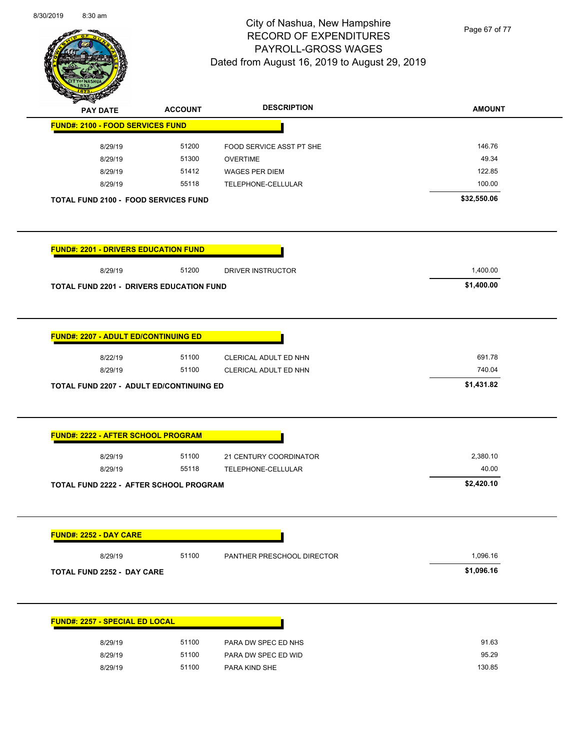City of Nashua, New Hampshire
RECORD OF EXPENDITURES
PAYROLL-GROSS WAGES
Dated from August 16, 2019 to August 29, 2019

| PAY DATE | ACCOUNT | DESCRIPTION | AMOUNT |
|---|---|---|---|
| **FUND#: 2100 - FOOD SERVICES FUND** | | | |
| 8/29/19 | 51200 | FOOD SERVICE ASST PT SHE | 146.76 |
| 8/29/19 | 51300 | OVERTIME | 49.34 |
| 8/29/19 | 51412 | WAGES PER DIEM | 122.85 |
| 8/29/19 | 55118 | TELEPHONE-CELLULAR | 100.00 |
| **TOTAL FUND 2100 - FOOD SERVICES FUND** | | | **$32,550.06** |

| PAY DATE | ACCOUNT | DESCRIPTION | AMOUNT |
|---|---|---|---|
| **FUND#: 2201 - DRIVERS EDUCATION FUND** | | | |
| 8/29/19 | 51200 | DRIVER INSTRUCTOR | 1,400.00 |
| **TOTAL FUND 2201 - DRIVERS EDUCATION FUND** | | | **$1,400.00** |

| PAY DATE | ACCOUNT | DESCRIPTION | AMOUNT |
|---|---|---|---|
| **FUND#: 2207 - ADULT ED/CONTINUING ED** | | | |
| 8/22/19 | 51100 | CLERICAL ADULT ED NHN | 691.78 |
| 8/29/19 | 51100 | CLERICAL ADULT ED NHN | 740.04 |
| **TOTAL FUND 2207 - ADULT ED/CONTINUING ED** | | | **$1,431.82** |

| PAY DATE | ACCOUNT | DESCRIPTION | AMOUNT |
|---|---|---|---|
| **FUND#: 2222 - AFTER SCHOOL PROGRAM** | | | |
| 8/29/19 | 51100 | 21 CENTURY COORDINATOR | 2,380.10 |
| 8/29/19 | 55118 | TELEPHONE-CELLULAR | 40.00 |
| **TOTAL FUND 2222 - AFTER SCHOOL PROGRAM** | | | **$2,420.10** |

| PAY DATE | ACCOUNT | DESCRIPTION | AMOUNT |
|---|---|---|---|
| **FUND#: 2252 - DAY CARE** | | | |
| 8/29/19 | 51100 | PANTHER PRESCHOOL DIRECTOR | 1,096.16 |
| **TOTAL FUND 2252 - DAY CARE** | | | **$1,096.16** |

| PAY DATE | ACCOUNT | DESCRIPTION | AMOUNT |
|---|---|---|---|
| **FUND#: 2257 - SPECIAL ED LOCAL** | | | |
| 8/29/19 | 51100 | PARA DW SPEC ED NHS | 91.63 |
| 8/29/19 | 51100 | PARA DW SPEC ED WID | 95.29 |
| 8/29/19 | 51100 | PARA KIND SHE | 130.85 |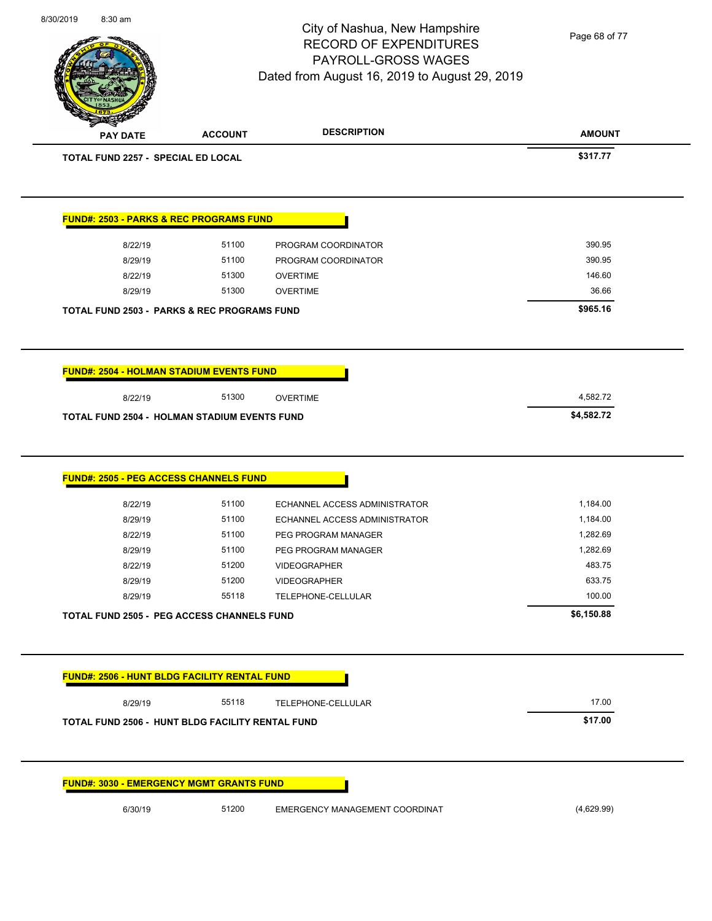| PAY DATE | ACCOUNT | DESCRIPTION | AMOUNT |
|---|---|---|---|
| **TOTAL FUND 2257 - SPECIAL ED LOCAL** | | | **$317.77** |

**FUND#: 2503 - PARKS & REC PROGRAMS FUND**

| PAY DATE | ACCOUNT | DESCRIPTION | AMOUNT |
|---|---|---|---|
| 8/22/19 | 51100 | PROGRAM COORDINATOR | 390.95 |
| 8/29/19 | 51100 | PROGRAM COORDINATOR | 390.95 |
| 8/22/19 | 51300 | OVERTIME | 146.60 |
| 8/29/19 | 51300 | OVERTIME | 36.66 |
| **TOTAL FUND 2503 - PARKS & REC PROGRAMS FUND** | | | **$965.16** |

**FUND#: 2504 - HOLMAN STADIUM EVENTS FUND**

| PAY DATE | ACCOUNT | DESCRIPTION | AMOUNT |
|---|---|---|---|
| 8/22/19 | 51300 | OVERTIME | 4,582.72 |
| **TOTAL FUND 2504 - HOLMAN STADIUM EVENTS FUND** | | | **$4,582.72** |

**FUND#: 2505 - PEG ACCESS CHANNELS FUND**

| PAY DATE | ACCOUNT | DESCRIPTION | AMOUNT |
|---|---|---|---|
| 8/22/19 | 51100 | ECHANNEL ACCESS ADMINISTRATOR | 1,184.00 |
| 8/29/19 | 51100 | ECHANNEL ACCESS ADMINISTRATOR | 1,184.00 |
| 8/22/19 | 51100 | PEG PROGRAM MANAGER | 1,282.69 |
| 8/29/19 | 51100 | PEG PROGRAM MANAGER | 1,282.69 |
| 8/22/19 | 51200 | VIDEOGRAPHER | 483.75 |
| 8/29/19 | 51200 | VIDEOGRAPHER | 633.75 |
| 8/29/19 | 55118 | TELEPHONE-CELLULAR | 100.00 |
| **TOTAL FUND 2505 - PEG ACCESS CHANNELS FUND** | | | **$6,150.88** |

**FUND#: 2506 - HUNT BLDG FACILITY RENTAL FUND**

| PAY DATE | ACCOUNT | DESCRIPTION | AMOUNT |
|---|---|---|---|
| 8/29/19 | 55118 | TELEPHONE-CELLULAR | 17.00 |
| **TOTAL FUND 2506 - HUNT BLDG FACILITY RENTAL FUND** | | | **$17.00** |

**FUND#: 3030 - EMERGENCY MGMT GRANTS FUND**

| PAY DATE | ACCOUNT | DESCRIPTION | AMOUNT |
|---|---|---|---|
| 6/30/19 | 51200 | EMERGENCY MANAGEMENT COORDINAT | (4,629.99) |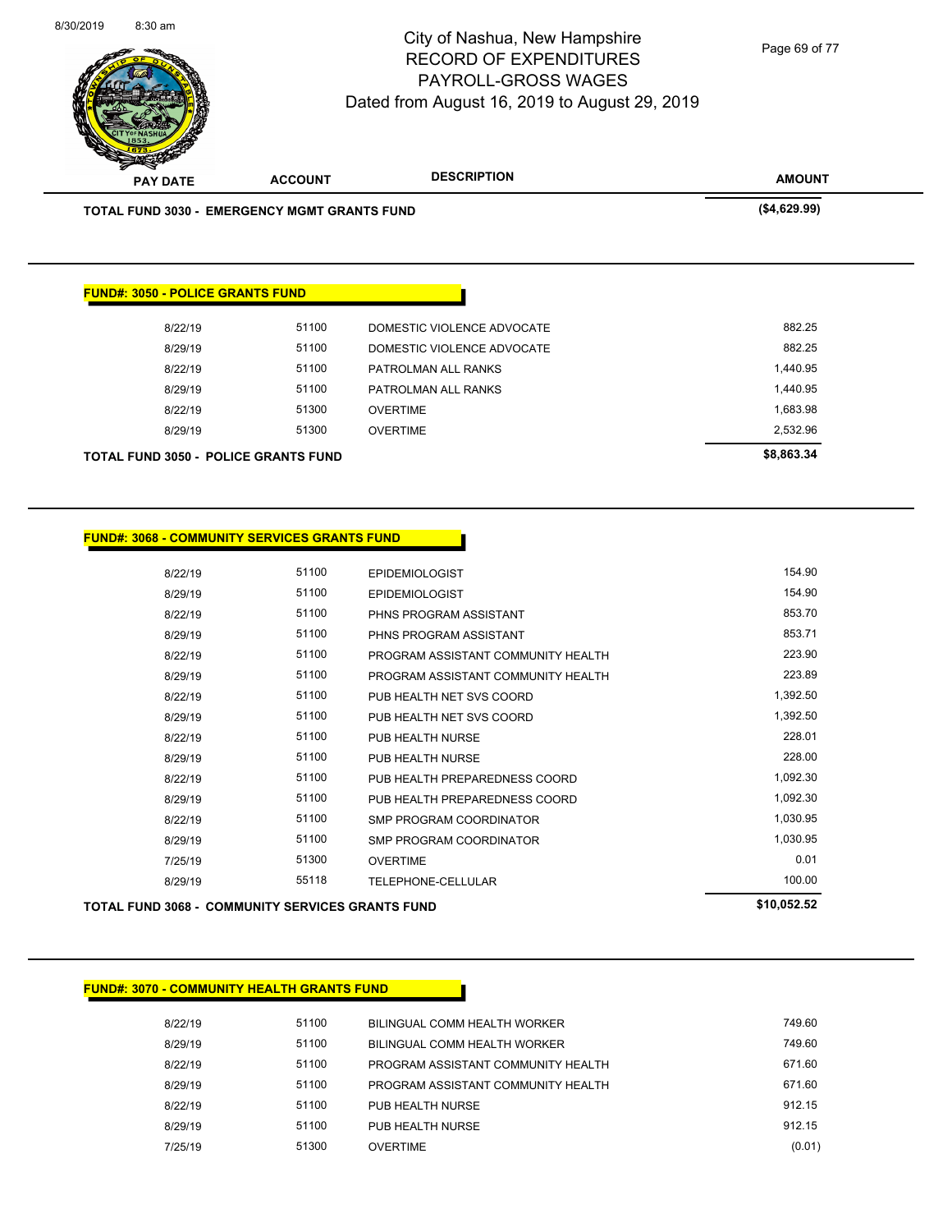# City of Nashua, New Hampshire
## RECORD OF EXPENDITURES
## PAYROLL-GROSS WAGES
## Dated from August 16, 2019 to August 29, 2019

| PAY DATE | ACCOUNT | DESCRIPTION | AMOUNT |
|---|---|---|---|
| **TOTAL FUND 3030 - EMERGENCY MGMT GRANTS FUND** | | | **($4,629.99)** |

### FUND#: 3050 - POLICE GRANTS FUND

| PAY DATE | ACCOUNT | DESCRIPTION | AMOUNT |
|---|---|---|---|
| 8/22/19 | 51100 | DOMESTIC VIOLENCE ADVOCATE | 882.25 |
| 8/29/19 | 51100 | DOMESTIC VIOLENCE ADVOCATE | 882.25 |
| 8/22/19 | 51100 | PATROLMAN ALL RANKS | 1,440.95 |
| 8/29/19 | 51100 | PATROLMAN ALL RANKS | 1,440.95 |
| 8/22/19 | 51300 | OVERTIME | 1,683.98 |
| 8/29/19 | 51300 | OVERTIME | 2,532.96 |
| **TOTAL FUND 3050 - POLICE GRANTS FUND** | | | **$8,863.34** |

### FUND#: 3068 - COMMUNITY SERVICES GRANTS FUND

| PAY DATE | ACCOUNT | DESCRIPTION | AMOUNT |
|---|---|---|---|
| 8/22/19 | 51100 | EPIDEMIOLOGIST | 154.90 |
| 8/29/19 | 51100 | EPIDEMIOLOGIST | 154.90 |
| 8/22/19 | 51100 | PHNS PROGRAM ASSISTANT | 853.70 |
| 8/29/19 | 51100 | PHNS PROGRAM ASSISTANT | 853.71 |
| 8/22/19 | 51100 | PROGRAM ASSISTANT COMMUNITY HEALTH | 223.90 |
| 8/29/19 | 51100 | PROGRAM ASSISTANT COMMUNITY HEALTH | 223.89 |
| 8/22/19 | 51100 | PUB HEALTH NET SVS COORD | 1,392.50 |
| 8/29/19 | 51100 | PUB HEALTH NET SVS COORD | 1,392.50 |
| 8/22/19 | 51100 | PUB HEALTH NURSE | 228.01 |
| 8/29/19 | 51100 | PUB HEALTH NURSE | 228.00 |
| 8/22/19 | 51100 | PUB HEALTH PREPAREDNESS COORD | 1,092.30 |
| 8/29/19 | 51100 | PUB HEALTH PREPAREDNESS COORD | 1,092.30 |
| 8/22/19 | 51100 | SMP PROGRAM COORDINATOR | 1,030.95 |
| 8/29/19 | 51100 | SMP PROGRAM COORDINATOR | 1,030.95 |
| 7/25/19 | 51300 | OVERTIME | 0.01 |
| 8/29/19 | 55118 | TELEPHONE-CELLULAR | 100.00 |
| **TOTAL FUND 3068 - COMMUNITY SERVICES GRANTS FUND** | | | **$10,052.52** |

### FUND#: 3070 - COMMUNITY HEALTH GRANTS FUND

| PAY DATE | ACCOUNT | DESCRIPTION | AMOUNT |
|---|---|---|---|
| 8/22/19 | 51100 | BILINGUAL COMM HEALTH WORKER | 749.60 |
| 8/29/19 | 51100 | BILINGUAL COMM HEALTH WORKER | 749.60 |
| 8/22/19 | 51100 | PROGRAM ASSISTANT COMMUNITY HEALTH | 671.60 |
| 8/29/19 | 51100 | PROGRAM ASSISTANT COMMUNITY HEALTH | 671.60 |
| 8/22/19 | 51100 | PUB HEALTH NURSE | 912.15 |
| 8/29/19 | 51100 | PUB HEALTH NURSE | 912.15 |
| 7/25/19 | 51300 | OVERTIME | (0.01) |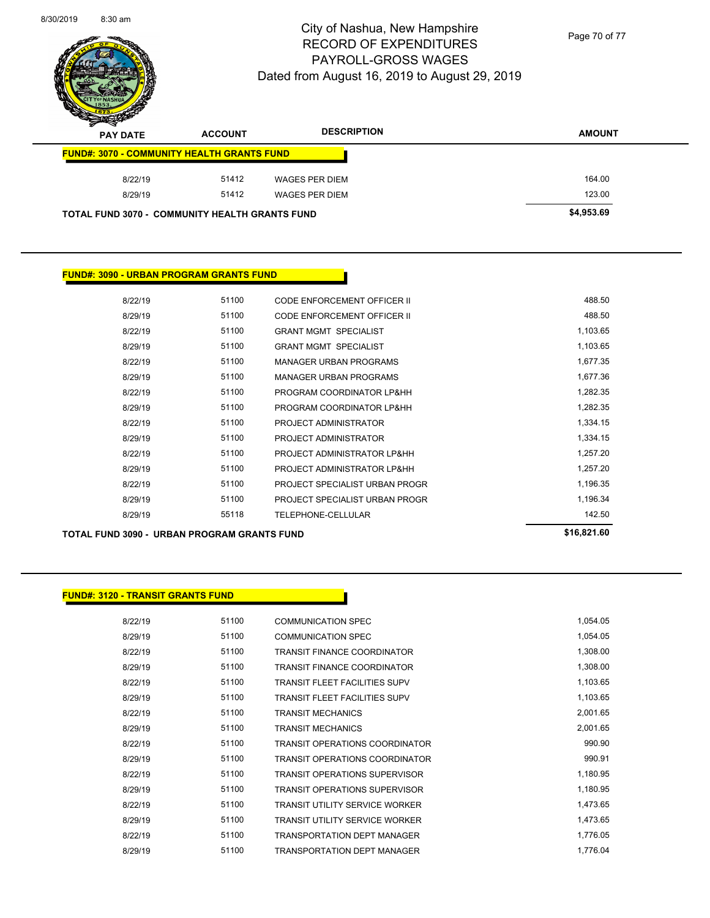# City of Nashua, New Hampshire
## RECORD OF EXPENDITURES
## PAYROLL-GROSS WAGES
### Dated from August 16, 2019 to August 29, 2019

| PAY DATE | ACCOUNT | DESCRIPTION | AMOUNT |
|---|---|---|---|
| **FUND#: 3070 - COMMUNITY HEALTH GRANTS FUND** | | | |
| 8/22/19 | 51412 | WAGES PER DIEM | 164.00 |
| 8/29/19 | 51412 | WAGES PER DIEM | 123.00 |
| **TOTAL FUND 3070 - COMMUNITY HEALTH GRANTS FUND** | | | **$4,953.69** |

| PAY DATE | ACCOUNT | DESCRIPTION | AMOUNT |
|---|---|---|---|
| **FUND#: 3090 - URBAN PROGRAM GRANTS FUND** | | | |
| 8/22/19 | 51100 | CODE ENFORCEMENT OFFICER II | 488.50 |
| 8/29/19 | 51100 | CODE ENFORCEMENT OFFICER II | 488.50 |
| 8/22/19 | 51100 | GRANT MGMT SPECIALIST | 1,103.65 |
| 8/29/19 | 51100 | GRANT MGMT SPECIALIST | 1,103.65 |
| 8/22/19 | 51100 | MANAGER URBAN PROGRAMS | 1,677.35 |
| 8/29/19 | 51100 | MANAGER URBAN PROGRAMS | 1,677.36 |
| 8/22/19 | 51100 | PROGRAM COORDINATOR LP&HH | 1,282.35 |
| 8/29/19 | 51100 | PROGRAM COORDINATOR LP&HH | 1,282.35 |
| 8/22/19 | 51100 | PROJECT ADMINISTRATOR | 1,334.15 |
| 8/29/19 | 51100 | PROJECT ADMINISTRATOR | 1,334.15 |
| 8/22/19 | 51100 | PROJECT ADMINISTRATOR LP&HH | 1,257.20 |
| 8/29/19 | 51100 | PROJECT ADMINISTRATOR LP&HH | 1,257.20 |
| 8/22/19 | 51100 | PROJECT SPECIALIST URBAN PROGR | 1,196.35 |
| 8/29/19 | 51100 | PROJECT SPECIALIST URBAN PROGR | 1,196.34 |
| 8/29/19 | 55118 | TELEPHONE-CELLULAR | 142.50 |
| **TOTAL FUND 3090 - URBAN PROGRAM GRANTS FUND** | | | **$16,821.60** |

| PAY DATE | ACCOUNT | DESCRIPTION | AMOUNT |
|---|---|---|---|
| **FUND#: 3120 - TRANSIT GRANTS FUND** | | | |
| 8/22/19 | 51100 | COMMUNICATION SPEC | 1,054.05 |
| 8/29/19 | 51100 | COMMUNICATION SPEC | 1,054.05 |
| 8/22/19 | 51100 | TRANSIT FINANCE COORDINATOR | 1,308.00 |
| 8/29/19 | 51100 | TRANSIT FINANCE COORDINATOR | 1,308.00 |
| 8/22/19 | 51100 | TRANSIT FLEET FACILITIES SUPV | 1,103.65 |
| 8/29/19 | 51100 | TRANSIT FLEET FACILITIES SUPV | 1,103.65 |
| 8/22/19 | 51100 | TRANSIT MECHANICS | 2,001.65 |
| 8/29/19 | 51100 | TRANSIT MECHANICS | 2,001.65 |
| 8/22/19 | 51100 | TRANSIT OPERATIONS COORDINATOR | 990.90 |
| 8/29/19 | 51100 | TRANSIT OPERATIONS COORDINATOR | 990.91 |
| 8/22/19 | 51100 | TRANSIT OPERATIONS SUPERVISOR | 1,180.95 |
| 8/29/19 | 51100 | TRANSIT OPERATIONS SUPERVISOR | 1,180.95 |
| 8/22/19 | 51100 | TRANSIT UTILITY SERVICE WORKER | 1,473.65 |
| 8/29/19 | 51100 | TRANSIT UTILITY SERVICE WORKER | 1,473.65 |
| 8/22/19 | 51100 | TRANSPORTATION DEPT MANAGER | 1,776.05 |
| 8/29/19 | 51100 | TRANSPORTATION DEPT MANAGER | 1,776.04 |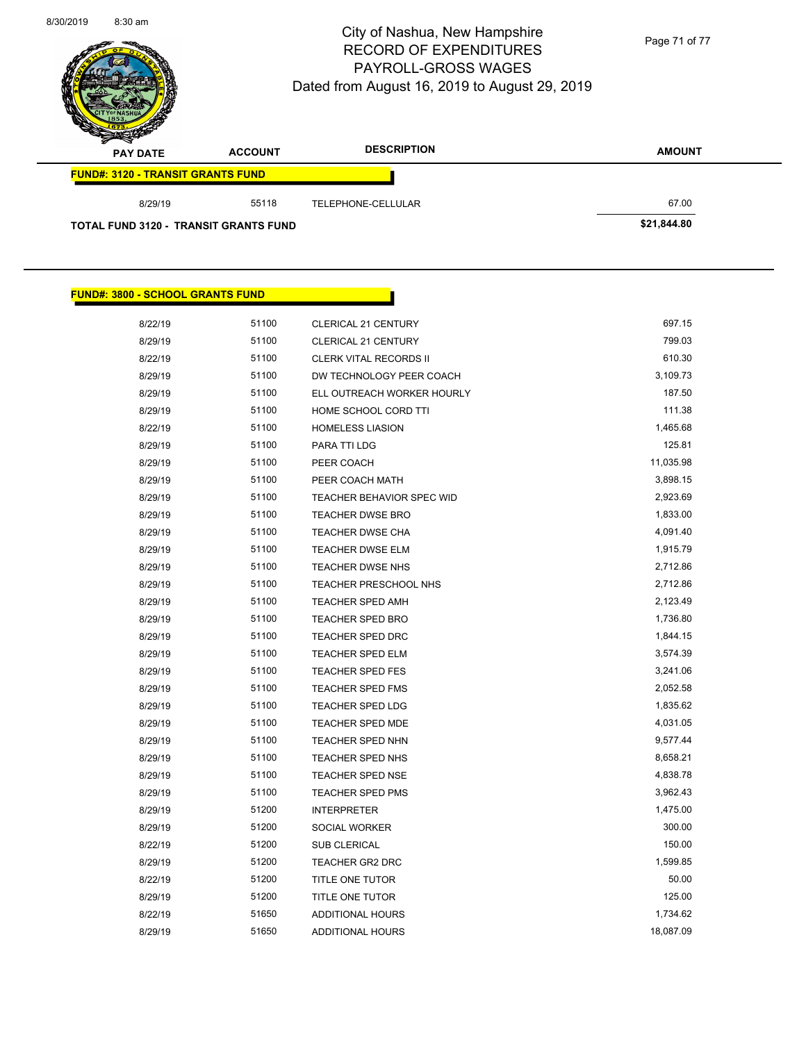# City of Nashua, New Hampshire
## RECORD OF EXPENDITURES
## PAYROLL-GROSS WAGES
## Dated from August 16, 2019 to August 29, 2019

| PAY DATE | ACCOUNT | DESCRIPTION | AMOUNT |
|---|---|---|---|
| **FUND#: 3120 - TRANSIT GRANTS FUND** | | | |
| 8/29/19 | 55118 | TELEPHONE-CELLULAR | 67.00 |
| **TOTAL FUND 3120 - TRANSIT GRANTS FUND** | | | **$21,844.80** |

**FUND#: 3800 - SCHOOL GRANTS FUND**

| PAY DATE | ACCOUNT | DESCRIPTION | AMOUNT |
|---|---|---|---|
| 8/22/19 | 51100 | CLERICAL 21 CENTURY | 697.15 |
| 8/29/19 | 51100 | CLERICAL 21 CENTURY | 799.03 |
| 8/22/19 | 51100 | CLERK VITAL RECORDS II | 610.30 |
| 8/29/19 | 51100 | DW TECHNOLOGY PEER COACH | 3,109.73 |
| 8/29/19 | 51100 | ELL OUTREACH WORKER HOURLY | 187.50 |
| 8/29/19 | 51100 | HOME SCHOOL CORD TTI | 111.38 |
| 8/22/19 | 51100 | HOMELESS LIASION | 1,465.68 |
| 8/29/19 | 51100 | PARA TTI LDG | 125.81 |
| 8/29/19 | 51100 | PEER COACH | 11,035.98 |
| 8/29/19 | 51100 | PEER COACH MATH | 3,898.15 |
| 8/29/19 | 51100 | TEACHER BEHAVIOR SPEC WID | 2,923.69 |
| 8/29/19 | 51100 | TEACHER DWSE BRO | 1,833.00 |
| 8/29/19 | 51100 | TEACHER DWSE CHA | 4,091.40 |
| 8/29/19 | 51100 | TEACHER DWSE ELM | 1,915.79 |
| 8/29/19 | 51100 | TEACHER DWSE NHS | 2,712.86 |
| 8/29/19 | 51100 | TEACHER PRESCHOOL NHS | 2,712.86 |
| 8/29/19 | 51100 | TEACHER SPED AMH | 2,123.49 |
| 8/29/19 | 51100 | TEACHER SPED BRO | 1,736.80 |
| 8/29/19 | 51100 | TEACHER SPED DRC | 1,844.15 |
| 8/29/19 | 51100 | TEACHER SPED ELM | 3,574.39 |
| 8/29/19 | 51100 | TEACHER SPED FES | 3,241.06 |
| 8/29/19 | 51100 | TEACHER SPED FMS | 2,052.58 |
| 8/29/19 | 51100 | TEACHER SPED LDG | 1,835.62 |
| 8/29/19 | 51100 | TEACHER SPED MDE | 4,031.05 |
| 8/29/19 | 51100 | TEACHER SPED NHN | 9,577.44 |
| 8/29/19 | 51100 | TEACHER SPED NHS | 8,658.21 |
| 8/29/19 | 51100 | TEACHER SPED NSE | 4,838.78 |
| 8/29/19 | 51100 | TEACHER SPED PMS | 3,962.43 |
| 8/29/19 | 51200 | INTERPRETER | 1,475.00 |
| 8/29/19 | 51200 | SOCIAL WORKER | 300.00 |
| 8/22/19 | 51200 | SUB CLERICAL | 150.00 |
| 8/29/19 | 51200 | TEACHER GR2 DRC | 1,599.85 |
| 8/22/19 | 51200 | TITLE ONE TUTOR | 50.00 |
| 8/29/19 | 51200 | TITLE ONE TUTOR | 125.00 |
| 8/22/19 | 51650 | ADDITIONAL HOURS | 1,734.62 |
| 8/29/19 | 51650 | ADDITIONAL HOURS | 18,087.09 |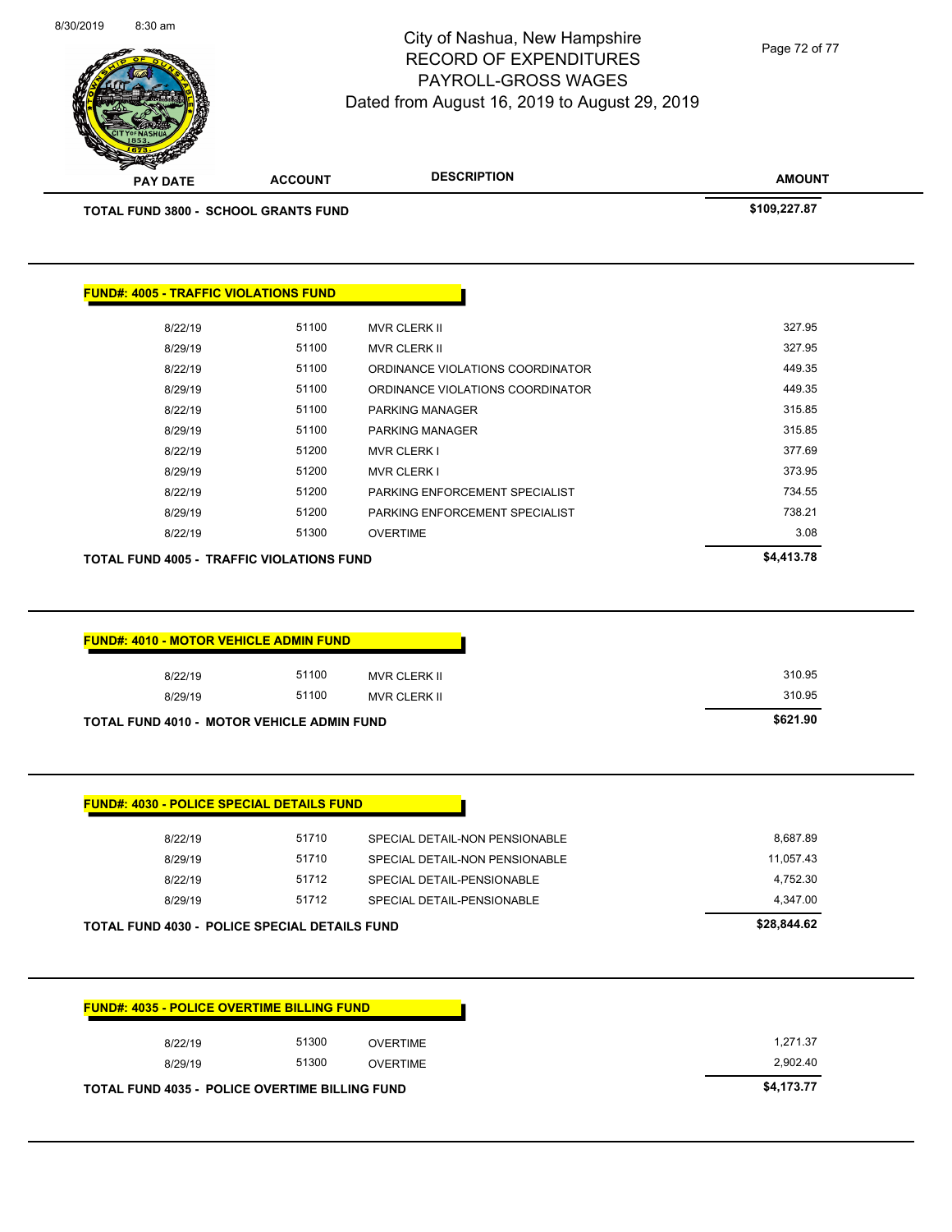| PAY DATE | ACCOUNT | DESCRIPTION | AMOUNT |
|---|---|---|---|
| **TOTAL FUND 3800 - SCHOOL GRANTS FUND** | | | **$109,227.87** |

**FUND#: 4005 - TRAFFIC VIOLATIONS FUND**

| PAY DATE | ACCOUNT | DESCRIPTION | AMOUNT |
|---|---|---|---|
| 8/22/19 | 51100 | MVR CLERK II | 327.95 |
| 8/29/19 | 51100 | MVR CLERK II | 327.95 |
| 8/22/19 | 51100 | ORDINANCE VIOLATIONS COORDINATOR | 449.35 |
| 8/29/19 | 51100 | ORDINANCE VIOLATIONS COORDINATOR | 449.35 |
| 8/22/19 | 51100 | PARKING MANAGER | 315.85 |
| 8/29/19 | 51100 | PARKING MANAGER | 315.85 |
| 8/22/19 | 51200 | MVR CLERK I | 377.69 |
| 8/29/19 | 51200 | MVR CLERK I | 373.95 |
| 8/22/19 | 51200 | PARKING ENFORCEMENT SPECIALIST | 734.55 |
| 8/29/19 | 51200 | PARKING ENFORCEMENT SPECIALIST | 738.21 |
| 8/22/19 | 51300 | OVERTIME | 3.08 |
| **TOTAL FUND 4005 - TRAFFIC VIOLATIONS FUND** | | | **$4,413.78** |

**FUND#: 4010 - MOTOR VEHICLE ADMIN FUND**

| PAY DATE | ACCOUNT | DESCRIPTION | AMOUNT |
|---|---|---|---|
| 8/22/19 | 51100 | MVR CLERK II | 310.95 |
| 8/29/19 | 51100 | MVR CLERK II | 310.95 |
| **TOTAL FUND 4010 - MOTOR VEHICLE ADMIN FUND** | | | **$621.90** |

**FUND#: 4030 - POLICE SPECIAL DETAILS FUND**

| PAY DATE | ACCOUNT | DESCRIPTION | AMOUNT |
|---|---|---|---|
| 8/22/19 | 51710 | SPECIAL DETAIL-NON PENSIONABLE | 8,687.89 |
| 8/29/19 | 51710 | SPECIAL DETAIL-NON PENSIONABLE | 11,057.43 |
| 8/22/19 | 51712 | SPECIAL DETAIL-PENSIONABLE | 4,752.30 |
| 8/29/19 | 51712 | SPECIAL DETAIL-PENSIONABLE | 4,347.00 |
| **TOTAL FUND 4030 - POLICE SPECIAL DETAILS FUND** | | | **$28,844.62** |

**FUND#: 4035 - POLICE OVERTIME BILLING FUND**

| PAY DATE | ACCOUNT | DESCRIPTION | AMOUNT |
|---|---|---|---|
| 8/22/19 | 51300 | OVERTIME | 1,271.37 |
| 8/29/19 | 51300 | OVERTIME | 2,902.40 |
| **TOTAL FUND 4035 - POLICE OVERTIME BILLING FUND** | | | **$4,173.77** |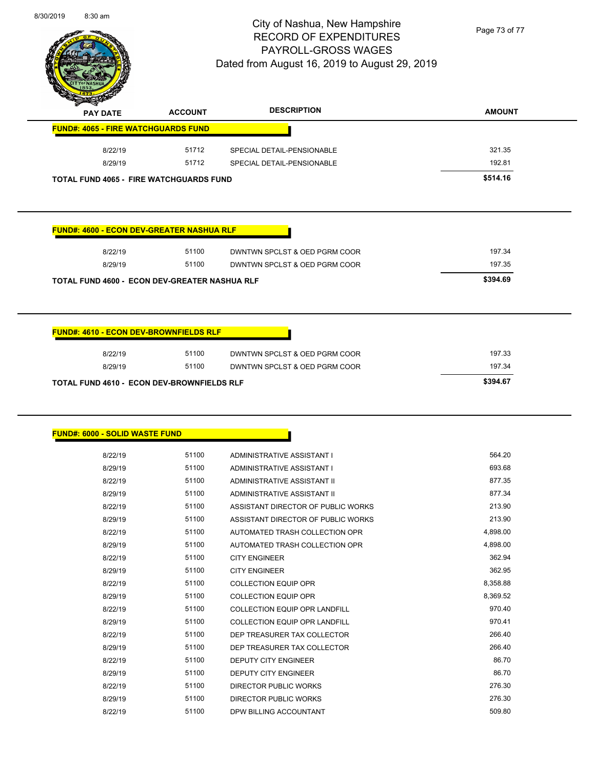# City of Nashua, New Hampshire
## RECORD OF EXPENDITURES
## PAYROLL-GROSS WAGES
### Dated from August 16, 2019 to August 29, 2019

**FUND#: 4065 - FIRE WATCHGUARDS FUND**

| PAY DATE | ACCOUNT | DESCRIPTION | AMOUNT |
|---|---|---|---|
| 8/22/19 | 51712 | SPECIAL DETAIL-PENSIONABLE | 321.35 |
| 8/29/19 | 51712 | SPECIAL DETAIL-PENSIONABLE | 192.81 |
| **TOTAL FUND 4065 - FIRE WATCHGUARDS FUND** | | | **$514.16** |

**FUND#: 4600 - ECON DEV-GREATER NASHUA RLF**

| PAY DATE | ACCOUNT | DESCRIPTION | AMOUNT |
|---|---|---|---|
| 8/22/19 | 51100 | DWNTWN SPCLST & OED PGRM COOR | 197.34 |
| 8/29/19 | 51100 | DWNTWN SPCLST & OED PGRM COOR | 197.35 |
| **TOTAL FUND 4600 - ECON DEV-GREATER NASHUA RLF** | | | **$394.69** |

**FUND#: 4610 - ECON DEV-BROWNFIELDS RLF**

| PAY DATE | ACCOUNT | DESCRIPTION | AMOUNT |
|---|---|---|---|
| 8/22/19 | 51100 | DWNTWN SPCLST & OED PGRM COOR | 197.33 |
| 8/29/19 | 51100 | DWNTWN SPCLST & OED PGRM COOR | 197.34 |
| **TOTAL FUND 4610 - ECON DEV-BROWNFIELDS RLF** | | | **$394.67** |

**FUND#: 6000 - SOLID WASTE FUND**

| PAY DATE | ACCOUNT | DESCRIPTION | AMOUNT |
|---|---|---|---|
| 8/22/19 | 51100 | ADMINISTRATIVE ASSISTANT I | 564.20 |
| 8/29/19 | 51100 | ADMINISTRATIVE ASSISTANT I | 693.68 |
| 8/22/19 | 51100 | ADMINISTRATIVE ASSISTANT II | 877.35 |
| 8/29/19 | 51100 | ADMINISTRATIVE ASSISTANT II | 877.34 |
| 8/22/19 | 51100 | ASSISTANT DIRECTOR OF PUBLIC WORKS | 213.90 |
| 8/29/19 | 51100 | ASSISTANT DIRECTOR OF PUBLIC WORKS | 213.90 |
| 8/22/19 | 51100 | AUTOMATED TRASH COLLECTION OPR | 4,898.00 |
| 8/29/19 | 51100 | AUTOMATED TRASH COLLECTION OPR | 4,898.00 |
| 8/22/19 | 51100 | CITY ENGINEER | 362.94 |
| 8/29/19 | 51100 | CITY ENGINEER | 362.95 |
| 8/22/19 | 51100 | COLLECTION EQUIP OPR | 8,358.88 |
| 8/29/19 | 51100 | COLLECTION EQUIP OPR | 8,369.52 |
| 8/22/19 | 51100 | COLLECTION EQUIP OPR LANDFILL | 970.40 |
| 8/29/19 | 51100 | COLLECTION EQUIP OPR LANDFILL | 970.41 |
| 8/22/19 | 51100 | DEP TREASURER TAX COLLECTOR | 266.40 |
| 8/29/19 | 51100 | DEP TREASURER TAX COLLECTOR | 266.40 |
| 8/22/19 | 51100 | DEPUTY CITY ENGINEER | 86.70 |
| 8/29/19 | 51100 | DEPUTY CITY ENGINEER | 86.70 |
| 8/22/19 | 51100 | DIRECTOR PUBLIC WORKS | 276.30 |
| 8/29/19 | 51100 | DIRECTOR PUBLIC WORKS | 276.30 |
| 8/22/19 | 51100 | DPW BILLING ACCOUNTANT | 509.80 |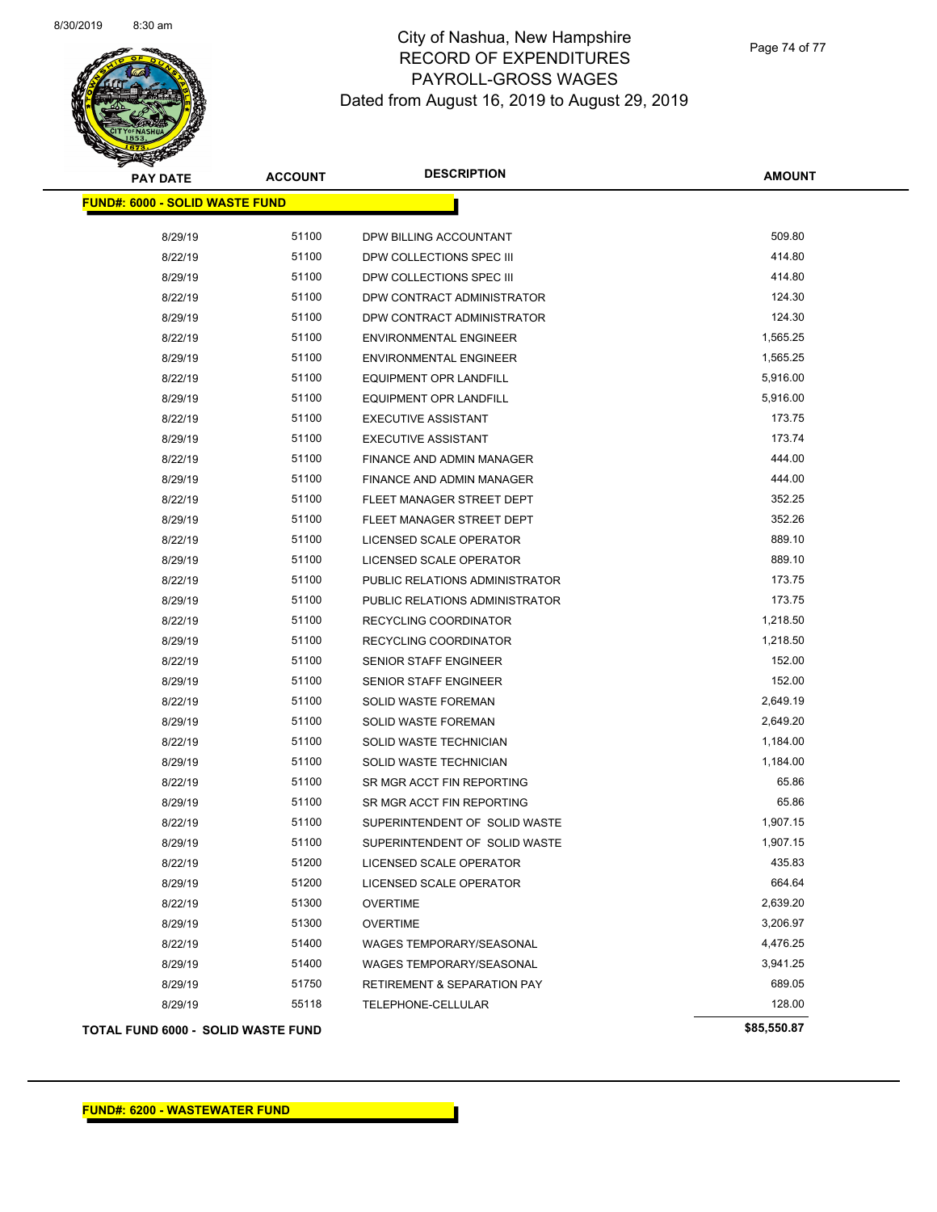# City of Nashua, New Hampshire
# RECORD OF EXPENDITURES
# PAYROLL-GROSS WAGES
# Dated from August 16, 2019 to August 29, 2019

| PAY DATE | ACCOUNT | DESCRIPTION | AMOUNT |
|---|---|---|---|
| **FUND#: 6000 - SOLID WASTE FUND** | | | |
| 8/29/19 | 51100 | DPW BILLING ACCOUNTANT | 509.80 |
| 8/22/19 | 51100 | DPW COLLECTIONS SPEC III | 414.80 |
| 8/29/19 | 51100 | DPW COLLECTIONS SPEC III | 414.80 |
| 8/22/19 | 51100 | DPW CONTRACT ADMINISTRATOR | 124.30 |
| 8/29/19 | 51100 | DPW CONTRACT ADMINISTRATOR | 124.30 |
| 8/22/19 | 51100 | ENVIRONMENTAL ENGINEER | 1,565.25 |
| 8/29/19 | 51100 | ENVIRONMENTAL ENGINEER | 1,565.25 |
| 8/22/19 | 51100 | EQUIPMENT OPR LANDFILL | 5,916.00 |
| 8/29/19 | 51100 | EQUIPMENT OPR LANDFILL | 5,916.00 |
| 8/22/19 | 51100 | EXECUTIVE ASSISTANT | 173.75 |
| 8/29/19 | 51100 | EXECUTIVE ASSISTANT | 173.74 |
| 8/22/19 | 51100 | FINANCE AND ADMIN MANAGER | 444.00 |
| 8/29/19 | 51100 | FINANCE AND ADMIN MANAGER | 444.00 |
| 8/22/19 | 51100 | FLEET MANAGER STREET DEPT | 352.25 |
| 8/29/19 | 51100 | FLEET MANAGER STREET DEPT | 352.26 |
| 8/22/19 | 51100 | LICENSED SCALE OPERATOR | 889.10 |
| 8/29/19 | 51100 | LICENSED SCALE OPERATOR | 889.10 |
| 8/22/19 | 51100 | PUBLIC RELATIONS ADMINISTRATOR | 173.75 |
| 8/29/19 | 51100 | PUBLIC RELATIONS ADMINISTRATOR | 173.75 |
| 8/22/19 | 51100 | RECYCLING COORDINATOR | 1,218.50 |
| 8/29/19 | 51100 | RECYCLING COORDINATOR | 1,218.50 |
| 8/22/19 | 51100 | SENIOR STAFF ENGINEER | 152.00 |
| 8/29/19 | 51100 | SENIOR STAFF ENGINEER | 152.00 |
| 8/22/19 | 51100 | SOLID WASTE FOREMAN | 2,649.19 |
| 8/29/19 | 51100 | SOLID WASTE FOREMAN | 2,649.20 |
| 8/22/19 | 51100 | SOLID WASTE TECHNICIAN | 1,184.00 |
| 8/29/19 | 51100 | SOLID WASTE TECHNICIAN | 1,184.00 |
| 8/22/19 | 51100 | SR MGR ACCT FIN REPORTING | 65.86 |
| 8/29/19 | 51100 | SR MGR ACCT FIN REPORTING | 65.86 |
| 8/22/19 | 51100 | SUPERINTENDENT OF SOLID WASTE | 1,907.15 |
| 8/29/19 | 51100 | SUPERINTENDENT OF SOLID WASTE | 1,907.15 |
| 8/22/19 | 51200 | LICENSED SCALE OPERATOR | 435.83 |
| 8/29/19 | 51200 | LICENSED SCALE OPERATOR | 664.64 |
| 8/22/19 | 51300 | OVERTIME | 2,639.20 |
| 8/29/19 | 51300 | OVERTIME | 3,206.97 |
| 8/22/19 | 51400 | WAGES TEMPORARY/SEASONAL | 4,476.25 |
| 8/29/19 | 51400 | WAGES TEMPORARY/SEASONAL | 3,941.25 |
| 8/29/19 | 51750 | RETIREMENT & SEPARATION PAY | 689.05 |
| 8/29/19 | 55118 | TELEPHONE-CELLULAR | 128.00 |
| **TOTAL FUND 6000 - SOLID WASTE FUND** | | | **$85,550.87** |

**FUND#: 6200 - WASTEWATER FUND**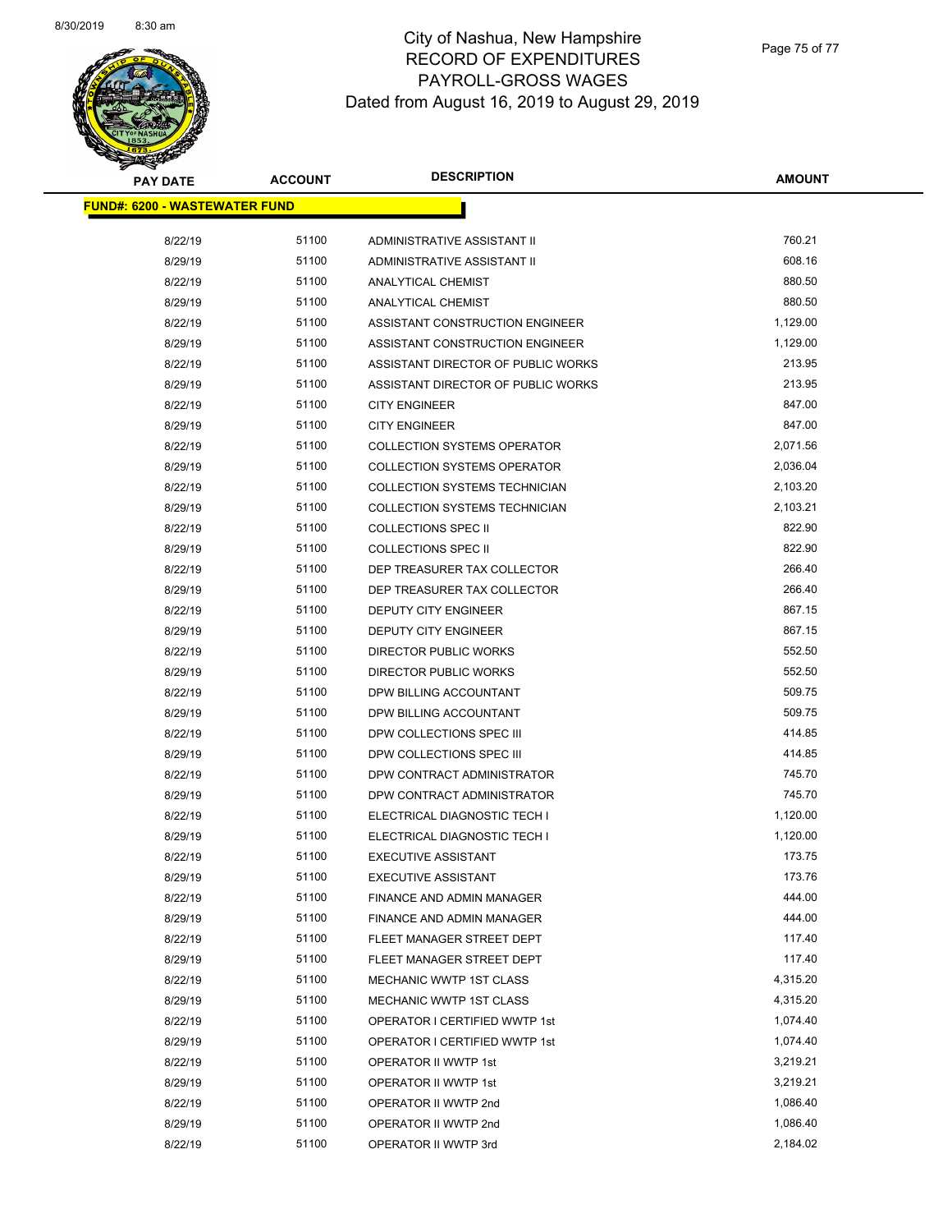# City of Nashua, New Hampshire
## RECORD OF EXPENDITURES
## PAYROLL-GROSS WAGES
## Dated from August 16, 2019 to August 29, 2019

| PAY DATE | ACCOUNT | DESCRIPTION | AMOUNT |
|---|---|---|---|
| **FUND#: 6200 - WASTEWATER FUND** | | | |
| 8/22/19 | 51100 | ADMINISTRATIVE ASSISTANT II | 760.21 |
| 8/29/19 | 51100 | ADMINISTRATIVE ASSISTANT II | 608.16 |
| 8/22/19 | 51100 | ANALYTICAL CHEMIST | 880.50 |
| 8/29/19 | 51100 | ANALYTICAL CHEMIST | 880.50 |
| 8/22/19 | 51100 | ASSISTANT CONSTRUCTION ENGINEER | 1,129.00 |
| 8/29/19 | 51100 | ASSISTANT CONSTRUCTION ENGINEER | 1,129.00 |
| 8/22/19 | 51100 | ASSISTANT DIRECTOR OF PUBLIC WORKS | 213.95 |
| 8/29/19 | 51100 | ASSISTANT DIRECTOR OF PUBLIC WORKS | 213.95 |
| 8/22/19 | 51100 | CITY ENGINEER | 847.00 |
| 8/29/19 | 51100 | CITY ENGINEER | 847.00 |
| 8/22/19 | 51100 | COLLECTION SYSTEMS OPERATOR | 2,071.56 |
| 8/29/19 | 51100 | COLLECTION SYSTEMS OPERATOR | 2,036.04 |
| 8/22/19 | 51100 | COLLECTION SYSTEMS TECHNICIAN | 2,103.20 |
| 8/29/19 | 51100 | COLLECTION SYSTEMS TECHNICIAN | 2,103.21 |
| 8/22/19 | 51100 | COLLECTIONS SPEC II | 822.90 |
| 8/29/19 | 51100 | COLLECTIONS SPEC II | 822.90 |
| 8/22/19 | 51100 | DEP TREASURER TAX COLLECTOR | 266.40 |
| 8/29/19 | 51100 | DEP TREASURER TAX COLLECTOR | 266.40 |
| 8/22/19 | 51100 | DEPUTY CITY ENGINEER | 867.15 |
| 8/29/19 | 51100 | DEPUTY CITY ENGINEER | 867.15 |
| 8/22/19 | 51100 | DIRECTOR PUBLIC WORKS | 552.50 |
| 8/29/19 | 51100 | DIRECTOR PUBLIC WORKS | 552.50 |
| 8/22/19 | 51100 | DPW BILLING ACCOUNTANT | 509.75 |
| 8/29/19 | 51100 | DPW BILLING ACCOUNTANT | 509.75 |
| 8/22/19 | 51100 | DPW COLLECTIONS SPEC III | 414.85 |
| 8/29/19 | 51100 | DPW COLLECTIONS SPEC III | 414.85 |
| 8/22/19 | 51100 | DPW CONTRACT ADMINISTRATOR | 745.70 |
| 8/29/19 | 51100 | DPW CONTRACT ADMINISTRATOR | 745.70 |
| 8/22/19 | 51100 | ELECTRICAL DIAGNOSTIC TECH I | 1,120.00 |
| 8/29/19 | 51100 | ELECTRICAL DIAGNOSTIC TECH I | 1,120.00 |
| 8/22/19 | 51100 | EXECUTIVE ASSISTANT | 173.75 |
| 8/29/19 | 51100 | EXECUTIVE ASSISTANT | 173.76 |
| 8/22/19 | 51100 | FINANCE AND ADMIN MANAGER | 444.00 |
| 8/29/19 | 51100 | FINANCE AND ADMIN MANAGER | 444.00 |
| 8/22/19 | 51100 | FLEET MANAGER STREET DEPT | 117.40 |
| 8/29/19 | 51100 | FLEET MANAGER STREET DEPT | 117.40 |
| 8/22/19 | 51100 | MECHANIC WWTP 1ST CLASS | 4,315.20 |
| 8/29/19 | 51100 | MECHANIC WWTP 1ST CLASS | 4,315.20 |
| 8/22/19 | 51100 | OPERATOR I CERTIFIED WWTP 1st | 1,074.40 |
| 8/29/19 | 51100 | OPERATOR I CERTIFIED WWTP 1st | 1,074.40 |
| 8/22/19 | 51100 | OPERATOR II WWTP 1st | 3,219.21 |
| 8/29/19 | 51100 | OPERATOR II WWTP 1st | 3,219.21 |
| 8/22/19 | 51100 | OPERATOR II WWTP 2nd | 1,086.40 |
| 8/29/19 | 51100 | OPERATOR II WWTP 2nd | 1,086.40 |
| 8/22/19 | 51100 | OPERATOR II WWTP 3rd | 2,184.02 |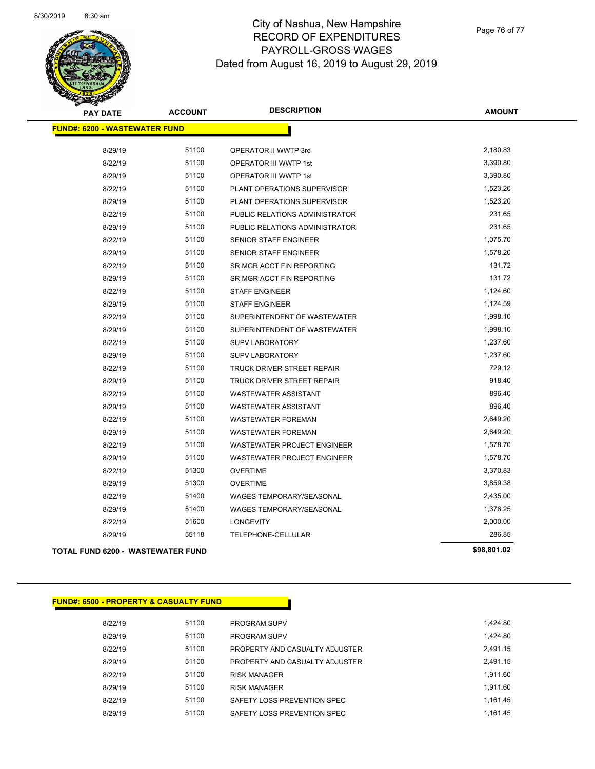# City of Nashua, New Hampshire
## RECORD OF EXPENDITURES
## PAYROLL-GROSS WAGES
### Dated from August 16, 2019 to August 29, 2019

| PAY DATE | ACCOUNT | DESCRIPTION | AMOUNT |
|---|---|---|---|
| **FUND#: 6200 - WASTEWATER FUND** | | | |
| 8/29/19 | 51100 | OPERATOR II WWTP 3rd | 2,180.83 |
| 8/22/19 | 51100 | OPERATOR III WWTP 1st | 3,390.80 |
| 8/29/19 | 51100 | OPERATOR III WWTP 1st | 3,390.80 |
| 8/22/19 | 51100 | PLANT OPERATIONS SUPERVISOR | 1,523.20 |
| 8/29/19 | 51100 | PLANT OPERATIONS SUPERVISOR | 1,523.20 |
| 8/22/19 | 51100 | PUBLIC RELATIONS ADMINISTRATOR | 231.65 |
| 8/29/19 | 51100 | PUBLIC RELATIONS ADMINISTRATOR | 231.65 |
| 8/22/19 | 51100 | SENIOR STAFF ENGINEER | 1,075.70 |
| 8/29/19 | 51100 | SENIOR STAFF ENGINEER | 1,578.20 |
| 8/22/19 | 51100 | SR MGR ACCT FIN REPORTING | 131.72 |
| 8/29/19 | 51100 | SR MGR ACCT FIN REPORTING | 131.72 |
| 8/22/19 | 51100 | STAFF ENGINEER | 1,124.60 |
| 8/29/19 | 51100 | STAFF ENGINEER | 1,124.59 |
| 8/22/19 | 51100 | SUPERINTENDENT OF WASTEWATER | 1,998.10 |
| 8/29/19 | 51100 | SUPERINTENDENT OF WASTEWATER | 1,998.10 |
| 8/22/19 | 51100 | SUPV LABORATORY | 1,237.60 |
| 8/29/19 | 51100 | SUPV LABORATORY | 1,237.60 |
| 8/22/19 | 51100 | TRUCK DRIVER STREET REPAIR | 729.12 |
| 8/29/19 | 51100 | TRUCK DRIVER STREET REPAIR | 918.40 |
| 8/22/19 | 51100 | WASTEWATER ASSISTANT | 896.40 |
| 8/29/19 | 51100 | WASTEWATER ASSISTANT | 896.40 |
| 8/22/19 | 51100 | WASTEWATER FOREMAN | 2,649.20 |
| 8/29/19 | 51100 | WASTEWATER FOREMAN | 2,649.20 |
| 8/22/19 | 51100 | WASTEWATER PROJECT ENGINEER | 1,578.70 |
| 8/29/19 | 51100 | WASTEWATER PROJECT ENGINEER | 1,578.70 |
| 8/22/19 | 51300 | OVERTIME | 3,370.83 |
| 8/29/19 | 51300 | OVERTIME | 3,859.38 |
| 8/22/19 | 51400 | WAGES TEMPORARY/SEASONAL | 2,435.00 |
| 8/29/19 | 51400 | WAGES TEMPORARY/SEASONAL | 1,376.25 |
| 8/22/19 | 51600 | LONGEVITY | 2,000.00 |
| 8/29/19 | 55118 | TELEPHONE-CELLULAR | 286.85 |
| **TOTAL FUND 6200 - WASTEWATER FUND** | | | **$98,801.02** |

| PAY DATE | ACCOUNT | DESCRIPTION | AMOUNT |
|---|---|---|---|
| **FUND#: 6500 - PROPERTY & CASUALTY FUND** | | | |
| 8/22/19 | 51100 | PROGRAM SUPV | 1,424.80 |
| 8/29/19 | 51100 | PROGRAM SUPV | 1,424.80 |
| 8/22/19 | 51100 | PROPERTY AND CASUALTY ADJUSTER | 2,491.15 |
| 8/29/19 | 51100 | PROPERTY AND CASUALTY ADJUSTER | 2,491.15 |
| 8/22/19 | 51100 | RISK MANAGER | 1,911.60 |
| 8/29/19 | 51100 | RISK MANAGER | 1,911.60 |
| 8/22/19 | 51100 | SAFETY LOSS PREVENTION SPEC | 1,161.45 |
| 8/29/19 | 51100 | SAFETY LOSS PREVENTION SPEC | 1,161.45 |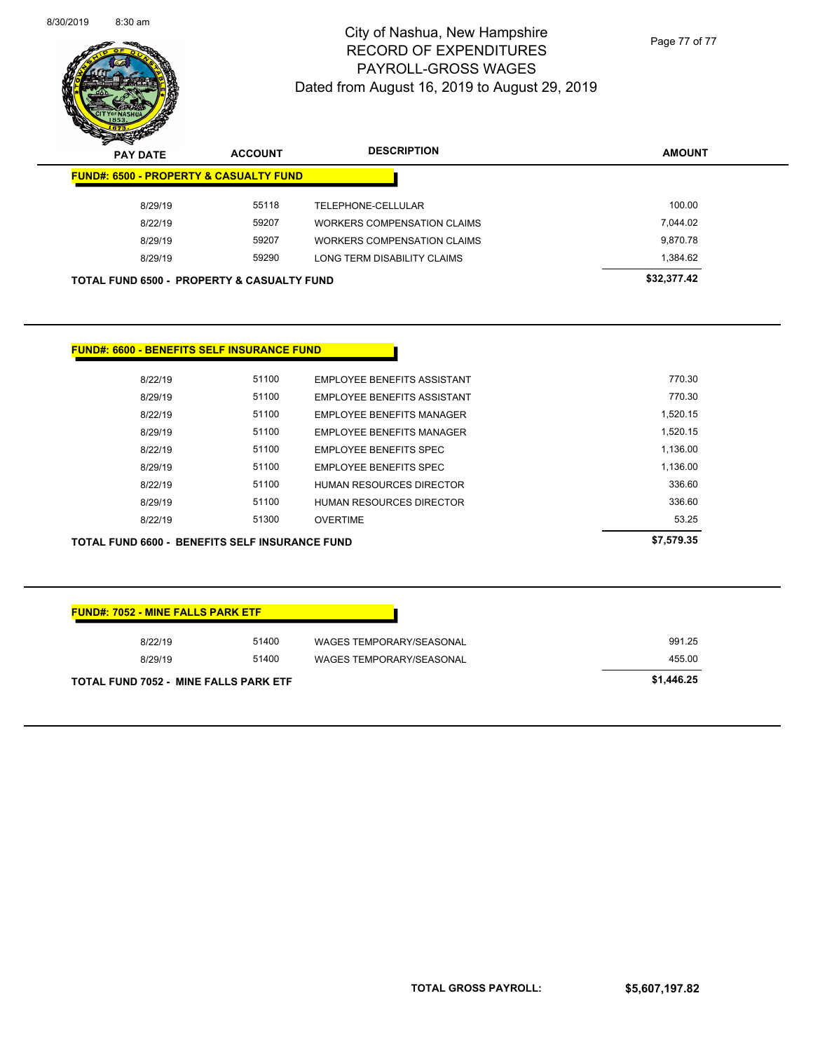# City of Nashua, New Hampshire
## RECORD OF EXPENDITURES
## PAYROLL-GROSS WAGES
### Dated from August 16, 2019 to August 29, 2019

| PAY DATE | ACCOUNT | DESCRIPTION | AMOUNT |
|---|---|---|---|
| **FUND#: 6500 - PROPERTY & CASUALTY FUND** | | | |
| 8/29/19 | 55118 | TELEPHONE-CELLULAR | 100.00 |
| 8/22/19 | 59207 | WORKERS COMPENSATION CLAIMS | 7,044.02 |
| 8/29/19 | 59207 | WORKERS COMPENSATION CLAIMS | 9,870.78 |
| 8/29/19 | 59290 | LONG TERM DISABILITY CLAIMS | 1,384.62 |
| **TOTAL FUND 6500 - PROPERTY & CASUALTY FUND** | | | **$32,377.42** |

| PAY DATE | ACCOUNT | DESCRIPTION | AMOUNT |
|---|---|---|---|
| **FUND#: 6600 - BENEFITS SELF INSURANCE FUND** | | | |
| 8/22/19 | 51100 | EMPLOYEE BENEFITS ASSISTANT | 770.30 |
| 8/29/19 | 51100 | EMPLOYEE BENEFITS ASSISTANT | 770.30 |
| 8/22/19 | 51100 | EMPLOYEE BENEFITS MANAGER | 1,520.15 |
| 8/29/19 | 51100 | EMPLOYEE BENEFITS MANAGER | 1,520.15 |
| 8/22/19 | 51100 | EMPLOYEE BENEFITS SPEC | 1,136.00 |
| 8/29/19 | 51100 | EMPLOYEE BENEFITS SPEC | 1,136.00 |
| 8/22/19 | 51100 | HUMAN RESOURCES DIRECTOR | 336.60 |
| 8/29/19 | 51100 | HUMAN RESOURCES DIRECTOR | 336.60 |
| 8/22/19 | 51300 | OVERTIME | 53.25 |
| **TOTAL FUND 6600 - BENEFITS SELF INSURANCE FUND** | | | **$7,579.35** |

| PAY DATE | ACCOUNT | DESCRIPTION | AMOUNT |
|---|---|---|---|
| **FUND#: 7052 - MINE FALLS PARK ETF** | | | |
| 8/22/19 | 51400 | WAGES TEMPORARY/SEASONAL | 991.25 |
| 8/29/19 | 51400 | WAGES TEMPORARY/SEASONAL | 455.00 |
| **TOTAL FUND 7052 - MINE FALLS PARK ETF** | | | **$1,446.25** |

**TOTAL GROSS PAYROLL: $5,607,197.82**